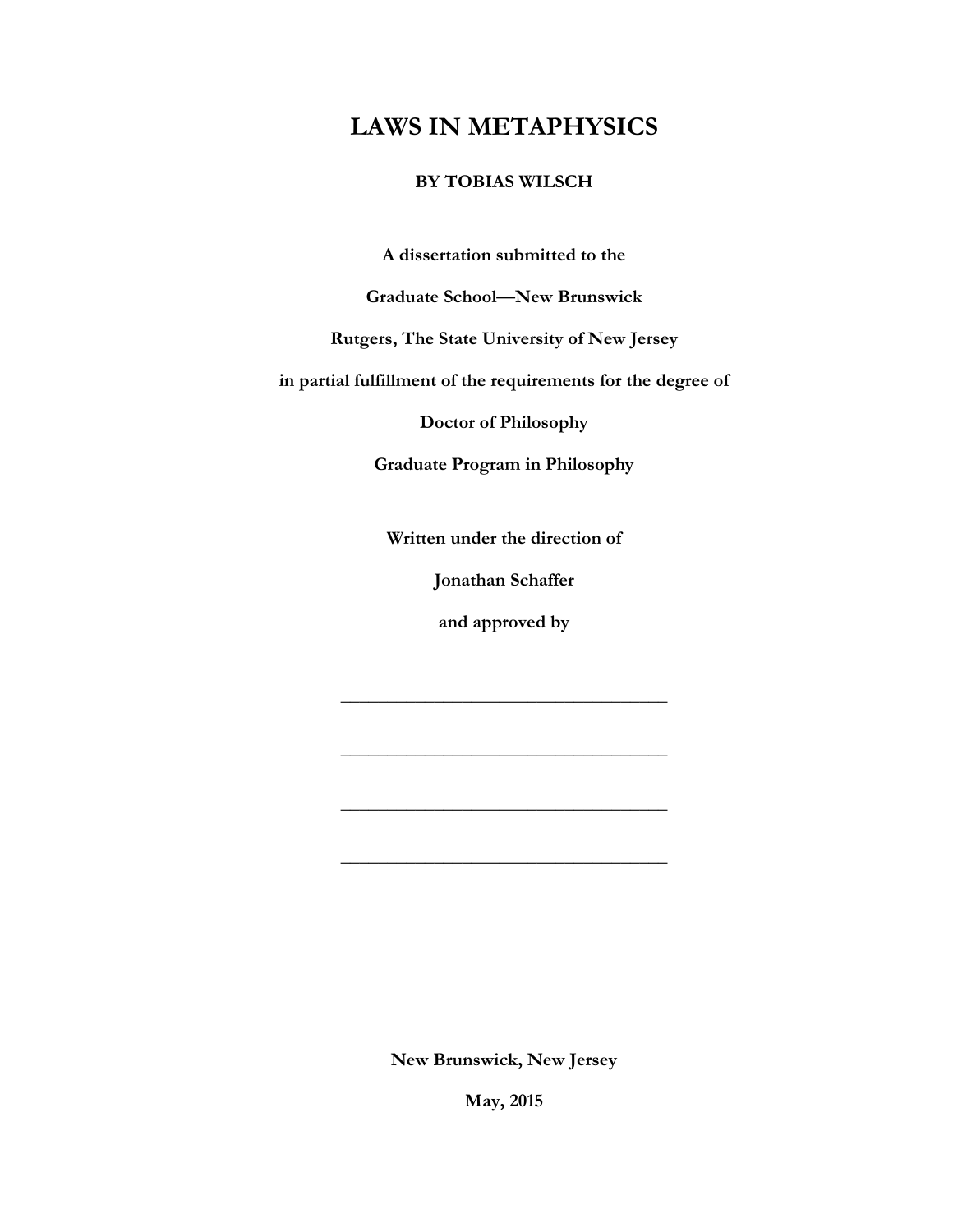# LAWS IN METAPHYSICS

**BY TOBIAS WILSCH**

**A dissertation submitted to the**

**Graduate School—New Brunswick**

**Rutgers, The State University of New Jersey**

**in partial fulfillment of the requirements for the degree of**

**Doctor of Philosophy**

**Graduate Program in Philosophy**

**Written under the direction of**

**Jonathan Schaffer**

**and approved by**

\_\_\_\_\_\_\_\_\_\_\_\_\_\_\_\_\_\_\_\_\_\_\_\_\_\_\_\_\_\_\_\_\_\_\_\_

\_\_\_\_\_\_\_\_\_\_\_\_\_\_\_\_\_\_\_\_\_\_\_\_\_\_\_\_\_\_\_\_\_\_\_\_

\_\_\_\_\_\_\_\_\_\_\_\_\_\_\_\_\_\_\_\_\_\_\_\_\_\_\_\_\_\_\_\_\_\_\_\_

\_\_\_\_\_\_\_\_\_\_\_\_\_\_\_\_\_\_\_\_\_\_\_\_\_\_\_\_\_\_\_\_\_\_\_\_

**New Brunswick, New Jersey**

**May, 2015**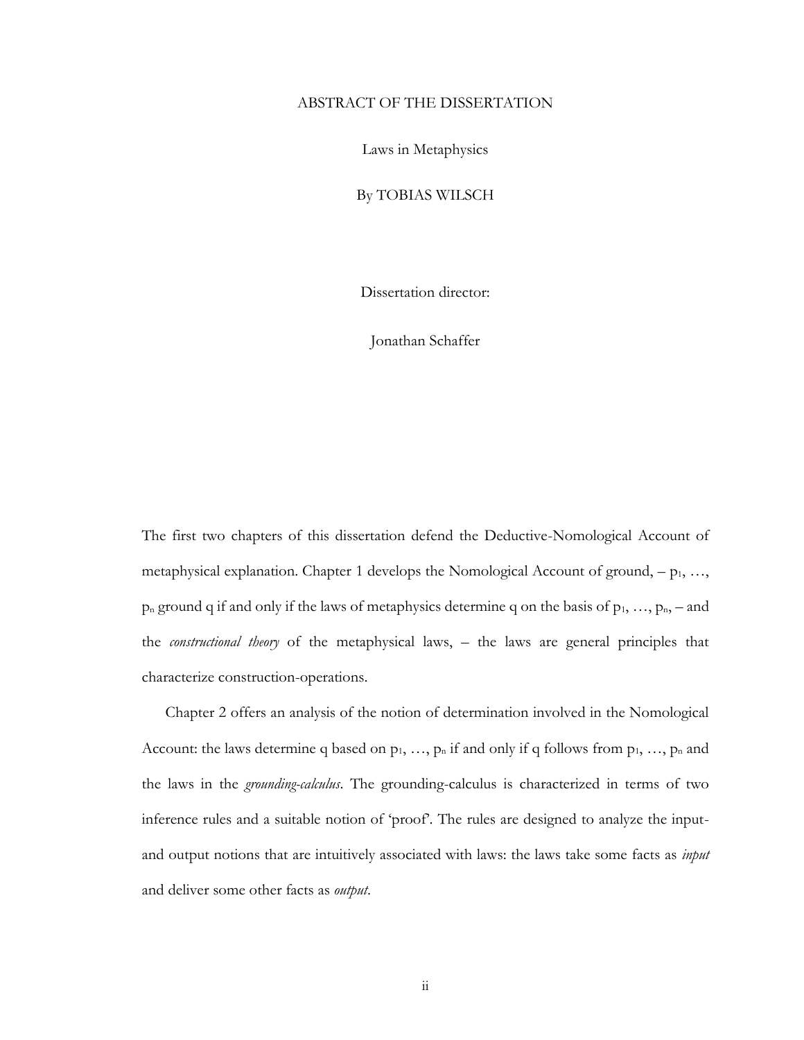# ABSTRACT OF THE DISSERTATION

Laws in Metaphysics

By TOBIAS WILSCH

Dissertation director:

Jonathan Schaffer

The first two chapters of this dissertation defend the Deductive-Nomological Account of metaphysical explanation. Chapter 1 develops the Nomological Account of ground, – $p_1$, …, $p_n$ ground q if and only if the laws of metaphysics determine q on the basis of $p_1$, …, $p_n$, – and the *constructional theory* of the metaphysical laws, – the laws are general principles that characterize construction-operations.

Chapter 2 offers an analysis of the notion of determination involved in the Nomological Account: the laws determine q based on $p_1$, …, $p_n$ if and only if q follows from $p_1$, …, $p_n$ and the laws in the *grounding-calculus*. The grounding-calculus is characterized in terms of two inference rules and a suitable notion of 'proof'. The rules are designed to analyze the input- and output notions that are intuitively associated with laws: the laws take some facts as *input* and deliver some other facts as *output*.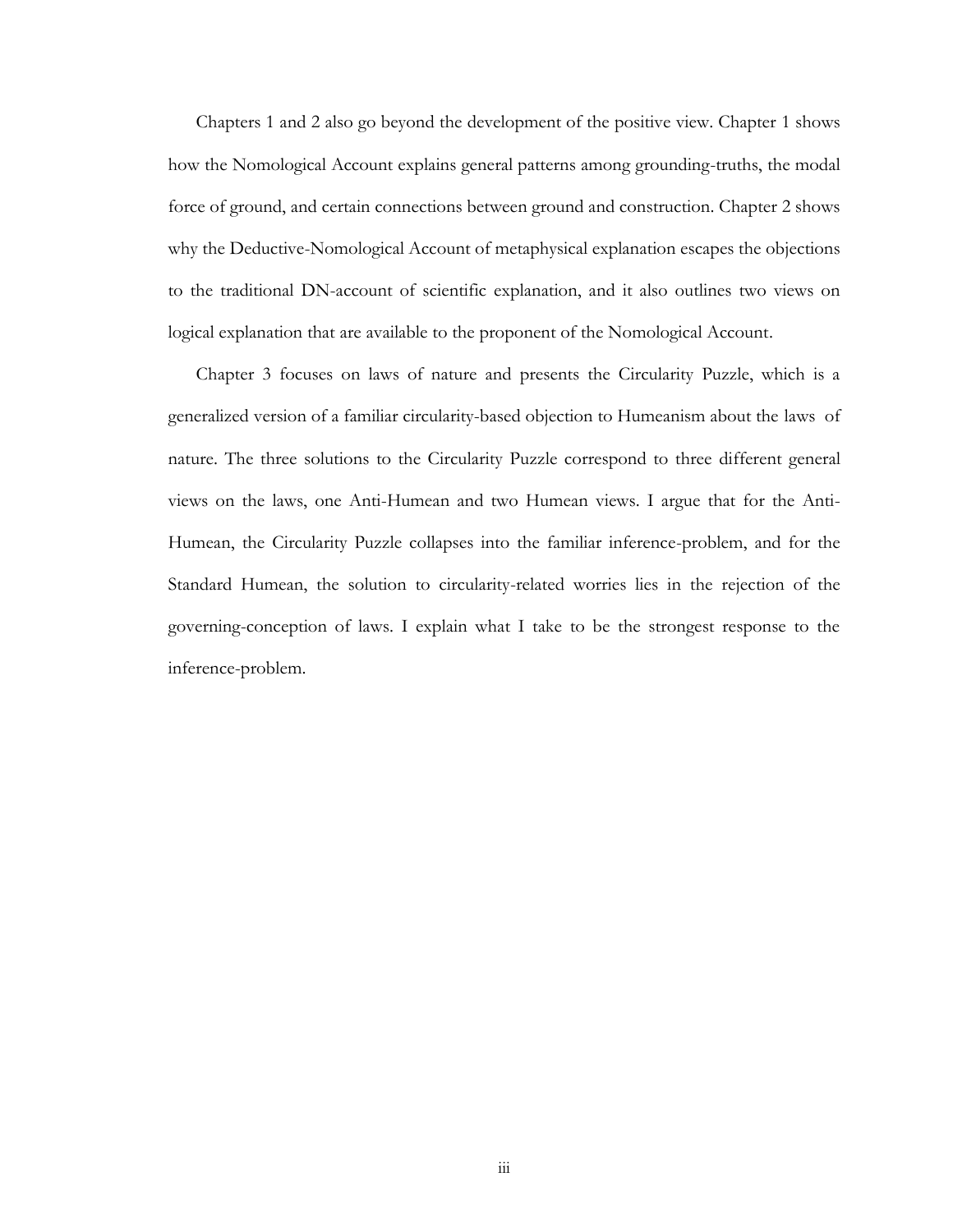Chapters 1 and 2 also go beyond the development of the positive view. Chapter 1 shows how the Nomological Account explains general patterns among grounding-truths, the modal force of ground, and certain connections between ground and construction. Chapter 2 shows why the Deductive-Nomological Account of metaphysical explanation escapes the objections to the traditional DN-account of scientific explanation, and it also outlines two views on logical explanation that are available to the proponent of the Nomological Account.

Chapter 3 focuses on laws of nature and presents the Circularity Puzzle, which is a generalized version of a familiar circularity-based objection to Humeanism about the laws of nature. The three solutions to the Circularity Puzzle correspond to three different general views on the laws, one Anti-Humean and two Humean views. I argue that for the Anti-Humean, the Circularity Puzzle collapses into the familiar inference-problem, and for the Standard Humean, the solution to circularity-related worries lies in the rejection of the governing-conception of laws. I explain what I take to be the strongest response to the inference-problem.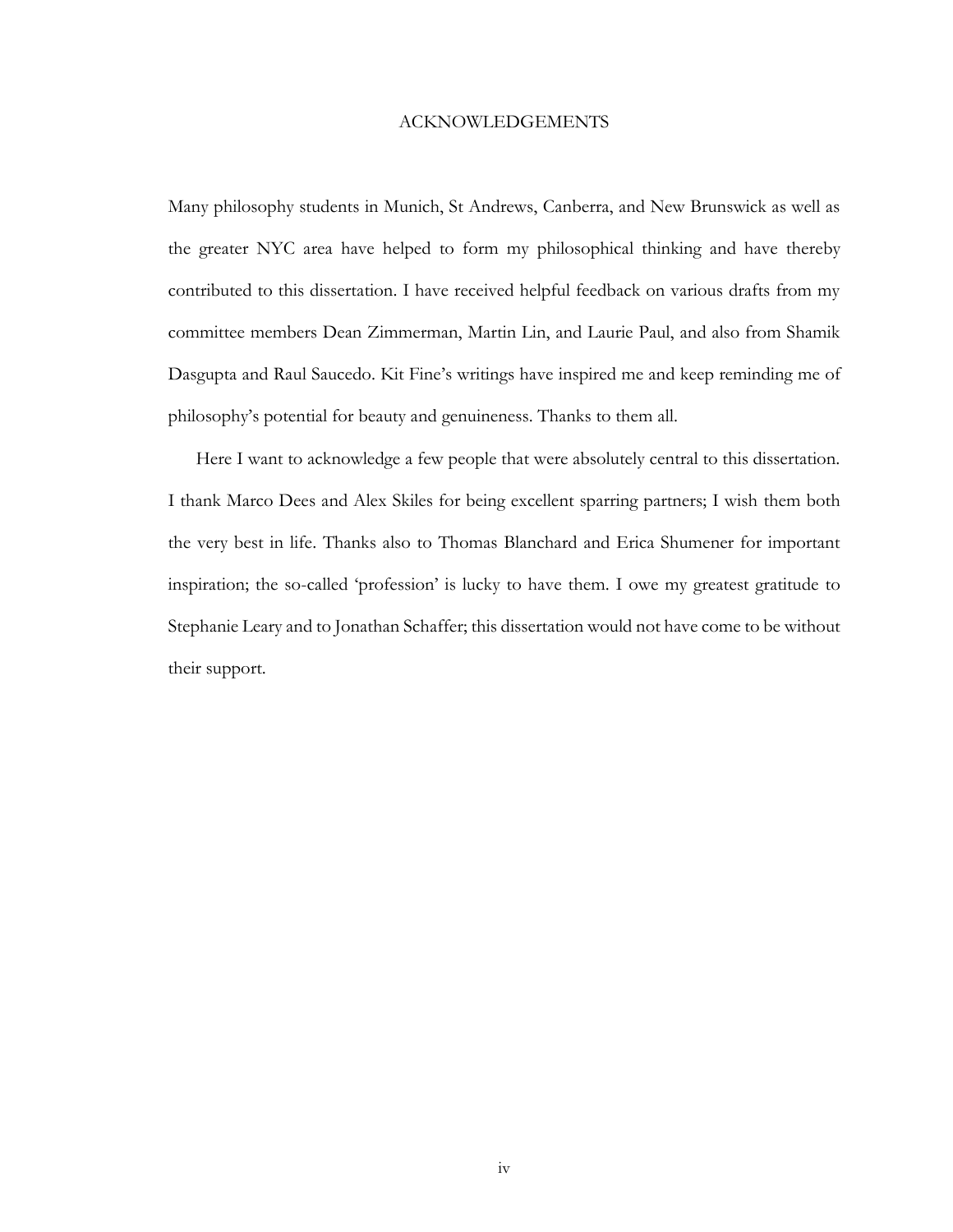# ACKNOWLEDGEMENTS

Many philosophy students in Munich, St Andrews, Canberra, and New Brunswick as well as the greater NYC area have helped to form my philosophical thinking and have thereby contributed to this dissertation. I have received helpful feedback on various drafts from my committee members Dean Zimmerman, Martin Lin, and Laurie Paul, and also from Shamik Dasgupta and Raul Saucedo. Kit Fine's writings have inspired me and keep reminding me of philosophy's potential for beauty and genuineness. Thanks to them all.

Here I want to acknowledge a few people that were absolutely central to this dissertation. I thank Marco Dees and Alex Skiles for being excellent sparring partners; I wish them both the very best in life. Thanks also to Thomas Blanchard and Erica Shumener for important inspiration; the so-called 'profession' is lucky to have them. I owe my greatest gratitude to Stephanie Leary and to Jonathan Schaffer; this dissertation would not have come to be without their support.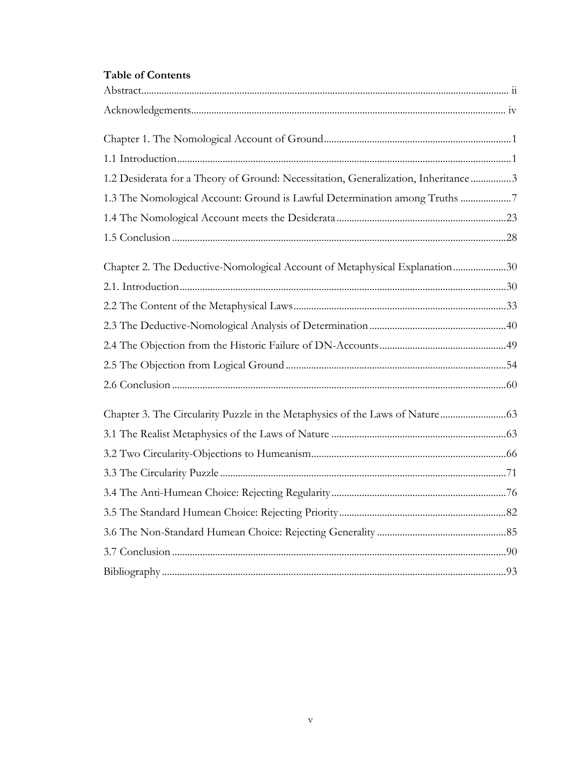**Table of Contents**

Abstract ..... ii

Acknowledgements ..... iv

Chapter 1. The Nomological Account of Ground ..... 1

1.1 Introduction ..... 1

1.2 Desiderata for a Theory of Ground: Necessitation, Generalization, Inheritance ..... 3

1.3 The Nomological Account: Ground is Lawful Determination among Truths ..... 7

1.4 The Nomological Account meets the Desiderata ..... 23

1.5 Conclusion ..... 28

Chapter 2. The Deductive-Nomological Account of Metaphysical Explanation ..... 30

2.1. Introduction ..... 30

2.2 The Content of the Metaphysical Laws ..... 33

2.3 The Deductive-Nomological Analysis of Determination ..... 40

2.4 The Objection from the Historic Failure of DN-Accounts ..... 49

2.5 The Objection from Logical Ground ..... 54

2.6 Conclusion ..... 60

Chapter 3. The Circularity Puzzle in the Metaphysics of the Laws of Nature ..... 63

3.1 The Realist Metaphysics of the Laws of Nature ..... 63

3.2 Two Circularity-Objections to Humeanism ..... 66

3.3 The Circularity Puzzle ..... 71

3.4 The Anti-Humean Choice: Rejecting Regularity ..... 76

3.5 The Standard Humean Choice: Rejecting Priority ..... 82

3.6 The Non-Standard Humean Choice: Rejecting Generality ..... 85

3.7 Conclusion ..... 90

Bibliography ..... 93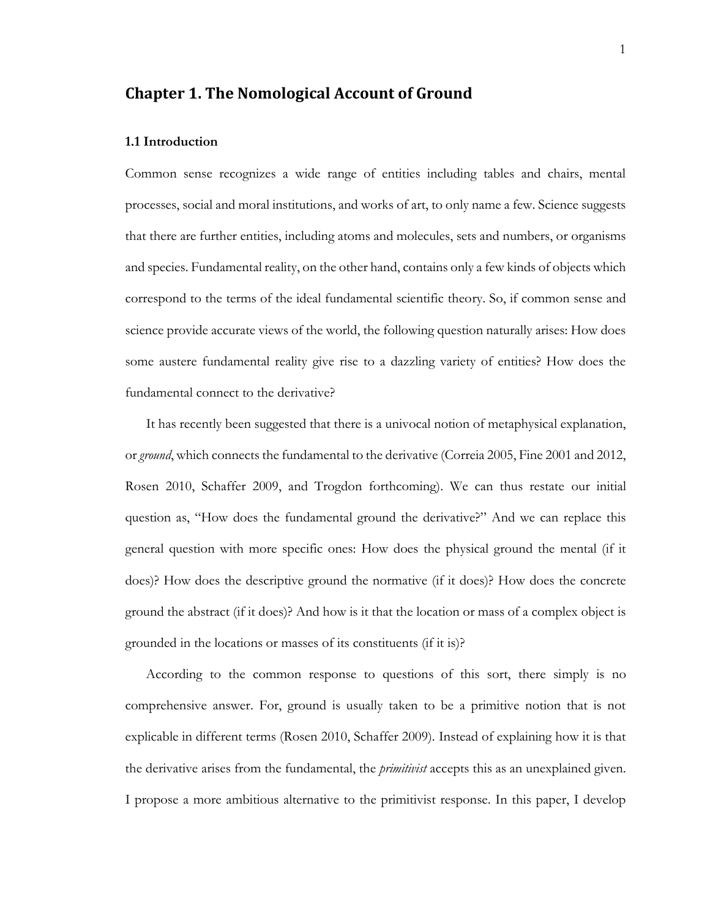# Chapter 1. The Nomological Account of Ground

### 1.1 Introduction

Common sense recognizes a wide range of entities including tables and chairs, mental processes, social and moral institutions, and works of art, to only name a few. Science suggests that there are further entities, including atoms and molecules, sets and numbers, or organisms and species. Fundamental reality, on the other hand, contains only a few kinds of objects which correspond to the terms of the ideal fundamental scientific theory. So, if common sense and science provide accurate views of the world, the following question naturally arises: How does some austere fundamental reality give rise to a dazzling variety of entities? How does the fundamental connect to the derivative?

It has recently been suggested that there is a univocal notion of metaphysical explanation, or *ground*, which connects the fundamental to the derivative (Correia 2005, Fine 2001 and 2012, Rosen 2010, Schaffer 2009, and Trogdon forthcoming). We can thus restate our initial question as, "How does the fundamental ground the derivative?" And we can replace this general question with more specific ones: How does the physical ground the mental (if it does)? How does the descriptive ground the normative (if it does)? How does the concrete ground the abstract (if it does)? And how is it that the location or mass of a complex object is grounded in the locations or masses of its constituents (if it is)?

According to the common response to questions of this sort, there simply is no comprehensive answer. For, ground is usually taken to be a primitive notion that is not explicable in different terms (Rosen 2010, Schaffer 2009). Instead of explaining how it is that the derivative arises from the fundamental, the *primitivist* accepts this as an unexplained given. I propose a more ambitious alternative to the primitivist response. In this paper, I develop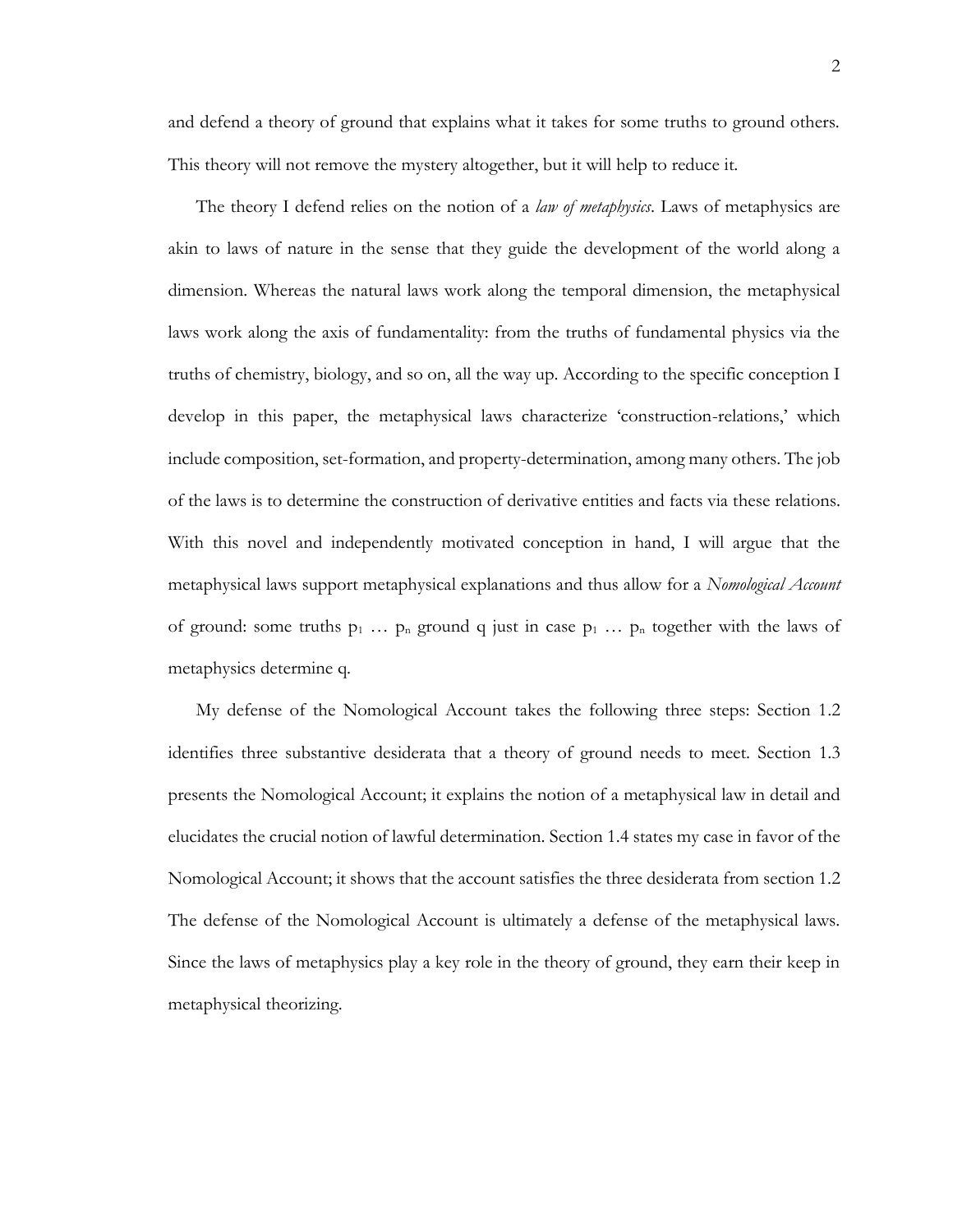and defend a theory of ground that explains what it takes for some truths to ground others. This theory will not remove the mystery altogether, but it will help to reduce it.

The theory I defend relies on the notion of a *law of metaphysics*. Laws of metaphysics are akin to laws of nature in the sense that they guide the development of the world along a dimension. Whereas the natural laws work along the temporal dimension, the metaphysical laws work along the axis of fundamentality: from the truths of fundamental physics via the truths of chemistry, biology, and so on, all the way up. According to the specific conception I develop in this paper, the metaphysical laws characterize 'construction-relations,' which include composition, set-formation, and property-determination, among many others. The job of the laws is to determine the construction of derivative entities and facts via these relations. With this novel and independently motivated conception in hand, I will argue that the metaphysical laws support metaphysical explanations and thus allow for a *Nomological Account* of ground: some truths $p_1 \ldots p_n$ ground q just in case $p_1 \ldots p_n$ together with the laws of metaphysics determine q.

My defense of the Nomological Account takes the following three steps: Section 1.2 identifies three substantive desiderata that a theory of ground needs to meet. Section 1.3 presents the Nomological Account; it explains the notion of a metaphysical law in detail and elucidates the crucial notion of lawful determination. Section 1.4 states my case in favor of the Nomological Account; it shows that the account satisfies the three desiderata from section 1.2 The defense of the Nomological Account is ultimately a defense of the metaphysical laws. Since the laws of metaphysics play a key role in the theory of ground, they earn their keep in metaphysical theorizing.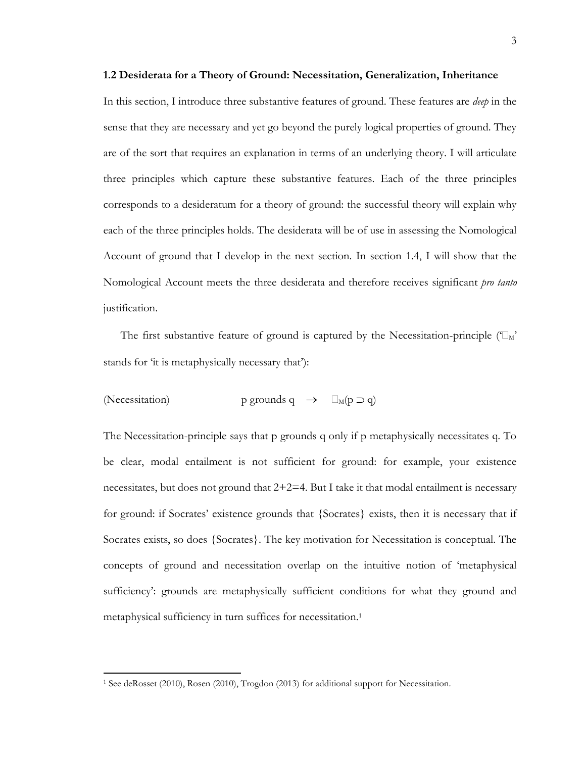### 1.2 Desiderata for a Theory of Ground: Necessitation, Generalization, Inheritance

In this section, I introduce three substantive features of ground. These features are *deep* in the sense that they are necessary and yet go beyond the purely logical properties of ground. They are of the sort that requires an explanation in terms of an underlying theory. I will articulate three principles which capture these substantive features. Each of the three principles corresponds to a desideratum for a theory of ground: the successful theory will explain why each of the three principles holds. The desiderata will be of use in assessing the Nomological Account of ground that I develop in the next section. In section 1.4, I will show that the Nomological Account meets the three desiderata and therefore receives significant *pro tanto* justification.

The first substantive feature of ground is captured by the Necessitation-principle ('$\Box_M$' stands for 'it is metaphysically necessary that'):

(Necessitation) $\qquad$ p grounds q $\rightarrow$ $\Box_M(p \supset q)$

The Necessitation-principle says that p grounds q only if p metaphysically necessitates q. To be clear, modal entailment is not sufficient for ground: for example, your existence necessitates, but does not ground that 2+2=4. But I take it that modal entailment is necessary for ground: if Socrates' existence grounds that {Socrates} exists, then it is necessary that if Socrates exists, so does {Socrates}. The key motivation for Necessitation is conceptual. The concepts of ground and necessitation overlap on the intuitive notion of 'metaphysical sufficiency': grounds are metaphysically sufficient conditions for what they ground and metaphysical sufficiency in turn suffices for necessitation.[1]

[1] See deRosset (2010), Rosen (2010), Trogdon (2013) for additional support for Necessitation.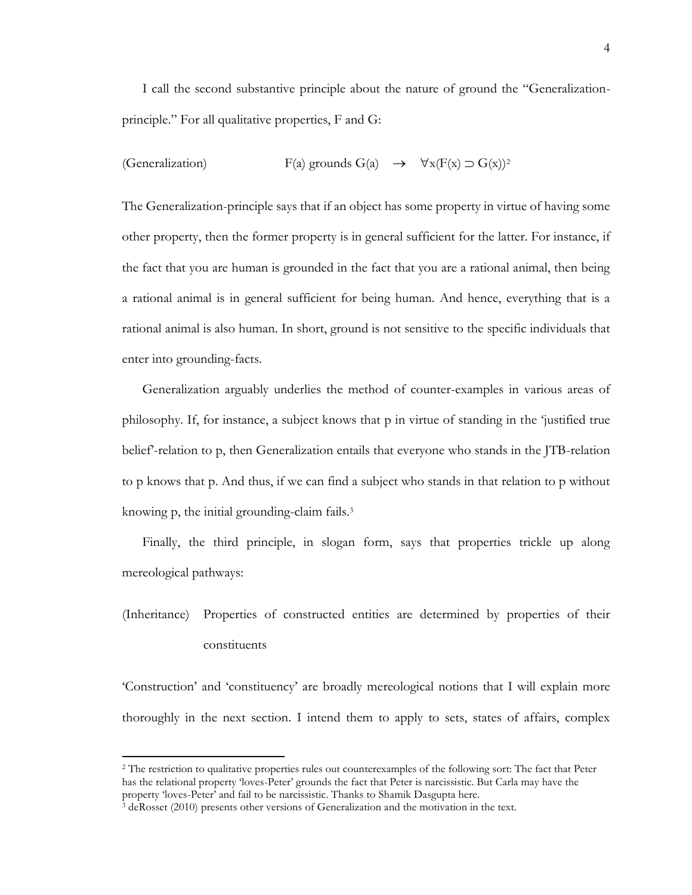I call the second substantive principle about the nature of ground the "Generalization-principle." For all qualitative properties, F and G:

(Generalization) $\quad F(a) \text{ grounds } G(a) \rightarrow \forall x(F(x) \supset G(x))$[2]

The Generalization-principle says that if an object has some property in virtue of having some other property, then the former property is in general sufficient for the latter. For instance, if the fact that you are human is grounded in the fact that you are a rational animal, then being a rational animal is in general sufficient for being human. And hence, everything that is a rational animal is also human. In short, ground is not sensitive to the specific individuals that enter into grounding-facts.

Generalization arguably underlies the method of counter-examples in various areas of philosophy. If, for instance, a subject knows that p in virtue of standing in the 'justified true belief'-relation to p, then Generalization entails that everyone who stands in the JTB-relation to p knows that p. And thus, if we can find a subject who stands in that relation to p without knowing p, the initial grounding-claim fails.[3]

Finally, the third principle, in slogan form, says that properties trickle up along mereological pathways:

(Inheritance) Properties of constructed entities are determined by properties of their constituents

'Construction' and 'constituency' are broadly mereological notions that I will explain more thoroughly in the next section. I intend them to apply to sets, states of affairs, complex

---

[2] The restriction to qualitative properties rules out counterexamples of the following sort: The fact that Peter has the relational property 'loves-Peter' grounds the fact that Peter is narcissistic. But Carla may have the property 'loves-Peter' and fail to be narcissistic. Thanks to Shamik Dasgupta here.

[3] deRosset (2010) presents other versions of Generalization and the motivation in the text.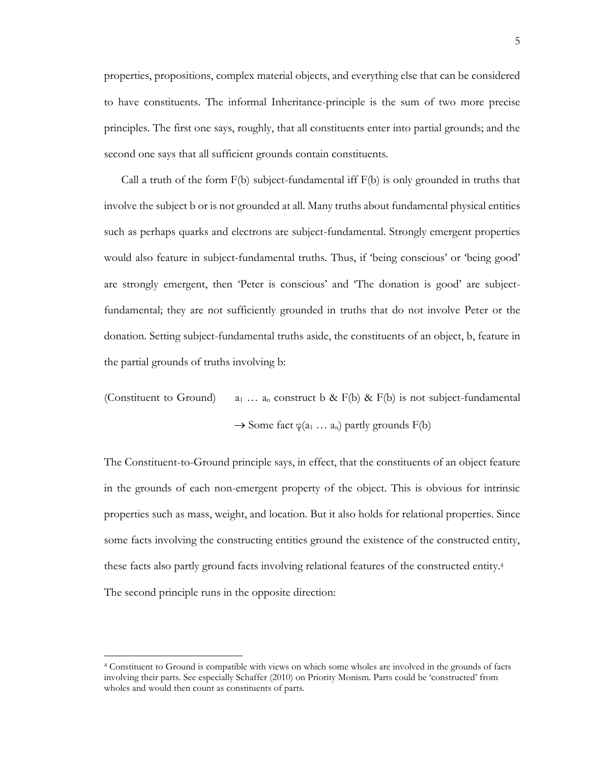properties, propositions, complex material objects, and everything else that can be considered to have constituents. The informal Inheritance-principle is the sum of two more precise principles. The first one says, roughly, that all constituents enter into partial grounds; and the second one says that all sufficient grounds contain constituents.

Call a truth of the form F(b) subject-fundamental iff F(b) is only grounded in truths that involve the subject b or is not grounded at all. Many truths about fundamental physical entities such as perhaps quarks and electrons are subject-fundamental. Strongly emergent properties would also feature in subject-fundamental truths. Thus, if 'being conscious' or 'being good' are strongly emergent, then 'Peter is conscious' and 'The donation is good' are subject-fundamental; they are not sufficiently grounded in truths that do not involve Peter or the donation. Setting subject-fundamental truths aside, the constituents of an object, b, feature in the partial grounds of truths involving b:

(Constituent to Ground) $a_1 \ldots a_n$ construct b & F(b) & F(b) is not subject-fundamental $\rightarrow$ Some fact $\varphi(a_1 \ldots a_n)$ partly grounds F(b)

The Constituent-to-Ground principle says, in effect, that the constituents of an object feature in the grounds of each non-emergent property of the object. This is obvious for intrinsic properties such as mass, weight, and location. But it also holds for relational properties. Since some facts involving the constructing entities ground the existence of the constructed entity, these facts also partly ground facts involving relational features of the constructed entity.[4] The second principle runs in the opposite direction:

[4] Constituent to Ground is compatible with views on which some wholes are involved in the grounds of facts involving their parts. See especially Schaffer (2010) on Priority Monism. Parts could be 'constructed' from wholes and would then count as constituents of parts.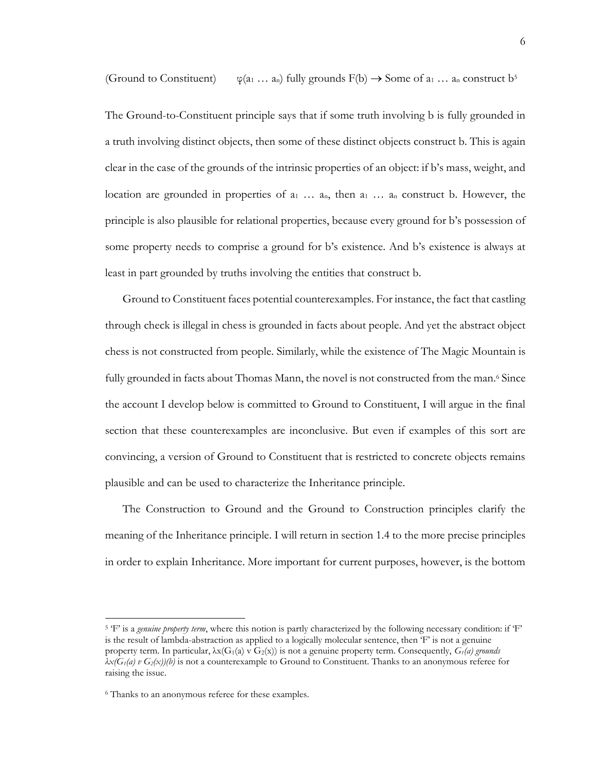(Ground to Constituent) $\varphi(a_1 \ldots a_n)$ fully grounds $F(b) \rightarrow$ Some of $a_1 \ldots a_n$ construct b[5]

The Ground-to-Constituent principle says that if some truth involving b is fully grounded in a truth involving distinct objects, then some of these distinct objects construct b. This is again clear in the case of the grounds of the intrinsic properties of an object: if b's mass, weight, and location are grounded in properties of $a_1 \ldots a_n$, then $a_1 \ldots a_n$ construct b. However, the principle is also plausible for relational properties, because every ground for b's possession of some property needs to comprise a ground for b's existence. And b's existence is always at least in part grounded by truths involving the entities that construct b.

Ground to Constituent faces potential counterexamples. For instance, the fact that castling through check is illegal in chess is grounded in facts about people. And yet the abstract object chess is not constructed from people. Similarly, while the existence of The Magic Mountain is fully grounded in facts about Thomas Mann, the novel is not constructed from the man.[6] Since the account I develop below is committed to Ground to Constituent, I will argue in the final section that these counterexamples are inconclusive. But even if examples of this sort are convincing, a version of Ground to Constituent that is restricted to concrete objects remains plausible and can be used to characterize the Inheritance principle.

The Construction to Ground and the Ground to Construction principles clarify the meaning of the Inheritance principle. I will return in section 1.4 to the more precise principles in order to explain Inheritance. More important for current purposes, however, is the bottom

---

[5] 'F' is a *genuine property term*, where this notion is partly characterized by the following necessary condition: if 'F' is the result of lambda-abstraction as applied to a logically molecular sentence, then 'F' is not a genuine property term. In particular, $\lambda x(G_1(a) \vee G_2(x))$ is not a genuine property term. Consequently, *$G_1(a)$ grounds $\lambda x(G_1(a) \vee G_2(x))(b)$* is not a counterexample to Ground to Constituent. Thanks to an anonymous referee for raising the issue.

[6] Thanks to an anonymous referee for these examples.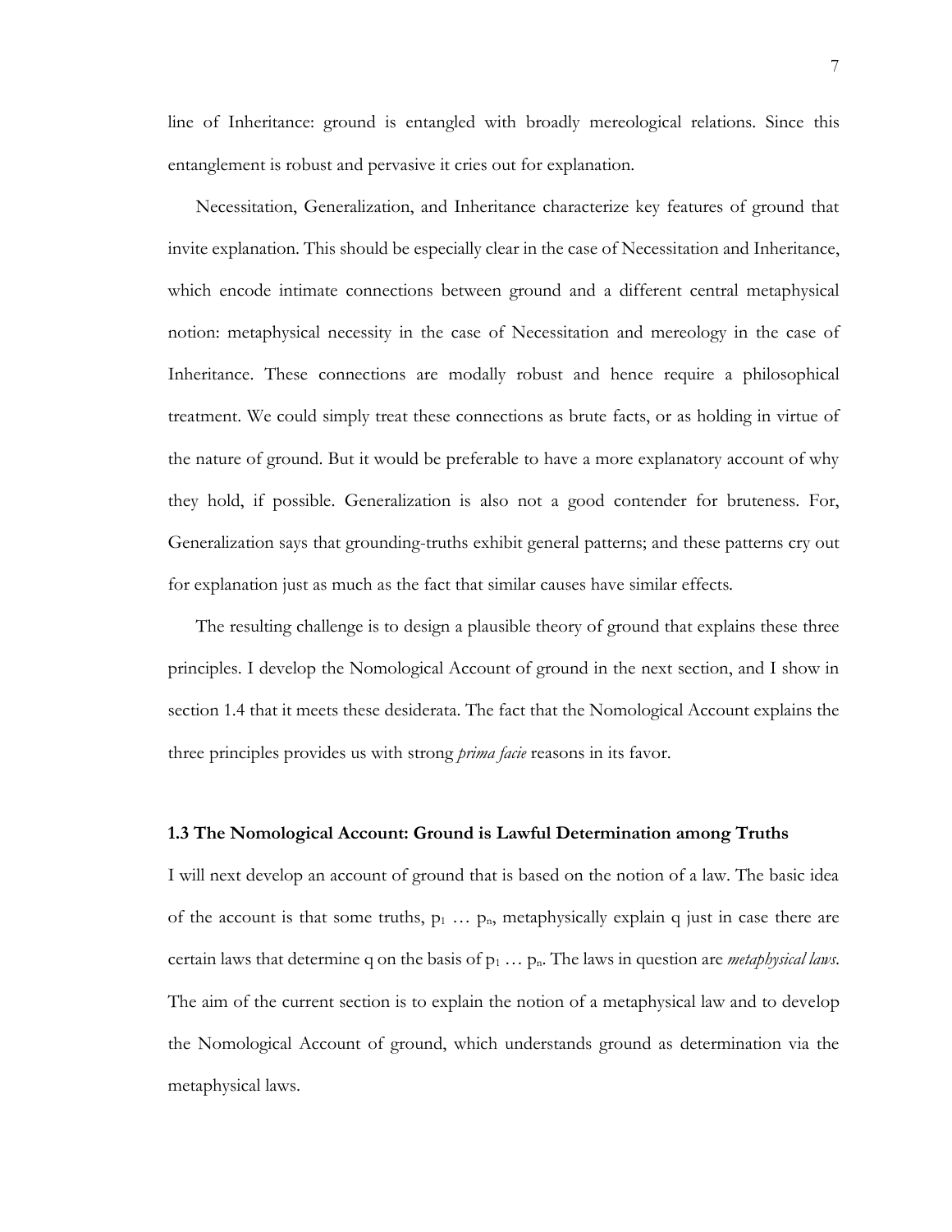line of Inheritance: ground is entangled with broadly mereological relations. Since this entanglement is robust and pervasive it cries out for explanation.

Necessitation, Generalization, and Inheritance characterize key features of ground that invite explanation. This should be especially clear in the case of Necessitation and Inheritance, which encode intimate connections between ground and a different central metaphysical notion: metaphysical necessity in the case of Necessitation and mereology in the case of Inheritance. These connections are modally robust and hence require a philosophical treatment. We could simply treat these connections as brute facts, or as holding in virtue of the nature of ground. But it would be preferable to have a more explanatory account of why they hold, if possible. Generalization is also not a good contender for bruteness. For, Generalization says that grounding-truths exhibit general patterns; and these patterns cry out for explanation just as much as the fact that similar causes have similar effects.

The resulting challenge is to design a plausible theory of ground that explains these three principles. I develop the Nomological Account of ground in the next section, and I show in section 1.4 that it meets these desiderata. The fact that the Nomological Account explains the three principles provides us with strong *prima facie* reasons in its favor.

### 1.3 The Nomological Account: Ground is Lawful Determination among Truths

I will next develop an account of ground that is based on the notion of a law. The basic idea of the account is that some truths, $p_1 \ldots p_n$, metaphysically explain q just in case there are certain laws that determine q on the basis of $p_1 \ldots p_n$. The laws in question are *metaphysical laws*. The aim of the current section is to explain the notion of a metaphysical law and to develop the Nomological Account of ground, which understands ground as determination via the metaphysical laws.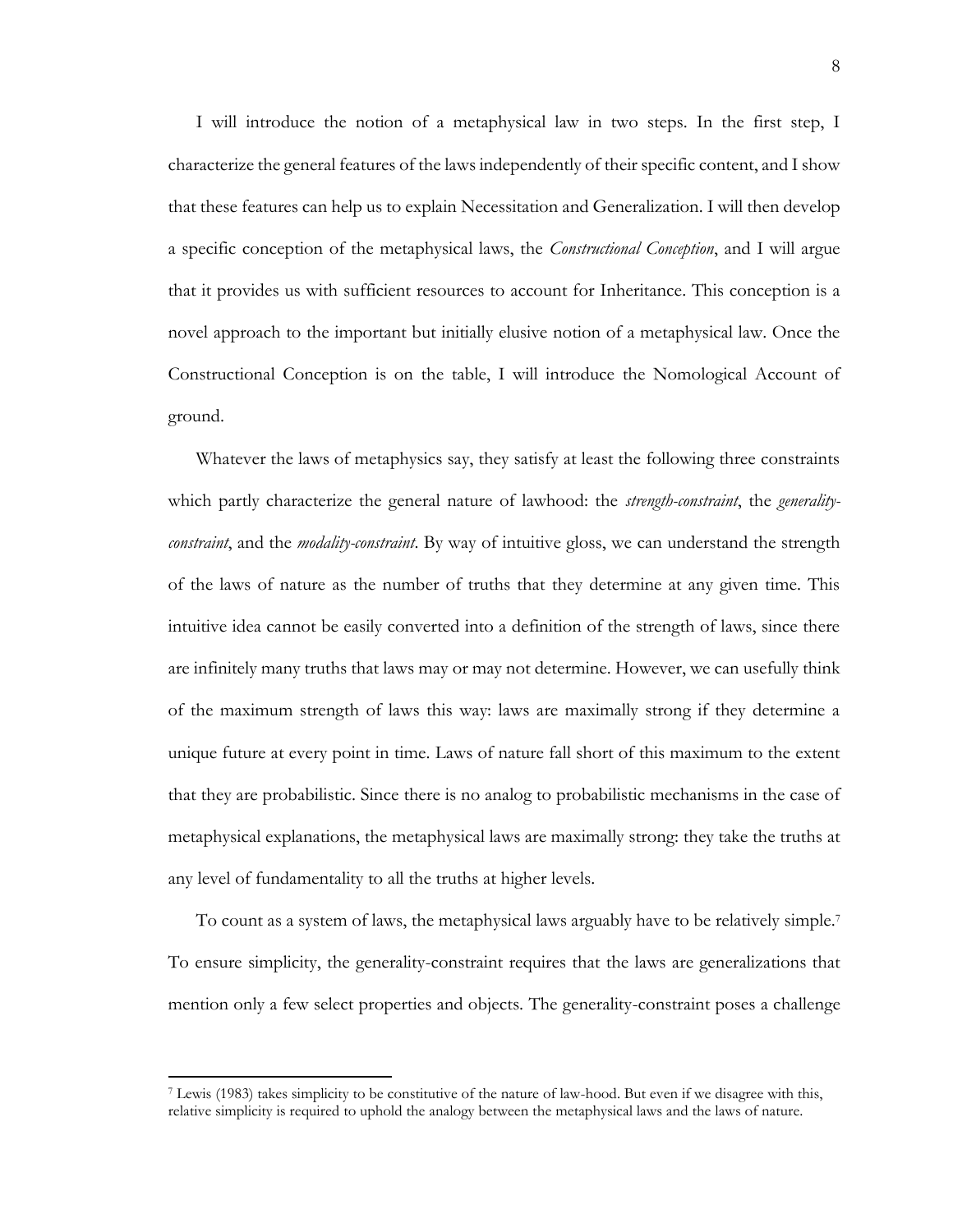I will introduce the notion of a metaphysical law in two steps. In the first step, I characterize the general features of the laws independently of their specific content, and I show that these features can help us to explain Necessitation and Generalization. I will then develop a specific conception of the metaphysical laws, the *Constructional Conception*, and I will argue that it provides us with sufficient resources to account for Inheritance. This conception is a novel approach to the important but initially elusive notion of a metaphysical law. Once the Constructional Conception is on the table, I will introduce the Nomological Account of ground.

Whatever the laws of metaphysics say, they satisfy at least the following three constraints which partly characterize the general nature of lawhood: the *strength-constraint*, the *generality-constraint*, and the *modality-constraint*. By way of intuitive gloss, we can understand the strength of the laws of nature as the number of truths that they determine at any given time. This intuitive idea cannot be easily converted into a definition of the strength of laws, since there are infinitely many truths that laws may or may not determine. However, we can usefully think of the maximum strength of laws this way: laws are maximally strong if they determine a unique future at every point in time. Laws of nature fall short of this maximum to the extent that they are probabilistic. Since there is no analog to probabilistic mechanisms in the case of metaphysical explanations, the metaphysical laws are maximally strong: they take the truths at any level of fundamentality to all the truths at higher levels.

To count as a system of laws, the metaphysical laws arguably have to be relatively simple.[7] To ensure simplicity, the generality-constraint requires that the laws are generalizations that mention only a few select properties and objects. The generality-constraint poses a challenge

[7] Lewis (1983) takes simplicity to be constitutive of the nature of law-hood. But even if we disagree with this, relative simplicity is required to uphold the analogy between the metaphysical laws and the laws of nature.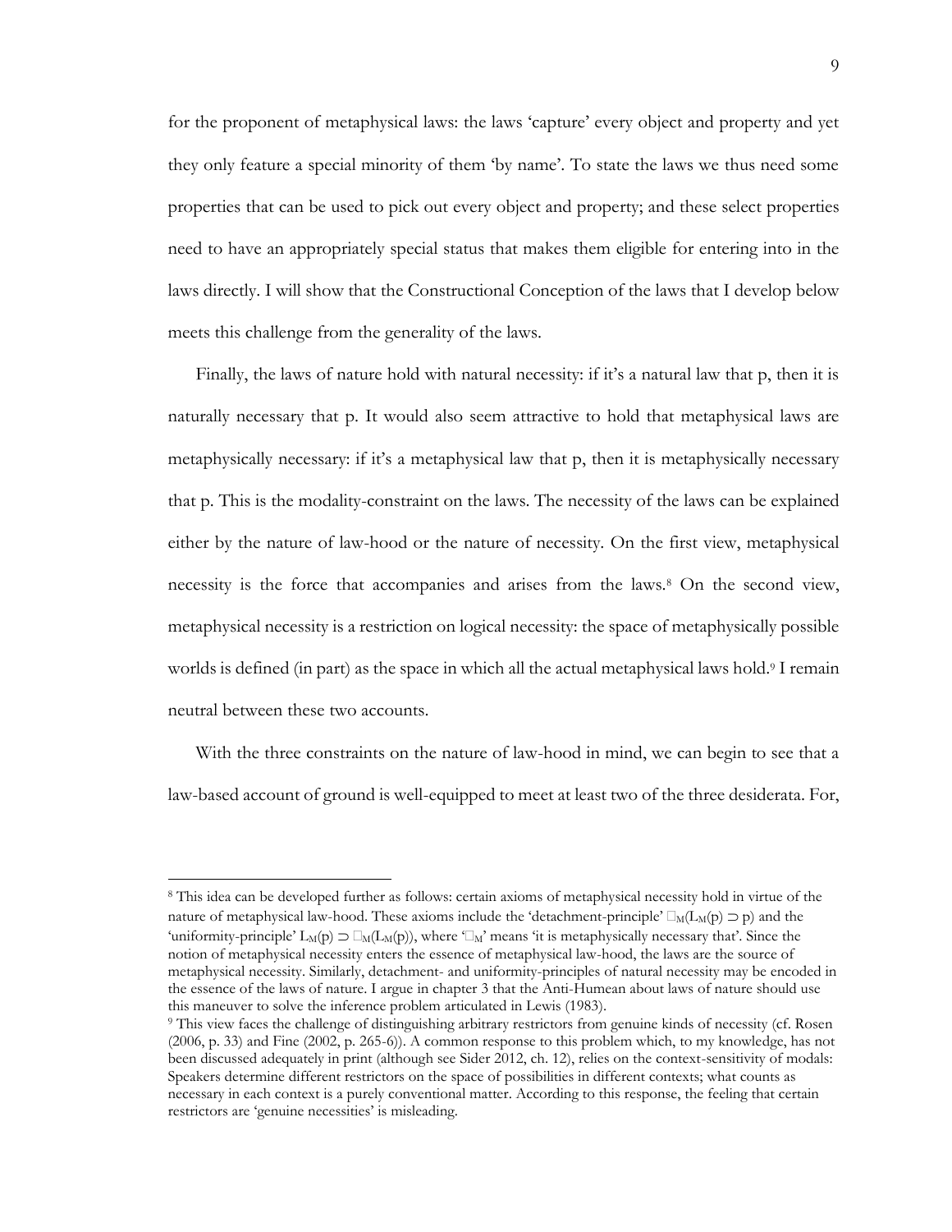for the proponent of metaphysical laws: the laws 'capture' every object and property and yet they only feature a special minority of them 'by name'. To state the laws we thus need some properties that can be used to pick out every object and property; and these select properties need to have an appropriately special status that makes them eligible for entering into in the laws directly. I will show that the Constructional Conception of the laws that I develop below meets this challenge from the generality of the laws.

Finally, the laws of nature hold with natural necessity: if it's a natural law that p, then it is naturally necessary that p. It would also seem attractive to hold that metaphysical laws are metaphysically necessary: if it's a metaphysical law that p, then it is metaphysically necessary that p. This is the modality-constraint on the laws. The necessity of the laws can be explained either by the nature of law-hood or the nature of necessity. On the first view, metaphysical necessity is the force that accompanies and arises from the laws.[8] On the second view, metaphysical necessity is a restriction on logical necessity: the space of metaphysically possible worlds is defined (in part) as the space in which all the actual metaphysical laws hold.[9] I remain neutral between these two accounts.

With the three constraints on the nature of law-hood in mind, we can begin to see that a law-based account of ground is well-equipped to meet at least two of the three desiderata. For,

---

[8] This idea can be developed further as follows: certain axioms of metaphysical necessity hold in virtue of the nature of metaphysical law-hood. These axioms include the 'detachment-principle' $\Box_M(L_M(p) \supset p)$ and the 'uniformity-principle' $L_M(p) \supset \Box_M(L_M(p))$, where '$\Box_M$' means 'it is metaphysically necessary that'. Since the notion of metaphysical necessity enters the essence of metaphysical law-hood, the laws are the source of metaphysical necessity. Similarly, detachment- and uniformity-principles of natural necessity may be encoded in the essence of the laws of nature. I argue in chapter 3 that the Anti-Humean about laws of nature should use this maneuver to solve the inference problem articulated in Lewis (1983).

[9] This view faces the challenge of distinguishing arbitrary restrictors from genuine kinds of necessity (cf. Rosen (2006, p. 33) and Fine (2002, p. 265-6)). A common response to this problem which, to my knowledge, has not been discussed adequately in print (although see Sider 2012, ch. 12), relies on the context-sensitivity of modals: Speakers determine different restrictors on the space of possibilities in different contexts; what counts as necessary in each context is a purely conventional matter. According to this response, the feeling that certain restrictors are 'genuine necessities' is misleading.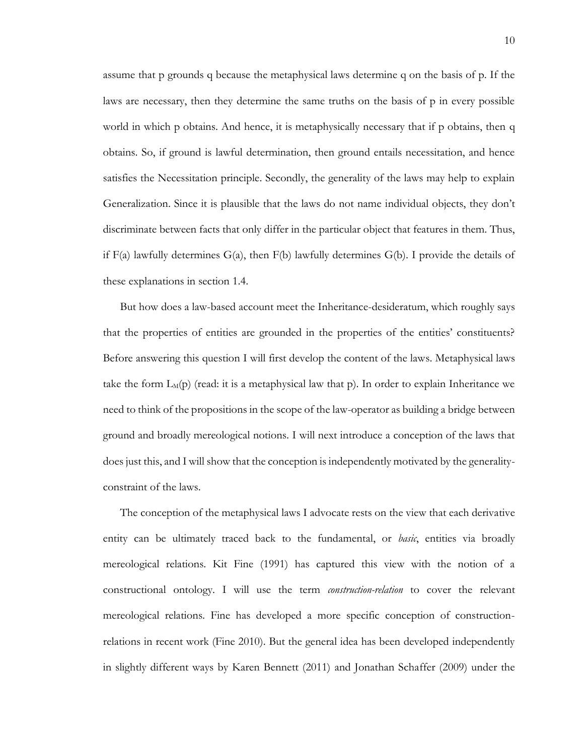assume that p grounds q because the metaphysical laws determine q on the basis of p. If the laws are necessary, then they determine the same truths on the basis of p in every possible world in which p obtains. And hence, it is metaphysically necessary that if p obtains, then q obtains. So, if ground is lawful determination, then ground entails necessitation, and hence satisfies the Necessitation principle. Secondly, the generality of the laws may help to explain Generalization. Since it is plausible that the laws do not name individual objects, they don't discriminate between facts that only differ in the particular object that features in them. Thus, if F(a) lawfully determines G(a), then F(b) lawfully determines G(b). I provide the details of these explanations in section 1.4.

But how does a law-based account meet the Inheritance-desideratum, which roughly says that the properties of entities are grounded in the properties of the entities' constituents? Before answering this question I will first develop the content of the laws. Metaphysical laws take the form $L_M(p)$ (read: it is a metaphysical law that p). In order to explain Inheritance we need to think of the propositions in the scope of the law-operator as building a bridge between ground and broadly mereological notions. I will next introduce a conception of the laws that does just this, and I will show that the conception is independently motivated by the generality-constraint of the laws.

The conception of the metaphysical laws I advocate rests on the view that each derivative entity can be ultimately traced back to the fundamental, or *basic*, entities via broadly mereological relations. Kit Fine (1991) has captured this view with the notion of a constructional ontology. I will use the term *construction-relation* to cover the relevant mereological relations. Fine has developed a more specific conception of construction-relations in recent work (Fine 2010). But the general idea has been developed independently in slightly different ways by Karen Bennett (2011) and Jonathan Schaffer (2009) under the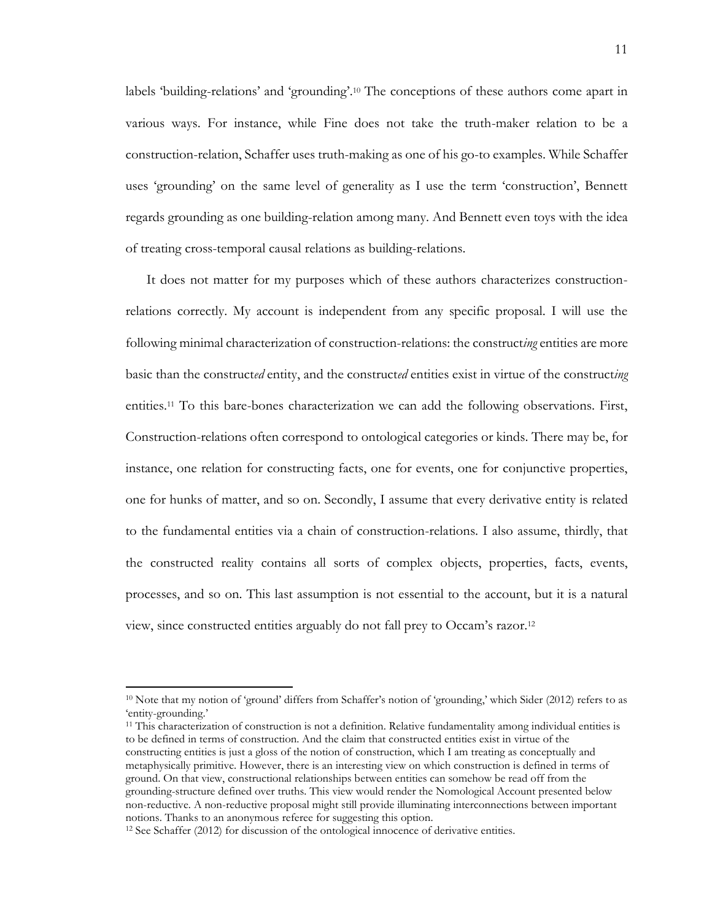labels 'building-relations' and 'grounding'.[10] The conceptions of these authors come apart in various ways. For instance, while Fine does not take the truth-maker relation to be a construction-relation, Schaffer uses truth-making as one of his go-to examples. While Schaffer uses 'grounding' on the same level of generality as I use the term 'construction', Bennett regards grounding as one building-relation among many. And Bennett even toys with the idea of treating cross-temporal causal relations as building-relations.

It does not matter for my purposes which of these authors characterizes construction-relations correctly. My account is independent from any specific proposal. I will use the following minimal characterization of construction-relations: the construct*ing* entities are more basic than the construct*ed* entity, and the construct*ed* entities exist in virtue of the construct*ing* entities.[11] To this bare-bones characterization we can add the following observations. First, Construction-relations often correspond to ontological categories or kinds. There may be, for instance, one relation for constructing facts, one for events, one for conjunctive properties, one for hunks of matter, and so on. Secondly, I assume that every derivative entity is related to the fundamental entities via a chain of construction-relations. I also assume, thirdly, that the constructed reality contains all sorts of complex objects, properties, facts, events, processes, and so on. This last assumption is not essential to the account, but it is a natural view, since constructed entities arguably do not fall prey to Occam's razor.[12]

---

[10] Note that my notion of 'ground' differs from Schaffer's notion of 'grounding,' which Sider (2012) refers to as 'entity-grounding.'

[11] This characterization of construction is not a definition. Relative fundamentality among individual entities is to be defined in terms of construction. And the claim that constructed entities exist in virtue of the constructing entities is just a gloss of the notion of construction, which I am treating as conceptually and metaphysically primitive. However, there is an interesting view on which construction is defined in terms of ground. On that view, constructional relationships between entities can somehow be read off from the grounding-structure defined over truths. This view would render the Nomological Account presented below non-reductive. A non-reductive proposal might still provide illuminating interconnections between important notions. Thanks to an anonymous referee for suggesting this option.

[12] See Schaffer (2012) for discussion of the ontological innocence of derivative entities.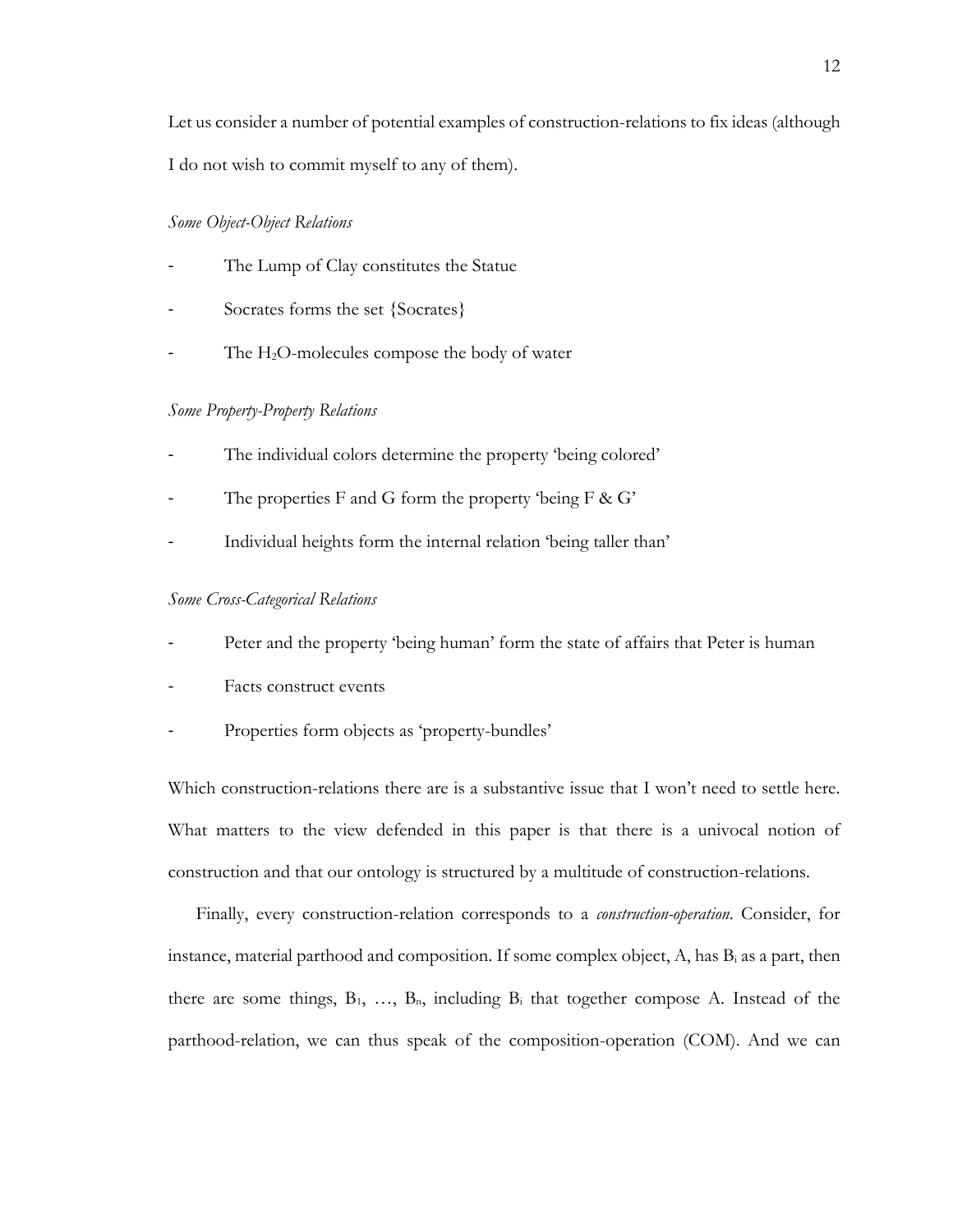Let us consider a number of potential examples of construction-relations to fix ideas (although I do not wish to commit myself to any of them).

*Some Object-Object Relations*

- The Lump of Clay constitutes the Statue
- Socrates forms the set {Socrates}
- The $H_2O$-molecules compose the body of water

*Some Property-Property Relations*

- The individual colors determine the property 'being colored'
- The properties F and G form the property 'being F & G'
- Individual heights form the internal relation 'being taller than'

*Some Cross-Categorical Relations*

- Peter and the property 'being human' form the state of affairs that Peter is human
- Facts construct events
- Properties form objects as 'property-bundles'

Which construction-relations there are is a substantive issue that I won't need to settle here. What matters to the view defended in this paper is that there is a univocal notion of construction and that our ontology is structured by a multitude of construction-relations.

Finally, every construction-relation corresponds to a *construction-operation*. Consider, for instance, material parthood and composition. If some complex object, A, has $B_i$ as a part, then there are some things, $B_1$, …, $B_n$, including $B_i$ that together compose A. Instead of the parthood-relation, we can thus speak of the composition-operation (COM). And we can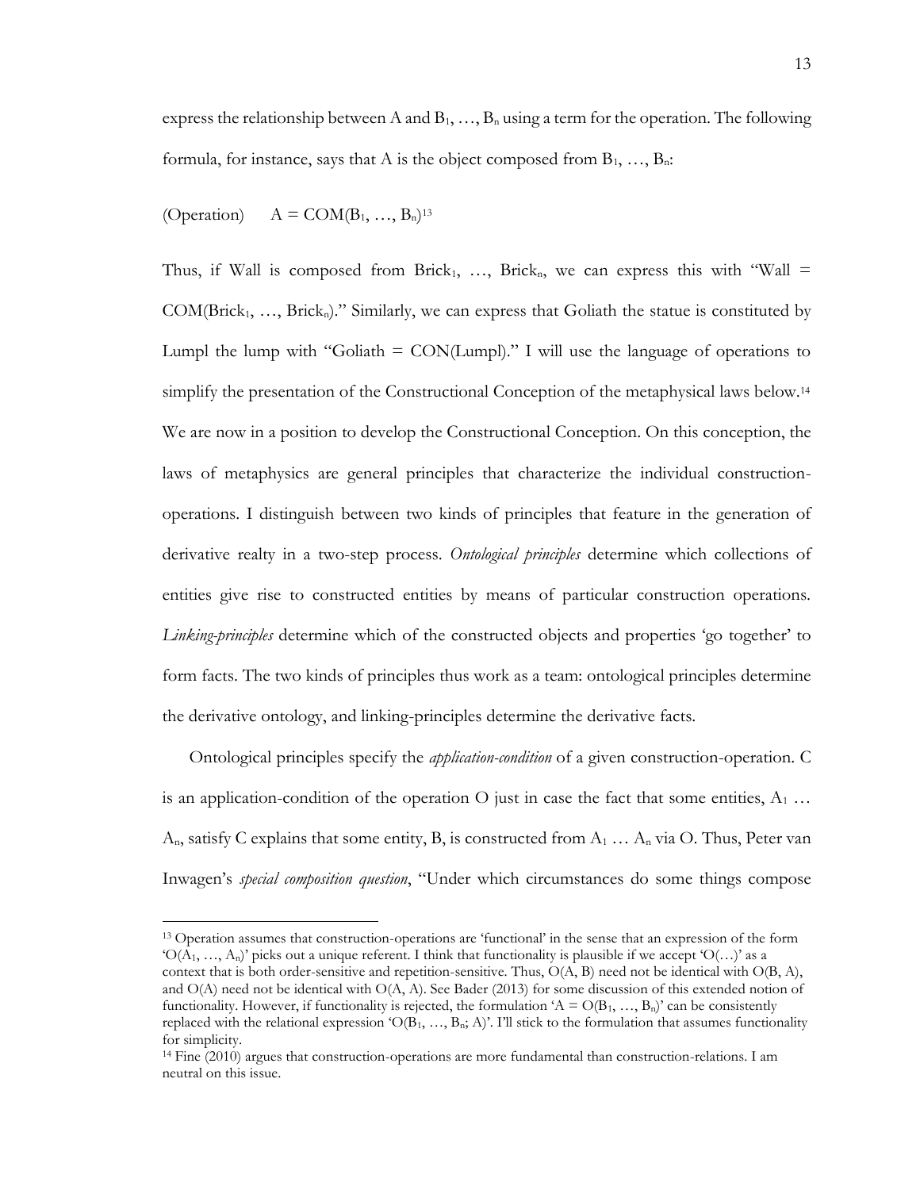express the relationship between A and $B_1, \ldots, B_n$ using a term for the operation. The following formula, for instance, says that A is the object composed from $B_1, \ldots, B_n$:

(Operation) $\quad A = COM(B_1, \ldots, B_n)$[13]

Thus, if Wall is composed from $Brick_1, \ldots, Brick_n$, we can express this with "Wall = $COM(Brick_1, \ldots, Brick_n)$." Similarly, we can express that Goliath the statue is constituted by Lumpl the lump with "Goliath = CON(Lumpl)." I will use the language of operations to simplify the presentation of the Constructional Conception of the metaphysical laws below.[14] We are now in a position to develop the Constructional Conception. On this conception, the laws of metaphysics are general principles that characterize the individual construction-operations. I distinguish between two kinds of principles that feature in the generation of derivative realty in a two-step process. *Ontological principles* determine which collections of entities give rise to constructed entities by means of particular construction operations. *Linking-principles* determine which of the constructed objects and properties 'go together' to form facts. The two kinds of principles thus work as a team: ontological principles determine the derivative ontology, and linking-principles determine the derivative facts.

Ontological principles specify the *application-condition* of a given construction-operation. C is an application-condition of the operation O just in case the fact that some entities, $A_1 \ldots A_n$, satisfy C explains that some entity, B, is constructed from $A_1 \ldots A_n$ via O. Thus, Peter van Inwagen's *special composition question*, "Under which circumstances do some things compose

---

[13] Operation assumes that construction-operations are 'functional' in the sense that an expression of the form '$O(A_1, \ldots, A_n)$' picks out a unique referent. I think that functionality is plausible if we accept '$O(\ldots)$' as a context that is both order-sensitive and repetition-sensitive. Thus, $O(A, B)$ need not be identical with $O(B, A)$, and $O(A)$ need not be identical with $O(A, A)$. See Bader (2013) for some discussion of this extended notion of functionality. However, if functionality is rejected, the formulation '$A = O(B_1, \ldots, B_n)$' can be consistently replaced with the relational expression '$O(B_1, \ldots, B_n; A)$'. I'll stick to the formulation that assumes functionality for simplicity.

[14] Fine (2010) argues that construction-operations are more fundamental than construction-relations. I am neutral on this issue.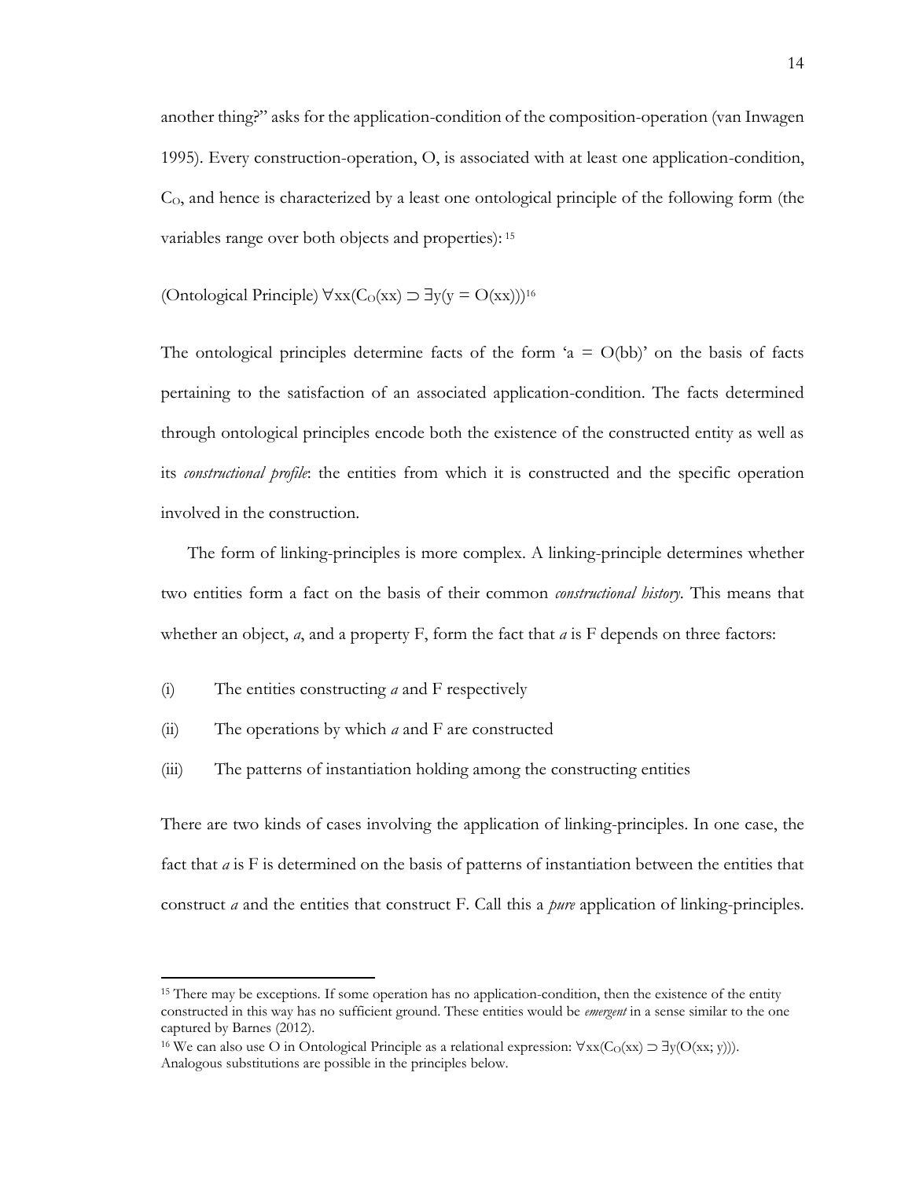another thing?" asks for the application-condition of the composition-operation (van Inwagen 1995). Every construction-operation, O, is associated with at least one application-condition, $C_O$, and hence is characterized by a least one ontological principle of the following form (the variables range over both objects and properties): [15]

(Ontological Principle) $\forall xx(C_O(xx) \supset \exists y(y = O(xx)))$[16]

The ontological principles determine facts of the form 'a = O(bb)' on the basis of facts pertaining to the satisfaction of an associated application-condition. The facts determined through ontological principles encode both the existence of the constructed entity as well as its *constructional profile*: the entities from which it is constructed and the specific operation involved in the construction.

The form of linking-principles is more complex. A linking-principle determines whether two entities form a fact on the basis of their common *constructional history*. This means that whether an object, *a*, and a property F, form the fact that *a* is F depends on three factors:

(i) The entities constructing *a* and F respectively

(ii) The operations by which *a* and F are constructed

(iii) The patterns of instantiation holding among the constructing entities

There are two kinds of cases involving the application of linking-principles. In one case, the fact that *a* is F is determined on the basis of patterns of instantiation between the entities that construct *a* and the entities that construct F. Call this a *pure* application of linking-principles.

---

[15] There may be exceptions. If some operation has no application-condition, then the existence of the entity constructed in this way has no sufficient ground. These entities would be *emergent* in a sense similar to the one captured by Barnes (2012).

[16] We can also use O in Ontological Principle as a relational expression: $\forall xx(C_O(xx) \supset \exists y(O(xx; y)))$. Analogous substitutions are possible in the principles below.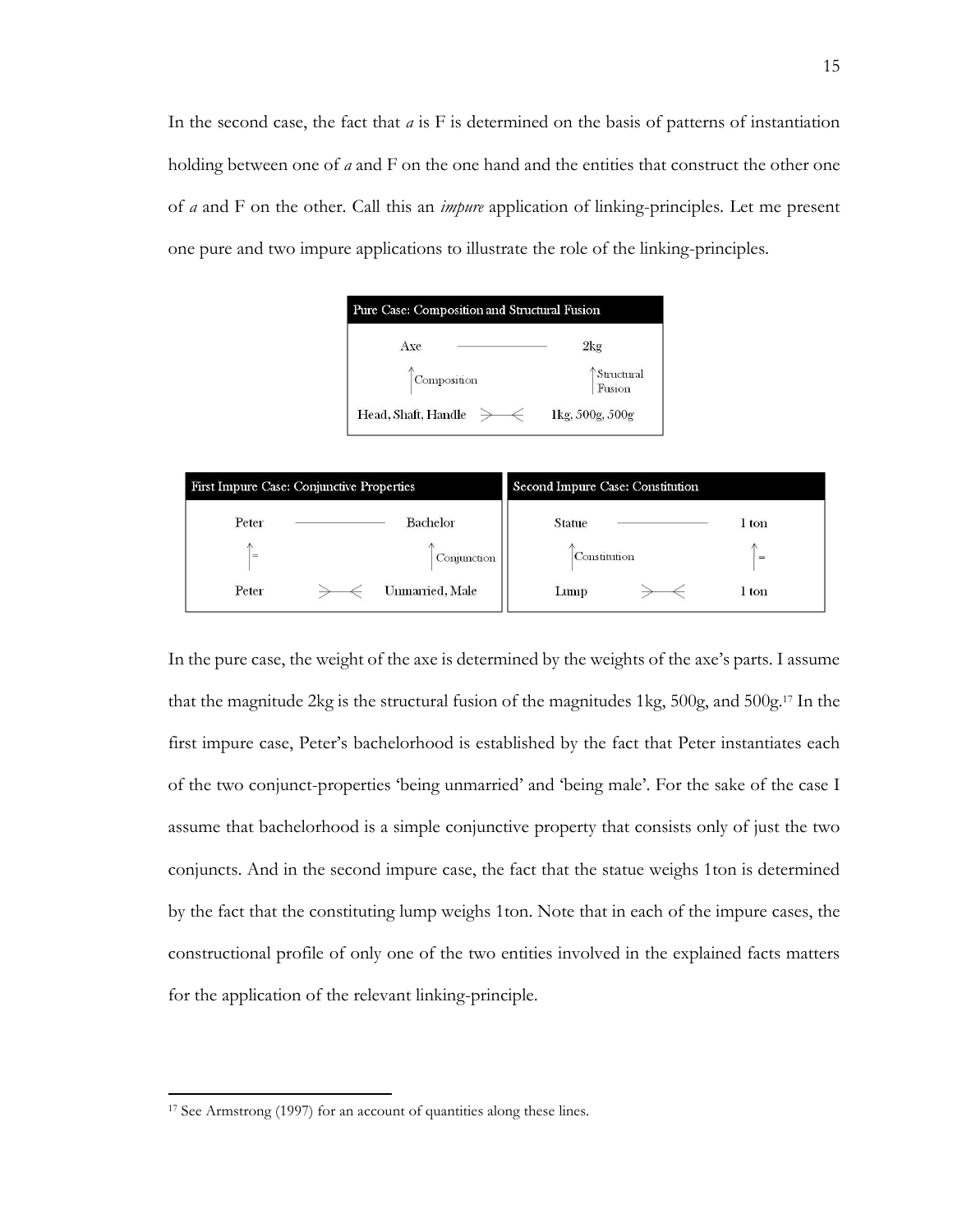In the second case, the fact that *a* is F is determined on the basis of patterns of instantiation holding between one of *a* and F on the one hand and the entities that construct the other one of *a* and F on the other. Call this an *impure* application of linking-principles. Let me present one pure and two impure applications to illustrate the role of the linking-principles.

| Pure Case: Composition and Structural Fusion | | |
|---|---|---|
| Axe | ———— | 2kg |
| ↑ Composition | | ↑ Structural Fusion |
| Head, Shaft, Handle | >—< | 1kg, 500g, 500g |

| First Impure Case: Conjunctive Properties | | |
|---|---|---|
| Peter | ———— | Bachelor |
| ↑ = | | ↑ Conjunction |
| Peter | >—< | Unmarried, Male |

| Second Impure Case: Constitution | | |
|---|---|---|
| Statue | ———— | 1 ton |
| ↑ Constitution | | ↑ = |
| Lump | >—< | 1 ton |

In the pure case, the weight of the axe is determined by the weights of the axe's parts. I assume that the magnitude 2kg is the structural fusion of the magnitudes 1kg, 500g, and 500g.[17] In the first impure case, Peter's bachelorhood is established by the fact that Peter instantiates each of the two conjunct-properties 'being unmarried' and 'being male'. For the sake of the case I assume that bachelorhood is a simple conjunctive property that consists only of just the two conjuncts. And in the second impure case, the fact that the statue weighs 1ton is determined by the fact that the constituting lump weighs 1ton. Note that in each of the impure cases, the constructional profile of only one of the two entities involved in the explained facts matters for the application of the relevant linking-principle.

[17] See Armstrong (1997) for an account of quantities along these lines.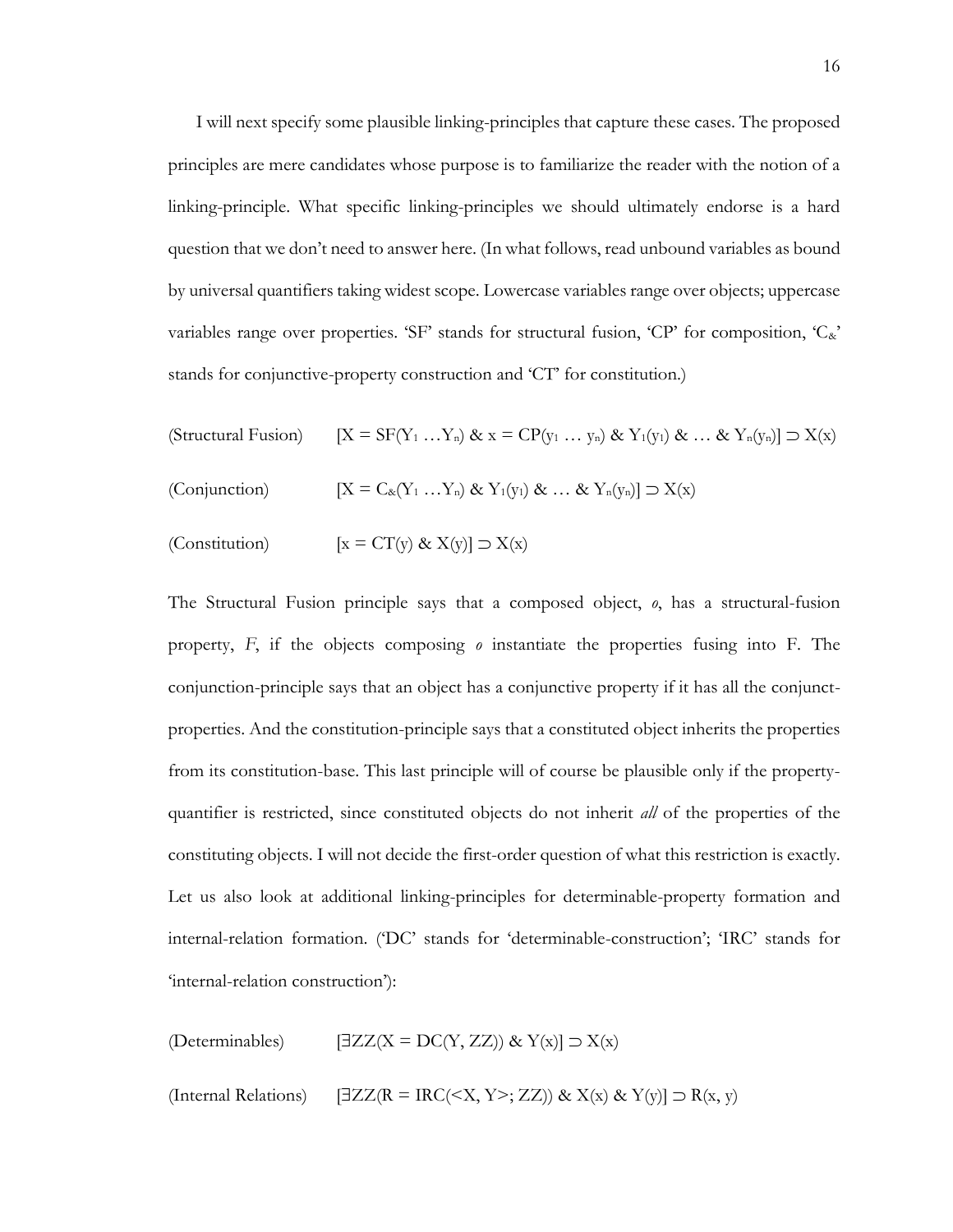I will next specify some plausible linking-principles that capture these cases. The proposed principles are mere candidates whose purpose is to familiarize the reader with the notion of a linking-principle. What specific linking-principles we should ultimately endorse is a hard question that we don't need to answer here. (In what follows, read unbound variables as bound by universal quantifiers taking widest scope. Lowercase variables range over objects; uppercase variables range over properties. 'SF' stands for structural fusion, 'CP' for composition, '$C_{\&}$' stands for conjunctive-property construction and 'CT' for constitution.)

(Structural Fusion) $[X = SF(Y_1 \ldots Y_n) \; \& \; x = CP(y_1 \ldots y_n) \; \& \; Y_1(y_1) \; \& \ldots \& \; Y_n(y_n)] \supset X(x)$

(Conjunction) $[X = C_{\&}(Y_1 \ldots Y_n) \; \& \; Y_1(y_1) \; \& \ldots \& \; Y_n(y_n)] \supset X(x)$

(Constitution) $[x = CT(y) \; \& \; X(y)] \supset X(x)$

The Structural Fusion principle says that a composed object, *o*, has a structural-fusion property, *F*, if the objects composing *o* instantiate the properties fusing into F. The conjunction-principle says that an object has a conjunctive property if it has all the conjunct-properties. And the constitution-principle says that a constituted object inherits the properties from its constitution-base. This last principle will of course be plausible only if the property-quantifier is restricted, since constituted objects do not inherit *all* of the properties of the constituting objects. I will not decide the first-order question of what this restriction is exactly. Let us also look at additional linking-principles for determinable-property formation and internal-relation formation. ('DC' stands for 'determinable-construction'; 'IRC' stands for 'internal-relation construction'):

(Determinables) $[\exists ZZ(X = DC(Y, ZZ)) \; \& \; Y(x)] \supset X(x)$

(Internal Relations) $[\exists ZZ(R = IRC(<X, Y>; ZZ)) \; \& \; X(x) \; \& \; Y(y)] \supset R(x, y)$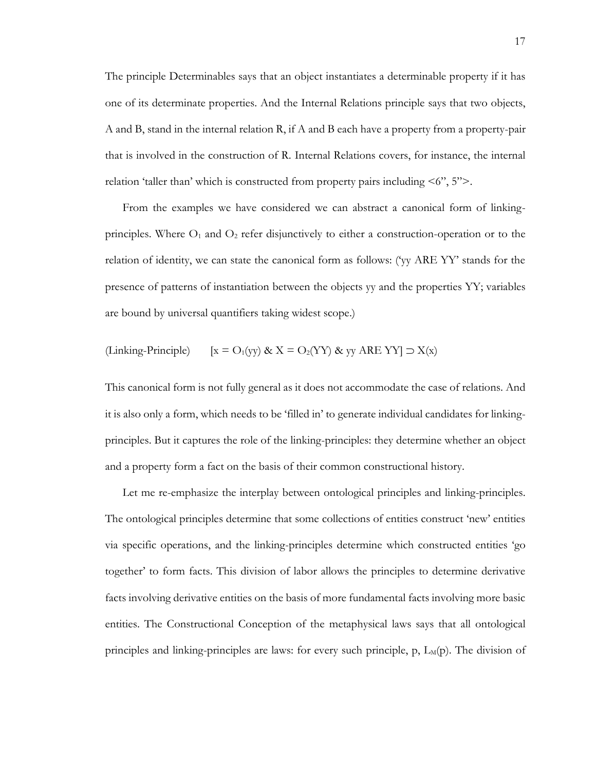The principle Determinables says that an object instantiates a determinable property if it has one of its determinate properties. And the Internal Relations principle says that two objects, A and B, stand in the internal relation R, if A and B each have a property from a property-pair that is involved in the construction of R. Internal Relations covers, for instance, the internal relation 'taller than' which is constructed from property pairs including <6", 5">.

From the examples we have considered we can abstract a canonical form of linking-principles. Where $O_1$ and $O_2$ refer disjunctively to either a construction-operation or to the relation of identity, we can state the canonical form as follows: ('yy ARE YY' stands for the presence of patterns of instantiation between the objects yy and the properties YY; variables are bound by universal quantifiers taking widest scope.)

(Linking-Principle) $\quad [x = O_1(yy) \ \& \ X = O_2(YY) \ \& \ yy \text{ ARE } YY] \supset X(x)$

This canonical form is not fully general as it does not accommodate the case of relations. And it is also only a form, which needs to be 'filled in' to generate individual candidates for linking-principles. But it captures the role of the linking-principles: they determine whether an object and a property form a fact on the basis of their common constructional history.

Let me re-emphasize the interplay between ontological principles and linking-principles. The ontological principles determine that some collections of entities construct 'new' entities via specific operations, and the linking-principles determine which constructed entities 'go together' to form facts. This division of labor allows the principles to determine derivative facts involving derivative entities on the basis of more fundamental facts involving more basic entities. The Constructional Conception of the metaphysical laws says that all ontological principles and linking-principles are laws: for every such principle, p, $L_M(p)$. The division of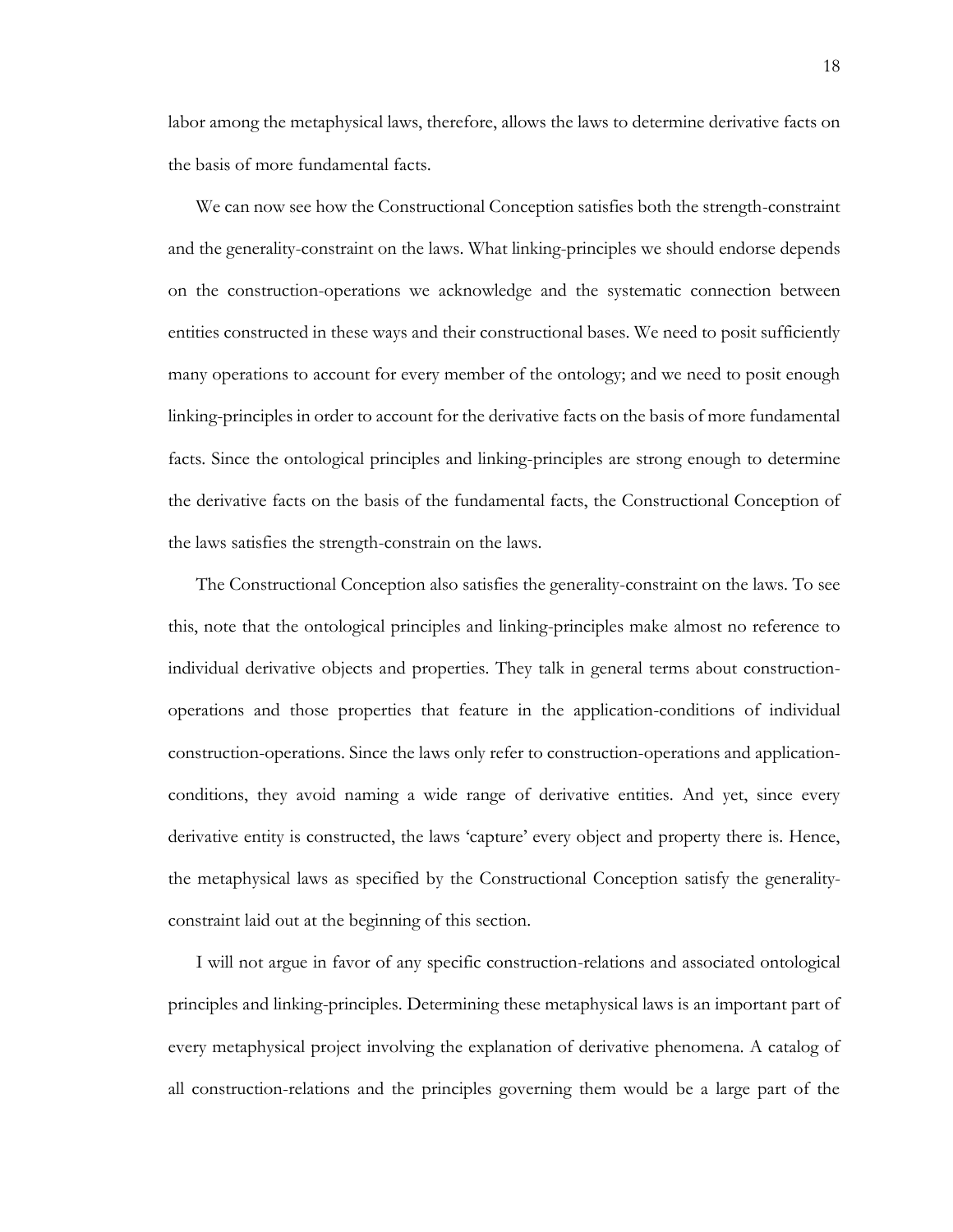labor among the metaphysical laws, therefore, allows the laws to determine derivative facts on the basis of more fundamental facts.

We can now see how the Constructional Conception satisfies both the strength-constraint and the generality-constraint on the laws. What linking-principles we should endorse depends on the construction-operations we acknowledge and the systematic connection between entities constructed in these ways and their constructional bases. We need to posit sufficiently many operations to account for every member of the ontology; and we need to posit enough linking-principles in order to account for the derivative facts on the basis of more fundamental facts. Since the ontological principles and linking-principles are strong enough to determine the derivative facts on the basis of the fundamental facts, the Constructional Conception of the laws satisfies the strength-constrain on the laws.

The Constructional Conception also satisfies the generality-constraint on the laws. To see this, note that the ontological principles and linking-principles make almost no reference to individual derivative objects and properties. They talk in general terms about construction-operations and those properties that feature in the application-conditions of individual construction-operations. Since the laws only refer to construction-operations and application-conditions, they avoid naming a wide range of derivative entities. And yet, since every derivative entity is constructed, the laws 'capture' every object and property there is. Hence, the metaphysical laws as specified by the Constructional Conception satisfy the generality-constraint laid out at the beginning of this section.

I will not argue in favor of any specific construction-relations and associated ontological principles and linking-principles. Determining these metaphysical laws is an important part of every metaphysical project involving the explanation of derivative phenomena. A catalog of all construction-relations and the principles governing them would be a large part of the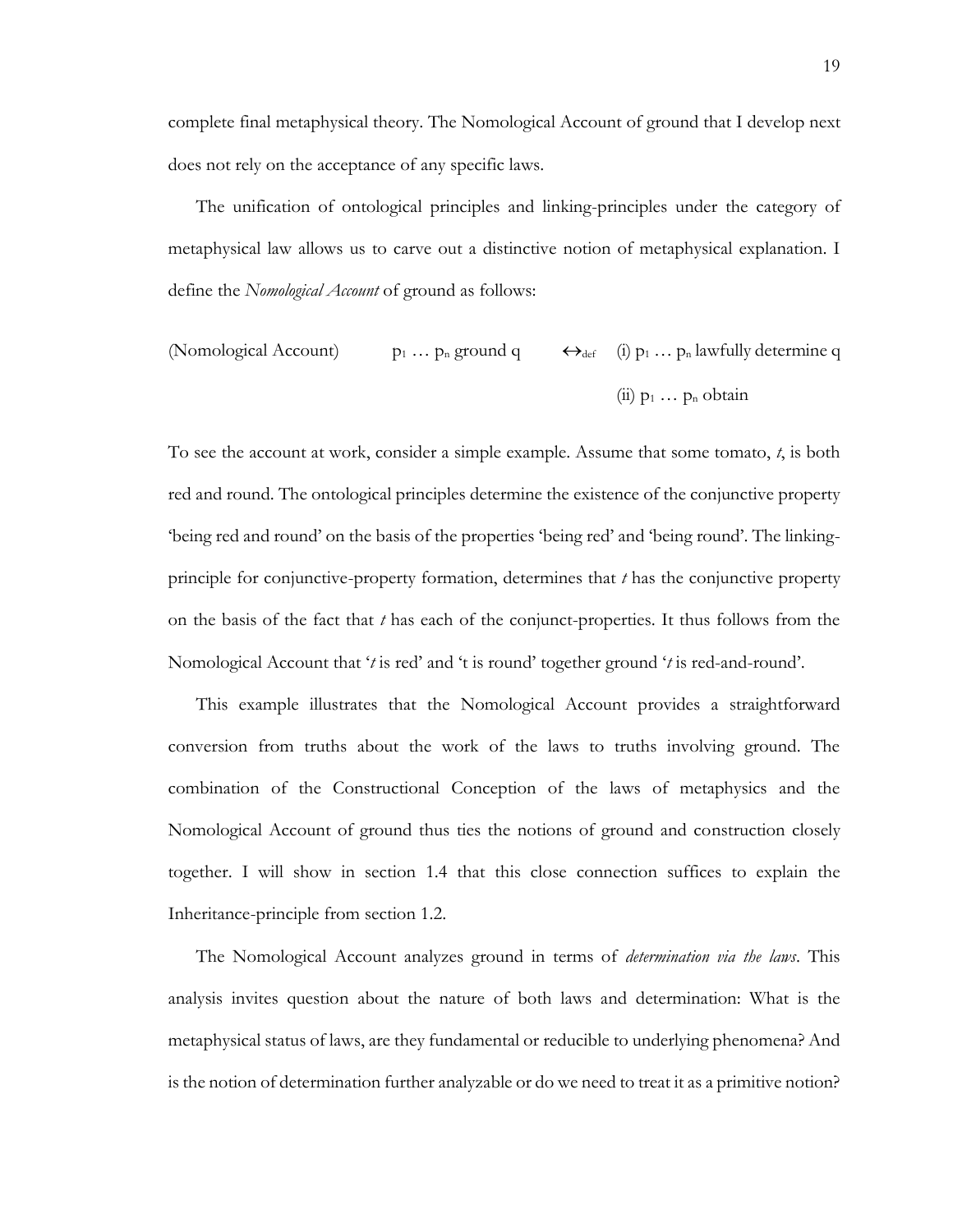complete final metaphysical theory. The Nomological Account of ground that I develop next does not rely on the acceptance of any specific laws.

The unification of ontological principles and linking-principles under the category of metaphysical law allows us to carve out a distinctive notion of metaphysical explanation. I define the *Nomological Account* of ground as follows:

(Nomological Account) $\quad p_1 \ldots p_n$ ground q $\quad \leftrightarrow_{def}$ (i) $p_1 \ldots p_n$ lawfully determine q

(ii) $p_1 \ldots p_n$ obtain

To see the account at work, consider a simple example. Assume that some tomato, *t*, is both red and round. The ontological principles determine the existence of the conjunctive property 'being red and round' on the basis of the properties 'being red' and 'being round'. The linking-principle for conjunctive-property formation, determines that *t* has the conjunctive property on the basis of the fact that *t* has each of the conjunct-properties. It thus follows from the Nomological Account that '*t* is red' and 't is round' together ground '*t* is red-and-round'.

This example illustrates that the Nomological Account provides a straightforward conversion from truths about the work of the laws to truths involving ground. The combination of the Constructional Conception of the laws of metaphysics and the Nomological Account of ground thus ties the notions of ground and construction closely together. I will show in section 1.4 that this close connection suffices to explain the Inheritance-principle from section 1.2.

The Nomological Account analyzes ground in terms of *determination via the laws*. This analysis invites question about the nature of both laws and determination: What is the metaphysical status of laws, are they fundamental or reducible to underlying phenomena? And is the notion of determination further analyzable or do we need to treat it as a primitive notion?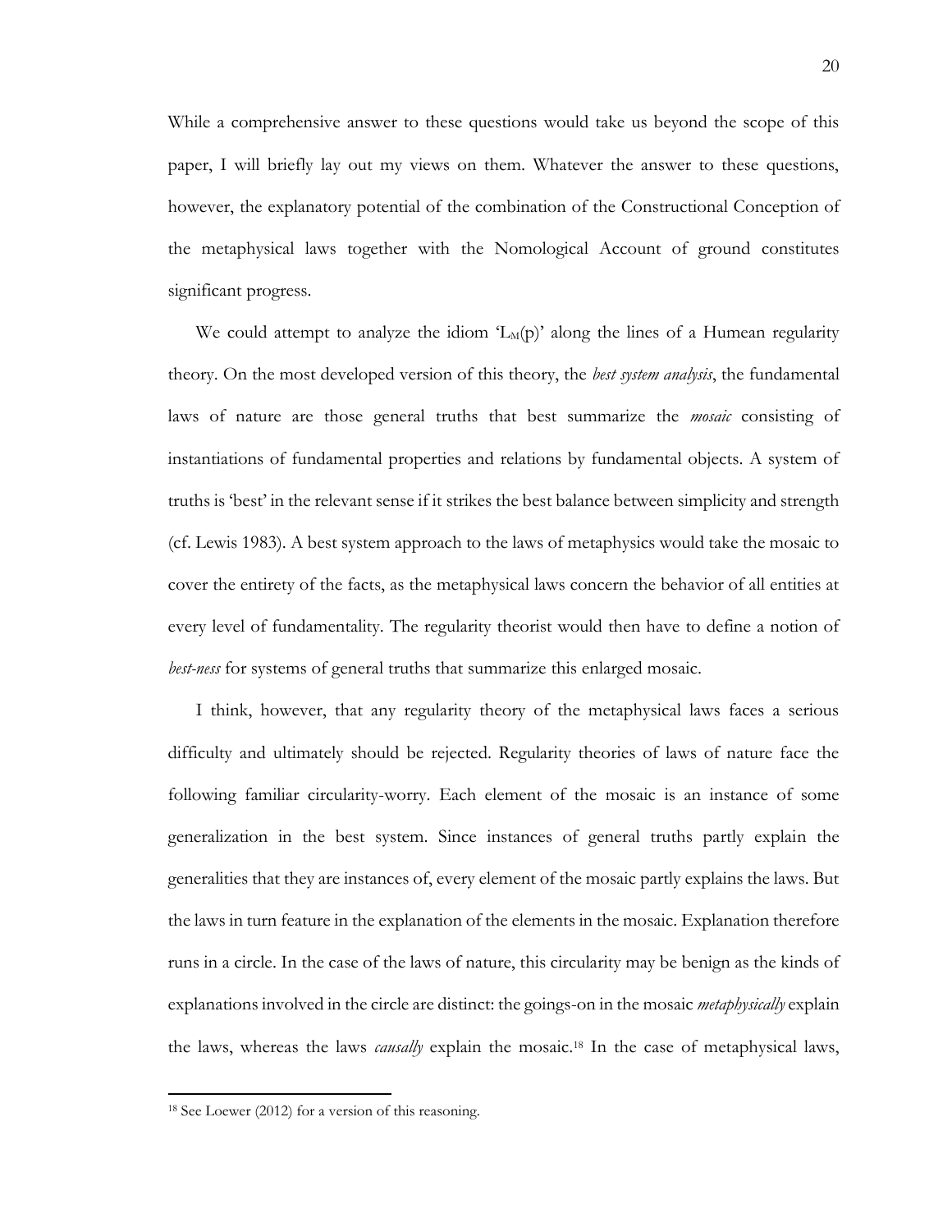While a comprehensive answer to these questions would take us beyond the scope of this paper, I will briefly lay out my views on them. Whatever the answer to these questions, however, the explanatory potential of the combination of the Constructional Conception of the metaphysical laws together with the Nomological Account of ground constitutes significant progress.

We could attempt to analyze the idiom '$L_M(p)$' along the lines of a Humean regularity theory. On the most developed version of this theory, the *best system analysis*, the fundamental laws of nature are those general truths that best summarize the *mosaic* consisting of instantiations of fundamental properties and relations by fundamental objects. A system of truths is 'best' in the relevant sense if it strikes the best balance between simplicity and strength (cf. Lewis 1983). A best system approach to the laws of metaphysics would take the mosaic to cover the entirety of the facts, as the metaphysical laws concern the behavior of all entities at every level of fundamentality. The regularity theorist would then have to define a notion of *best-ness* for systems of general truths that summarize this enlarged mosaic.

I think, however, that any regularity theory of the metaphysical laws faces a serious difficulty and ultimately should be rejected. Regularity theories of laws of nature face the following familiar circularity-worry. Each element of the mosaic is an instance of some generalization in the best system. Since instances of general truths partly explain the generalities that they are instances of, every element of the mosaic partly explains the laws. But the laws in turn feature in the explanation of the elements in the mosaic. Explanation therefore runs in a circle. In the case of the laws of nature, this circularity may be benign as the kinds of explanations involved in the circle are distinct: the goings-on in the mosaic *metaphysically* explain the laws, whereas the laws *causally* explain the mosaic.[18] In the case of metaphysical laws,

[18] See Loewer (2012) for a version of this reasoning.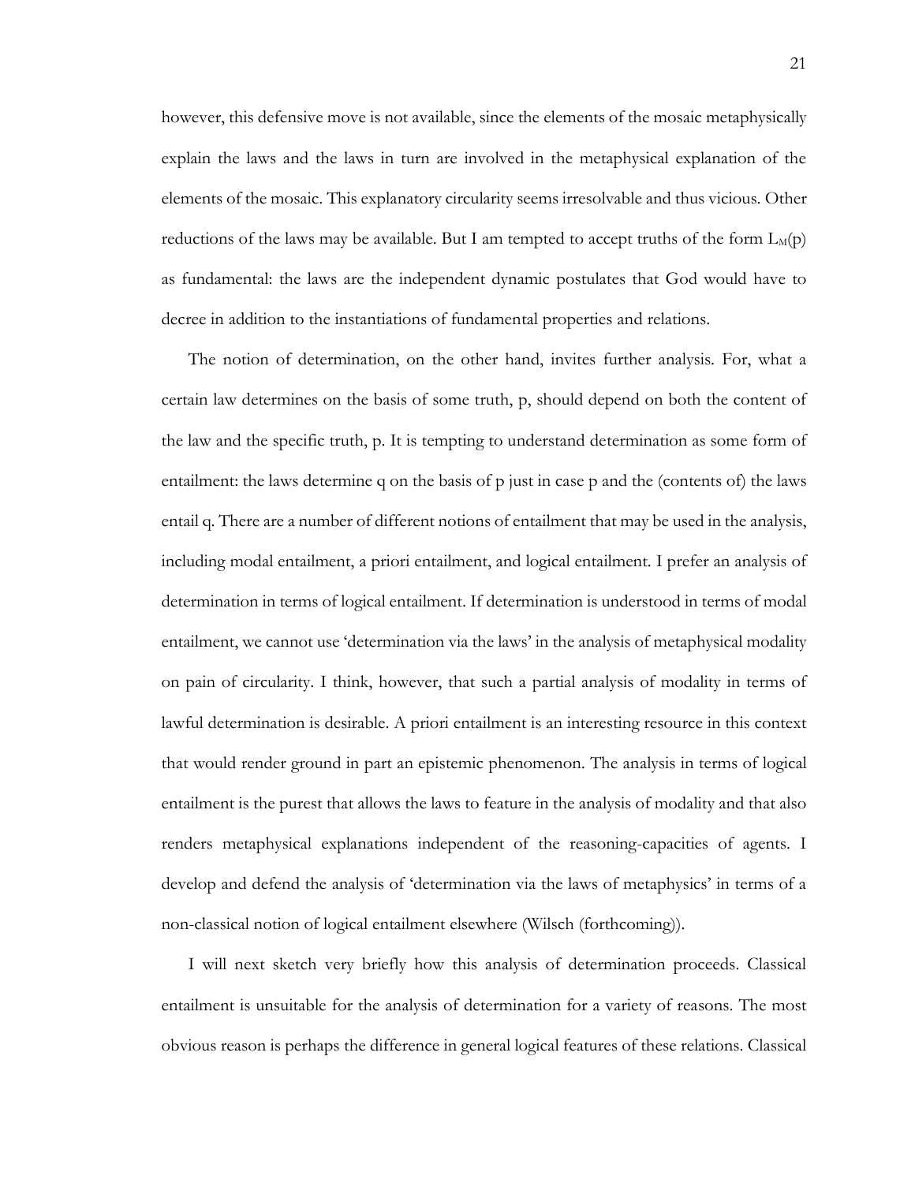however, this defensive move is not available, since the elements of the mosaic metaphysically explain the laws and the laws in turn are involved in the metaphysical explanation of the elements of the mosaic. This explanatory circularity seems irresolvable and thus vicious. Other reductions of the laws may be available. But I am tempted to accept truths of the form $L_M(p)$ as fundamental: the laws are the independent dynamic postulates that God would have to decree in addition to the instantiations of fundamental properties and relations.

The notion of determination, on the other hand, invites further analysis. For, what a certain law determines on the basis of some truth, p, should depend on both the content of the law and the specific truth, p. It is tempting to understand determination as some form of entailment: the laws determine q on the basis of p just in case p and the (contents of) the laws entail q. There are a number of different notions of entailment that may be used in the analysis, including modal entailment, a priori entailment, and logical entailment. I prefer an analysis of determination in terms of logical entailment. If determination is understood in terms of modal entailment, we cannot use 'determination via the laws' in the analysis of metaphysical modality on pain of circularity. I think, however, that such a partial analysis of modality in terms of lawful determination is desirable. A priori entailment is an interesting resource in this context that would render ground in part an epistemic phenomenon. The analysis in terms of logical entailment is the purest that allows the laws to feature in the analysis of modality and that also renders metaphysical explanations independent of the reasoning-capacities of agents. I develop and defend the analysis of 'determination via the laws of metaphysics' in terms of a non-classical notion of logical entailment elsewhere (Wilsch (forthcoming)).

I will next sketch very briefly how this analysis of determination proceeds. Classical entailment is unsuitable for the analysis of determination for a variety of reasons. The most obvious reason is perhaps the difference in general logical features of these relations. Classical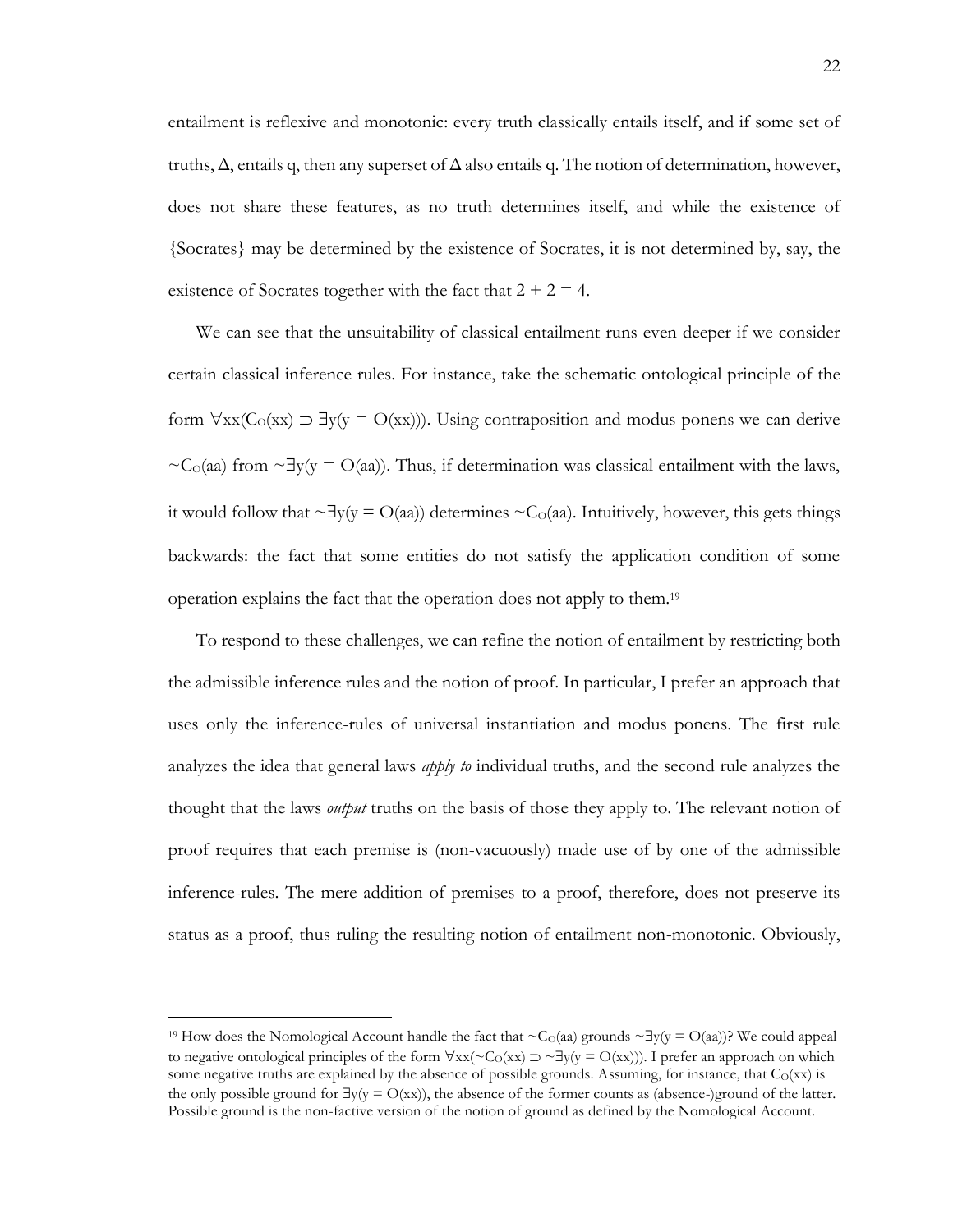entailment is reflexive and monotonic: every truth classically entails itself, and if some set of truths, $\Delta$, entails q, then any superset of $\Delta$ also entails q. The notion of determination, however, does not share these features, as no truth determines itself, and while the existence of {Socrates} may be determined by the existence of Socrates, it is not determined by, say, the existence of Socrates together with the fact that $2 + 2 = 4$.

We can see that the unsuitability of classical entailment runs even deeper if we consider certain classical inference rules. For instance, take the schematic ontological principle of the form $\forall xx(C_O(xx) \supset \exists y(y = O(xx)))$. Using contraposition and modus ponens we can derive $\sim C_O(aa)$ from $\sim\exists y(y = O(aa))$. Thus, if determination was classical entailment with the laws, it would follow that $\sim\exists y(y = O(aa))$ determines $\sim C_O(aa)$. Intuitively, however, this gets things backwards: the fact that some entities do not satisfy the application condition of some operation explains the fact that the operation does not apply to them.[19]

To respond to these challenges, we can refine the notion of entailment by restricting both the admissible inference rules and the notion of proof. In particular, I prefer an approach that uses only the inference-rules of universal instantiation and modus ponens. The first rule analyzes the idea that general laws *apply to* individual truths, and the second rule analyzes the thought that the laws *output* truths on the basis of those they apply to. The relevant notion of proof requires that each premise is (non-vacuously) made use of by one of the admissible inference-rules. The mere addition of premises to a proof, therefore, does not preserve its status as a proof, thus ruling the resulting notion of entailment non-monotonic. Obviously,

[19] How does the Nomological Account handle the fact that $\sim C_O(aa)$ grounds $\sim\exists y(y = O(aa))$? We could appeal to negative ontological principles of the form $\forall xx(\sim C_O(xx) \supset \sim\exists y(y = O(xx)))$. I prefer an approach on which some negative truths are explained by the absence of possible grounds. Assuming, for instance, that $C_O(xx)$ is the only possible ground for $\exists y(y = O(xx))$, the absence of the former counts as (absence-)ground of the latter. Possible ground is the non-factive version of the notion of ground as defined by the Nomological Account.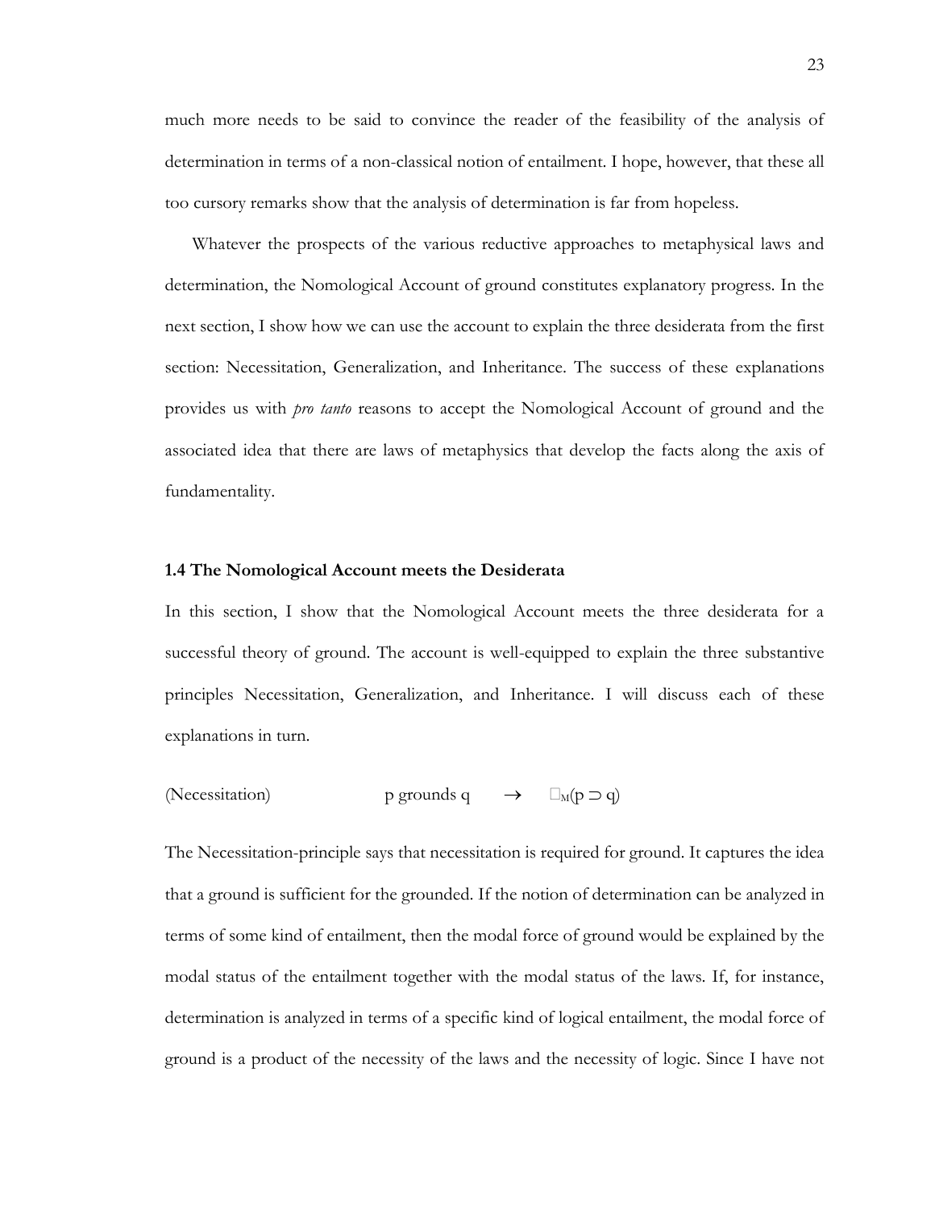much more needs to be said to convince the reader of the feasibility of the analysis of determination in terms of a non-classical notion of entailment. I hope, however, that these all too cursory remarks show that the analysis of determination is far from hopeless.

Whatever the prospects of the various reductive approaches to metaphysical laws and determination, the Nomological Account of ground constitutes explanatory progress. In the next section, I show how we can use the account to explain the three desiderata from the first section: Necessitation, Generalization, and Inheritance. The success of these explanations provides us with *pro tanto* reasons to accept the Nomological Account of ground and the associated idea that there are laws of metaphysics that develop the facts along the axis of fundamentality.

### 1.4 The Nomological Account meets the Desiderata

In this section, I show that the Nomological Account meets the three desiderata for a successful theory of ground. The account is well-equipped to explain the three substantive principles Necessitation, Generalization, and Inheritance. I will discuss each of these explanations in turn.

(Necessitation) $\quad$ p grounds q $\rightarrow$ $\Box_M(p \supset q)$

The Necessitation-principle says that necessitation is required for ground. It captures the idea that a ground is sufficient for the grounded. If the notion of determination can be analyzed in terms of some kind of entailment, then the modal force of ground would be explained by the modal status of the entailment together with the modal status of the laws. If, for instance, determination is analyzed in terms of a specific kind of logical entailment, the modal force of ground is a product of the necessity of the laws and the necessity of logic. Since I have not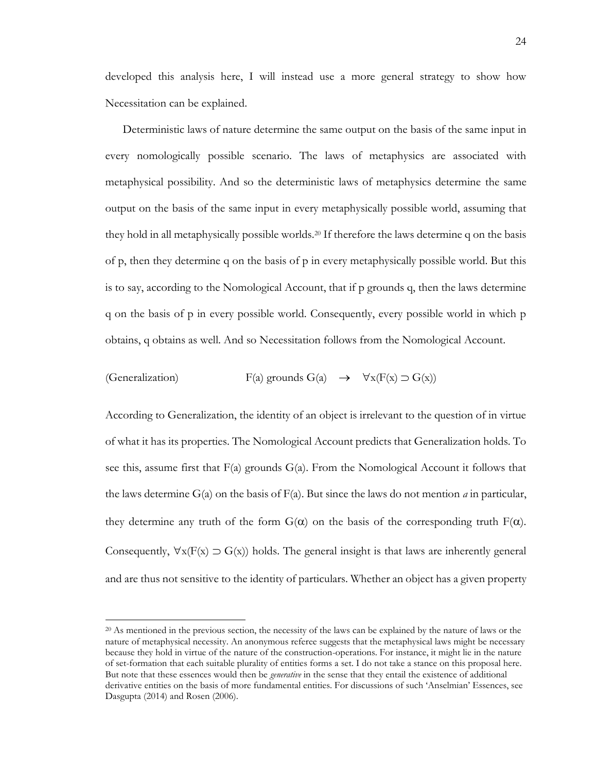developed this analysis here, I will instead use a more general strategy to show how Necessitation can be explained.

Deterministic laws of nature determine the same output on the basis of the same input in every nomologically possible scenario. The laws of metaphysics are associated with metaphysical possibility. And so the deterministic laws of metaphysics determine the same output on the basis of the same input in every metaphysically possible world, assuming that they hold in all metaphysically possible worlds.[20] If therefore the laws determine q on the basis of p, then they determine q on the basis of p in every metaphysically possible world. But this is to say, according to the Nomological Account, that if p grounds q, then the laws determine q on the basis of p in every possible world. Consequently, every possible world in which p obtains, q obtains as well. And so Necessitation follows from the Nomological Account.

(Generalization) $\quad F(a)$ grounds $G(a) \quad \rightarrow \quad \forall x(F(x) \supset G(x))$

According to Generalization, the identity of an object is irrelevant to the question of in virtue of what it has its properties. The Nomological Account predicts that Generalization holds. To see this, assume first that $F(a)$ grounds $G(a)$. From the Nomological Account it follows that the laws determine $G(a)$ on the basis of $F(a)$. But since the laws do not mention *a* in particular, they determine any truth of the form $G(\alpha)$ on the basis of the corresponding truth $F(\alpha)$. Consequently, $\forall x(F(x) \supset G(x))$ holds. The general insight is that laws are inherently general and are thus not sensitive to the identity of particulars. Whether an object has a given property

[20] As mentioned in the previous section, the necessity of the laws can be explained by the nature of laws or the nature of metaphysical necessity. An anonymous referee suggests that the metaphysical laws might be necessary because they hold in virtue of the nature of the construction-operations. For instance, it might lie in the nature of set-formation that each suitable plurality of entities forms a set. I do not take a stance on this proposal here. But note that these essences would then be *generative* in the sense that they entail the existence of additional derivative entities on the basis of more fundamental entities. For discussions of such 'Anselmian' Essences, see Dasgupta (2014) and Rosen (2006).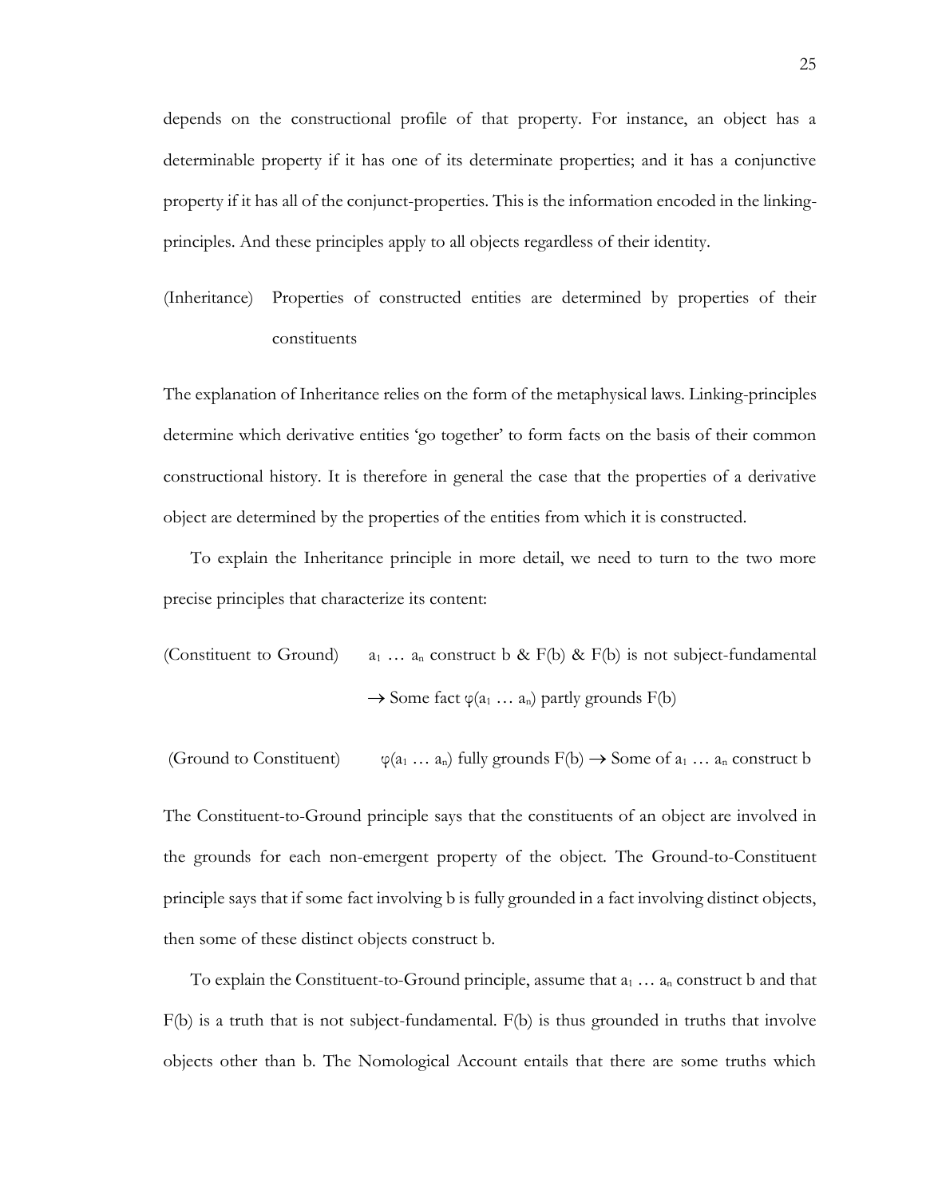depends on the constructional profile of that property. For instance, an object has a determinable property if it has one of its determinate properties; and it has a conjunctive property if it has all of the conjunct-properties. This is the information encoded in the linking-principles. And these principles apply to all objects regardless of their identity.

(Inheritance) Properties of constructed entities are determined by properties of their constituents

The explanation of Inheritance relies on the form of the metaphysical laws. Linking-principles determine which derivative entities 'go together' to form facts on the basis of their common constructional history. It is therefore in general the case that the properties of a derivative object are determined by the properties of the entities from which it is constructed.

To explain the Inheritance principle in more detail, we need to turn to the two more precise principles that characterize its content:

(Constituent to Ground) $a_1 \dots a_n$ construct b & F(b) & F(b) is not subject-fundamental $\rightarrow$ Some fact $\varphi(a_1 \dots a_n)$ partly grounds F(b)

(Ground to Constituent) $\varphi(a_1 \dots a_n)$ fully grounds F(b) $\rightarrow$ Some of $a_1 \dots a_n$ construct b

The Constituent-to-Ground principle says that the constituents of an object are involved in the grounds for each non-emergent property of the object. The Ground-to-Constituent principle says that if some fact involving b is fully grounded in a fact involving distinct objects, then some of these distinct objects construct b.

To explain the Constituent-to-Ground principle, assume that $a_1 \dots a_n$ construct b and that F(b) is a truth that is not subject-fundamental. F(b) is thus grounded in truths that involve objects other than b. The Nomological Account entails that there are some truths which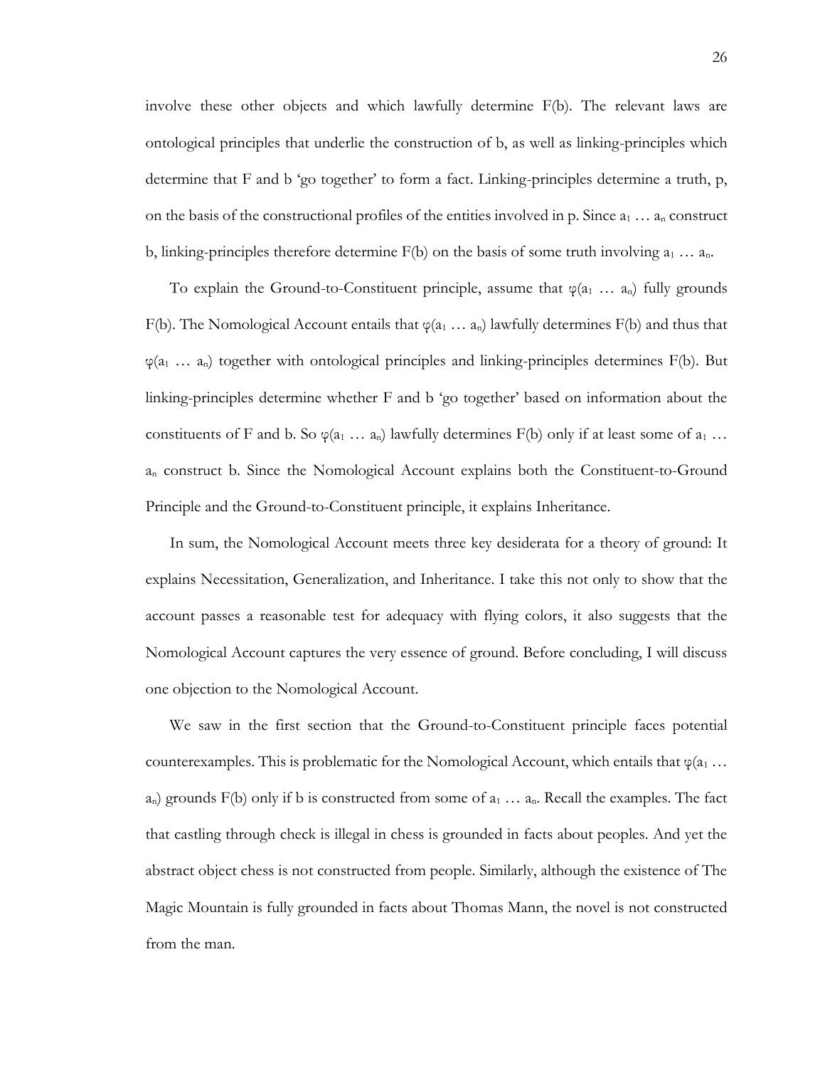involve these other objects and which lawfully determine F(b). The relevant laws are ontological principles that underlie the construction of b, as well as linking-principles which determine that F and b 'go together' to form a fact. Linking-principles determine a truth, p, on the basis of the constructional profiles of the entities involved in p. Since $a_1 \ldots a_n$ construct b, linking-principles therefore determine F(b) on the basis of some truth involving $a_1 \ldots a_n$.

To explain the Ground-to-Constituent principle, assume that $\varphi(a_1 \ldots a_n)$ fully grounds F(b). The Nomological Account entails that $\varphi(a_1 \ldots a_n)$ lawfully determines F(b) and thus that $\varphi(a_1 \ldots a_n)$ together with ontological principles and linking-principles determines F(b). But linking-principles determine whether F and b 'go together' based on information about the constituents of F and b. So $\varphi(a_1 \ldots a_n)$ lawfully determines F(b) only if at least some of $a_1 \ldots a_n$ construct b. Since the Nomological Account explains both the Constituent-to-Ground Principle and the Ground-to-Constituent principle, it explains Inheritance.

In sum, the Nomological Account meets three key desiderata for a theory of ground: It explains Necessitation, Generalization, and Inheritance. I take this not only to show that the account passes a reasonable test for adequacy with flying colors, it also suggests that the Nomological Account captures the very essence of ground. Before concluding, I will discuss one objection to the Nomological Account.

We saw in the first section that the Ground-to-Constituent principle faces potential counterexamples. This is problematic for the Nomological Account, which entails that $\varphi(a_1 \ldots a_n)$ grounds F(b) only if b is constructed from some of $a_1 \ldots a_n$. Recall the examples. The fact that castling through check is illegal in chess is grounded in facts about peoples. And yet the abstract object chess is not constructed from people. Similarly, although the existence of The Magic Mountain is fully grounded in facts about Thomas Mann, the novel is not constructed from the man.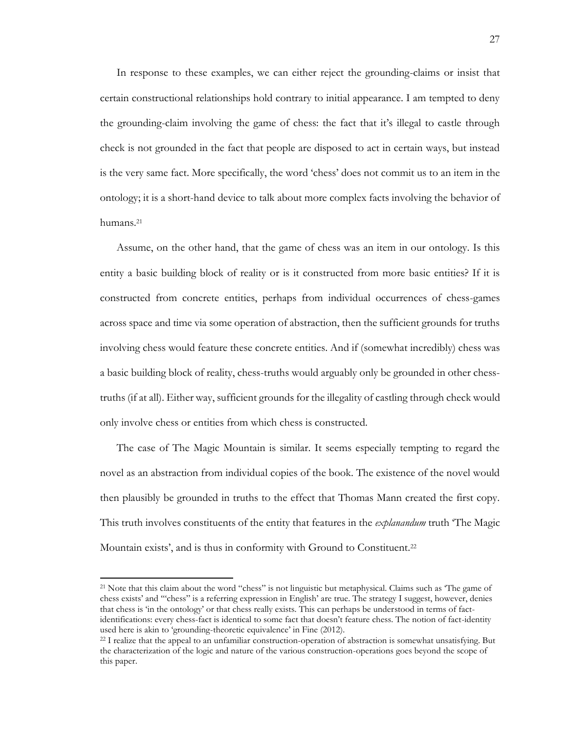In response to these examples, we can either reject the grounding-claims or insist that certain constructional relationships hold contrary to initial appearance. I am tempted to deny the grounding-claim involving the game of chess: the fact that it's illegal to castle through check is not grounded in the fact that people are disposed to act in certain ways, but instead is the very same fact. More specifically, the word 'chess' does not commit us to an item in the ontology; it is a short-hand device to talk about more complex facts involving the behavior of humans.[21]

Assume, on the other hand, that the game of chess was an item in our ontology. Is this entity a basic building block of reality or is it constructed from more basic entities? If it is constructed from concrete entities, perhaps from individual occurrences of chess-games across space and time via some operation of abstraction, then the sufficient grounds for truths involving chess would feature these concrete entities. And if (somewhat incredibly) chess was a basic building block of reality, chess-truths would arguably only be grounded in other chess-truths (if at all). Either way, sufficient grounds for the illegality of castling through check would only involve chess or entities from which chess is constructed.

The case of The Magic Mountain is similar. It seems especially tempting to regard the novel as an abstraction from individual copies of the book. The existence of the novel would then plausibly be grounded in truths to the effect that Thomas Mann created the first copy. This truth involves constituents of the entity that features in the *explanandum* truth 'The Magic Mountain exists', and is thus in conformity with Ground to Constituent.[22]

---

[21] Note that this claim about the word "chess" is not linguistic but metaphysical. Claims such as 'The game of chess exists' and '"chess" is a referring expression in English' are true. The strategy I suggest, however, denies that chess is 'in the ontology' or that chess really exists. This can perhaps be understood in terms of fact-identifications: every chess-fact is identical to some fact that doesn't feature chess. The notion of fact-identity used here is akin to 'grounding-theoretic equivalence' in Fine (2012).

[22] I realize that the appeal to an unfamiliar construction-operation of abstraction is somewhat unsatisfying. But the characterization of the logic and nature of the various construction-operations goes beyond the scope of this paper.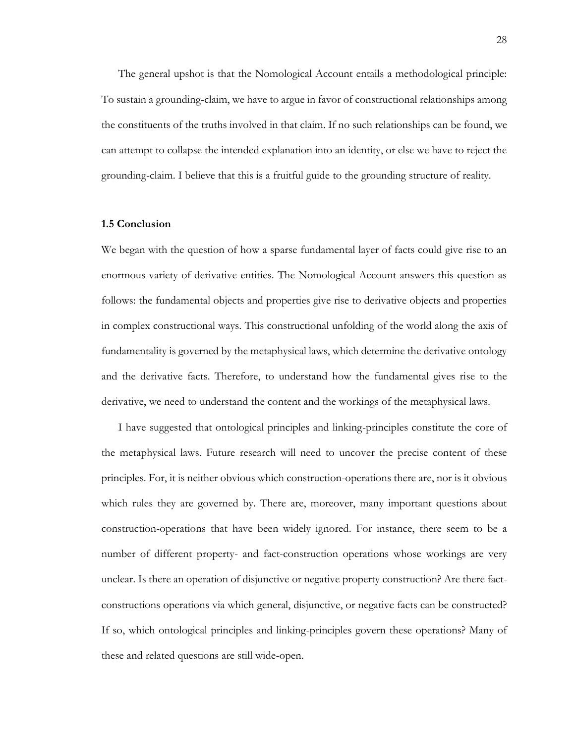The general upshot is that the Nomological Account entails a methodological principle: To sustain a grounding-claim, we have to argue in favor of constructional relationships among the constituents of the truths involved in that claim. If no such relationships can be found, we can attempt to collapse the intended explanation into an identity, or else we have to reject the grounding-claim. I believe that this is a fruitful guide to the grounding structure of reality.

### 1.5 Conclusion

We began with the question of how a sparse fundamental layer of facts could give rise to an enormous variety of derivative entities. The Nomological Account answers this question as follows: the fundamental objects and properties give rise to derivative objects and properties in complex constructional ways. This constructional unfolding of the world along the axis of fundamentality is governed by the metaphysical laws, which determine the derivative ontology and the derivative facts. Therefore, to understand how the fundamental gives rise to the derivative, we need to understand the content and the workings of the metaphysical laws.

I have suggested that ontological principles and linking-principles constitute the core of the metaphysical laws. Future research will need to uncover the precise content of these principles. For, it is neither obvious which construction-operations there are, nor is it obvious which rules they are governed by. There are, moreover, many important questions about construction-operations that have been widely ignored. For instance, there seem to be a number of different property- and fact-construction operations whose workings are very unclear. Is there an operation of disjunctive or negative property construction? Are there fact-constructions operations via which general, disjunctive, or negative facts can be constructed? If so, which ontological principles and linking-principles govern these operations? Many of these and related questions are still wide-open.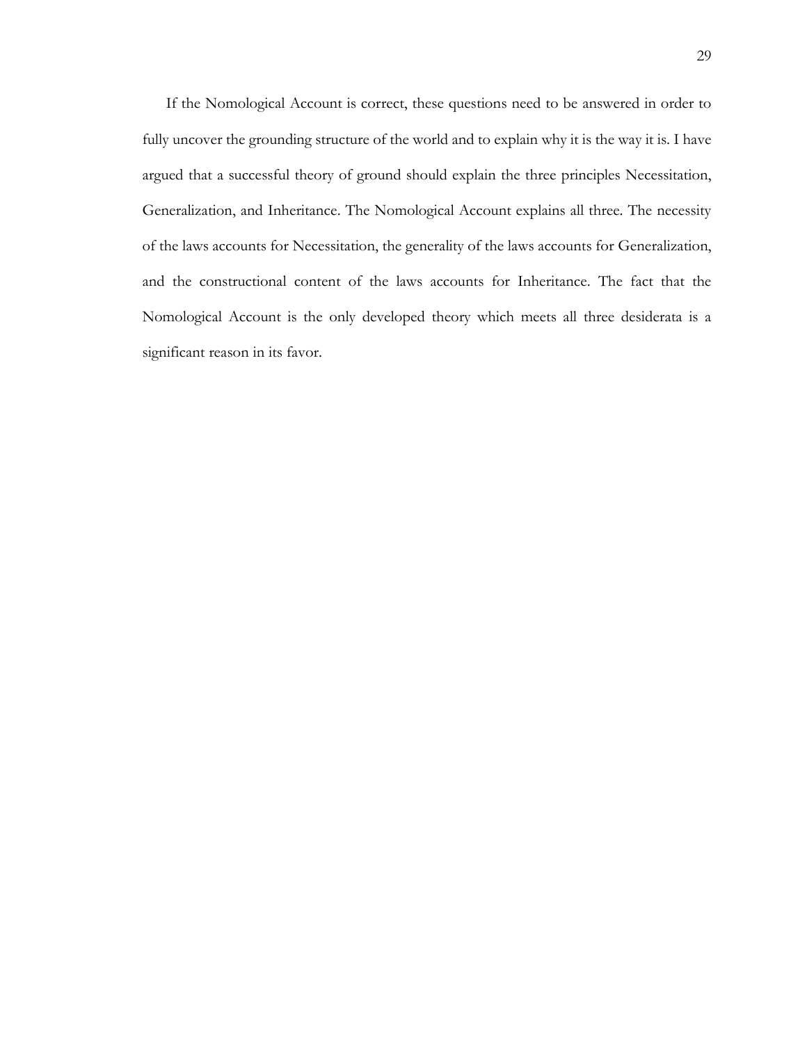If the Nomological Account is correct, these questions need to be answered in order to fully uncover the grounding structure of the world and to explain why it is the way it is. I have argued that a successful theory of ground should explain the three principles Necessitation, Generalization, and Inheritance. The Nomological Account explains all three. The necessity of the laws accounts for Necessitation, the generality of the laws accounts for Generalization, and the constructional content of the laws accounts for Inheritance. The fact that the Nomological Account is the only developed theory which meets all three desiderata is a significant reason in its favor.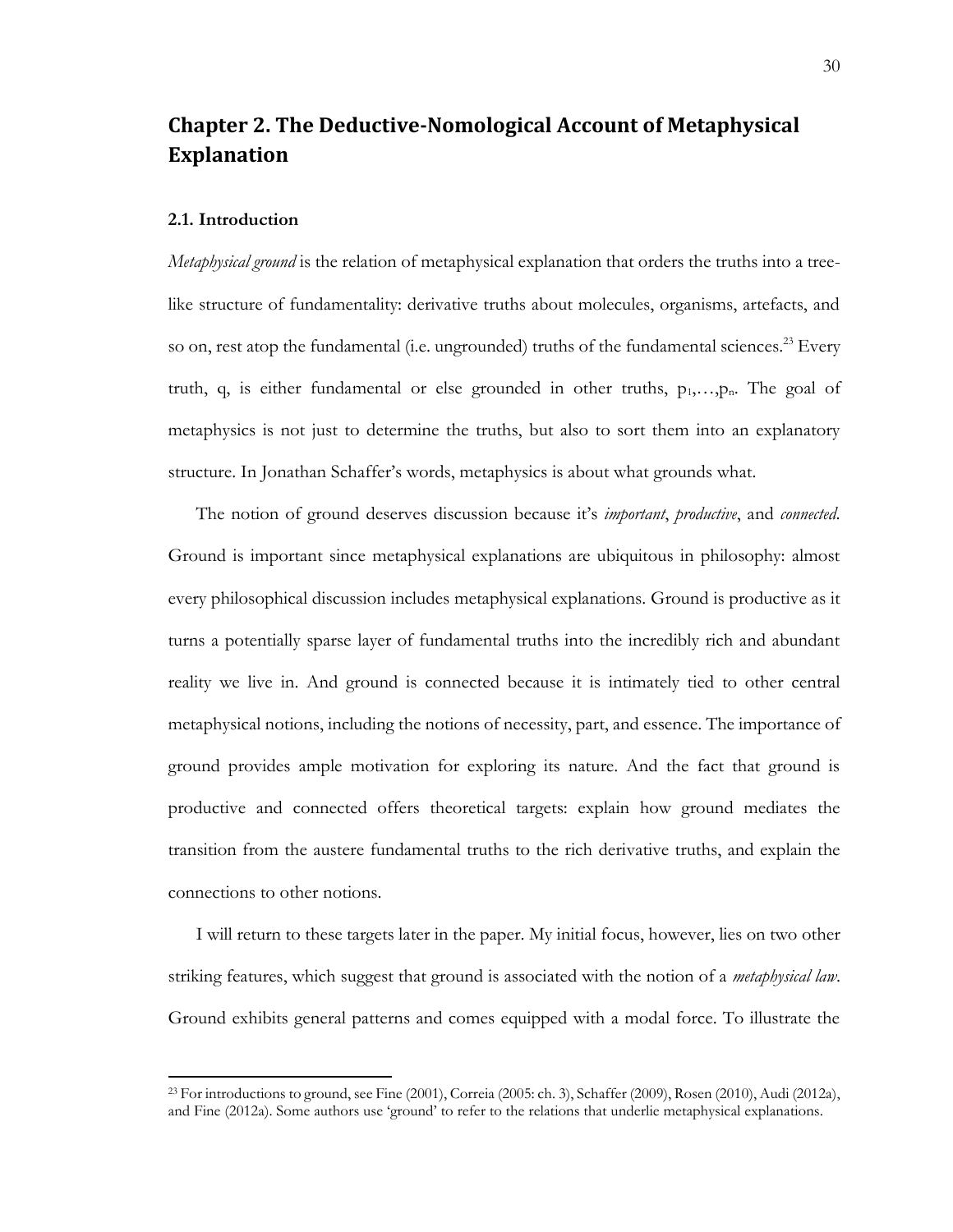# Chapter 2. The Deductive-Nomological Account of Metaphysical Explanation

## 2.1. Introduction

*Metaphysical ground* is the relation of metaphysical explanation that orders the truths into a tree-like structure of fundamentality: derivative truths about molecules, organisms, artefacts, and so on, rest atop the fundamental (i.e. ungrounded) truths of the fundamental sciences.[23] Every truth, q, is either fundamental or else grounded in other truths, $p_1,\ldots,p_n$. The goal of metaphysics is not just to determine the truths, but also to sort them into an explanatory structure. In Jonathan Schaffer's words, metaphysics is about what grounds what.

The notion of ground deserves discussion because it's *important*, *productive*, and *connected*. Ground is important since metaphysical explanations are ubiquitous in philosophy: almost every philosophical discussion includes metaphysical explanations. Ground is productive as it turns a potentially sparse layer of fundamental truths into the incredibly rich and abundant reality we live in. And ground is connected because it is intimately tied to other central metaphysical notions, including the notions of necessity, part, and essence. The importance of ground provides ample motivation for exploring its nature. And the fact that ground is productive and connected offers theoretical targets: explain how ground mediates the transition from the austere fundamental truths to the rich derivative truths, and explain the connections to other notions.

I will return to these targets later in the paper. My initial focus, however, lies on two other striking features, which suggest that ground is associated with the notion of a *metaphysical law*. Ground exhibits general patterns and comes equipped with a modal force. To illustrate the

[23] For introductions to ground, see Fine (2001), Correia (2005: ch. 3), Schaffer (2009), Rosen (2010), Audi (2012a), and Fine (2012a). Some authors use 'ground' to refer to the relations that underlie metaphysical explanations.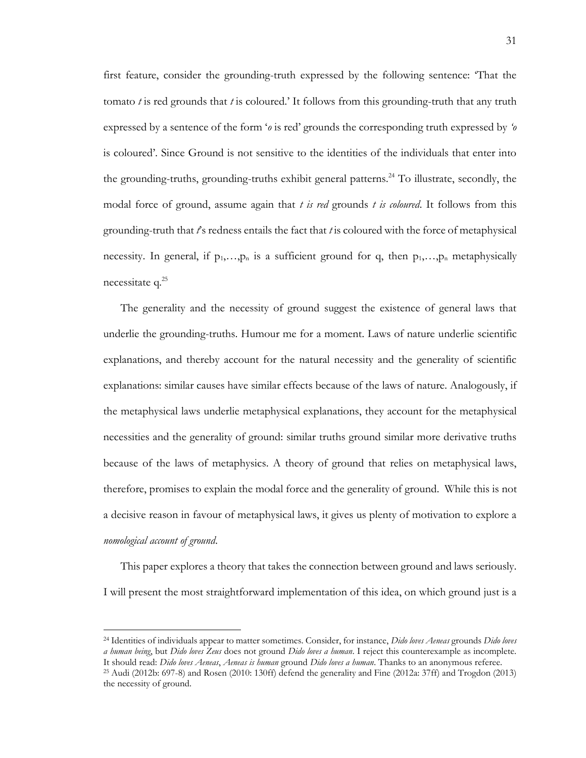first feature, consider the grounding-truth expressed by the following sentence: 'That the tomato *t* is red grounds that *t* is coloured.' It follows from this grounding-truth that any truth expressed by a sentence of the form '*o* is red' grounds the corresponding truth expressed by *'o* is coloured'. Since Ground is not sensitive to the identities of the individuals that enter into the grounding-truths, grounding-truths exhibit general patterns.[24] To illustrate, secondly, the modal force of ground, assume again that *t is red* grounds *t is coloured*. It follows from this grounding-truth that *t*'s redness entails the fact that *t* is coloured with the force of metaphysical necessity. In general, if $p_1,\ldots,p_n$ is a sufficient ground for q, then $p_1,\ldots,p_n$ metaphysically necessitate q.[25]

The generality and the necessity of ground suggest the existence of general laws that underlie the grounding-truths. Humour me for a moment. Laws of nature underlie scientific explanations, and thereby account for the natural necessity and the generality of scientific explanations: similar causes have similar effects because of the laws of nature. Analogously, if the metaphysical laws underlie metaphysical explanations, they account for the metaphysical necessities and the generality of ground: similar truths ground similar more derivative truths because of the laws of metaphysics. A theory of ground that relies on metaphysical laws, therefore, promises to explain the modal force and the generality of ground. While this is not a decisive reason in favour of metaphysical laws, it gives us plenty of motivation to explore a *nomological account of ground*.

This paper explores a theory that takes the connection between ground and laws seriously. I will present the most straightforward implementation of this idea, on which ground just is a

---

[24] Identities of individuals appear to matter sometimes. Consider, for instance, *Dido loves Aeneas* grounds *Dido loves a human being*, but *Dido loves Zeus* does not ground *Dido loves a human*. I reject this counterexample as incomplete. It should read: *Dido loves Aeneas*, *Aeneas is human* ground *Dido loves a human*. Thanks to an anonymous referee.

[25] Audi (2012b: 697-8) and Rosen (2010: 130ff) defend the generality and Fine (2012a: 37ff) and Trogdon (2013) the necessity of ground.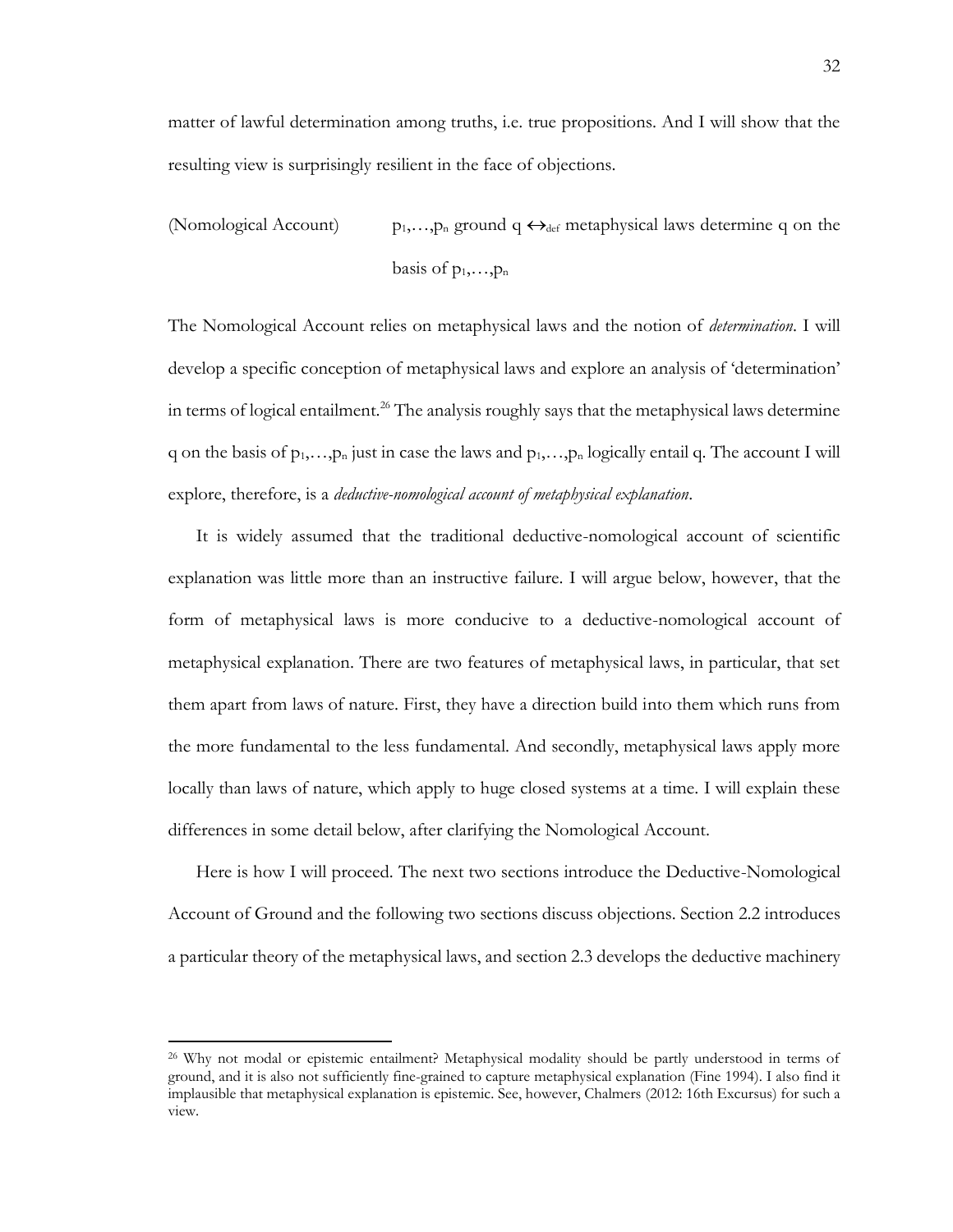matter of lawful determination among truths, i.e. true propositions. And I will show that the resulting view is surprisingly resilient in the face of objections.

(Nomological Account) $p_1,\ldots,p_n$ ground q $\leftrightarrow_{def}$ metaphysical laws determine q on the basis of $p_1,\ldots,p_n$

The Nomological Account relies on metaphysical laws and the notion of *determination*. I will develop a specific conception of metaphysical laws and explore an analysis of 'determination' in terms of logical entailment.[26] The analysis roughly says that the metaphysical laws determine q on the basis of $p_1,\ldots,p_n$ just in case the laws and $p_1,\ldots,p_n$ logically entail q. The account I will explore, therefore, is a *deductive-nomological account of metaphysical explanation*.

It is widely assumed that the traditional deductive-nomological account of scientific explanation was little more than an instructive failure. I will argue below, however, that the form of metaphysical laws is more conducive to a deductive-nomological account of metaphysical explanation. There are two features of metaphysical laws, in particular, that set them apart from laws of nature. First, they have a direction build into them which runs from the more fundamental to the less fundamental. And secondly, metaphysical laws apply more locally than laws of nature, which apply to huge closed systems at a time. I will explain these differences in some detail below, after clarifying the Nomological Account.

Here is how I will proceed. The next two sections introduce the Deductive-Nomological Account of Ground and the following two sections discuss objections. Section 2.2 introduces a particular theory of the metaphysical laws, and section 2.3 develops the deductive machinery

[26] Why not modal or epistemic entailment? Metaphysical modality should be partly understood in terms of ground, and it is also not sufficiently fine-grained to capture metaphysical explanation (Fine 1994). I also find it implausible that metaphysical explanation is epistemic. See, however, Chalmers (2012: 16th Excursus) for such a view.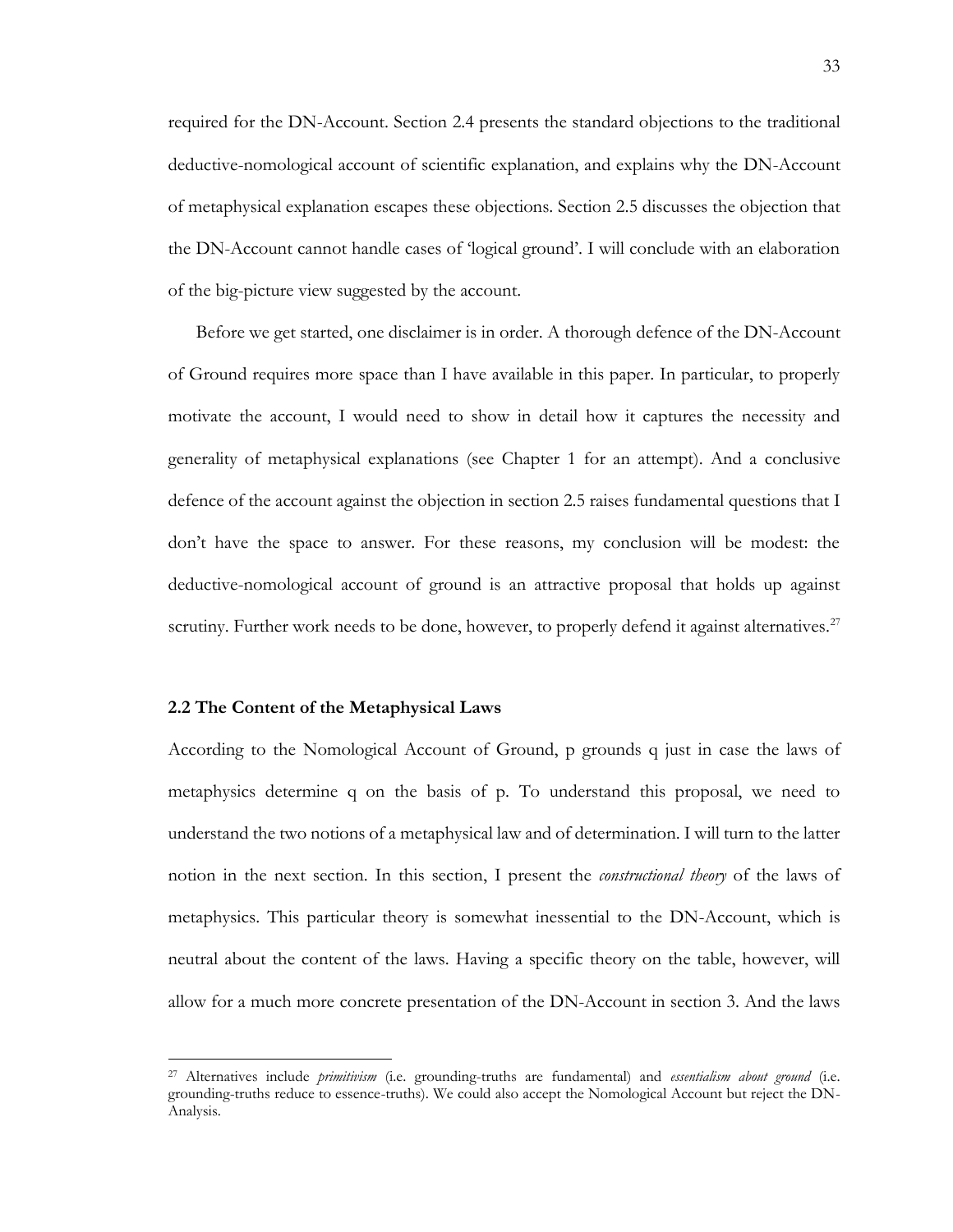required for the DN-Account. Section 2.4 presents the standard objections to the traditional deductive-nomological account of scientific explanation, and explains why the DN-Account of metaphysical explanation escapes these objections. Section 2.5 discusses the objection that the DN-Account cannot handle cases of 'logical ground'. I will conclude with an elaboration of the big-picture view suggested by the account.

Before we get started, one disclaimer is in order. A thorough defence of the DN-Account of Ground requires more space than I have available in this paper. In particular, to properly motivate the account, I would need to show in detail how it captures the necessity and generality of metaphysical explanations (see Chapter 1 for an attempt). And a conclusive defence of the account against the objection in section 2.5 raises fundamental questions that I don't have the space to answer. For these reasons, my conclusion will be modest: the deductive-nomological account of ground is an attractive proposal that holds up against scrutiny. Further work needs to be done, however, to properly defend it against alternatives.[27]

### 2.2 The Content of the Metaphysical Laws

According to the Nomological Account of Ground, p grounds q just in case the laws of metaphysics determine q on the basis of p. To understand this proposal, we need to understand the two notions of a metaphysical law and of determination. I will turn to the latter notion in the next section. In this section, I present the *constructional theory* of the laws of metaphysics. This particular theory is somewhat inessential to the DN-Account, which is neutral about the content of the laws. Having a specific theory on the table, however, will allow for a much more concrete presentation of the DN-Account in section 3. And the laws

---

[27] Alternatives include *primitivism* (i.e. grounding-truths are fundamental) and *essentialism about ground* (i.e. grounding-truths reduce to essence-truths). We could also accept the Nomological Account but reject the DN-Analysis.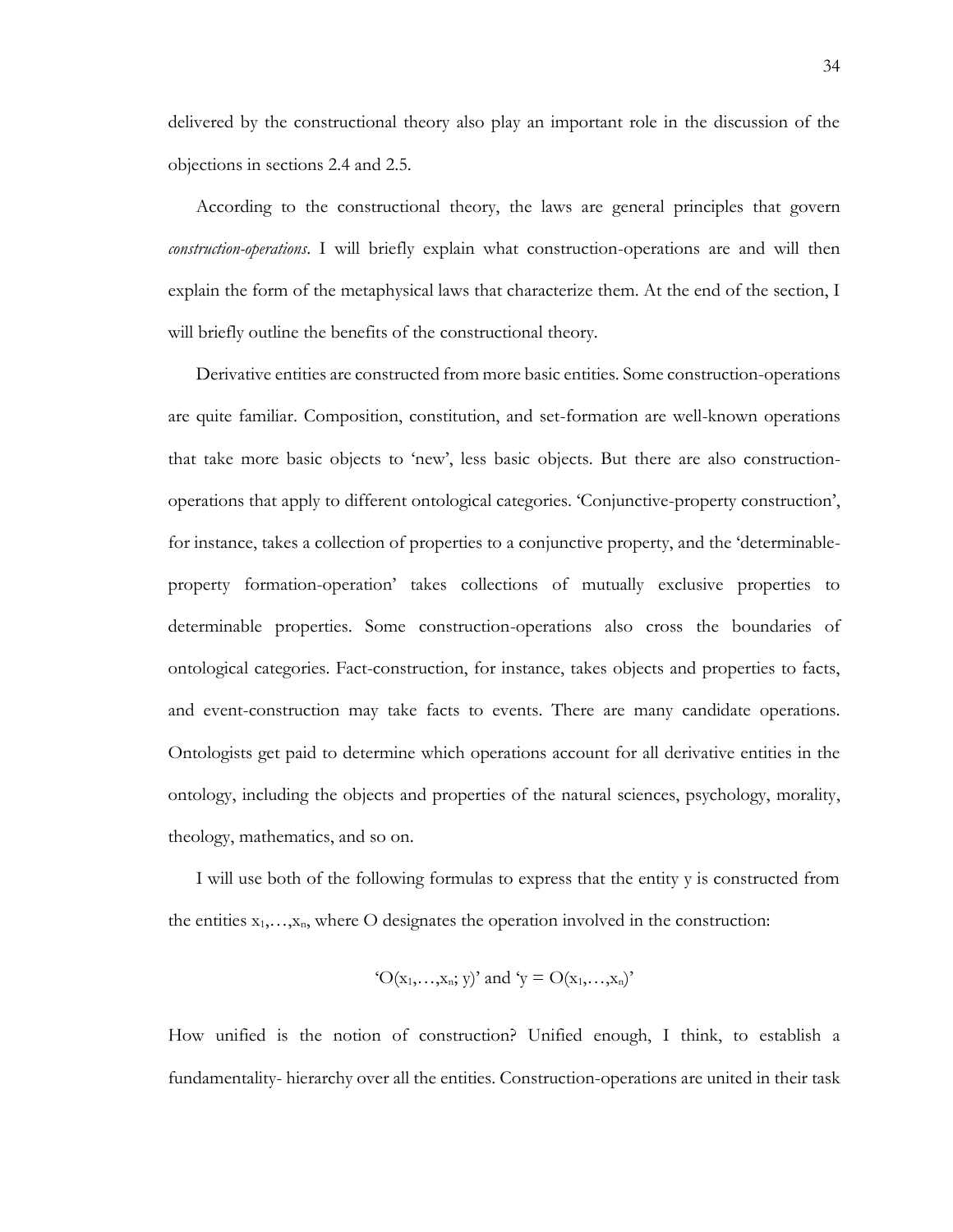delivered by the constructional theory also play an important role in the discussion of the objections in sections 2.4 and 2.5.

According to the constructional theory, the laws are general principles that govern *construction-operations*. I will briefly explain what construction-operations are and will then explain the form of the metaphysical laws that characterize them. At the end of the section, I will briefly outline the benefits of the constructional theory.

Derivative entities are constructed from more basic entities. Some construction-operations are quite familiar. Composition, constitution, and set-formation are well-known operations that take more basic objects to 'new', less basic objects. But there are also construction-operations that apply to different ontological categories. 'Conjunctive-property construction', for instance, takes a collection of properties to a conjunctive property, and the 'determinable-property formation-operation' takes collections of mutually exclusive properties to determinable properties. Some construction-operations also cross the boundaries of ontological categories. Fact-construction, for instance, takes objects and properties to facts, and event-construction may take facts to events. There are many candidate operations. Ontologists get paid to determine which operations account for all derivative entities in the ontology, including the objects and properties of the natural sciences, psychology, morality, theology, mathematics, and so on.

I will use both of the following formulas to express that the entity y is constructed from the entities $x_1,\ldots,x_n$, where O designates the operation involved in the construction:

$$\text{`}O(x_1,\ldots,x_n;\, y)\text{' and `}y = O(x_1,\ldots,x_n)\text{'}$$

How unified is the notion of construction? Unified enough, I think, to establish a fundamentality- hierarchy over all the entities. Construction-operations are united in their task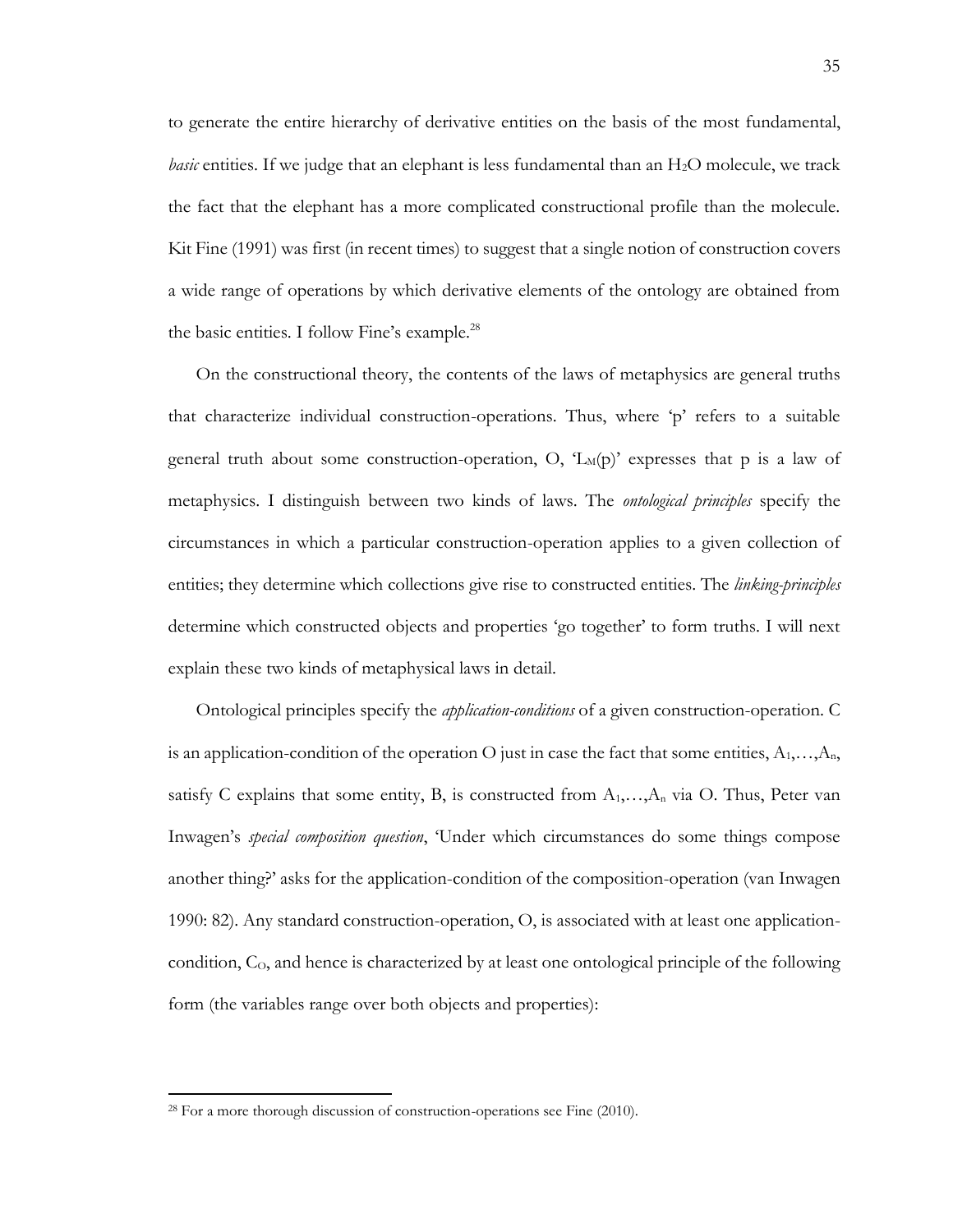to generate the entire hierarchy of derivative entities on the basis of the most fundamental, *basic* entities. If we judge that an elephant is less fundamental than an $H_2O$ molecule, we track the fact that the elephant has a more complicated constructional profile than the molecule. Kit Fine (1991) was first (in recent times) to suggest that a single notion of construction covers a wide range of operations by which derivative elements of the ontology are obtained from the basic entities. I follow Fine's example.[28]

On the constructional theory, the contents of the laws of metaphysics are general truths that characterize individual construction-operations. Thus, where 'p' refers to a suitable general truth about some construction-operation, O, '$L_M(p)$' expresses that p is a law of metaphysics. I distinguish between two kinds of laws. The *ontological principles* specify the circumstances in which a particular construction-operation applies to a given collection of entities; they determine which collections give rise to constructed entities. The *linking-principles* determine which constructed objects and properties 'go together' to form truths. I will next explain these two kinds of metaphysical laws in detail.

Ontological principles specify the *application-conditions* of a given construction-operation. C is an application-condition of the operation O just in case the fact that some entities, $A_1,\ldots,A_n$, satisfy C explains that some entity, B, is constructed from $A_1,\ldots,A_n$ via O. Thus, Peter van Inwagen's *special composition question*, 'Under which circumstances do some things compose another thing?' asks for the application-condition of the composition-operation (van Inwagen 1990: 82). Any standard construction-operation, O, is associated with at least one application-condition, $C_O$, and hence is characterized by at least one ontological principle of the following form (the variables range over both objects and properties):

[28] For a more thorough discussion of construction-operations see Fine (2010).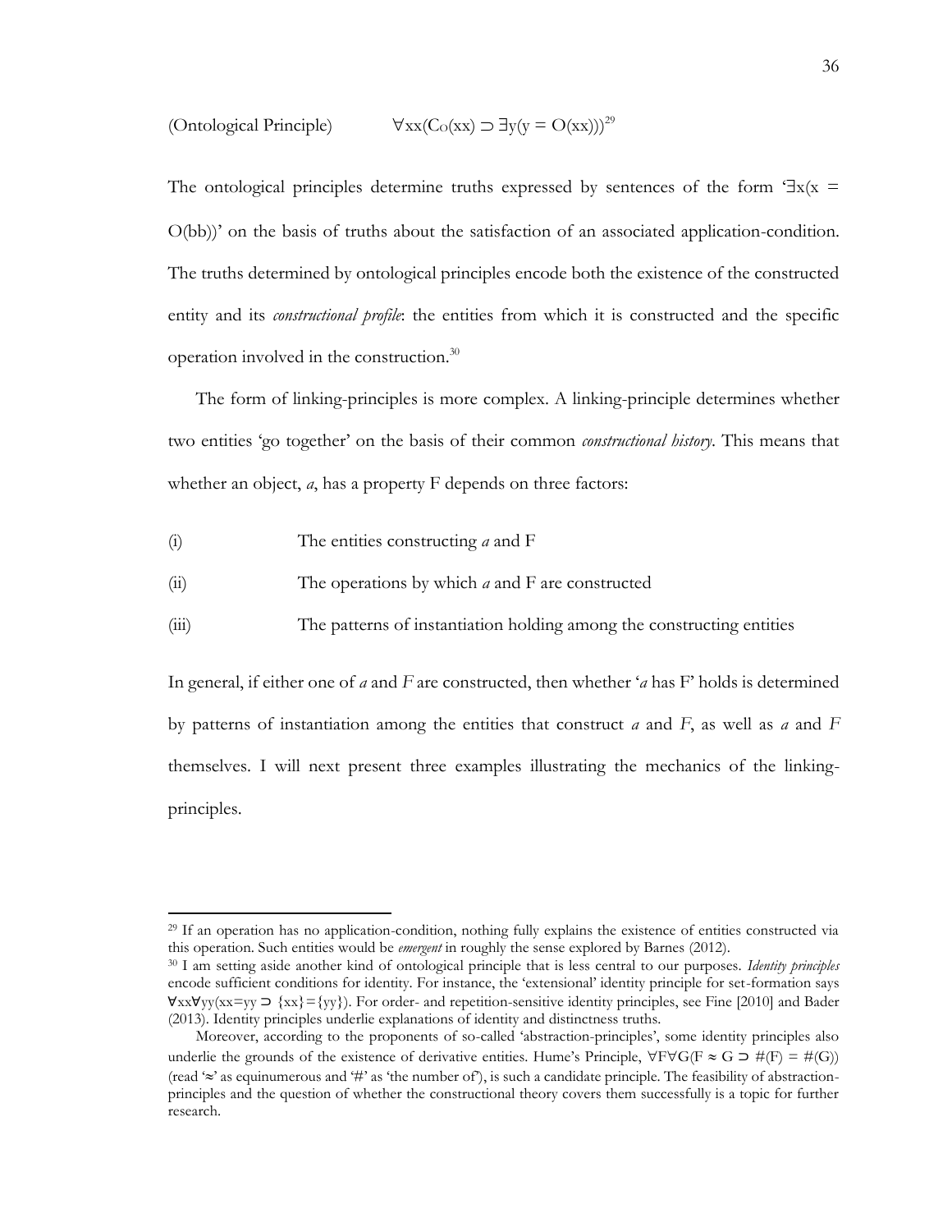(Ontological Principle) $\forall xx(C_O(xx) \supset \exists y(y = O(xx)))$[29]

The ontological principles determine truths expressed by sentences of the form '$\exists x(x = O(bb))$' on the basis of truths about the satisfaction of an associated application-condition. The truths determined by ontological principles encode both the existence of the constructed entity and its *constructional profile*: the entities from which it is constructed and the specific operation involved in the construction.[30]

The form of linking-principles is more complex. A linking-principle determines whether two entities 'go together' on the basis of their common *constructional history*. This means that whether an object, *a*, has a property F depends on three factors:

(i) The entities constructing *a* and F

(ii) The operations by which *a* and F are constructed

(iii) The patterns of instantiation holding among the constructing entities

In general, if either one of *a* and *F* are constructed, then whether '*a* has F' holds is determined by patterns of instantiation among the entities that construct *a* and *F*, as well as *a* and *F* themselves. I will next present three examples illustrating the mechanics of the linking-principles.

---

[29] If an operation has no application-condition, nothing fully explains the existence of entities constructed via this operation. Such entities would be *emergent* in roughly the sense explored by Barnes (2012).

[30] I am setting aside another kind of ontological principle that is less central to our purposes. *Identity principles* encode sufficient conditions for identity. For instance, the 'extensional' identity principle for set-formation says $\forall xx \forall yy(xx=yy \supset \{xx\}=\{yy\})$. For order- and repetition-sensitive identity principles, see Fine [2010] and Bader (2013). Identity principles underlie explanations of identity and distinctness truths.

Moreover, according to the proponents of so-called 'abstraction-principles', some identity principles also underlie the grounds of the existence of derivative entities. Hume's Principle, $\forall F \forall G(F \approx G \supset \#(F) = \#(G))$ (read '$\approx$' as equinumerous and '#' as 'the number of'), is such a candidate principle. The feasibility of abstraction-principles and the question of whether the constructional theory covers them successfully is a topic for further research.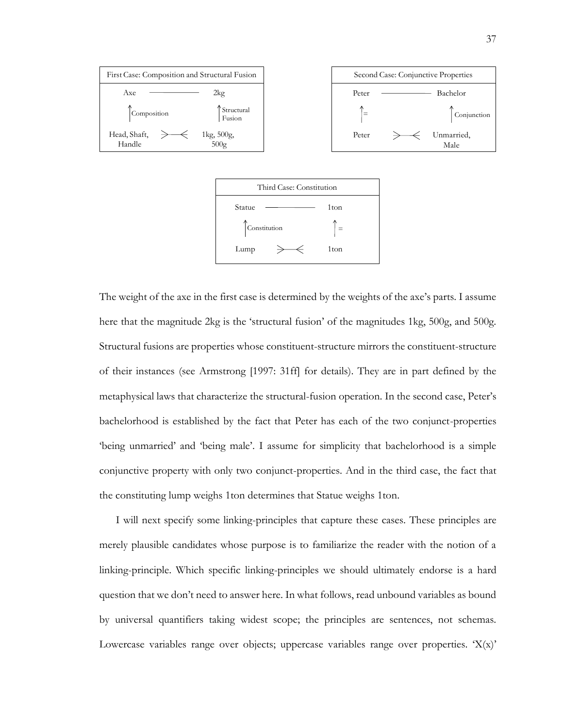| First Case: Composition and Structural Fusion | | |
|---|---|---|
| Axe | ——— | 2kg |
| ↑ Composition | | ↑ Structural Fusion |
| Head, Shaft, Handle | >—< | 1kg, 500g, 500g |

| Second Case: Conjunctive Properties | | |
|---|---|---|
| Peter | ——— | Bachelor |
| ↑ = | | ↑ Conjunction |
| Peter | >—< | Unmarried, Male |

| Third Case: Constitution | | |
|---|---|---|
| Statue | ——— | 1ton |
| ↑ Constitution | | ↑ = |
| Lump | >—< | 1ton |

The weight of the axe in the first case is determined by the weights of the axe's parts. I assume here that the magnitude 2kg is the 'structural fusion' of the magnitudes 1kg, 500g, and 500g. Structural fusions are properties whose constituent-structure mirrors the constituent-structure of their instances (see Armstrong [1997: 31ff] for details). They are in part defined by the metaphysical laws that characterize the structural-fusion operation. In the second case, Peter's bachelorhood is established by the fact that Peter has each of the two conjunct-properties 'being unmarried' and 'being male'. I assume for simplicity that bachelorhood is a simple conjunctive property with only two conjunct-properties. And in the third case, the fact that the constituting lump weighs 1ton determines that Statue weighs 1ton.

I will next specify some linking-principles that capture these cases. These principles are merely plausible candidates whose purpose is to familiarize the reader with the notion of a linking-principle. Which specific linking-principles we should ultimately endorse is a hard question that we don't need to answer here. In what follows, read unbound variables as bound by universal quantifiers taking widest scope; the principles are sentences, not schemas. Lowercase variables range over objects; uppercase variables range over properties. 'X(x)'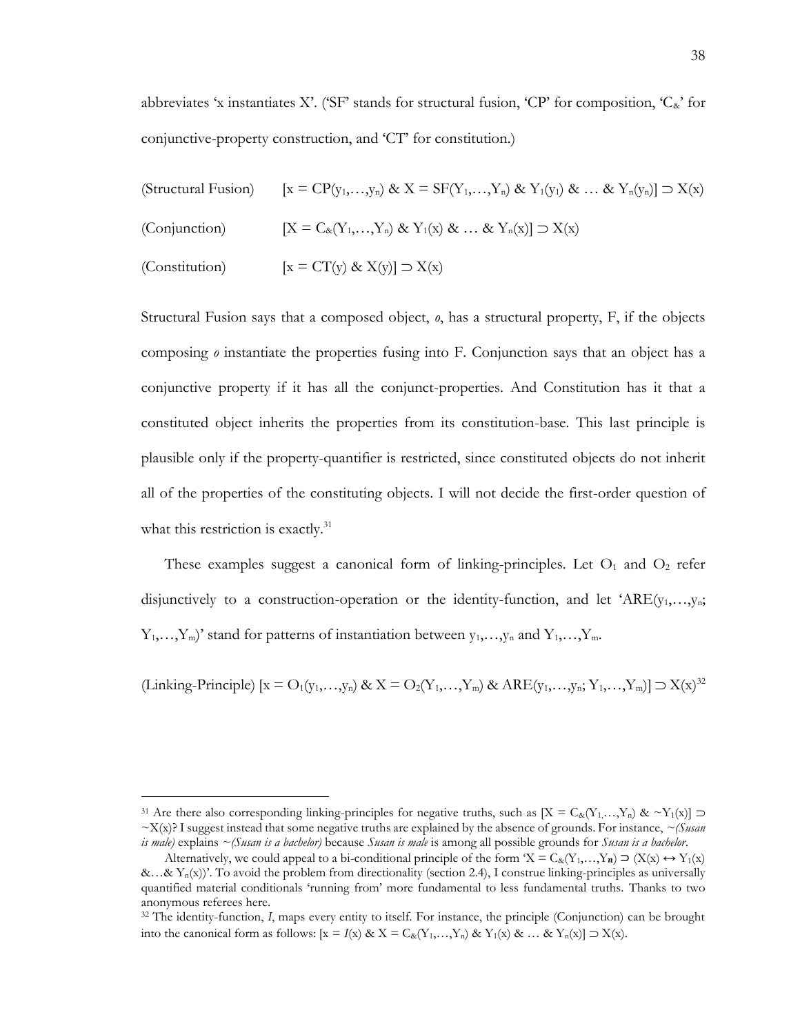abbreviates 'x instantiates X'. ('SF' stands for structural fusion, 'CP' for composition, '$C_\&$' for conjunctive-property construction, and 'CT' for constitution.)

(Structural Fusion) $[x = CP(y_1,\ldots,y_n) \;\&\; X = SF(Y_1,\ldots,Y_n) \;\&\; Y_1(y_1) \;\&\; \ldots \;\&\; Y_n(y_n)] \supset X(x)$

(Conjunction) $[X = C_\&(Y_1,\ldots,Y_n) \;\&\; Y_1(x) \;\&\; \ldots \;\&\; Y_n(x)] \supset X(x)$

(Constitution) $[x = CT(y) \;\&\; X(y)] \supset X(x)$

Structural Fusion says that a composed object, *o*, has a structural property, F, if the objects composing *o* instantiate the properties fusing into F. Conjunction says that an object has a conjunctive property if it has all the conjunct-properties. And Constitution has it that a constituted object inherits the properties from its constitution-base. This last principle is plausible only if the property-quantifier is restricted, since constituted objects do not inherit all of the properties of the constituting objects. I will not decide the first-order question of what this restriction is exactly.[31]

These examples suggest a canonical form of linking-principles. Let $O_1$ and $O_2$ refer disjunctively to a construction-operation or the identity-function, and let '$ARE(y_1,\ldots,y_n; Y_1,\ldots,Y_m)$' stand for patterns of instantiation between $y_1,\ldots,y_n$ and $Y_1,\ldots,Y_m$.

(Linking-Principle) $[x = O_1(y_1,\ldots,y_n) \;\&\; X = O_2(Y_1,\ldots,Y_m) \;\&\; ARE(y_1,\ldots,y_n; Y_1,\ldots,Y_m)] \supset X(x)$[32]

---

[31] Are there also corresponding linking-principles for negative truths, such as $[X = C_\&(Y_1,\ldots,Y_n) \;\&\; {\sim}Y_1(x)] \supset {\sim}X(x)$? I suggest instead that some negative truths are explained by the absence of grounds. For instance, *~(Susan is male)* explains *~(Susan is a bachelor)* because *Susan is male* is among all possible grounds for *Susan is a bachelor*.

Alternatively, we could appeal to a bi-conditional principle of the form '$X = C_\&(Y_1,\ldots,Y_n) \supset (X(x) \leftrightarrow Y_1(x) \;\&\ldots\&\; Y_n(x))$'. To avoid the problem from directionality (section 2.4), I construe linking-principles as universally quantified material conditionals 'running from' more fundamental to less fundamental truths. Thanks to two anonymous referees here.

[32] The identity-function, *I*, maps every entity to itself. For instance, the principle (Conjunction) can be brought into the canonical form as follows: $[x = I(x) \;\&\; X = C_\&(Y_1,\ldots,Y_n) \;\&\; Y_1(x) \;\&\; \ldots \;\&\; Y_n(x)] \supset X(x)$.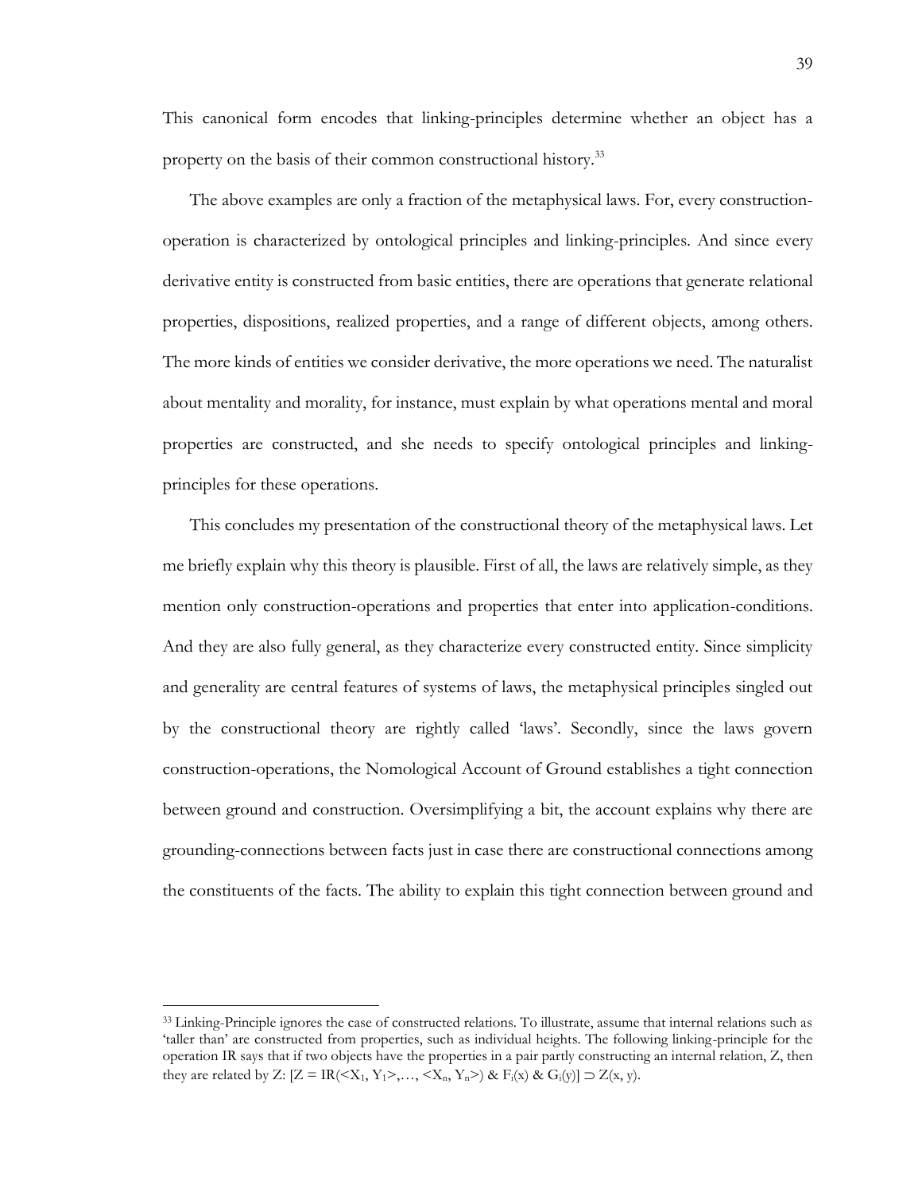This canonical form encodes that linking-principles determine whether an object has a property on the basis of their common constructional history.[33]

The above examples are only a fraction of the metaphysical laws. For, every construction-operation is characterized by ontological principles and linking-principles. And since every derivative entity is constructed from basic entities, there are operations that generate relational properties, dispositions, realized properties, and a range of different objects, among others. The more kinds of entities we consider derivative, the more operations we need. The naturalist about mentality and morality, for instance, must explain by what operations mental and moral properties are constructed, and she needs to specify ontological principles and linking-principles for these operations.

This concludes my presentation of the constructional theory of the metaphysical laws. Let me briefly explain why this theory is plausible. First of all, the laws are relatively simple, as they mention only construction-operations and properties that enter into application-conditions. And they are also fully general, as they characterize every constructed entity. Since simplicity and generality are central features of systems of laws, the metaphysical principles singled out by the constructional theory are rightly called 'laws'. Secondly, since the laws govern construction-operations, the Nomological Account of Ground establishes a tight connection between ground and construction. Oversimplifying a bit, the account explains why there are grounding-connections between facts just in case there are constructional connections among the constituents of the facts. The ability to explain this tight connection between ground and

---

[33] Linking-Principle ignores the case of constructed relations. To illustrate, assume that internal relations such as 'taller than' are constructed from properties, such as individual heights. The following linking-principle for the operation IR says that if two objects have the properties in a pair partly constructing an internal relation, Z, then they are related by Z: $[Z = IR(<X_1, Y_1>, \ldots, <X_n, Y_n>) \; \& \; F_i(x) \; \& \; G_i(y)] \supset Z(x, y)$.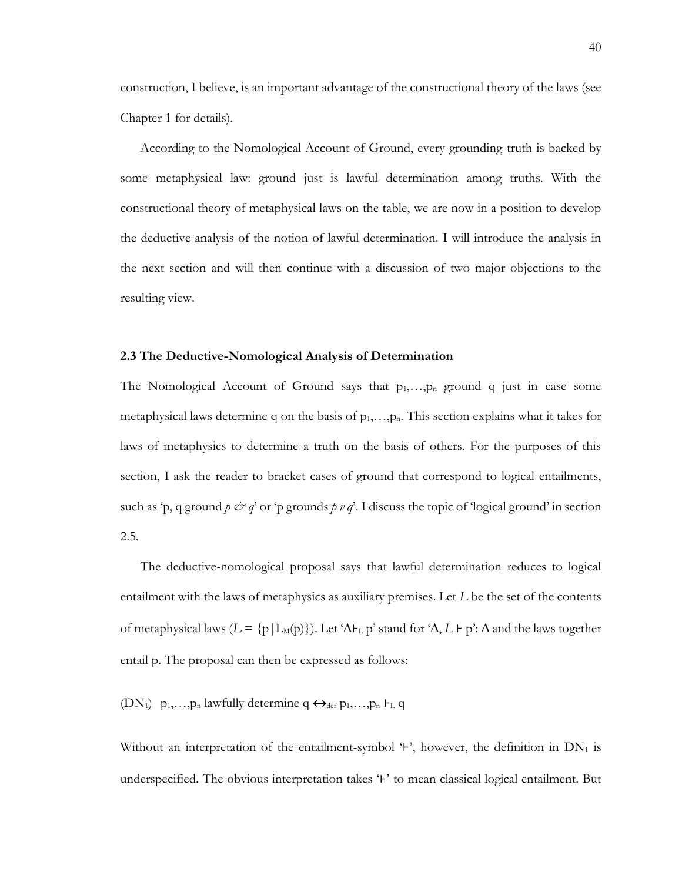construction, I believe, is an important advantage of the constructional theory of the laws (see Chapter 1 for details).

According to the Nomological Account of Ground, every grounding-truth is backed by some metaphysical law: ground just is lawful determination among truths. With the constructional theory of metaphysical laws on the table, we are now in a position to develop the deductive analysis of the notion of lawful determination. I will introduce the analysis in the next section and will then continue with a discussion of two major objections to the resulting view.

### 2.3 The Deductive-Nomological Analysis of Determination

The Nomological Account of Ground says that $p_1,\ldots,p_n$ ground q just in case some metaphysical laws determine q on the basis of $p_1,\ldots,p_n$. This section explains what it takes for laws of metaphysics to determine a truth on the basis of others. For the purposes of this section, I ask the reader to bracket cases of ground that correspond to logical entailments, such as 'p, q ground *p & q*' or 'p grounds *p v q*'. I discuss the topic of 'logical ground' in section 2.5.

The deductive-nomological proposal says that lawful determination reduces to logical entailment with the laws of metaphysics as auxiliary premises. Let $L$ be the set of the contents of metaphysical laws ($L = \{p \mid L_M(p)\}$). Let '$\Delta \vdash_L p$' stand for '$\Delta, L \vdash p$': $\Delta$ and the laws together entail p. The proposal can then be expressed as follows:

($DN_1$) $p_1,\ldots,p_n$ lawfully determine q $\leftrightarrow_{def}$ $p_1,\ldots,p_n \vdash_L q$

Without an interpretation of the entailment-symbol '$\vdash$', however, the definition in $DN_1$ is underspecified. The obvious interpretation takes '$\vdash$' to mean classical logical entailment. But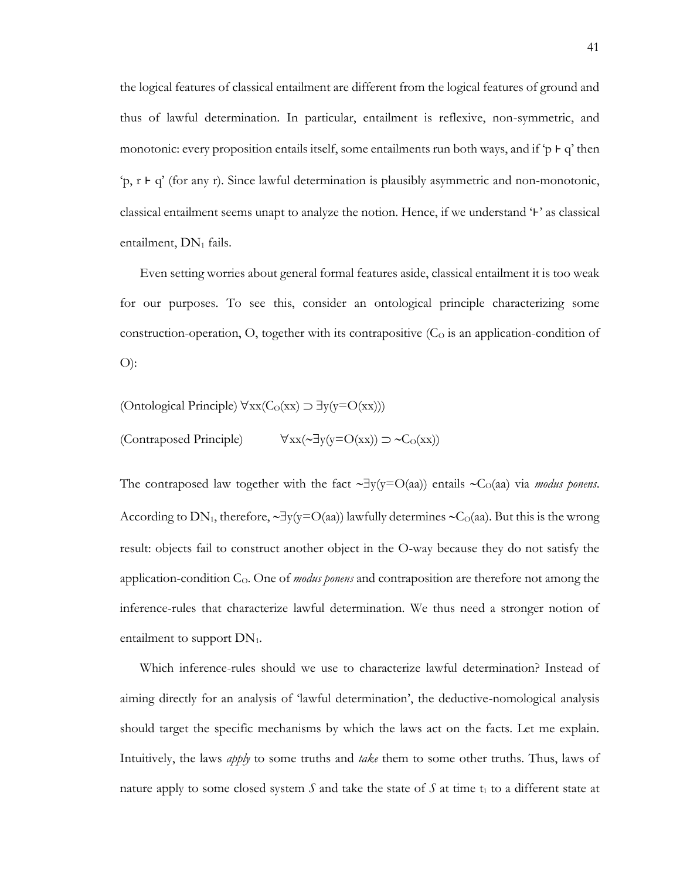the logical features of classical entailment are different from the logical features of ground and thus of lawful determination. In particular, entailment is reflexive, non-symmetric, and monotonic: every proposition entails itself, some entailments run both ways, and if '$p \vdash q$' then '$p, r \vdash q$' (for any r). Since lawful determination is plausibly asymmetric and non-monotonic, classical entailment seems unapt to analyze the notion. Hence, if we understand '$\vdash$' as classical entailment, $DN_1$ fails.

Even setting worries about general formal features aside, classical entailment it is too weak for our purposes. To see this, consider an ontological principle characterizing some construction-operation, O, together with its contrapositive ($C_O$ is an application-condition of O):

(Ontological Principle) $\forall xx(C_O(xx) \supset \exists y(y=O(xx)))$

(Contraposed Principle) $\forall xx(\sim\exists y(y=O(xx)) \supset \sim C_O(xx))$

The contraposed law together with the fact $\sim\exists y(y=O(aa))$ entails $\sim C_O(aa)$ via *modus ponens*. According to $DN_1$, therefore, $\sim\exists y(y=O(aa))$ lawfully determines $\sim C_O(aa)$. But this is the wrong result: objects fail to construct another object in the O-way because they do not satisfy the application-condition $C_O$. One of *modus ponens* and contraposition are therefore not among the inference-rules that characterize lawful determination. We thus need a stronger notion of entailment to support $DN_1$.

Which inference-rules should we use to characterize lawful determination? Instead of aiming directly for an analysis of 'lawful determination', the deductive-nomological analysis should target the specific mechanisms by which the laws act on the facts. Let me explain. Intuitively, the laws *apply* to some truths and *take* them to some other truths. Thus, laws of nature apply to some closed system $S$ and take the state of $S$ at time $t_1$ to a different state at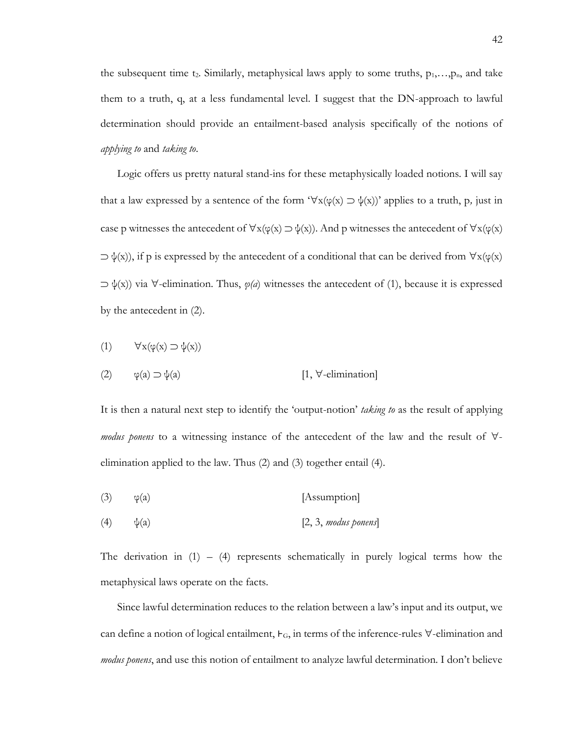the subsequent time $t_2$. Similarly, metaphysical laws apply to some truths, $p_1, \ldots, p_n$, and take them to a truth, q, at a less fundamental level. I suggest that the DN-approach to lawful determination should provide an entailment-based analysis specifically of the notions of *applying to* and *taking to*.

Logic offers us pretty natural stand-ins for these metaphysically loaded notions. I will say that a law expressed by a sentence of the form '$\forall x(\varphi(x) \supset \psi(x))$' applies to a truth, p, just in case p witnesses the antecedent of $\forall x(\varphi(x) \supset \psi(x))$. And p witnesses the antecedent of $\forall x(\varphi(x) \supset \psi(x))$, if p is expressed by the antecedent of a conditional that can be derived from $\forall x(\varphi(x) \supset \psi(x))$ via $\forall$-elimination. Thus, $\varphi(a)$ witnesses the antecedent of (1), because it is expressed by the antecedent in (2).

(1) $\forall x(\varphi(x) \supset \psi(x))$

(2) $\varphi(a) \supset \psi(a)$ [1, $\forall$-elimination]

It is then a natural next step to identify the 'output-notion' *taking to* as the result of applying *modus ponens* to a witnessing instance of the antecedent of the law and the result of $\forall$-elimination applied to the law. Thus (2) and (3) together entail (4).

(3) $\varphi(a)$ [Assumption]

(4) $\psi(a)$ [2, 3, *modus ponens*]

The derivation in (1) – (4) represents schematically in purely logical terms how the metaphysical laws operate on the facts.

Since lawful determination reduces to the relation between a law's input and its output, we can define a notion of logical entailment, $\vdash_G$, in terms of the inference-rules $\forall$-elimination and *modus ponens*, and use this notion of entailment to analyze lawful determination. I don't believe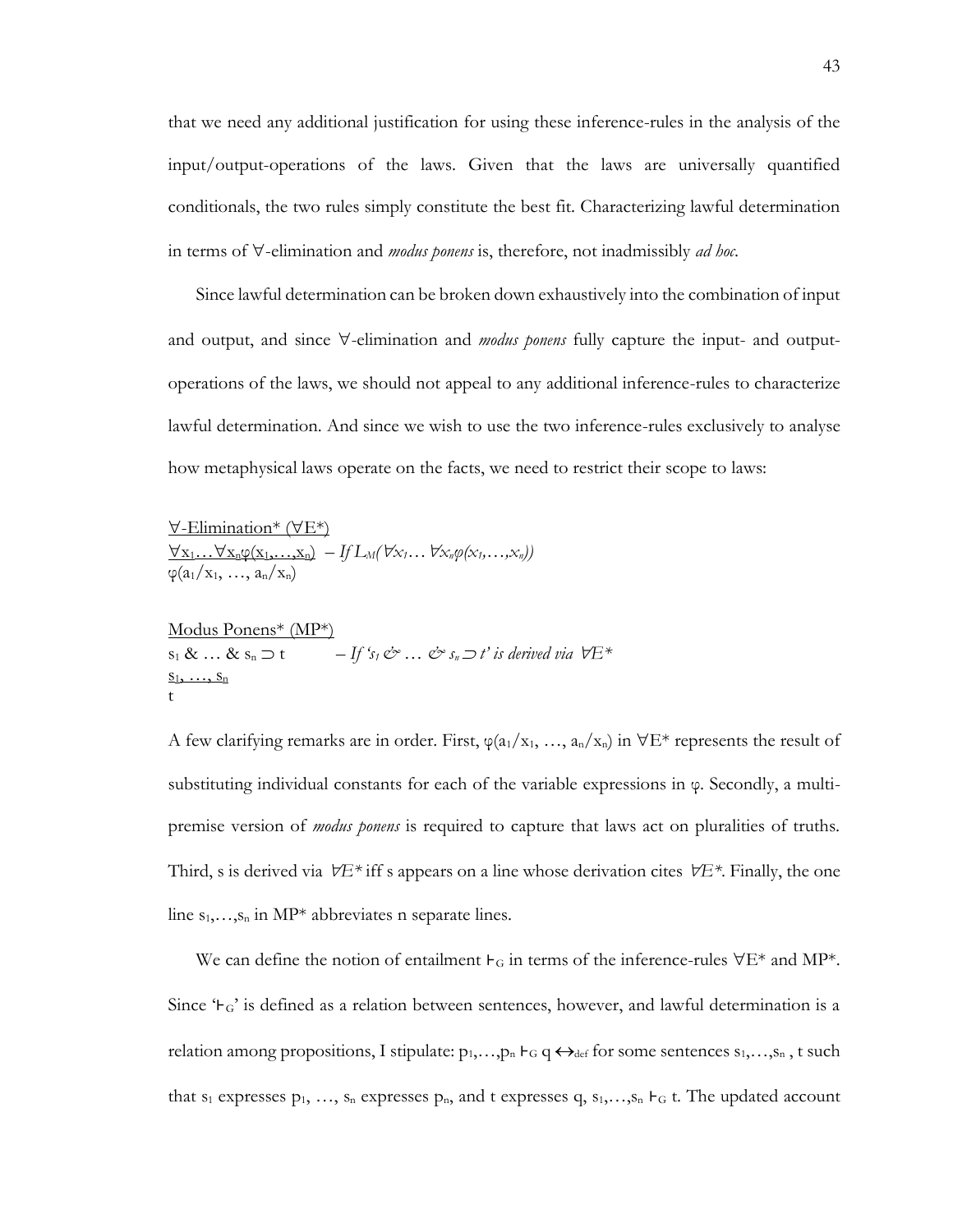that we need any additional justification for using these inference-rules in the analysis of the input/output-operations of the laws. Given that the laws are universally quantified conditionals, the two rules simply constitute the best fit. Characterizing lawful determination in terms of ∀-elimination and *modus ponens* is, therefore, not inadmissibly *ad hoc*.

Since lawful determination can be broken down exhaustively into the combination of input and output, and since ∀-elimination and *modus ponens* fully capture the input- and output-operations of the laws, we should not appeal to any additional inference-rules to characterize lawful determination. And since we wish to use the two inference-rules exclusively to analyse how metaphysical laws operate on the facts, we need to restrict their scope to laws:

∀-Elimination* (∀E*)

$\underline{\forall x_1 \ldots \forall x_n \varphi(x_1,\ldots,x_n)}$ – *If* $L_M(\forall x_1 \ldots \forall x_n \varphi(x_1,\ldots,x_n))$

$\varphi(a_1/x_1, \ldots, a_n/x_n)$

Modus Ponens* (MP*)

$s_1 \;\&\; \ldots \;\&\; s_n \supset t$ – *If* '$s_1$ & … & $s_n \supset t$' *is derived via* ∀E*

$\underline{s_1, \ldots, s_n}$

$t$

A few clarifying remarks are in order. First, $\varphi(a_1/x_1, \ldots, a_n/x_n)$ in ∀E* represents the result of substituting individual constants for each of the variable expressions in φ. Secondly, a multi-premise version of *modus ponens* is required to capture that laws act on pluralities of truths. Third, s is derived via *∀E\** iff s appears on a line whose derivation cites *∀E\**. Finally, the one line $s_1,\ldots,s_n$ in MP* abbreviates n separate lines.

We can define the notion of entailment $\vdash_G$ in terms of the inference-rules ∀E* and MP*. Since '$\vdash_G$' is defined as a relation between sentences, however, and lawful determination is a relation among propositions, I stipulate: $p_1,\ldots,p_n \vdash_G q \leftrightarrow_{def}$ for some sentences $s_1,\ldots,s_n$ , t such that $s_1$ expresses $p_1$, …, $s_n$ expresses $p_n$, and t expresses q, $s_1,\ldots,s_n \vdash_G t$. The updated account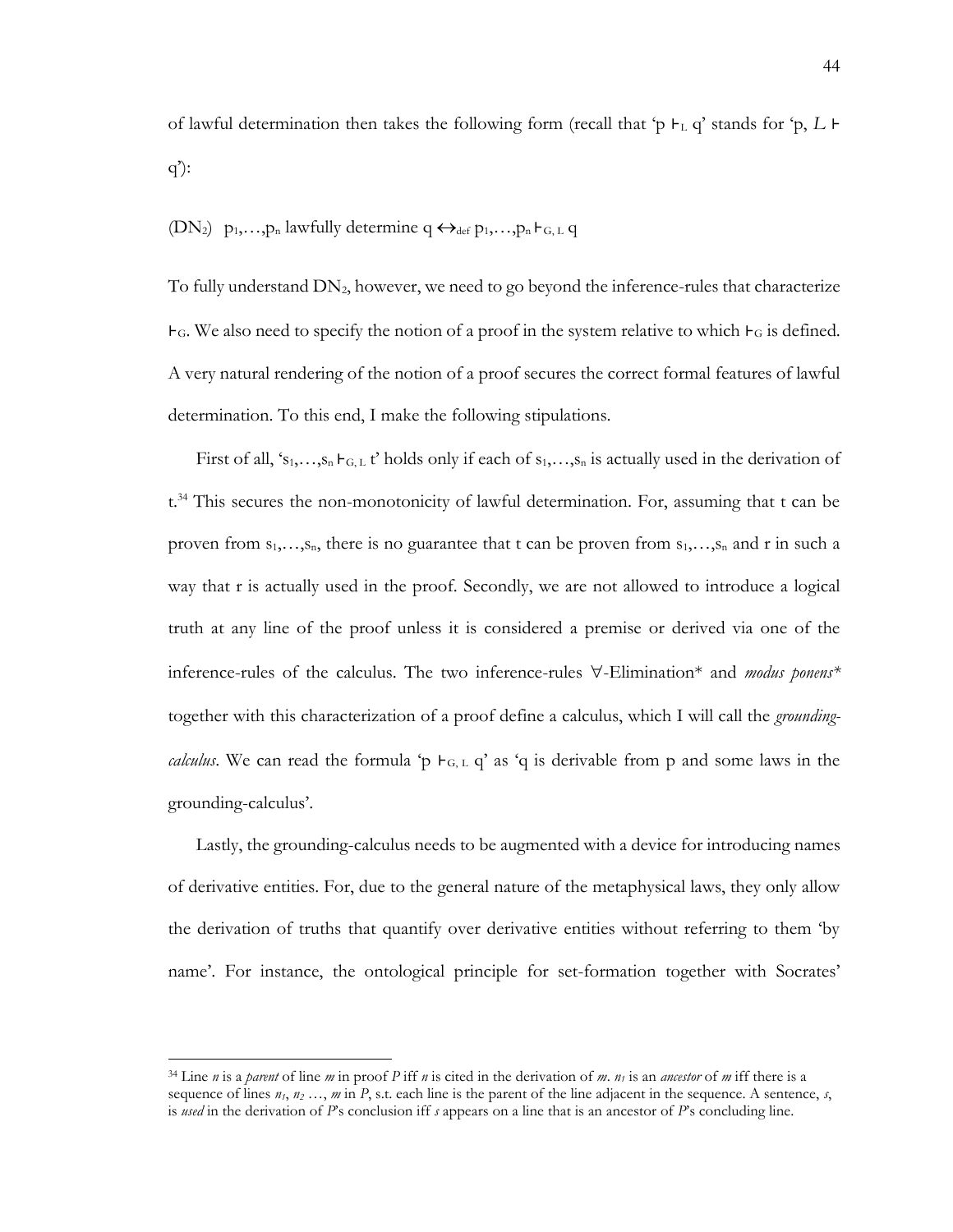of lawful determination then takes the following form (recall that 'p $\vdash_L$ q' stands for 'p, *L* $\vdash$ q'):

(DN$_2$) $p_1,\ldots,p_n$ lawfully determine q $\leftrightarrow_{def}$ $p_1,\ldots,p_n \vdash_{G,L}$ q

To fully understand DN$_2$, however, we need to go beyond the inference-rules that characterize $\vdash_G$. We also need to specify the notion of a proof in the system relative to which $\vdash_G$ is defined. A very natural rendering of the notion of a proof secures the correct formal features of lawful determination. To this end, I make the following stipulations.

First of all, '$s_1,\ldots,s_n \vdash_{G,L}$ t' holds only if each of $s_1,\ldots,s_n$ is actually used in the derivation of t.[34] This secures the non-monotonicity of lawful determination. For, assuming that t can be proven from $s_1,\ldots,s_n$, there is no guarantee that t can be proven from $s_1,\ldots,s_n$ and r in such a way that r is actually used in the proof. Secondly, we are not allowed to introduce a logical truth at any line of the proof unless it is considered a premise or derived via one of the inference-rules of the calculus. The two inference-rules ∀-Elimination* and *modus ponens** together with this characterization of a proof define a calculus, which I will call the *grounding-calculus*. We can read the formula 'p $\vdash_{G,L}$ q' as 'q is derivable from p and some laws in the grounding-calculus'.

Lastly, the grounding-calculus needs to be augmented with a device for introducing names of derivative entities. For, due to the general nature of the metaphysical laws, they only allow the derivation of truths that quantify over derivative entities without referring to them 'by name'. For instance, the ontological principle for set-formation together with Socrates'

---

[34] Line *n* is a *parent* of line *m* in proof *P* iff *n* is cited in the derivation of *m*. $n_1$ is an *ancestor* of *m* iff there is a sequence of lines $n_1$, $n_2$ …, *m* in *P*, s.t. each line is the parent of the line adjacent in the sequence. A sentence, *s*, is *used* in the derivation of *P*'s conclusion iff *s* appears on a line that is an ancestor of *P*'s concluding line.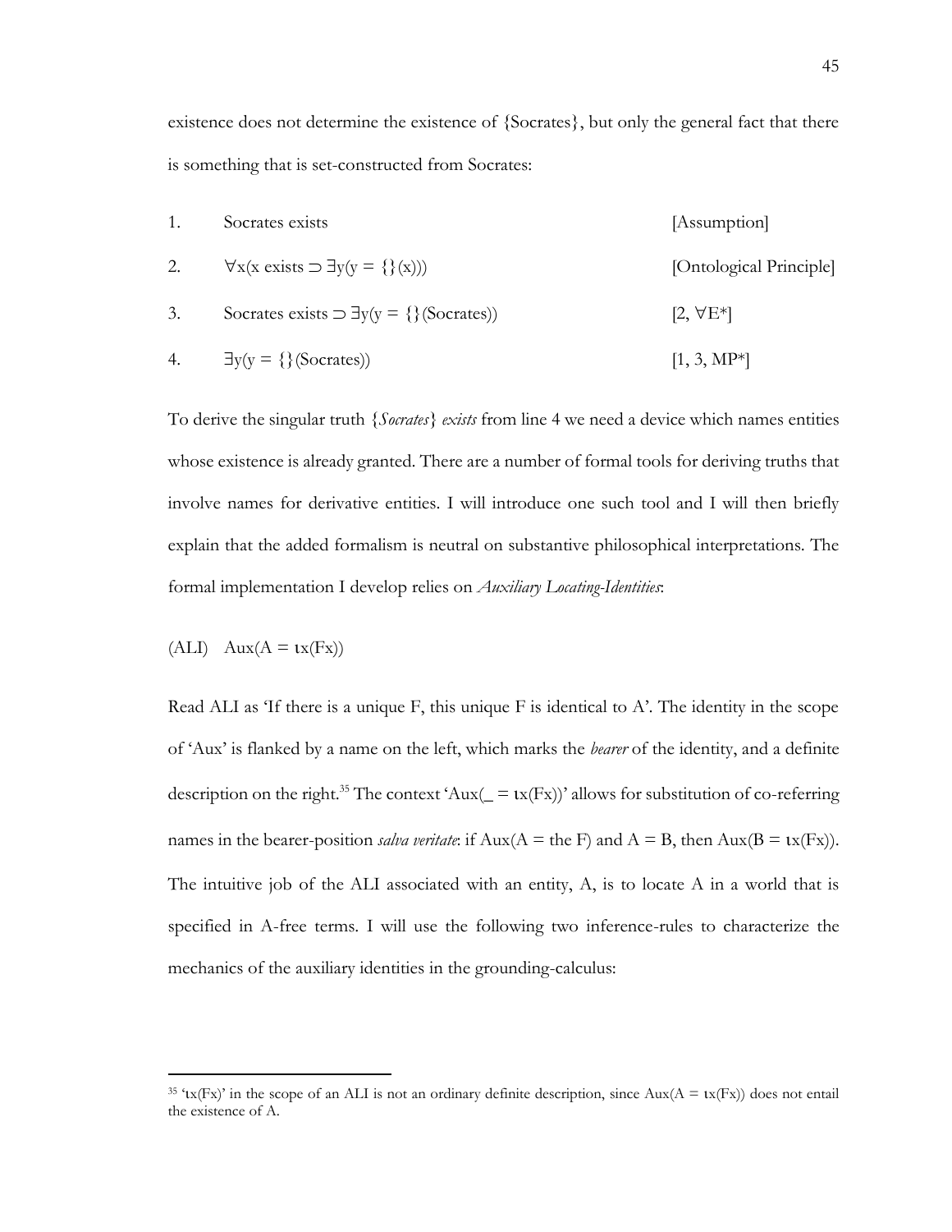existence does not determine the existence of {Socrates}, but only the general fact that there is something that is set-constructed from Socrates:

| | | |
|---|---|---|
| 1. | Socrates exists | [Assumption] |
| 2. | $\forall x(x \text{ exists} \supset \exists y(y = \{\}(x)))$ | [Ontological Principle] |
| 3. | Socrates exists $\supset \exists y(y = \{\}(\text{Socrates}))$ | [2, $\forall$E*] |
| 4. | $\exists y(y = \{\}(\text{Socrates}))$ | [1, 3, MP*] |

To derive the singular truth *{Socrates} exists* from line 4 we need a device which names entities whose existence is already granted. There are a number of formal tools for deriving truths that involve names for derivative entities. I will introduce one such tool and I will then briefly explain that the added formalism is neutral on substantive philosophical interpretations. The formal implementation I develop relies on *Auxiliary Locating-Identities*:

(ALI) $\text{Aux}(A = \iota x(Fx))$

Read ALI as 'If there is a unique F, this unique F is identical to A'. The identity in the scope of 'Aux' is flanked by a name on the left, which marks the *bearer* of the identity, and a definite description on the right.[35] The context '$\text{Aux}(\_ = \iota x(Fx))$' allows for substitution of co-referring names in the bearer-position *salva veritate*: if $\text{Aux}(A = \text{the F})$ and $A = B$, then $\text{Aux}(B = \iota x(Fx))$. The intuitive job of the ALI associated with an entity, A, is to locate A in a world that is specified in A-free terms. I will use the following two inference-rules to characterize the mechanics of the auxiliary identities in the grounding-calculus:

[35] '$\iota x(Fx)$' in the scope of an ALI is not an ordinary definite description, since $\text{Aux}(A = \iota x(Fx))$ does not entail the existence of A.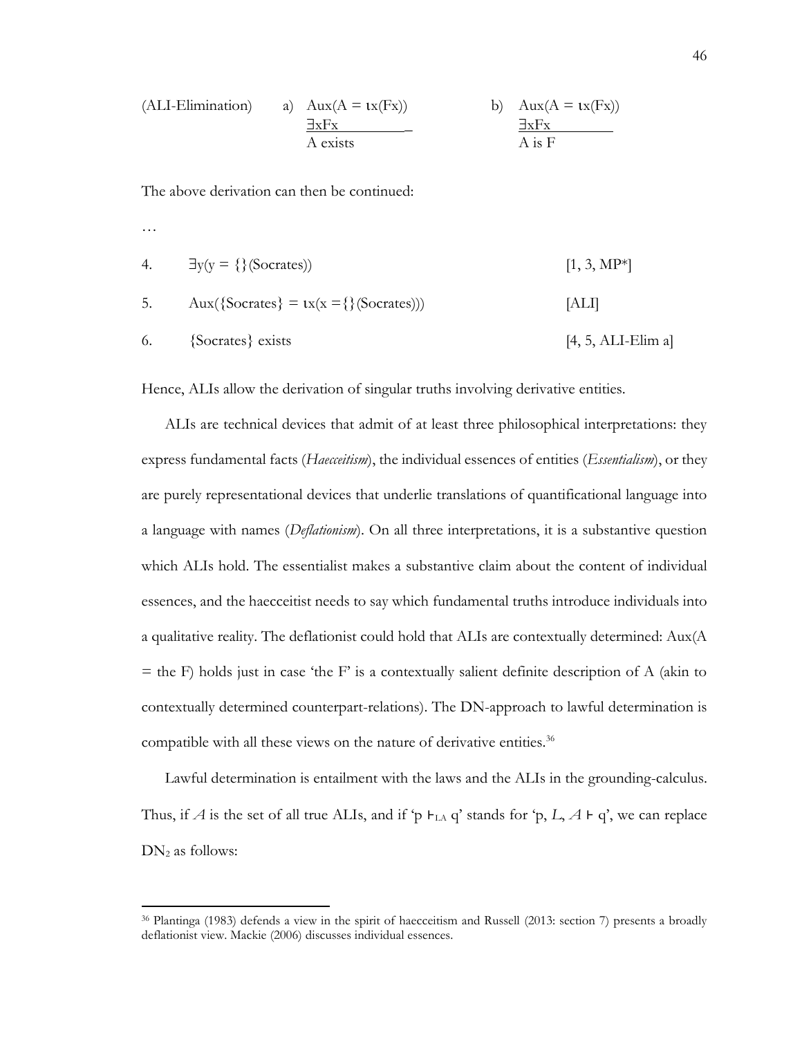(ALI-Elimination)

a)

$$\frac{\text{Aux}(A = \iota x(Fx)) \qquad \exists x Fx}{A \text{ exists}}$$

b)

$$\frac{\text{Aux}(A = \iota x(Fx)) \qquad \exists x Fx}{A \text{ is } F}$$

The above derivation can then be continued:

…

| | | |
|---|---|---|
| 4. | $\exists y(y = \{\}(\text{Socrates}))$ | [1, 3, MP*] |
| 5. | $\text{Aux}(\{\text{Socrates}\} = \iota x(x = \{\}(\text{Socrates})))$ | [ALI] |
| 6. | {Socrates} exists | [4, 5, ALI-Elim a] |

Hence, ALIs allow the derivation of singular truths involving derivative entities.

ALIs are technical devices that admit of at least three philosophical interpretations: they express fundamental facts (*Haecceitism*), the individual essences of entities (*Essentialism*), or they are purely representational devices that underlie translations of quantificational language into a language with names (*Deflationism*). On all three interpretations, it is a substantive question which ALIs hold. The essentialist makes a substantive claim about the content of individual essences, and the haecceitist needs to say which fundamental truths introduce individuals into a qualitative reality. The deflationist could hold that ALIs are contextually determined: Aux(A = the F) holds just in case 'the F' is a contextually salient definite description of A (akin to contextually determined counterpart-relations). The DN-approach to lawful determination is compatible with all these views on the nature of derivative entities.[36]

Lawful determination is entailment with the laws and the ALIs in the grounding-calculus. Thus, if $A$ is the set of all true ALIs, and if '$p \vdash_{LA} q$' stands for '$p, L, A \vdash q$', we can replace $DN_2$ as follows:

---

[36] Plantinga (1983) defends a view in the spirit of haecceitism and Russell (2013: section 7) presents a broadly deflationist view. Mackie (2006) discusses individual essences.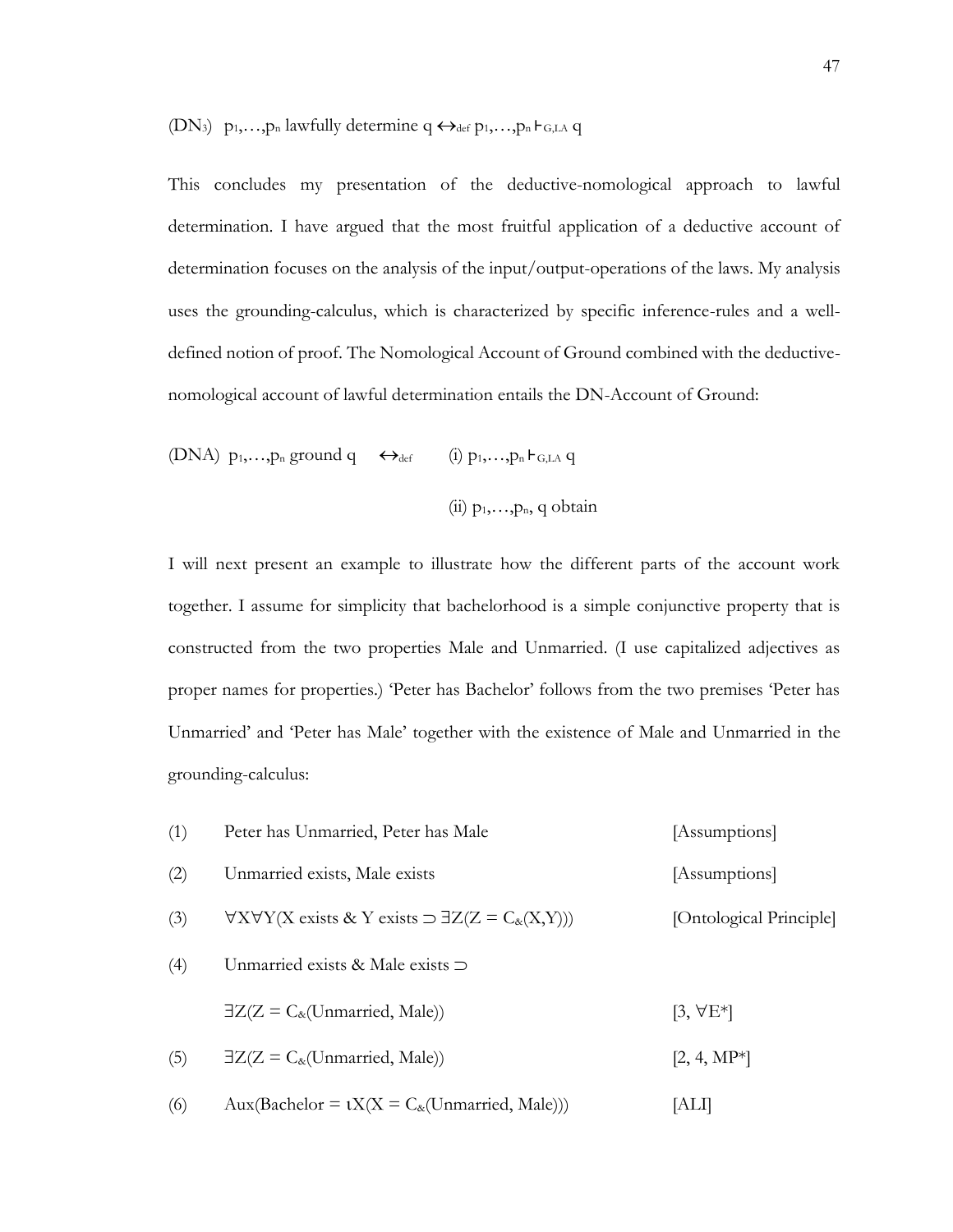($DN_3$) $p_1,\ldots,p_n$ lawfully determine q $\leftrightarrow_{def}$ $p_1,\ldots,p_n \vdash_{G,LA} q$

This concludes my presentation of the deductive-nomological approach to lawful determination. I have argued that the most fruitful application of a deductive account of determination focuses on the analysis of the input/output-operations of the laws. My analysis uses the grounding-calculus, which is characterized by specific inference-rules and a well-defined notion of proof. The Nomological Account of Ground combined with the deductive-nomological account of lawful determination entails the DN-Account of Ground:

(DNA) $p_1,\ldots,p_n$ ground q $\leftrightarrow_{def}$ (i) $p_1,\ldots,p_n \vdash_{G,LA} q$

(ii) $p_1,\ldots,p_n$, q obtain

I will next present an example to illustrate how the different parts of the account work together. I assume for simplicity that bachelorhood is a simple conjunctive property that is constructed from the two properties Male and Unmarried. (I use capitalized adjectives as proper names for properties.) 'Peter has Bachelor' follows from the two premises 'Peter has Unmarried' and 'Peter has Male' together with the existence of Male and Unmarried in the grounding-calculus:

(1) Peter has Unmarried, Peter has Male [Assumptions]

(2) Unmarried exists, Male exists [Assumptions]

(3) $\forall X \forall Y(X \text{ exists } \& \ Y \text{ exists} \supset \exists Z(Z = C_{\&}(X,Y)))$ [Ontological Principle]

(4) Unmarried exists & Male exists $\supset$

$\exists Z(Z = C_{\&}(\text{Unmarried, Male}))$ [3, ∀E*]

(5) $\exists Z(Z = C_{\&}(\text{Unmarried, Male}))$ [2, 4, MP*]

(6) $\text{Aux}(\text{Bachelor} = \iota X(X = C_{\&}(\text{Unmarried, Male})))$ [ALI]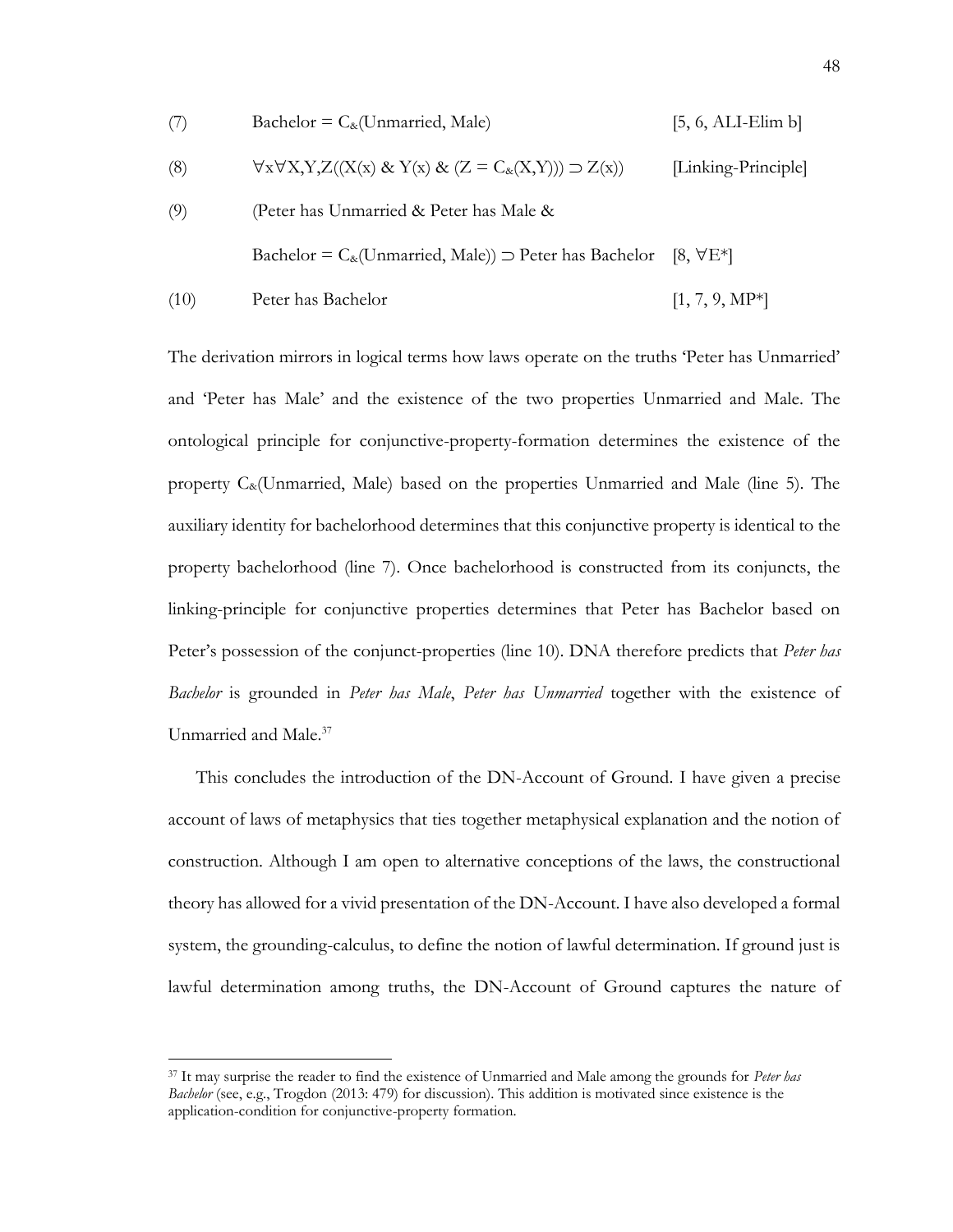(7) Bachelor = $C_{\&}$(Unmarried, Male) [5, 6, ALI-Elim b]

(8) $\forall x \forall X,Y,Z((X(x) \;\&\; Y(x) \;\&\; (Z = C_{\&}(X,Y))) \supset Z(x))$ [Linking-Principle]

(9) (Peter has Unmarried & Peter has Male &

Bachelor = $C_{\&}$(Unmarried, Male)) $\supset$ Peter has Bachelor [8, $\forall$E*]

(10) Peter has Bachelor [1, 7, 9, MP*]

The derivation mirrors in logical terms how laws operate on the truths 'Peter has Unmarried' and 'Peter has Male' and the existence of the two properties Unmarried and Male. The ontological principle for conjunctive-property-formation determines the existence of the property $C_{\&}$(Unmarried, Male) based on the properties Unmarried and Male (line 5). The auxiliary identity for bachelorhood determines that this conjunctive property is identical to the property bachelorhood (line 7). Once bachelorhood is constructed from its conjuncts, the linking-principle for conjunctive properties determines that Peter has Bachelor based on Peter's possession of the conjunct-properties (line 10). DNA therefore predicts that *Peter has Bachelor* is grounded in *Peter has Male*, *Peter has Unmarried* together with the existence of Unmarried and Male.[37]

This concludes the introduction of the DN-Account of Ground. I have given a precise account of laws of metaphysics that ties together metaphysical explanation and the notion of construction. Although I am open to alternative conceptions of the laws, the constructional theory has allowed for a vivid presentation of the DN-Account. I have also developed a formal system, the grounding-calculus, to define the notion of lawful determination. If ground just is lawful determination among truths, the DN-Account of Ground captures the nature of

---

[37] It may surprise the reader to find the existence of Unmarried and Male among the grounds for *Peter has Bachelor* (see, e.g., Trogdon (2013: 479) for discussion). This addition is motivated since existence is the application-condition for conjunctive-property formation.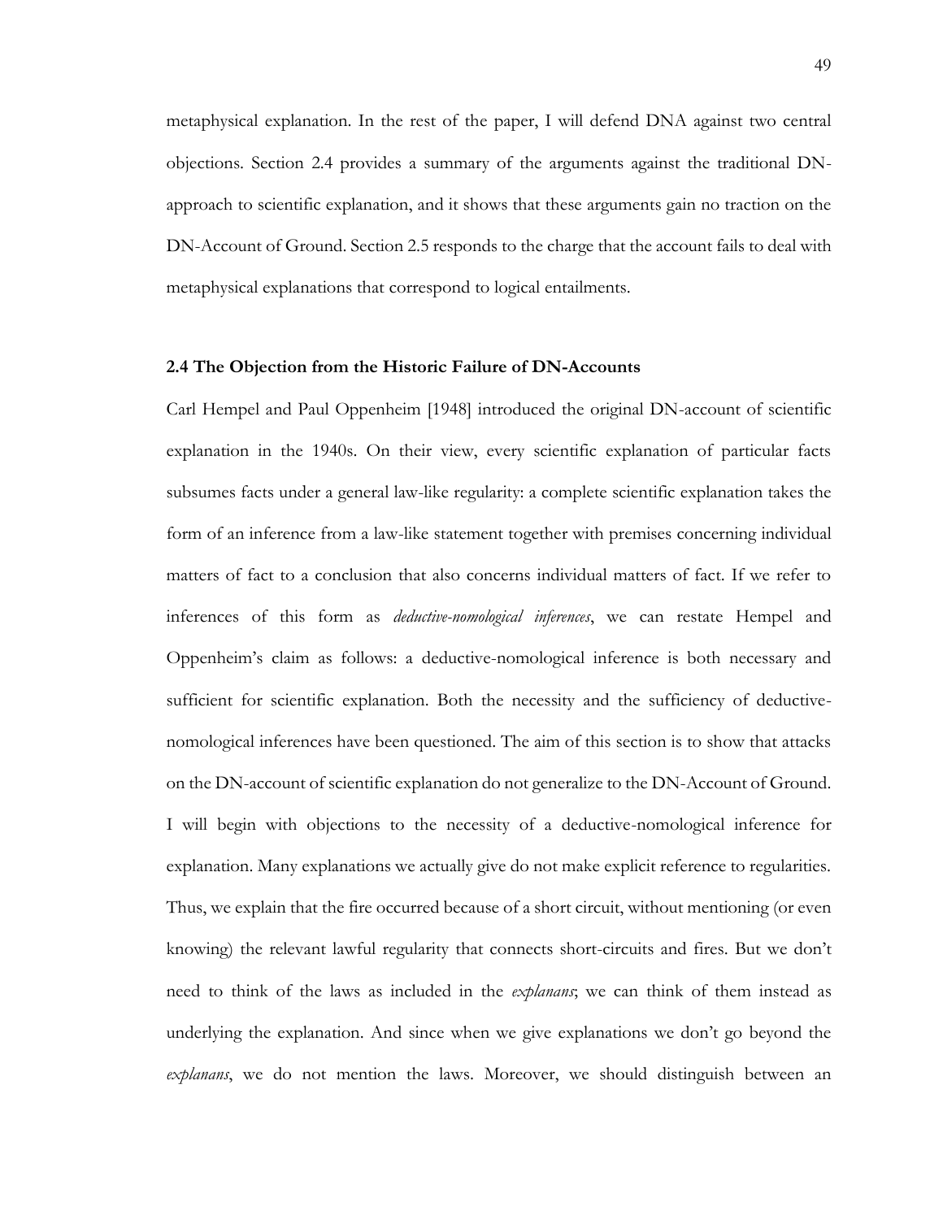metaphysical explanation. In the rest of the paper, I will defend DNA against two central objections. Section 2.4 provides a summary of the arguments against the traditional DN-approach to scientific explanation, and it shows that these arguments gain no traction on the DN-Account of Ground. Section 2.5 responds to the charge that the account fails to deal with metaphysical explanations that correspond to logical entailments.

### 2.4 The Objection from the Historic Failure of DN-Accounts

Carl Hempel and Paul Oppenheim [1948] introduced the original DN-account of scientific explanation in the 1940s. On their view, every scientific explanation of particular facts subsumes facts under a general law-like regularity: a complete scientific explanation takes the form of an inference from a law-like statement together with premises concerning individual matters of fact to a conclusion that also concerns individual matters of fact. If we refer to inferences of this form as *deductive-nomological inferences*, we can restate Hempel and Oppenheim's claim as follows: a deductive-nomological inference is both necessary and sufficient for scientific explanation. Both the necessity and the sufficiency of deductive-nomological inferences have been questioned. The aim of this section is to show that attacks on the DN-account of scientific explanation do not generalize to the DN-Account of Ground. I will begin with objections to the necessity of a deductive-nomological inference for explanation. Many explanations we actually give do not make explicit reference to regularities. Thus, we explain that the fire occurred because of a short circuit, without mentioning (or even knowing) the relevant lawful regularity that connects short-circuits and fires. But we don't need to think of the laws as included in the *explanans*; we can think of them instead as underlying the explanation. And since when we give explanations we don't go beyond the *explanans*, we do not mention the laws. Moreover, we should distinguish between an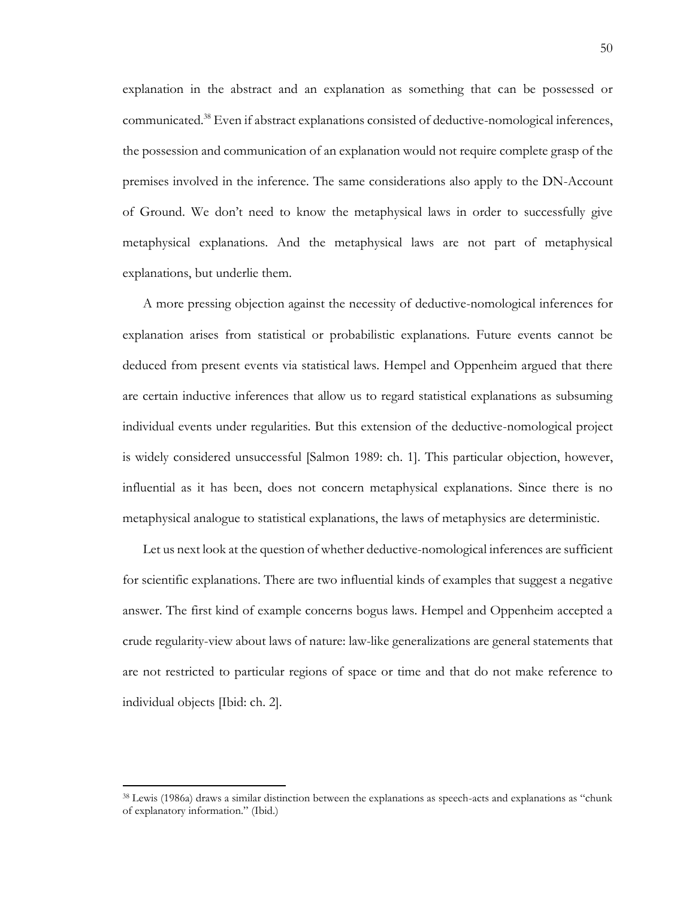explanation in the abstract and an explanation as something that can be possessed or communicated.[38] Even if abstract explanations consisted of deductive-nomological inferences, the possession and communication of an explanation would not require complete grasp of the premises involved in the inference. The same considerations also apply to the DN-Account of Ground. We don't need to know the metaphysical laws in order to successfully give metaphysical explanations. And the metaphysical laws are not part of metaphysical explanations, but underlie them.

A more pressing objection against the necessity of deductive-nomological inferences for explanation arises from statistical or probabilistic explanations. Future events cannot be deduced from present events via statistical laws. Hempel and Oppenheim argued that there are certain inductive inferences that allow us to regard statistical explanations as subsuming individual events under regularities. But this extension of the deductive-nomological project is widely considered unsuccessful [Salmon 1989: ch. 1]. This particular objection, however, influential as it has been, does not concern metaphysical explanations. Since there is no metaphysical analogue to statistical explanations, the laws of metaphysics are deterministic.

Let us next look at the question of whether deductive-nomological inferences are sufficient for scientific explanations. There are two influential kinds of examples that suggest a negative answer. The first kind of example concerns bogus laws. Hempel and Oppenheim accepted a crude regularity-view about laws of nature: law-like generalizations are general statements that are not restricted to particular regions of space or time and that do not make reference to individual objects [Ibid: ch. 2].

---

[38] Lewis (1986a) draws a similar distinction between the explanations as speech-acts and explanations as "chunk of explanatory information." (Ibid.)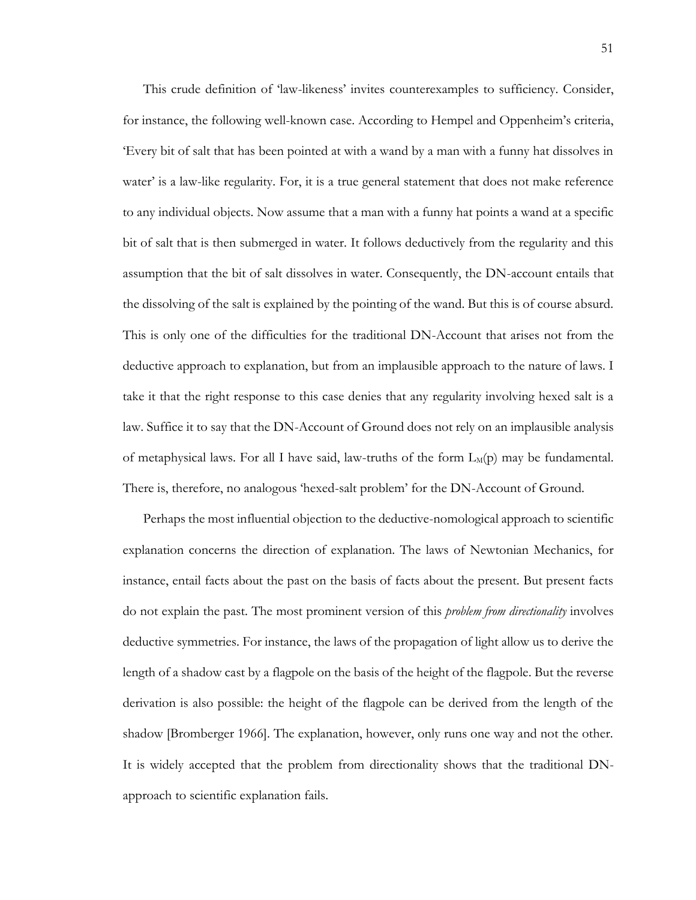This crude definition of 'law-likeness' invites counterexamples to sufficiency. Consider, for instance, the following well-known case. According to Hempel and Oppenheim's criteria, 'Every bit of salt that has been pointed at with a wand by a man with a funny hat dissolves in water' is a law-like regularity. For, it is a true general statement that does not make reference to any individual objects. Now assume that a man with a funny hat points a wand at a specific bit of salt that is then submerged in water. It follows deductively from the regularity and this assumption that the bit of salt dissolves in water. Consequently, the DN-account entails that the dissolving of the salt is explained by the pointing of the wand. But this is of course absurd. This is only one of the difficulties for the traditional DN-Account that arises not from the deductive approach to explanation, but from an implausible approach to the nature of laws. I take it that the right response to this case denies that any regularity involving hexed salt is a law. Suffice it to say that the DN-Account of Ground does not rely on an implausible analysis of metaphysical laws. For all I have said, law-truths of the form $L_M(p)$ may be fundamental. There is, therefore, no analogous 'hexed-salt problem' for the DN-Account of Ground.

Perhaps the most influential objection to the deductive-nomological approach to scientific explanation concerns the direction of explanation. The laws of Newtonian Mechanics, for instance, entail facts about the past on the basis of facts about the present. But present facts do not explain the past. The most prominent version of this *problem from directionality* involves deductive symmetries. For instance, the laws of the propagation of light allow us to derive the length of a shadow cast by a flagpole on the basis of the height of the flagpole. But the reverse derivation is also possible: the height of the flagpole can be derived from the length of the shadow [Bromberger 1966]. The explanation, however, only runs one way and not the other. It is widely accepted that the problem from directionality shows that the traditional DN-approach to scientific explanation fails.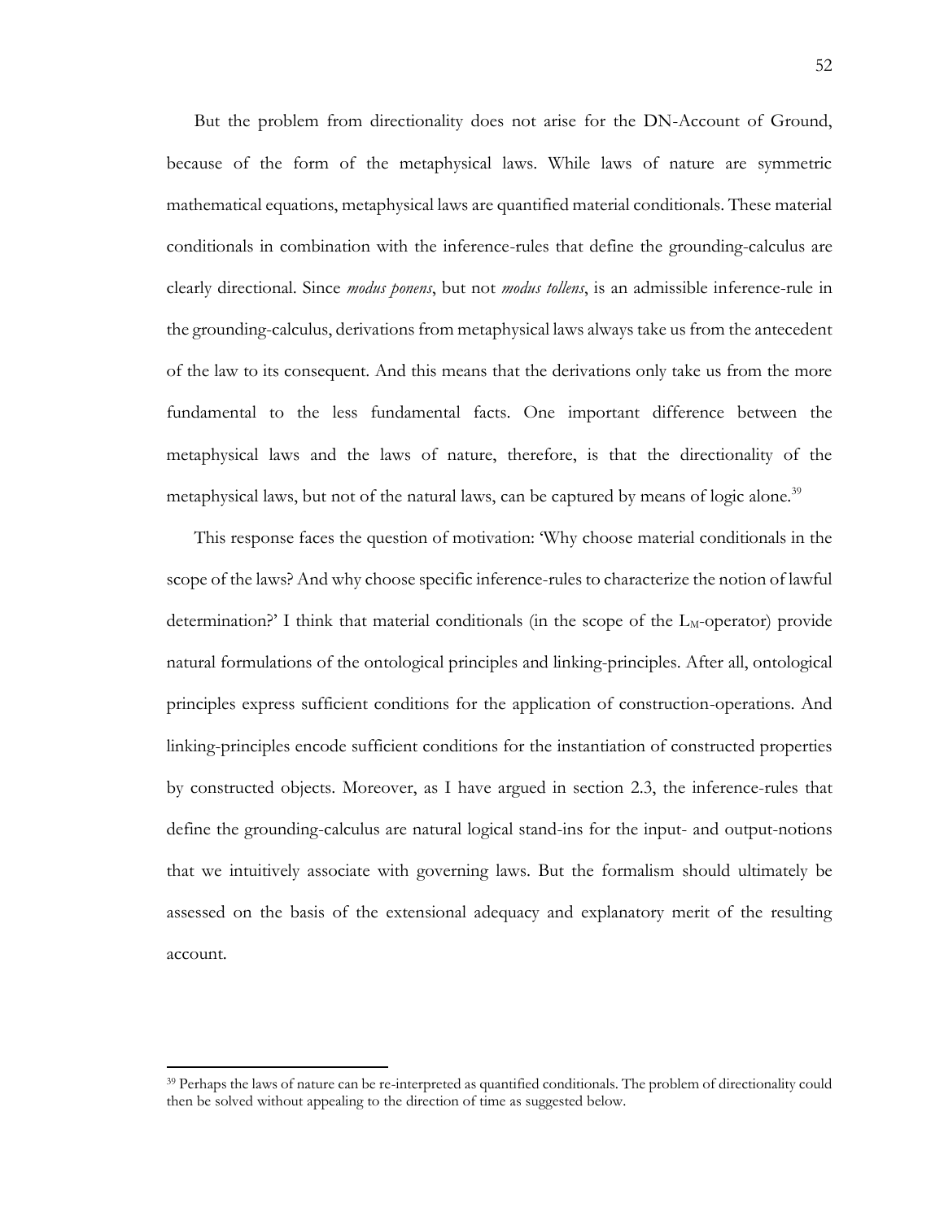But the problem from directionality does not arise for the DN-Account of Ground, because of the form of the metaphysical laws. While laws of nature are symmetric mathematical equations, metaphysical laws are quantified material conditionals. These material conditionals in combination with the inference-rules that define the grounding-calculus are clearly directional. Since *modus ponens*, but not *modus tollens*, is an admissible inference-rule in the grounding-calculus, derivations from metaphysical laws always take us from the antecedent of the law to its consequent. And this means that the derivations only take us from the more fundamental to the less fundamental facts. One important difference between the metaphysical laws and the laws of nature, therefore, is that the directionality of the metaphysical laws, but not of the natural laws, can be captured by means of logic alone.[39]

This response faces the question of motivation: 'Why choose material conditionals in the scope of the laws? And why choose specific inference-rules to characterize the notion of lawful determination?' I think that material conditionals (in the scope of the $L_M$-operator) provide natural formulations of the ontological principles and linking-principles. After all, ontological principles express sufficient conditions for the application of construction-operations. And linking-principles encode sufficient conditions for the instantiation of constructed properties by constructed objects. Moreover, as I have argued in section 2.3, the inference-rules that define the grounding-calculus are natural logical stand-ins for the input- and output-notions that we intuitively associate with governing laws. But the formalism should ultimately be assessed on the basis of the extensional adequacy and explanatory merit of the resulting account.

[39] Perhaps the laws of nature can be re-interpreted as quantified conditionals. The problem of directionality could then be solved without appealing to the direction of time as suggested below.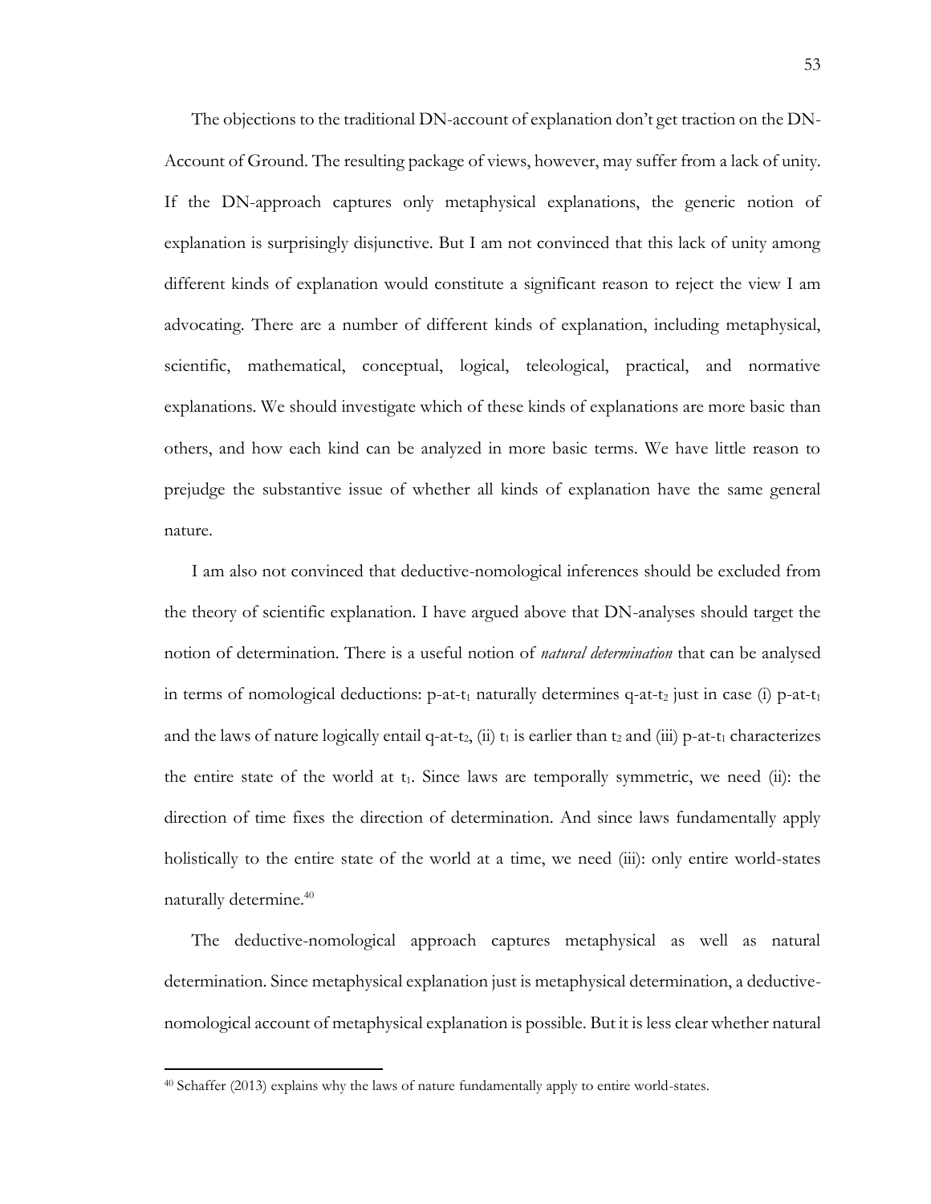The objections to the traditional DN-account of explanation don't get traction on the DN-Account of Ground. The resulting package of views, however, may suffer from a lack of unity. If the DN-approach captures only metaphysical explanations, the generic notion of explanation is surprisingly disjunctive. But I am not convinced that this lack of unity among different kinds of explanation would constitute a significant reason to reject the view I am advocating. There are a number of different kinds of explanation, including metaphysical, scientific, mathematical, conceptual, logical, teleological, practical, and normative explanations. We should investigate which of these kinds of explanations are more basic than others, and how each kind can be analyzed in more basic terms. We have little reason to prejudge the substantive issue of whether all kinds of explanation have the same general nature.

I am also not convinced that deductive-nomological inferences should be excluded from the theory of scientific explanation. I have argued above that DN-analyses should target the notion of determination. There is a useful notion of *natural determination* that can be analysed in terms of nomological deductions: p-at-$t_1$ naturally determines q-at-$t_2$ just in case (i) p-at-$t_1$ and the laws of nature logically entail q-at-$t_2$, (ii) $t_1$ is earlier than $t_2$ and (iii) p-at-$t_1$ characterizes the entire state of the world at $t_1$. Since laws are temporally symmetric, we need (ii): the direction of time fixes the direction of determination. And since laws fundamentally apply holistically to the entire state of the world at a time, we need (iii): only entire world-states naturally determine.[40]

The deductive-nomological approach captures metaphysical as well as natural determination. Since metaphysical explanation just is metaphysical determination, a deductive-nomological account of metaphysical explanation is possible. But it is less clear whether natural

[40] Schaffer (2013) explains why the laws of nature fundamentally apply to entire world-states.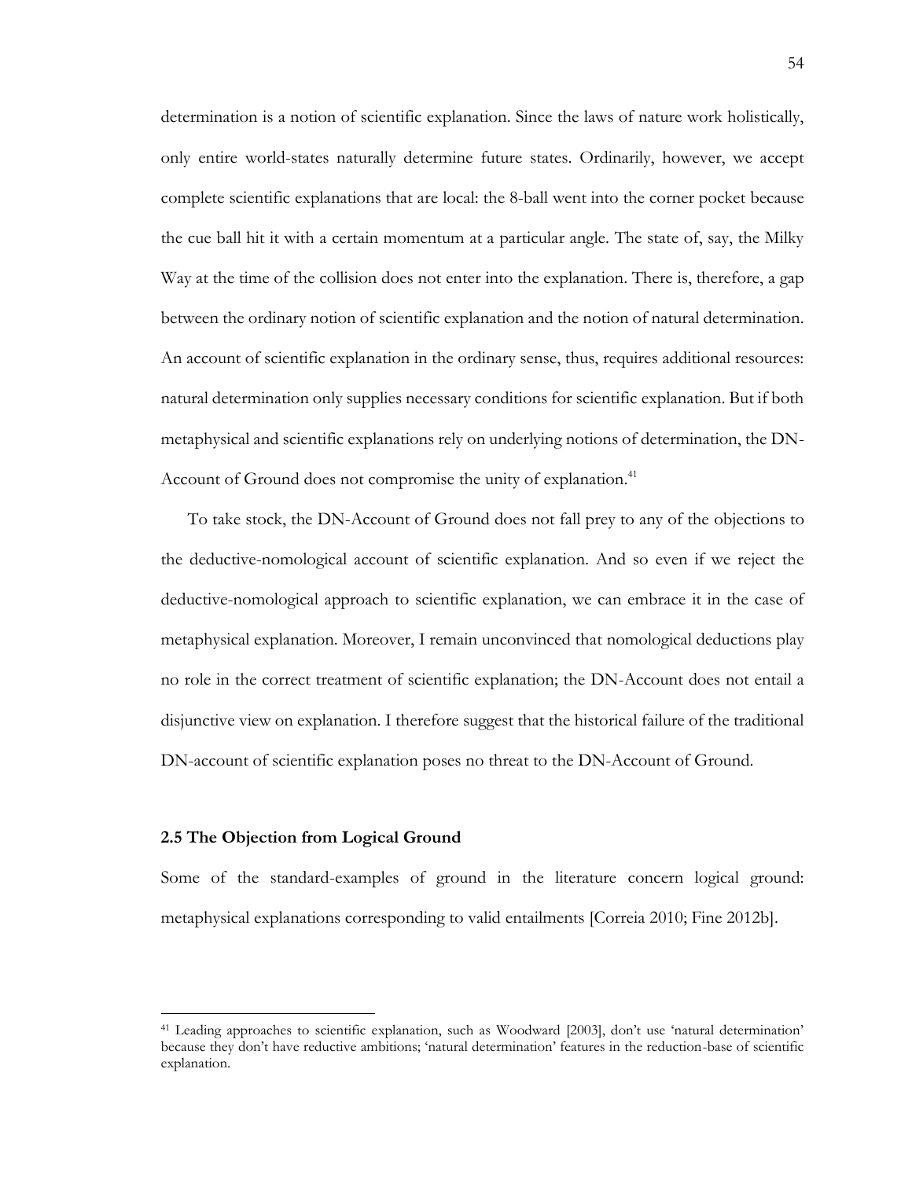determination is a notion of scientific explanation. Since the laws of nature work holistically, only entire world-states naturally determine future states. Ordinarily, however, we accept complete scientific explanations that are local: the 8-ball went into the corner pocket because the cue ball hit it with a certain momentum at a particular angle. The state of, say, the Milky Way at the time of the collision does not enter into the explanation. There is, therefore, a gap between the ordinary notion of scientific explanation and the notion of natural determination. An account of scientific explanation in the ordinary sense, thus, requires additional resources: natural determination only supplies necessary conditions for scientific explanation. But if both metaphysical and scientific explanations rely on underlying notions of determination, the DN-Account of Ground does not compromise the unity of explanation.[41]

To take stock, the DN-Account of Ground does not fall prey to any of the objections to the deductive-nomological account of scientific explanation. And so even if we reject the deductive-nomological approach to scientific explanation, we can embrace it in the case of metaphysical explanation. Moreover, I remain unconvinced that nomological deductions play no role in the correct treatment of scientific explanation; the DN-Account does not entail a disjunctive view on explanation. I therefore suggest that the historical failure of the traditional DN-account of scientific explanation poses no threat to the DN-Account of Ground.

### 2.5 The Objection from Logical Ground

Some of the standard-examples of ground in the literature concern logical ground: metaphysical explanations corresponding to valid entailments [Correia 2010; Fine 2012b].

[41] Leading approaches to scientific explanation, such as Woodward [2003], don't use 'natural determination' because they don't have reductive ambitions; 'natural determination' features in the reduction-base of scientific explanation.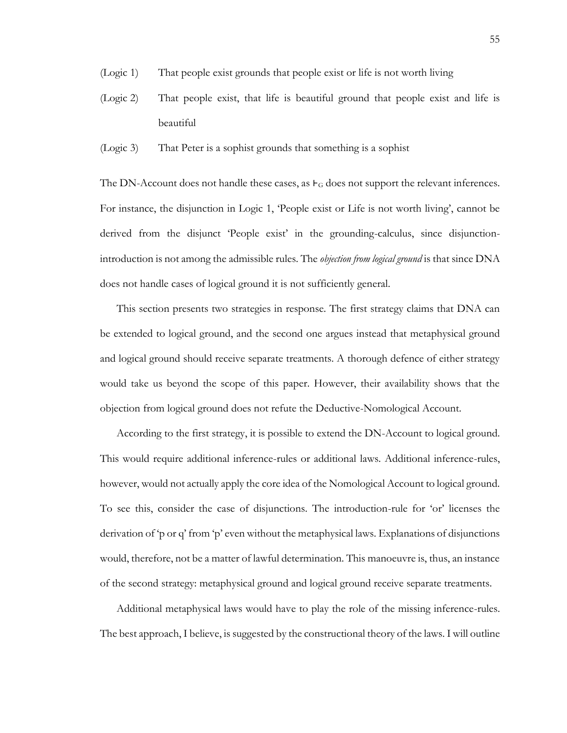(Logic 1) That people exist grounds that people exist or life is not worth living

(Logic 2) That people exist, that life is beautiful ground that people exist and life is beautiful

(Logic 3) That Peter is a sophist grounds that something is a sophist

The DN-Account does not handle these cases, as $\vdash_G$ does not support the relevant inferences. For instance, the disjunction in Logic 1, 'People exist or Life is not worth living', cannot be derived from the disjunct 'People exist' in the grounding-calculus, since disjunction-introduction is not among the admissible rules. The *objection from logical ground* is that since DNA does not handle cases of logical ground it is not sufficiently general.

This section presents two strategies in response. The first strategy claims that DNA can be extended to logical ground, and the second one argues instead that metaphysical ground and logical ground should receive separate treatments. A thorough defence of either strategy would take us beyond the scope of this paper. However, their availability shows that the objection from logical ground does not refute the Deductive-Nomological Account.

According to the first strategy, it is possible to extend the DN-Account to logical ground. This would require additional inference-rules or additional laws. Additional inference-rules, however, would not actually apply the core idea of the Nomological Account to logical ground. To see this, consider the case of disjunctions. The introduction-rule for 'or' licenses the derivation of 'p or q' from 'p' even without the metaphysical laws. Explanations of disjunctions would, therefore, not be a matter of lawful determination. This manoeuvre is, thus, an instance of the second strategy: metaphysical ground and logical ground receive separate treatments.

Additional metaphysical laws would have to play the role of the missing inference-rules. The best approach, I believe, is suggested by the constructional theory of the laws. I will outline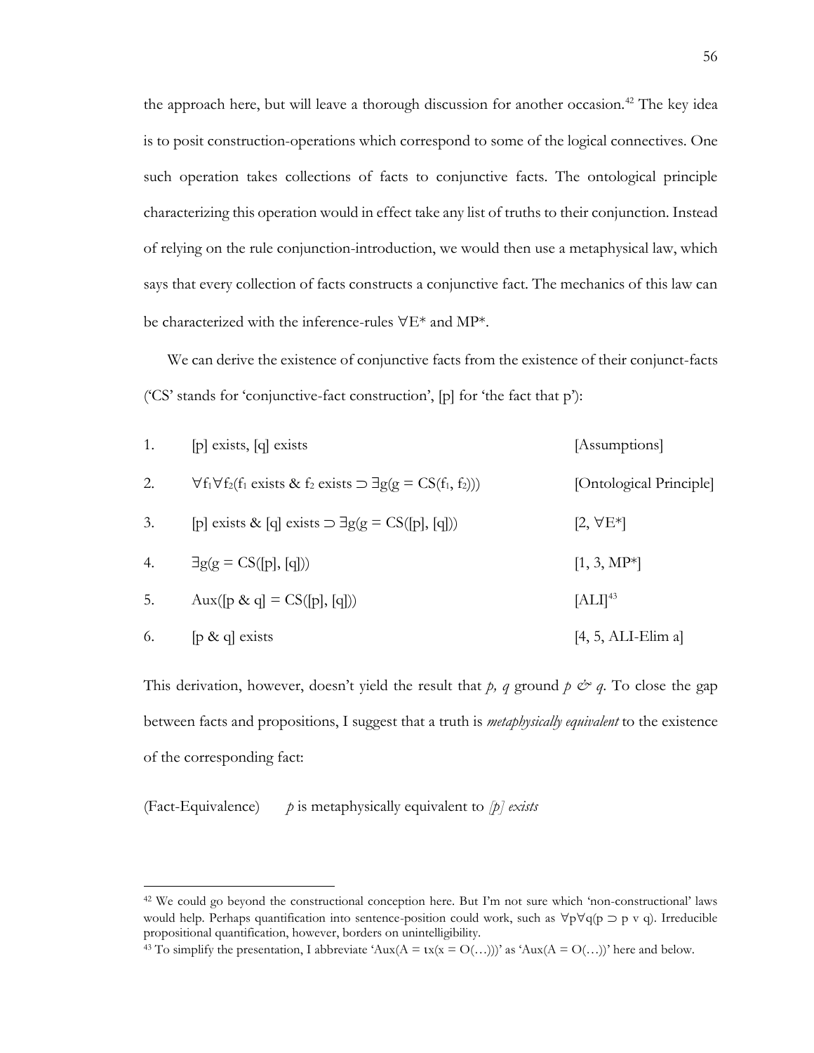the approach here, but will leave a thorough discussion for another occasion.[42] The key idea is to posit construction-operations which correspond to some of the logical connectives. One such operation takes collections of facts to conjunctive facts. The ontological principle characterizing this operation would in effect take any list of truths to their conjunction. Instead of relying on the rule conjunction-introduction, we would then use a metaphysical law, which says that every collection of facts constructs a conjunctive fact. The mechanics of this law can be characterized with the inference-rules ∀E* and MP*.

We can derive the existence of conjunctive facts from the existence of their conjunct-facts ('CS' stands for 'conjunctive-fact construction', [p] for 'the fact that p'):

| | | |
|---|---|---|
| 1. | [p] exists, [q] exists | [Assumptions] |
| 2. | $\forall f_1 \forall f_2(f_1 \text{ exists } \& \ f_2 \text{ exists} \supset \exists g(g = CS(f_1, f_2)))$ | [Ontological Principle] |
| 3. | $[p] \text{ exists } \& \ [q] \text{ exists} \supset \exists g(g = CS([p], [q]))$ | [2, ∀E*] |
| 4. | $\exists g(g = CS([p], [q]))$ | [1, 3, MP*] |
| 5. | $Aux([p \ \& \ q] = CS([p], [q]))$ | [ALI][43] |
| 6. | [p & q] exists | [4, 5, ALI-Elim a] |

This derivation, however, doesn't yield the result that *p, q* ground *p & q*. To close the gap between facts and propositions, I suggest that a truth is *metaphysically equivalent* to the existence of the corresponding fact:

(Fact-Equivalence) *p* is metaphysically equivalent to *[p] exists*

---

[42] We could go beyond the constructional conception here. But I'm not sure which 'non-constructional' laws would help. Perhaps quantification into sentence-position could work, such as $\forall p \forall q(p \supset p \vee q)$. Irreducible propositional quantification, however, borders on unintelligibility.

[43] To simplify the presentation, I abbreviate '$Aux(A = \iota x(x = O(\ldots)))$' as '$Aux(A = O(\ldots))$' here and below.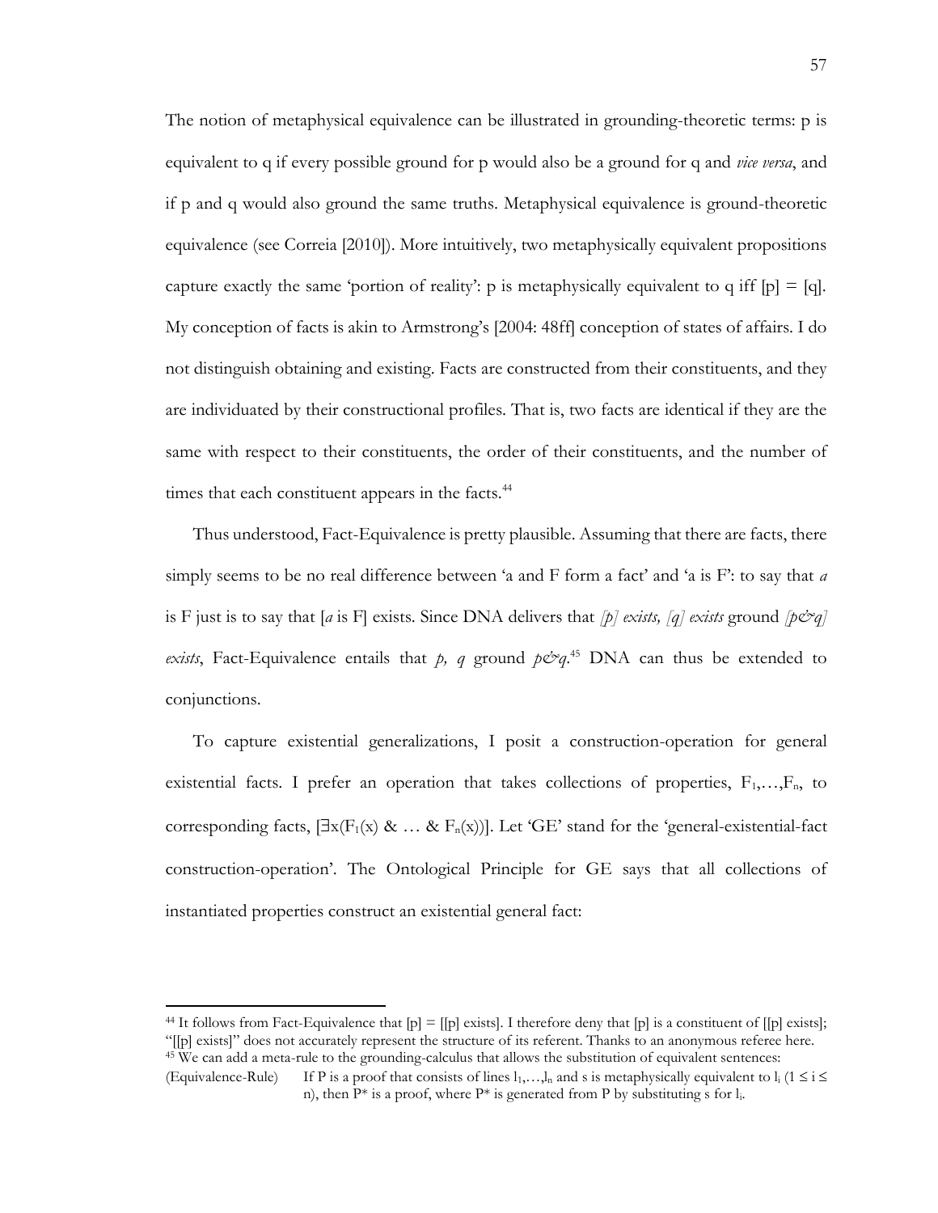The notion of metaphysical equivalence can be illustrated in grounding-theoretic terms: p is equivalent to q if every possible ground for p would also be a ground for q and *vice versa*, and if p and q would also ground the same truths. Metaphysical equivalence is ground-theoretic equivalence (see Correia [2010]). More intuitively, two metaphysically equivalent propositions capture exactly the same 'portion of reality': p is metaphysically equivalent to q iff [p] = [q]. My conception of facts is akin to Armstrong's [2004: 48ff] conception of states of affairs. I do not distinguish obtaining and existing. Facts are constructed from their constituents, and they are individuated by their constructional profiles. That is, two facts are identical if they are the same with respect to their constituents, the order of their constituents, and the number of times that each constituent appears in the facts.[44]

Thus understood, Fact-Equivalence is pretty plausible. Assuming that there are facts, there simply seems to be no real difference between 'a and F form a fact' and 'a is F': to say that *a* is F just is to say that [*a* is F] exists. Since DNA delivers that *[p] exists, [q] exists* ground *[p&q] exists*, Fact-Equivalence entails that *p, q* ground *p&q*.[45] DNA can thus be extended to conjunctions.

To capture existential generalizations, I posit a construction-operation for general existential facts. I prefer an operation that takes collections of properties, $F_1,\ldots,F_n$, to corresponding facts, $[\exists x(F_1(x)\ \&\ \ldots\ \&\ F_n(x))]$. Let 'GE' stand for the 'general-existential-fact construction-operation'. The Ontological Principle for GE says that all collections of instantiated properties construct an existential general fact:

---

[44] It follows from Fact-Equivalence that [p] = [[p] exists]. I therefore deny that [p] is a constituent of [[p] exists]; "[[p] exists]" does not accurately represent the structure of its referent. Thanks to an anonymous referee here.

[45] We can add a meta-rule to the grounding-calculus that allows the substitution of equivalent sentences:

(Equivalence-Rule) If P is a proof that consists of lines $l_1,\ldots,l_n$ and s is metaphysically equivalent to $l_i$ ($1 \leq i \leq n$), then P* is a proof, where P* is generated from P by substituting s for $l_i$.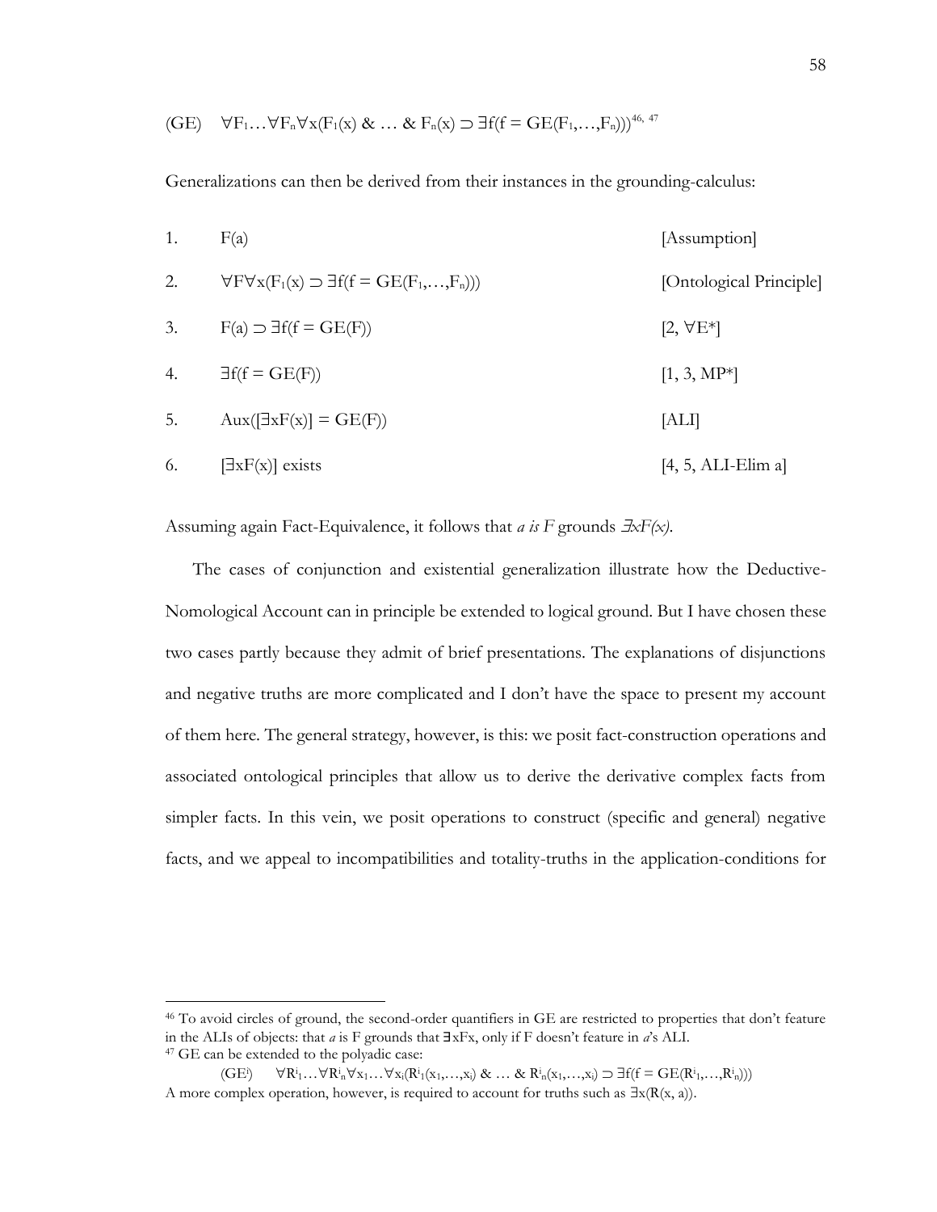(GE) $\forall F_1 \ldots \forall F_n \forall x(F_1(x) \ \& \ \ldots \ \& \ F_n(x) \supset \exists f(f = GE(F_1,\ldots,F_n)))$[46, 47]

Generalizations can then be derived from their instances in the grounding-calculus:

| | | |
|---|---|---|
| 1. | $F(a)$ | [Assumption] |
| 2. | $\forall F \forall x(F_1(x) \supset \exists f(f = GE(F_1,\ldots,F_n)))$ | [Ontological Principle] |
| 3. | $F(a) \supset \exists f(f = GE(F))$ | [2, ∀E*] |
| 4. | $\exists f(f = GE(F))$ | [1, 3, MP*] |
| 5. | $Aux([\exists xF(x)] = GE(F))$ | [ALI] |
| 6. | $[\exists xF(x)]$ exists | [4, 5, ALI-Elim a] |

Assuming again Fact-Equivalence, it follows that *a is F* grounds $\exists xF(x)$.

The cases of conjunction and existential generalization illustrate how the Deductive-Nomological Account can in principle be extended to logical ground. But I have chosen these two cases partly because they admit of brief presentations. The explanations of disjunctions and negative truths are more complicated and I don't have the space to present my account of them here. The general strategy, however, is this: we posit fact-construction operations and associated ontological principles that allow us to derive the derivative complex facts from simpler facts. In this vein, we posit operations to construct (specific and general) negative facts, and we appeal to incompatibilities and totality-truths in the application-conditions for

---

[46] To avoid circles of ground, the second-order quantifiers in GE are restricted to properties that don't feature in the ALIs of objects: that *a* is F grounds that $\exists xFx$, only if F doesn't feature in *a*'s ALI.

[47] GE can be extended to the polyadic case:

$(GE^i) \quad \forall R^i_1 \ldots \forall R^i_n \forall x_1 \ldots \forall x_i(R^i_1(x_1,\ldots,x_i) \ \& \ \ldots \ \& \ R^i_n(x_1,\ldots,x_i) \supset \exists f(f = GE(R^i_1,\ldots,R^i_n)))$

A more complex operation, however, is required to account for truths such as $\exists x(R(x, a))$.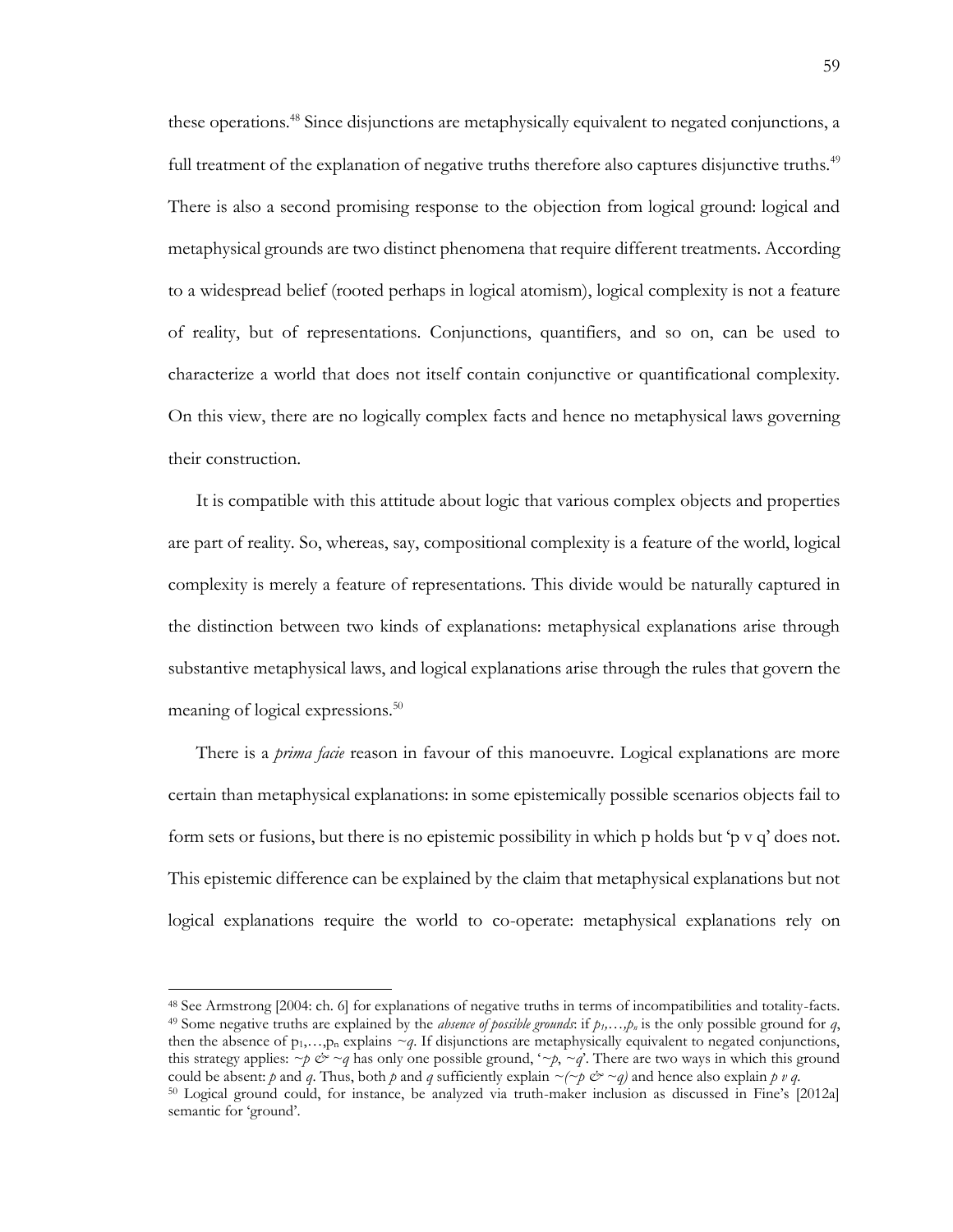these operations.[48] Since disjunctions are metaphysically equivalent to negated conjunctions, a full treatment of the explanation of negative truths therefore also captures disjunctive truths.[49] There is also a second promising response to the objection from logical ground: logical and metaphysical grounds are two distinct phenomena that require different treatments. According to a widespread belief (rooted perhaps in logical atomism), logical complexity is not a feature of reality, but of representations. Conjunctions, quantifiers, and so on, can be used to characterize a world that does not itself contain conjunctive or quantificational complexity. On this view, there are no logically complex facts and hence no metaphysical laws governing their construction.

It is compatible with this attitude about logic that various complex objects and properties are part of reality. So, whereas, say, compositional complexity is a feature of the world, logical complexity is merely a feature of representations. This divide would be naturally captured in the distinction between two kinds of explanations: metaphysical explanations arise through substantive metaphysical laws, and logical explanations arise through the rules that govern the meaning of logical expressions.[50]

There is a *prima facie* reason in favour of this manoeuvre. Logical explanations are more certain than metaphysical explanations: in some epistemically possible scenarios objects fail to form sets or fusions, but there is no epistemic possibility in which p holds but 'p v q' does not. This epistemic difference can be explained by the claim that metaphysical explanations but not logical explanations require the world to co-operate: metaphysical explanations rely on

---

[48] See Armstrong [2004: ch. 6] for explanations of negative truths in terms of incompatibilities and totality-facts.

[49] Some negative truths are explained by the *absence of possible grounds*: if $p_1,\ldots,p_n$ is the only possible ground for $q$, then the absence of $p_1,\ldots,p_n$ explains $\sim q$. If disjunctions are metaphysically equivalent to negated conjunctions, this strategy applies: $\sim p$ & $\sim q$ has only one possible ground, '$\sim p$, $\sim q$'. There are two ways in which this ground could be absent: $p$ and $q$. Thus, both $p$ and $q$ sufficiently explain $\sim(\sim p$ & $\sim q)$ and hence also explain $p \vee q$.

[50] Logical ground could, for instance, be analyzed via truth-maker inclusion as discussed in Fine's [2012a] semantic for 'ground'.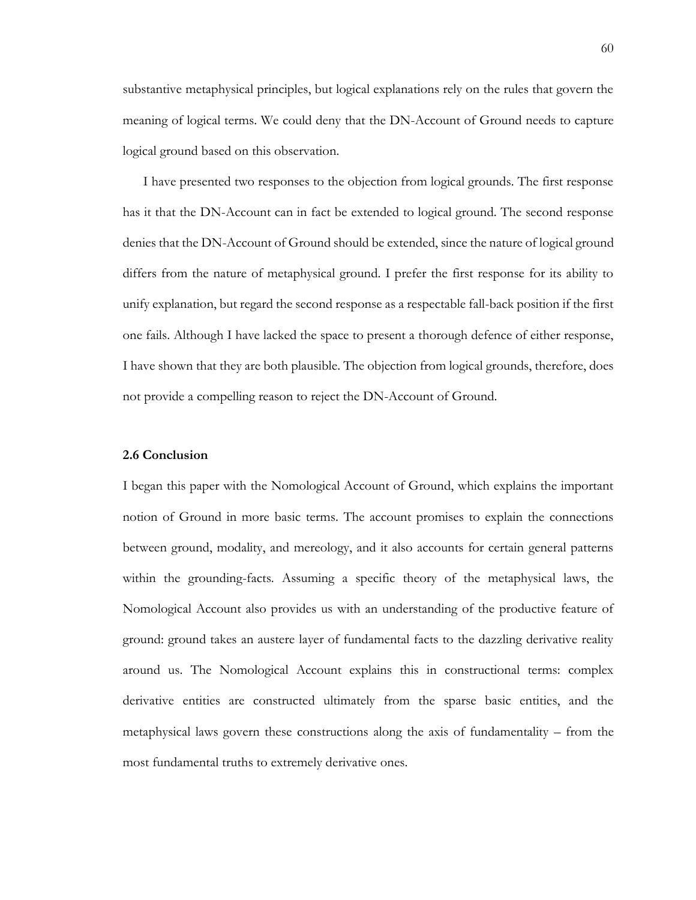substantive metaphysical principles, but logical explanations rely on the rules that govern the meaning of logical terms. We could deny that the DN-Account of Ground needs to capture logical ground based on this observation.

I have presented two responses to the objection from logical grounds. The first response has it that the DN-Account can in fact be extended to logical ground. The second response denies that the DN-Account of Ground should be extended, since the nature of logical ground differs from the nature of metaphysical ground. I prefer the first response for its ability to unify explanation, but regard the second response as a respectable fall-back position if the first one fails. Although I have lacked the space to present a thorough defence of either response, I have shown that they are both plausible. The objection from logical grounds, therefore, does not provide a compelling reason to reject the DN-Account of Ground.

### 2.6 Conclusion

I began this paper with the Nomological Account of Ground, which explains the important notion of Ground in more basic terms. The account promises to explain the connections between ground, modality, and mereology, and it also accounts for certain general patterns within the grounding-facts. Assuming a specific theory of the metaphysical laws, the Nomological Account also provides us with an understanding of the productive feature of ground: ground takes an austere layer of fundamental facts to the dazzling derivative reality around us. The Nomological Account explains this in constructional terms: complex derivative entities are constructed ultimately from the sparse basic entities, and the metaphysical laws govern these constructions along the axis of fundamentality – from the most fundamental truths to extremely derivative ones.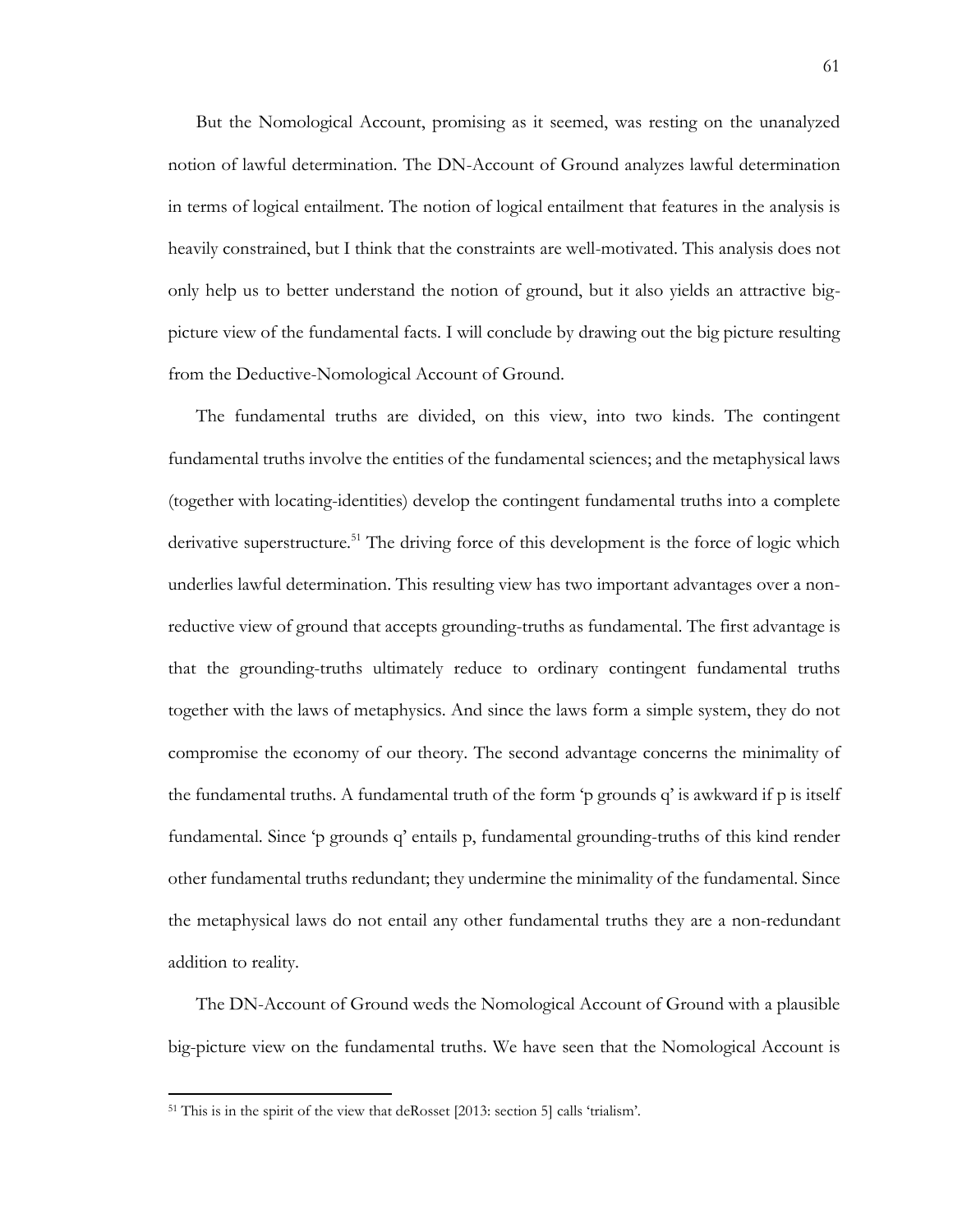But the Nomological Account, promising as it seemed, was resting on the unanalyzed notion of lawful determination. The DN-Account of Ground analyzes lawful determination in terms of logical entailment. The notion of logical entailment that features in the analysis is heavily constrained, but I think that the constraints are well-motivated. This analysis does not only help us to better understand the notion of ground, but it also yields an attractive big-picture view of the fundamental facts. I will conclude by drawing out the big picture resulting from the Deductive-Nomological Account of Ground.

The fundamental truths are divided, on this view, into two kinds. The contingent fundamental truths involve the entities of the fundamental sciences; and the metaphysical laws (together with locating-identities) develop the contingent fundamental truths into a complete derivative superstructure.[51] The driving force of this development is the force of logic which underlies lawful determination. This resulting view has two important advantages over a non-reductive view of ground that accepts grounding-truths as fundamental. The first advantage is that the grounding-truths ultimately reduce to ordinary contingent fundamental truths together with the laws of metaphysics. And since the laws form a simple system, they do not compromise the economy of our theory. The second advantage concerns the minimality of the fundamental truths. A fundamental truth of the form 'p grounds q' is awkward if p is itself fundamental. Since 'p grounds q' entails p, fundamental grounding-truths of this kind render other fundamental truths redundant; they undermine the minimality of the fundamental. Since the metaphysical laws do not entail any other fundamental truths they are a non-redundant addition to reality.

The DN-Account of Ground weds the Nomological Account of Ground with a plausible big-picture view on the fundamental truths. We have seen that the Nomological Account is

[51] This is in the spirit of the view that deRosset [2013: section 5] calls 'trialism'.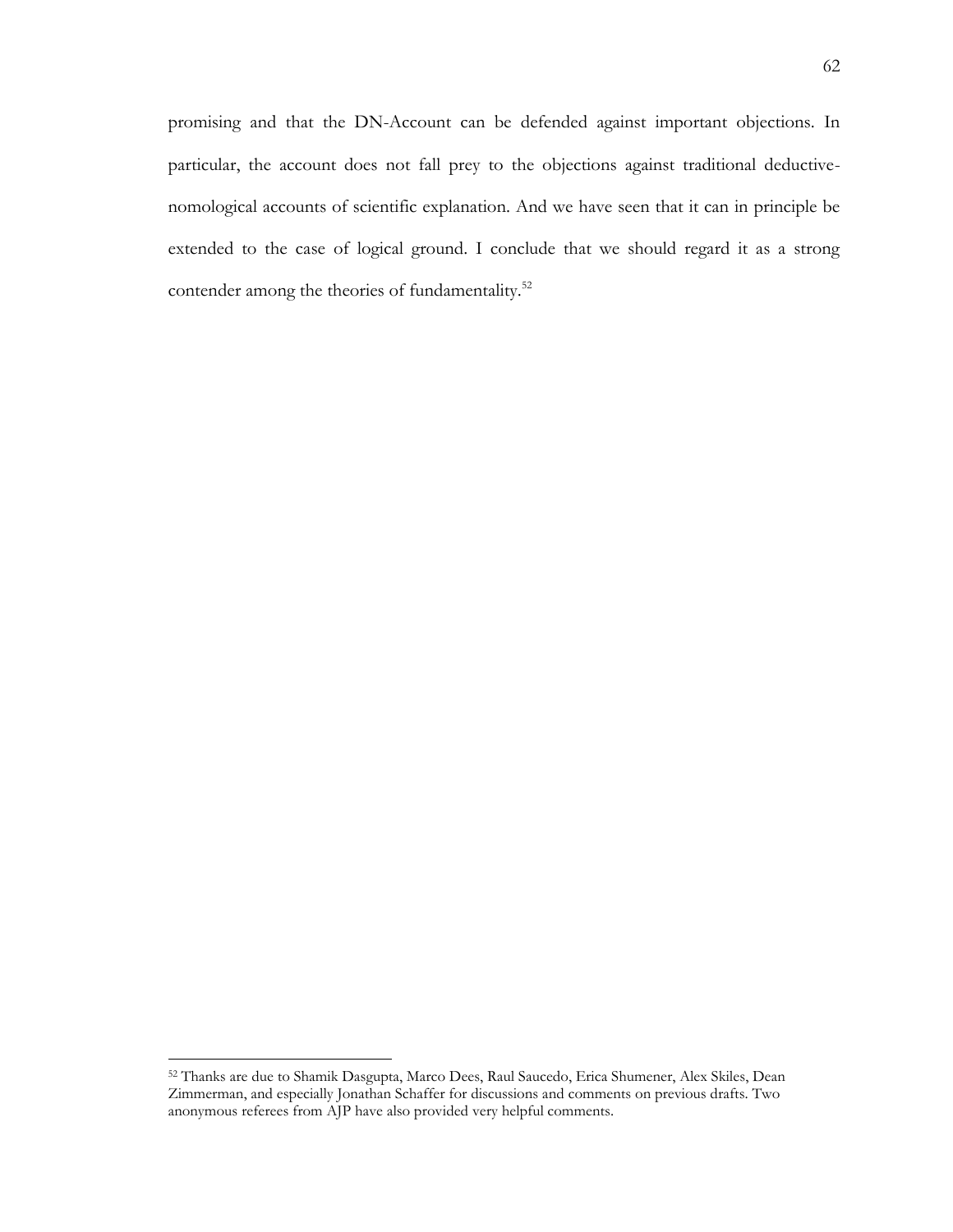promising and that the DN-Account can be defended against important objections. In particular, the account does not fall prey to the objections against traditional deductive-nomological accounts of scientific explanation. And we have seen that it can in principle be extended to the case of logical ground. I conclude that we should regard it as a strong contender among the theories of fundamentality.[52]

[52] Thanks are due to Shamik Dasgupta, Marco Dees, Raul Saucedo, Erica Shumener, Alex Skiles, Dean Zimmerman, and especially Jonathan Schaffer for discussions and comments on previous drafts. Two anonymous referees from AJP have also provided very helpful comments.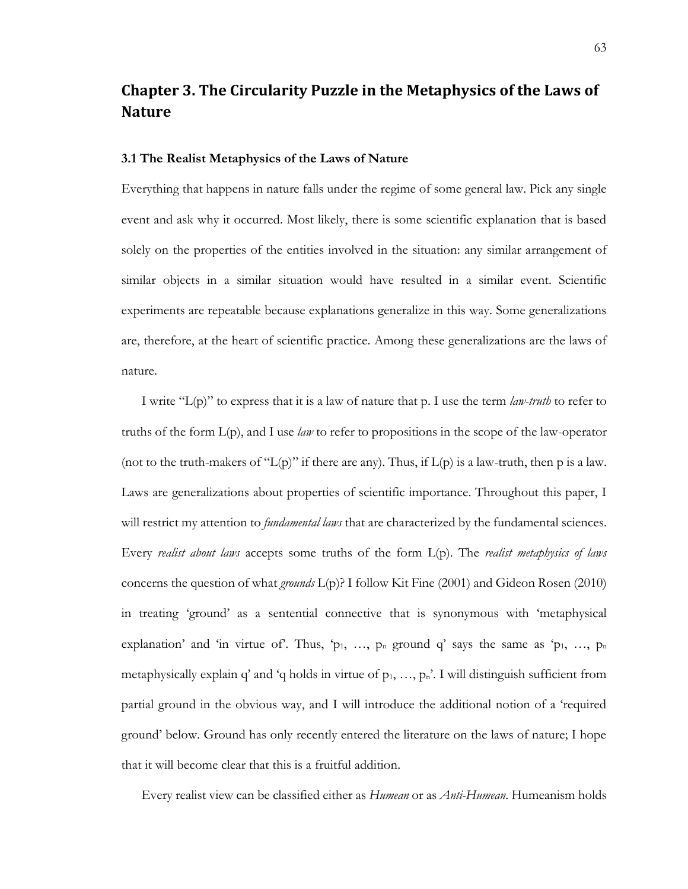# Chapter 3. The Circularity Puzzle in the Metaphysics of the Laws of Nature

### 3.1 The Realist Metaphysics of the Laws of Nature

Everything that happens in nature falls under the regime of some general law. Pick any single event and ask why it occurred. Most likely, there is some scientific explanation that is based solely on the properties of the entities involved in the situation: any similar arrangement of similar objects in a similar situation would have resulted in a similar event. Scientific experiments are repeatable because explanations generalize in this way. Some generalizations are, therefore, at the heart of scientific practice. Among these generalizations are the laws of nature.

I write "L(p)" to express that it is a law of nature that p. I use the term *law-truth* to refer to truths of the form L(p), and I use *law* to refer to propositions in the scope of the law-operator (not to the truth-makers of "L(p)" if there are any). Thus, if L(p) is a law-truth, then p is a law. Laws are generalizations about properties of scientific importance. Throughout this paper, I will restrict my attention to *fundamental laws* that are characterized by the fundamental sciences. Every *realist about laws* accepts some truths of the form L(p). The *realist metaphysics of laws* concerns the question of what *grounds* L(p)? I follow Kit Fine (2001) and Gideon Rosen (2010) in treating 'ground' as a sentential connective that is synonymous with 'metaphysical explanation' and 'in virtue of'. Thus, '$p_1$, …, $p_n$ ground q' says the same as '$p_1$, …, $p_n$ metaphysically explain q' and 'q holds in virtue of $p_1$, …, $p_n$'. I will distinguish sufficient from partial ground in the obvious way, and I will introduce the additional notion of a 'required ground' below. Ground has only recently entered the literature on the laws of nature; I hope that it will become clear that this is a fruitful addition.

Every realist view can be classified either as *Humean* or as *Anti-Humean*. Humeanism holds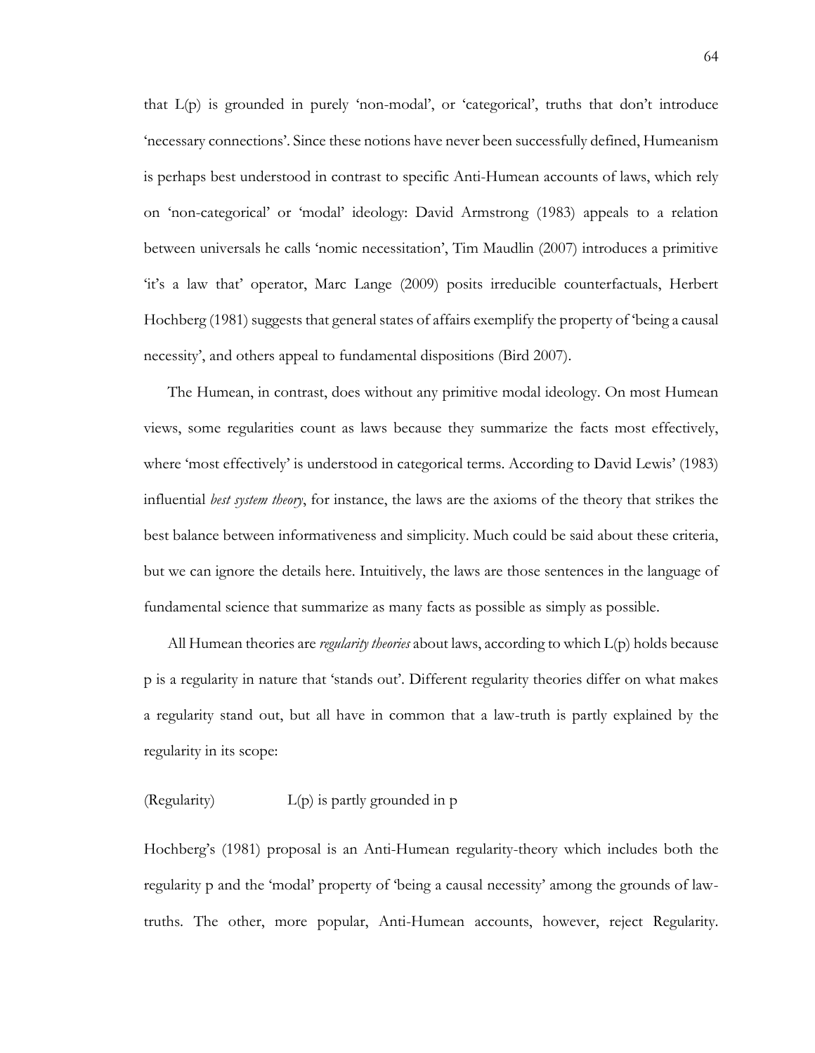that L(p) is grounded in purely 'non-modal', or 'categorical', truths that don't introduce 'necessary connections'. Since these notions have never been successfully defined, Humeanism is perhaps best understood in contrast to specific Anti-Humean accounts of laws, which rely on 'non-categorical' or 'modal' ideology: David Armstrong (1983) appeals to a relation between universals he calls 'nomic necessitation', Tim Maudlin (2007) introduces a primitive 'it's a law that' operator, Marc Lange (2009) posits irreducible counterfactuals, Herbert Hochberg (1981) suggests that general states of affairs exemplify the property of 'being a causal necessity', and others appeal to fundamental dispositions (Bird 2007).

The Humean, in contrast, does without any primitive modal ideology. On most Humean views, some regularities count as laws because they summarize the facts most effectively, where 'most effectively' is understood in categorical terms. According to David Lewis' (1983) influential *best system theory*, for instance, the laws are the axioms of the theory that strikes the best balance between informativeness and simplicity. Much could be said about these criteria, but we can ignore the details here. Intuitively, the laws are those sentences in the language of fundamental science that summarize as many facts as possible as simply as possible.

All Humean theories are *regularity theories* about laws, according to which L(p) holds because p is a regularity in nature that 'stands out'. Different regularity theories differ on what makes a regularity stand out, but all have in common that a law-truth is partly explained by the regularity in its scope:

(Regularity) L(p) is partly grounded in p

Hochberg's (1981) proposal is an Anti-Humean regularity-theory which includes both the regularity p and the 'modal' property of 'being a causal necessity' among the grounds of law-truths. The other, more popular, Anti-Humean accounts, however, reject Regularity.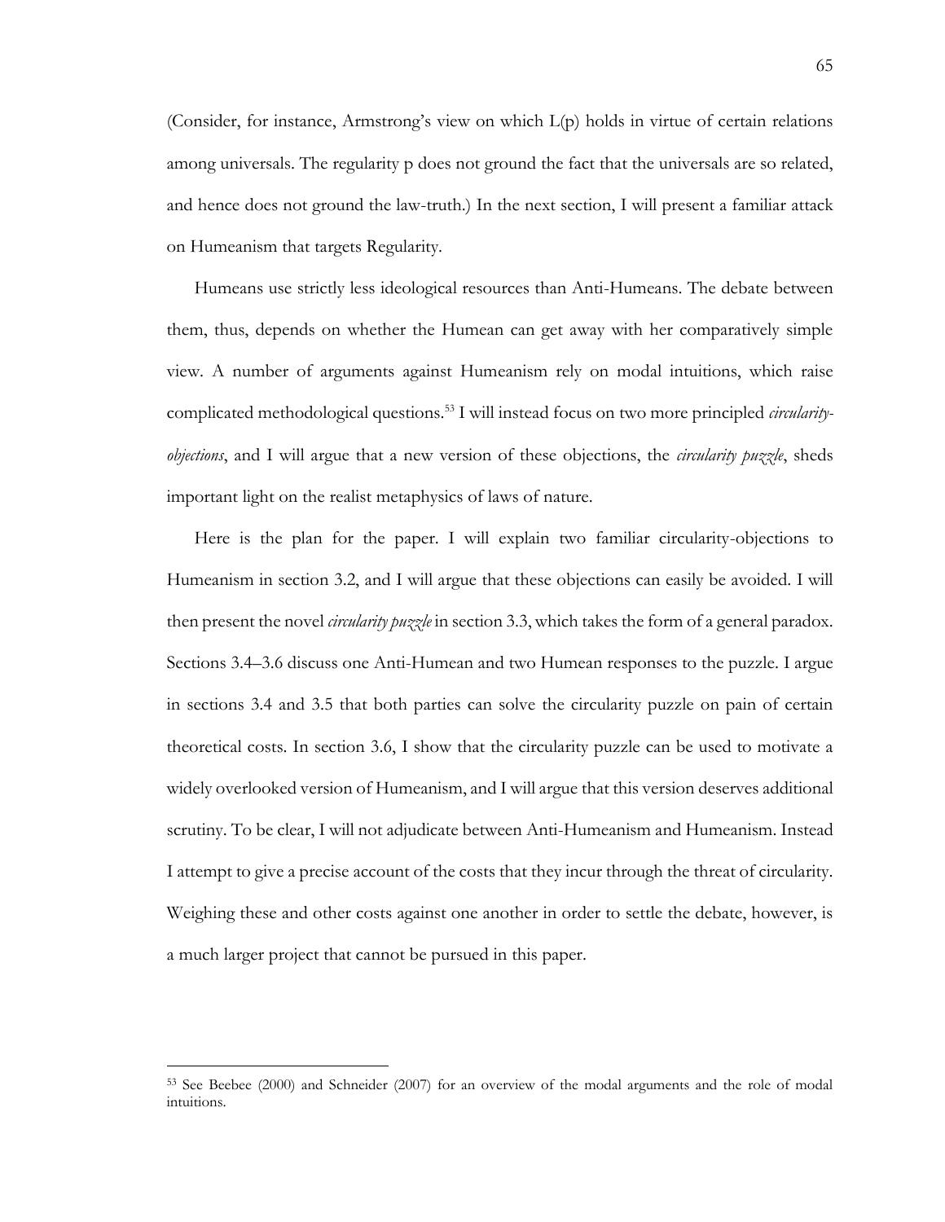(Consider, for instance, Armstrong's view on which L(p) holds in virtue of certain relations among universals. The regularity p does not ground the fact that the universals are so related, and hence does not ground the law-truth.) In the next section, I will present a familiar attack on Humeanism that targets Regularity.

Humeans use strictly less ideological resources than Anti-Humeans. The debate between them, thus, depends on whether the Humean can get away with her comparatively simple view. A number of arguments against Humeanism rely on modal intuitions, which raise complicated methodological questions.[53] I will instead focus on two more principled *circularity-objections*, and I will argue that a new version of these objections, the *circularity puzzle*, sheds important light on the realist metaphysics of laws of nature.

Here is the plan for the paper. I will explain two familiar circularity-objections to Humeanism in section 3.2, and I will argue that these objections can easily be avoided. I will then present the novel *circularity puzzle* in section 3.3, which takes the form of a general paradox. Sections 3.4–3.6 discuss one Anti-Humean and two Humean responses to the puzzle. I argue in sections 3.4 and 3.5 that both parties can solve the circularity puzzle on pain of certain theoretical costs. In section 3.6, I show that the circularity puzzle can be used to motivate a widely overlooked version of Humeanism, and I will argue that this version deserves additional scrutiny. To be clear, I will not adjudicate between Anti-Humeanism and Humeanism. Instead I attempt to give a precise account of the costs that they incur through the threat of circularity. Weighing these and other costs against one another in order to settle the debate, however, is a much larger project that cannot be pursued in this paper.

---

[53] See Beebee (2000) and Schneider (2007) for an overview of the modal arguments and the role of modal intuitions.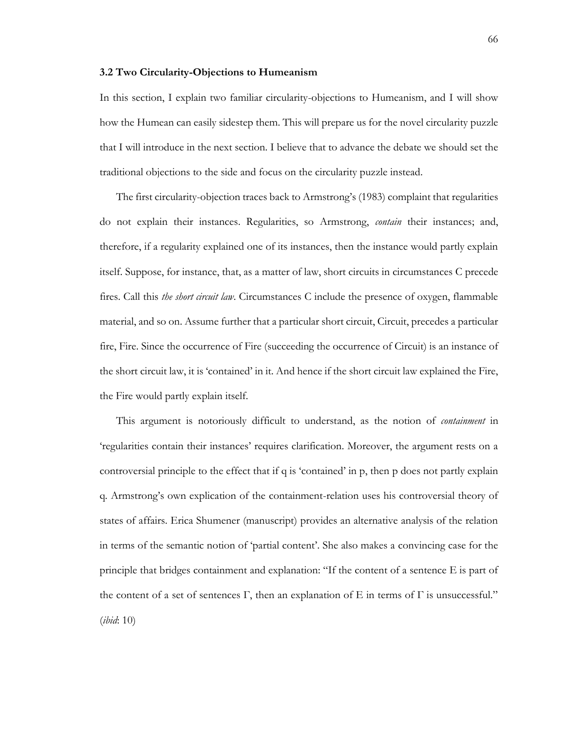### 3.2 Two Circularity-Objections to Humeanism

In this section, I explain two familiar circularity-objections to Humeanism, and I will show how the Humean can easily sidestep them. This will prepare us for the novel circularity puzzle that I will introduce in the next section. I believe that to advance the debate we should set the traditional objections to the side and focus on the circularity puzzle instead.

The first circularity-objection traces back to Armstrong's (1983) complaint that regularities do not explain their instances. Regularities, so Armstrong, *contain* their instances; and, therefore, if a regularity explained one of its instances, then the instance would partly explain itself. Suppose, for instance, that, as a matter of law, short circuits in circumstances C precede fires. Call this *the short circuit law*. Circumstances C include the presence of oxygen, flammable material, and so on. Assume further that a particular short circuit, Circuit, precedes a particular fire, Fire. Since the occurrence of Fire (succeeding the occurrence of Circuit) is an instance of the short circuit law, it is 'contained' in it. And hence if the short circuit law explained the Fire, the Fire would partly explain itself.

This argument is notoriously difficult to understand, as the notion of *containment* in 'regularities contain their instances' requires clarification. Moreover, the argument rests on a controversial principle to the effect that if q is 'contained' in p, then p does not partly explain q. Armstrong's own explication of the containment-relation uses his controversial theory of states of affairs. Erica Shumener (manuscript) provides an alternative analysis of the relation in terms of the semantic notion of 'partial content'. She also makes a convincing case for the principle that bridges containment and explanation: "If the content of a sentence E is part of the content of a set of sentences Γ, then an explanation of E in terms of Γ is unsuccessful." (*ibid*: 10)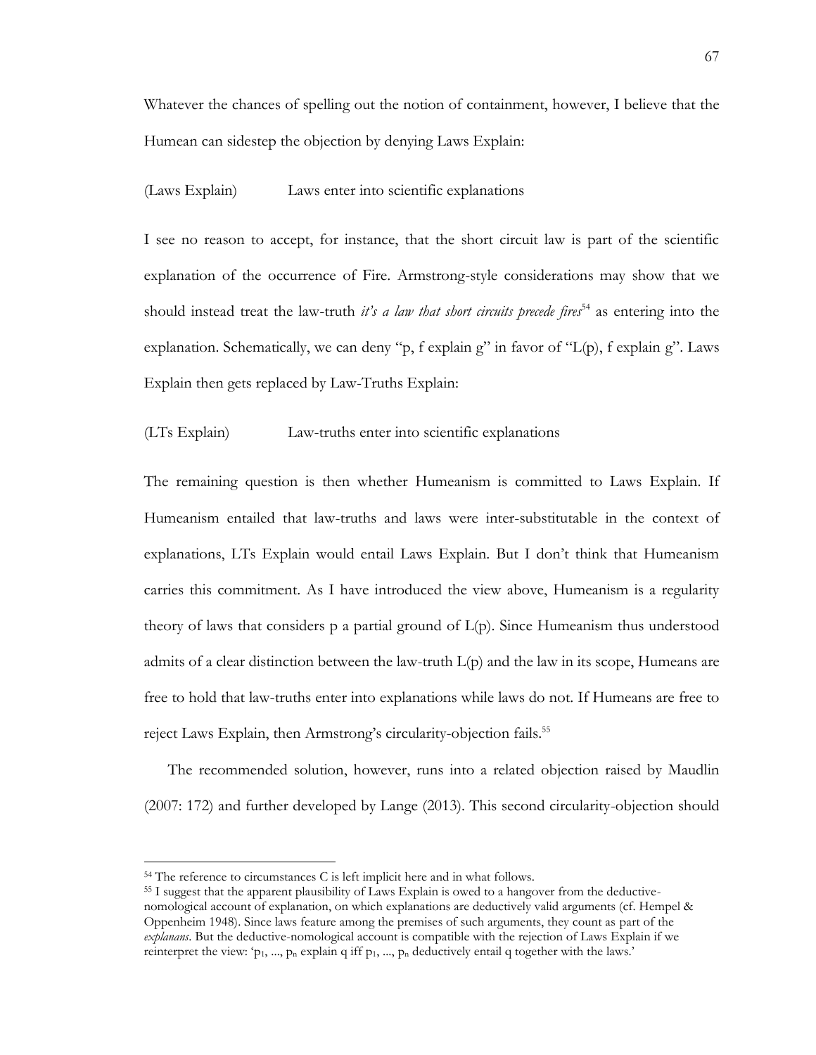Whatever the chances of spelling out the notion of containment, however, I believe that the Humean can sidestep the objection by denying Laws Explain:

(Laws Explain) Laws enter into scientific explanations

I see no reason to accept, for instance, that the short circuit law is part of the scientific explanation of the occurrence of Fire. Armstrong-style considerations may show that we should instead treat the law-truth *it's a law that short circuits precede fires*[54] as entering into the explanation. Schematically, we can deny "p, f explain g" in favor of "L(p), f explain g". Laws Explain then gets replaced by Law-Truths Explain:

(LTs Explain) Law-truths enter into scientific explanations

The remaining question is then whether Humeanism is committed to Laws Explain. If Humeanism entailed that law-truths and laws were inter-substitutable in the context of explanations, LTs Explain would entail Laws Explain. But I don't think that Humeanism carries this commitment. As I have introduced the view above, Humeanism is a regularity theory of laws that considers p a partial ground of L(p). Since Humeanism thus understood admits of a clear distinction between the law-truth L(p) and the law in its scope, Humeans are free to hold that law-truths enter into explanations while laws do not. If Humeans are free to reject Laws Explain, then Armstrong's circularity-objection fails.[55]

The recommended solution, however, runs into a related objection raised by Maudlin (2007: 172) and further developed by Lange (2013). This second circularity-objection should

---

[54] The reference to circumstances C is left implicit here and in what follows.

[55] I suggest that the apparent plausibility of Laws Explain is owed to a hangover from the deductive-nomological account of explanation, on which explanations are deductively valid arguments (cf. Hempel & Oppenheim 1948). Since laws feature among the premises of such arguments, they count as part of the *explanans*. But the deductive-nomological account is compatible with the rejection of Laws Explain if we reinterpret the view: '$p_1, ..., p_n$ explain q iff $p_1, ..., p_n$ deductively entail q together with the laws.'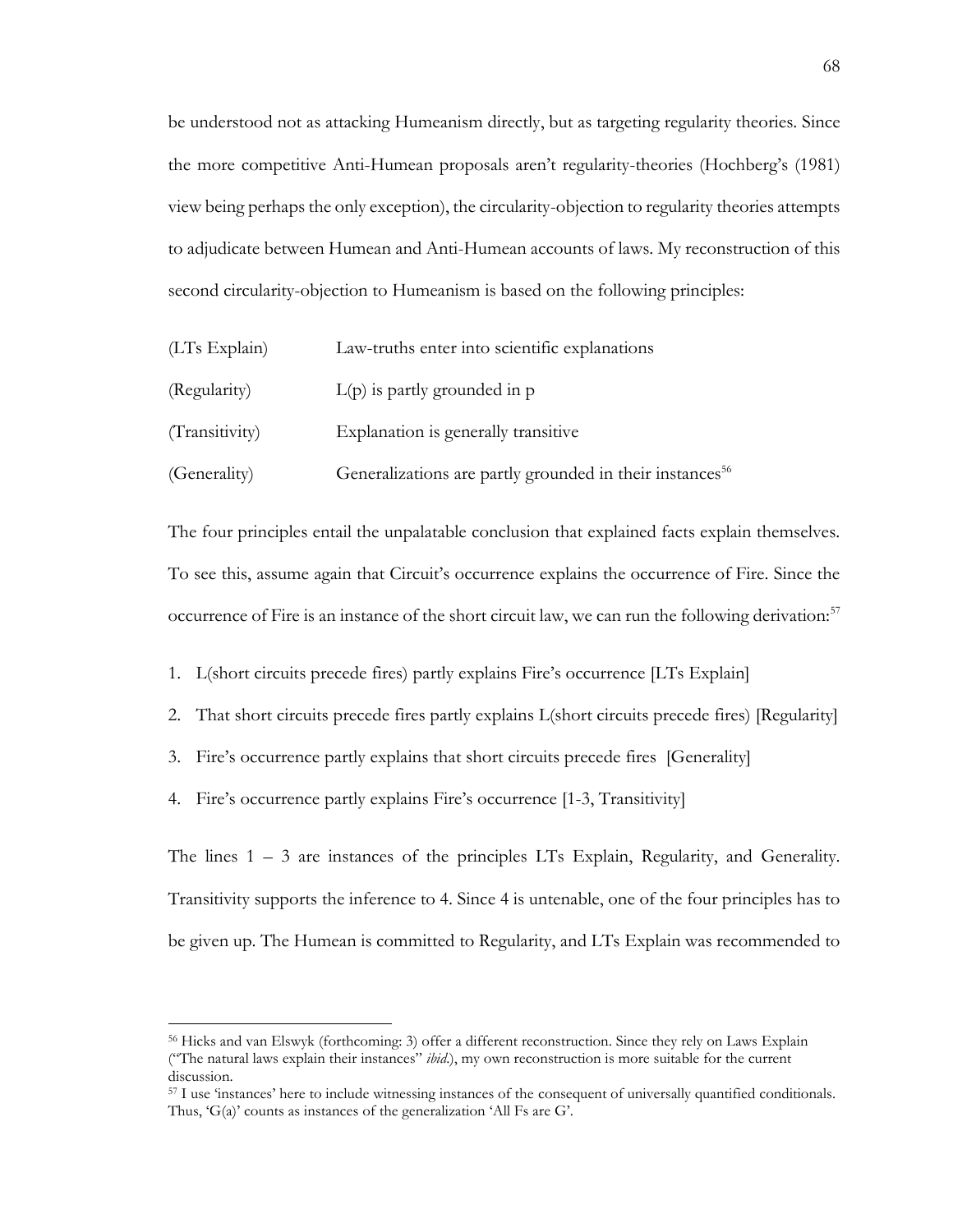be understood not as attacking Humeanism directly, but as targeting regularity theories. Since the more competitive Anti-Humean proposals aren't regularity-theories (Hochberg's (1981) view being perhaps the only exception), the circularity-objection to regularity theories attempts to adjudicate between Humean and Anti-Humean accounts of laws. My reconstruction of this second circularity-objection to Humeanism is based on the following principles:

| | |
|---|---|
| (LTs Explain) | Law-truths enter into scientific explanations |
| (Regularity) | L(p) is partly grounded in p |
| (Transitivity) | Explanation is generally transitive |
| (Generality) | Generalizations are partly grounded in their instances[56] |

The four principles entail the unpalatable conclusion that explained facts explain themselves. To see this, assume again that Circuit's occurrence explains the occurrence of Fire. Since the occurrence of Fire is an instance of the short circuit law, we can run the following derivation:[57]

1. L(short circuits precede fires) partly explains Fire's occurrence [LTs Explain]
2. That short circuits precede fires partly explains L(short circuits precede fires) [Regularity]
3. Fire's occurrence partly explains that short circuits precede fires [Generality]
4. Fire's occurrence partly explains Fire's occurrence [1-3, Transitivity]

The lines 1 – 3 are instances of the principles LTs Explain, Regularity, and Generality. Transitivity supports the inference to 4. Since 4 is untenable, one of the four principles has to be given up. The Humean is committed to Regularity, and LTs Explain was recommended to

---

[56] Hicks and van Elswyk (forthcoming: 3) offer a different reconstruction. Since they rely on Laws Explain ("The natural laws explain their instances" *ibid.*), my own reconstruction is more suitable for the current discussion.

[57] I use 'instances' here to include witnessing instances of the consequent of universally quantified conditionals. Thus, 'G(a)' counts as instances of the generalization 'All Fs are G'.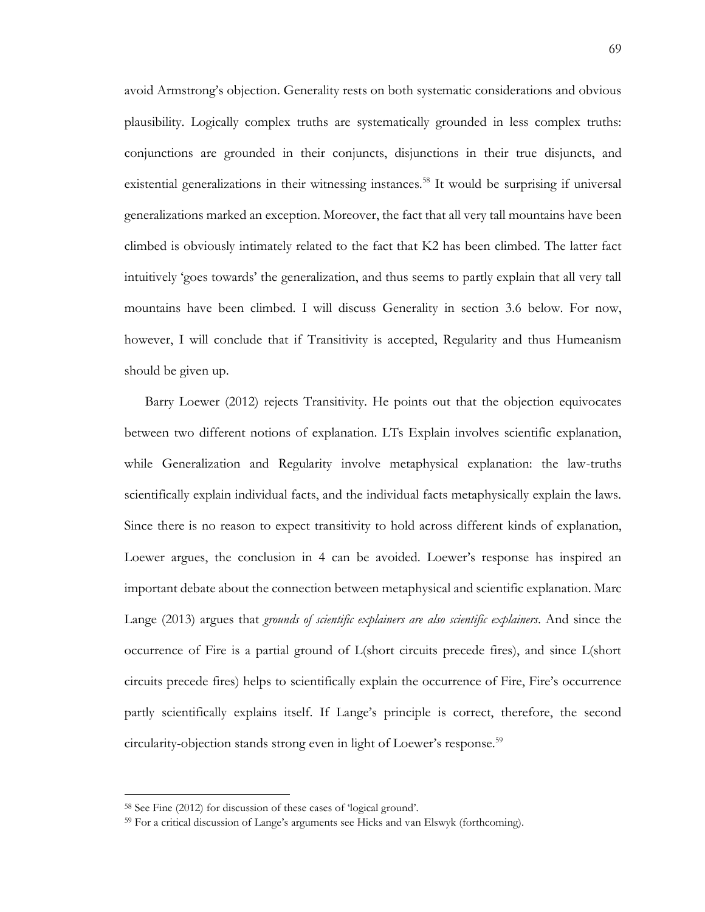avoid Armstrong's objection. Generality rests on both systematic considerations and obvious plausibility. Logically complex truths are systematically grounded in less complex truths: conjunctions are grounded in their conjuncts, disjunctions in their true disjuncts, and existential generalizations in their witnessing instances.[58] It would be surprising if universal generalizations marked an exception. Moreover, the fact that all very tall mountains have been climbed is obviously intimately related to the fact that K2 has been climbed. The latter fact intuitively 'goes towards' the generalization, and thus seems to partly explain that all very tall mountains have been climbed. I will discuss Generality in section 3.6 below. For now, however, I will conclude that if Transitivity is accepted, Regularity and thus Humeanism should be given up.

Barry Loewer (2012) rejects Transitivity. He points out that the objection equivocates between two different notions of explanation. LTs Explain involves scientific explanation, while Generalization and Regularity involve metaphysical explanation: the law-truths scientifically explain individual facts, and the individual facts metaphysically explain the laws. Since there is no reason to expect transitivity to hold across different kinds of explanation, Loewer argues, the conclusion in 4 can be avoided. Loewer's response has inspired an important debate about the connection between metaphysical and scientific explanation. Marc Lange (2013) argues that *grounds of scientific explainers are also scientific explainers*. And since the occurrence of Fire is a partial ground of L(short circuits precede fires), and since L(short circuits precede fires) helps to scientifically explain the occurrence of Fire, Fire's occurrence partly scientifically explains itself. If Lange's principle is correct, therefore, the second circularity-objection stands strong even in light of Loewer's response.[59]

---

[58] See Fine (2012) for discussion of these cases of 'logical ground'.

[59] For a critical discussion of Lange's arguments see Hicks and van Elswyk (forthcoming).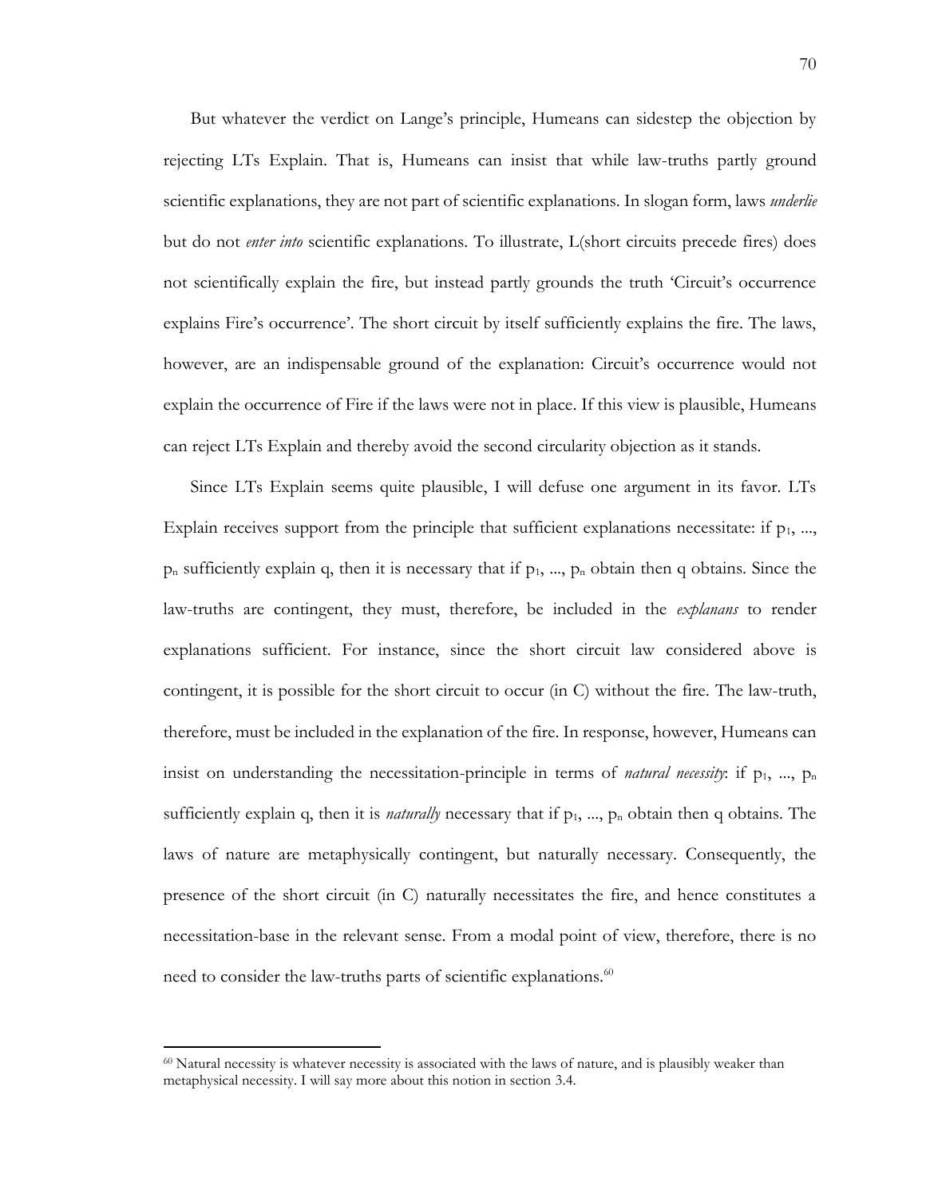But whatever the verdict on Lange's principle, Humeans can sidestep the objection by rejecting LTs Explain. That is, Humeans can insist that while law-truths partly ground scientific explanations, they are not part of scientific explanations. In slogan form, laws *underlie* but do not *enter into* scientific explanations. To illustrate, L(short circuits precede fires) does not scientifically explain the fire, but instead partly grounds the truth 'Circuit's occurrence explains Fire's occurrence'. The short circuit by itself sufficiently explains the fire. The laws, however, are an indispensable ground of the explanation: Circuit's occurrence would not explain the occurrence of Fire if the laws were not in place. If this view is plausible, Humeans can reject LTs Explain and thereby avoid the second circularity objection as it stands.

Since LTs Explain seems quite plausible, I will defuse one argument in its favor. LTs Explain receives support from the principle that sufficient explanations necessitate: if $p_1$, ..., $p_n$ sufficiently explain q, then it is necessary that if $p_1$, ..., $p_n$ obtain then q obtains. Since the law-truths are contingent, they must, therefore, be included in the *explanans* to render explanations sufficient. For instance, since the short circuit law considered above is contingent, it is possible for the short circuit to occur (in C) without the fire. The law-truth, therefore, must be included in the explanation of the fire. In response, however, Humeans can insist on understanding the necessitation-principle in terms of *natural necessity*: if $p_1$, ..., $p_n$ sufficiently explain q, then it is *naturally* necessary that if $p_1$, ..., $p_n$ obtain then q obtains. The laws of nature are metaphysically contingent, but naturally necessary. Consequently, the presence of the short circuit (in C) naturally necessitates the fire, and hence constitutes a necessitation-base in the relevant sense. From a modal point of view, therefore, there is no need to consider the law-truths parts of scientific explanations.[60]

---

[60] Natural necessity is whatever necessity is associated with the laws of nature, and is plausibly weaker than metaphysical necessity. I will say more about this notion in section 3.4.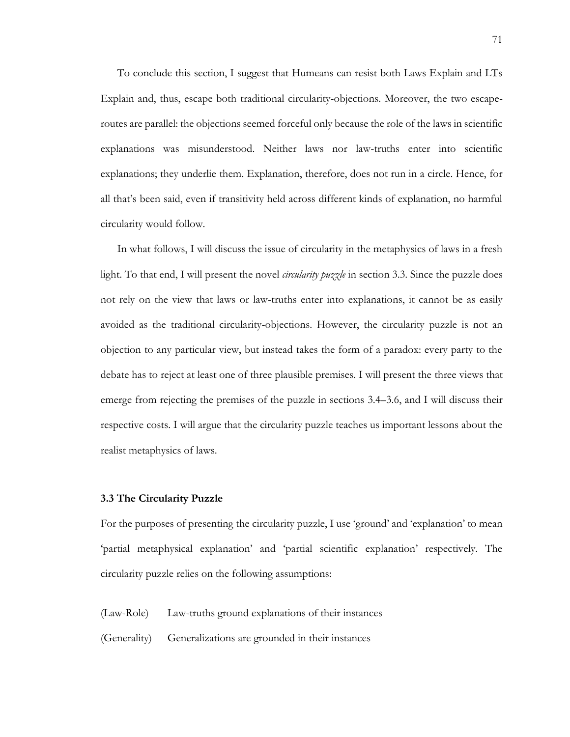To conclude this section, I suggest that Humeans can resist both Laws Explain and LTs Explain and, thus, escape both traditional circularity-objections. Moreover, the two escape-routes are parallel: the objections seemed forceful only because the role of the laws in scientific explanations was misunderstood. Neither laws nor law-truths enter into scientific explanations; they underlie them. Explanation, therefore, does not run in a circle. Hence, for all that's been said, even if transitivity held across different kinds of explanation, no harmful circularity would follow.

In what follows, I will discuss the issue of circularity in the metaphysics of laws in a fresh light. To that end, I will present the novel *circularity puzzle* in section 3.3. Since the puzzle does not rely on the view that laws or law-truths enter into explanations, it cannot be as easily avoided as the traditional circularity-objections. However, the circularity puzzle is not an objection to any particular view, but instead takes the form of a paradox: every party to the debate has to reject at least one of three plausible premises. I will present the three views that emerge from rejecting the premises of the puzzle in sections 3.4–3.6, and I will discuss their respective costs. I will argue that the circularity puzzle teaches us important lessons about the realist metaphysics of laws.

### 3.3 The Circularity Puzzle

For the purposes of presenting the circularity puzzle, I use 'ground' and 'explanation' to mean 'partial metaphysical explanation' and 'partial scientific explanation' respectively. The circularity puzzle relies on the following assumptions:

(Law-Role) Law-truths ground explanations of their instances

(Generality) Generalizations are grounded in their instances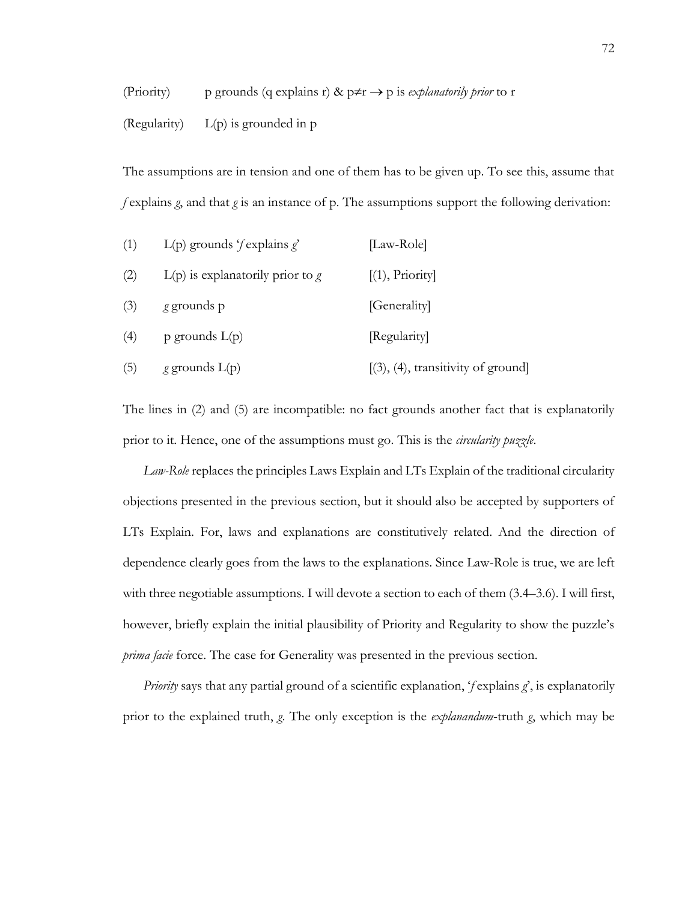(Priority) p grounds (q explains r) & p≠r → p is *explanatorily prior* to r

(Regularity) L(p) is grounded in p

The assumptions are in tension and one of them has to be given up. To see this, assume that *f* explains *g*, and that *g* is an instance of p. The assumptions support the following derivation:

| | | |
|---|---|---|
| (1) | L(p) grounds '*f* explains *g*' | [Law-Role] |
| (2) | L(p) is explanatorily prior to *g* | [(1), Priority] |
| (3) | *g* grounds p | [Generality] |
| (4) | p grounds L(p) | [Regularity] |
| (5) | *g* grounds L(p) | [(3), (4), transitivity of ground] |

The lines in (2) and (5) are incompatible: no fact grounds another fact that is explanatorily prior to it. Hence, one of the assumptions must go. This is the *circularity puzzle*.

*Law-Role* replaces the principles Laws Explain and LTs Explain of the traditional circularity objections presented in the previous section, but it should also be accepted by supporters of LTs Explain. For, laws and explanations are constitutively related. And the direction of dependence clearly goes from the laws to the explanations. Since Law-Role is true, we are left with three negotiable assumptions. I will devote a section to each of them (3.4–3.6). I will first, however, briefly explain the initial plausibility of Priority and Regularity to show the puzzle's *prima facie* force. The case for Generality was presented in the previous section.

*Priority* says that any partial ground of a scientific explanation, '*f* explains *g*', is explanatorily prior to the explained truth, *g*. The only exception is the *explanandum*-truth *g*, which may be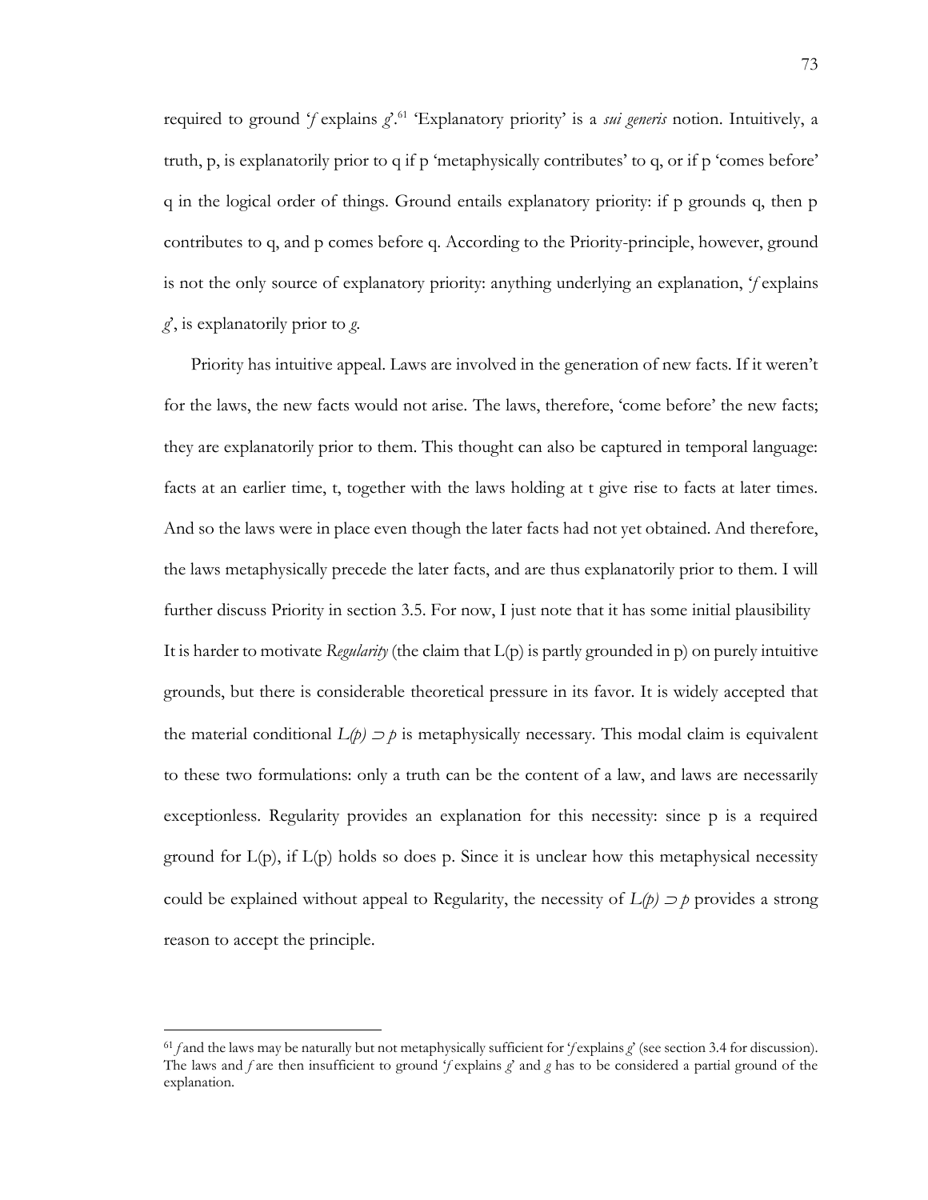required to ground '*f* explains *g*'.[61] 'Explanatory priority' is a *sui generis* notion. Intuitively, a truth, p, is explanatorily prior to q if p 'metaphysically contributes' to q, or if p 'comes before' q in the logical order of things. Ground entails explanatory priority: if p grounds q, then p contributes to q, and p comes before q. According to the Priority-principle, however, ground is not the only source of explanatory priority: anything underlying an explanation, '*f* explains *g*', is explanatorily prior to *g*.

Priority has intuitive appeal. Laws are involved in the generation of new facts. If it weren't for the laws, the new facts would not arise. The laws, therefore, 'come before' the new facts; they are explanatorily prior to them. This thought can also be captured in temporal language: facts at an earlier time, t, together with the laws holding at t give rise to facts at later times. And so the laws were in place even though the later facts had not yet obtained. And therefore, the laws metaphysically precede the later facts, and are thus explanatorily prior to them. I will further discuss Priority in section 3.5. For now, I just note that it has some initial plausibility

It is harder to motivate *Regularity* (the claim that L(p) is partly grounded in p) on purely intuitive grounds, but there is considerable theoretical pressure in its favor. It is widely accepted that the material conditional $L(p) \supset p$ is metaphysically necessary. This modal claim is equivalent to these two formulations: only a truth can be the content of a law, and laws are necessarily exceptionless. Regularity provides an explanation for this necessity: since p is a required ground for L(p), if L(p) holds so does p. Since it is unclear how this metaphysical necessity could be explained without appeal to Regularity, the necessity of $L(p) \supset p$ provides a strong reason to accept the principle.

---

[61] *f* and the laws may be naturally but not metaphysically sufficient for '*f* explains *g*' (see section 3.4 for discussion). The laws and *f* are then insufficient to ground '*f* explains *g*' and *g* has to be considered a partial ground of the explanation.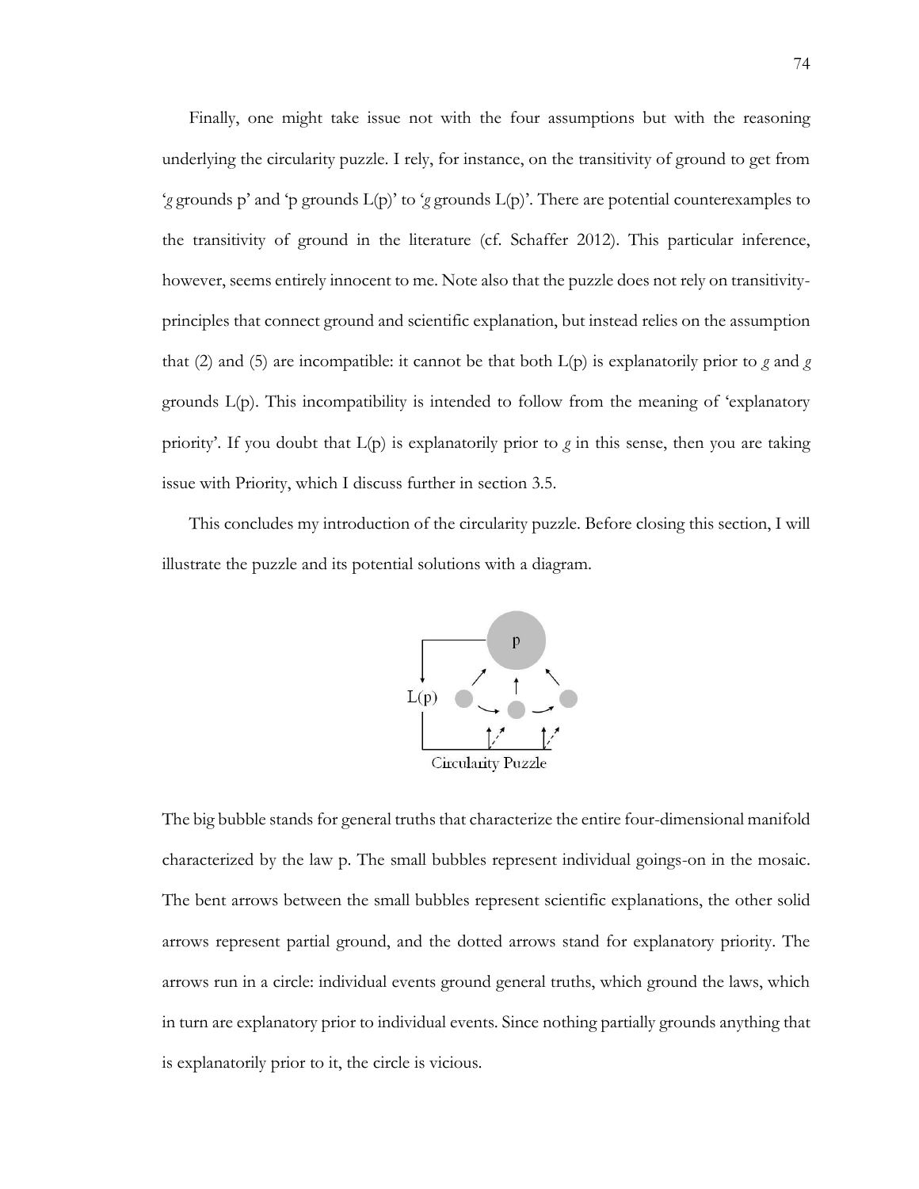Finally, one might take issue not with the four assumptions but with the reasoning underlying the circularity puzzle. I rely, for instance, on the transitivity of ground to get from '*g* grounds p' and 'p grounds L(p)' to '*g* grounds L(p)'. There are potential counterexamples to the transitivity of ground in the literature (cf. Schaffer 2012). This particular inference, however, seems entirely innocent to me. Note also that the puzzle does not rely on transitivity-principles that connect ground and scientific explanation, but instead relies on the assumption that (2) and (5) are incompatible: it cannot be that both L(p) is explanatorily prior to *g* and *g* grounds L(p). This incompatibility is intended to follow from the meaning of 'explanatory priority'. If you doubt that L(p) is explanatorily prior to *g* in this sense, then you are taking issue with Priority, which I discuss further in section 3.5.

This concludes my introduction of the circularity puzzle. Before closing this section, I will illustrate the puzzle and its potential solutions with a diagram.

Circularity Puzzle

The big bubble stands for general truths that characterize the entire four-dimensional manifold characterized by the law p. The small bubbles represent individual goings-on in the mosaic. The bent arrows between the small bubbles represent scientific explanations, the other solid arrows represent partial ground, and the dotted arrows stand for explanatory priority. The arrows run in a circle: individual events ground general truths, which ground the laws, which in turn are explanatory prior to individual events. Since nothing partially grounds anything that is explanatorily prior to it, the circle is vicious.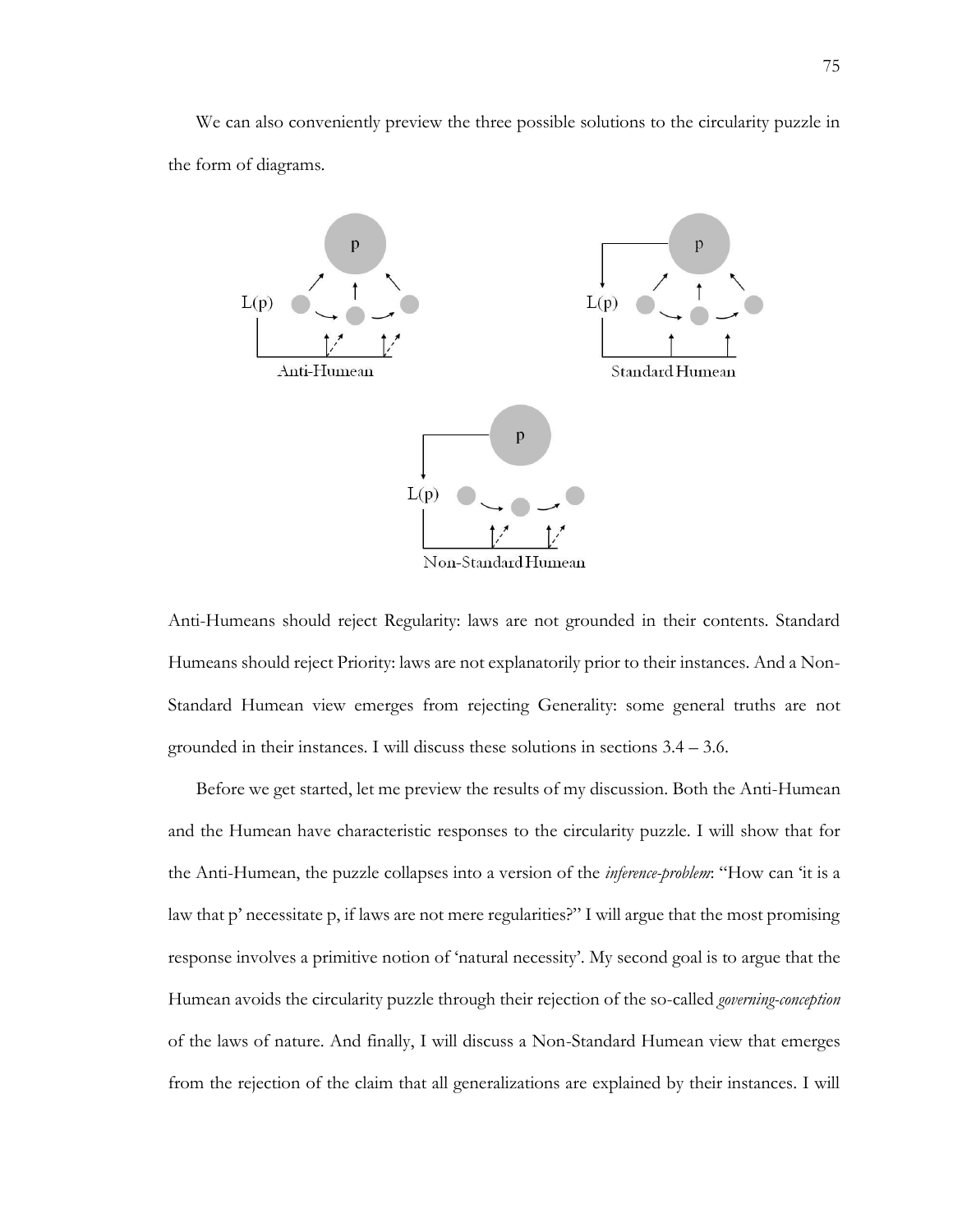We can also conveniently preview the three possible solutions to the circularity puzzle in the form of diagrams.

Anti-Humean

Standard Humean

Non-Standard Humean

Anti-Humeans should reject Regularity: laws are not grounded in their contents. Standard Humeans should reject Priority: laws are not explanatorily prior to their instances. And a Non-Standard Humean view emerges from rejecting Generality: some general truths are not grounded in their instances. I will discuss these solutions in sections 3.4 – 3.6.

Before we get started, let me preview the results of my discussion. Both the Anti-Humean and the Humean have characteristic responses to the circularity puzzle. I will show that for the Anti-Humean, the puzzle collapses into a version of the *inference-problem*: "How can 'it is a law that p' necessitate p, if laws are not mere regularities?" I will argue that the most promising response involves a primitive notion of 'natural necessity'. My second goal is to argue that the Humean avoids the circularity puzzle through their rejection of the so-called *governing-conception* of the laws of nature. And finally, I will discuss a Non-Standard Humean view that emerges from the rejection of the claim that all generalizations are explained by their instances. I will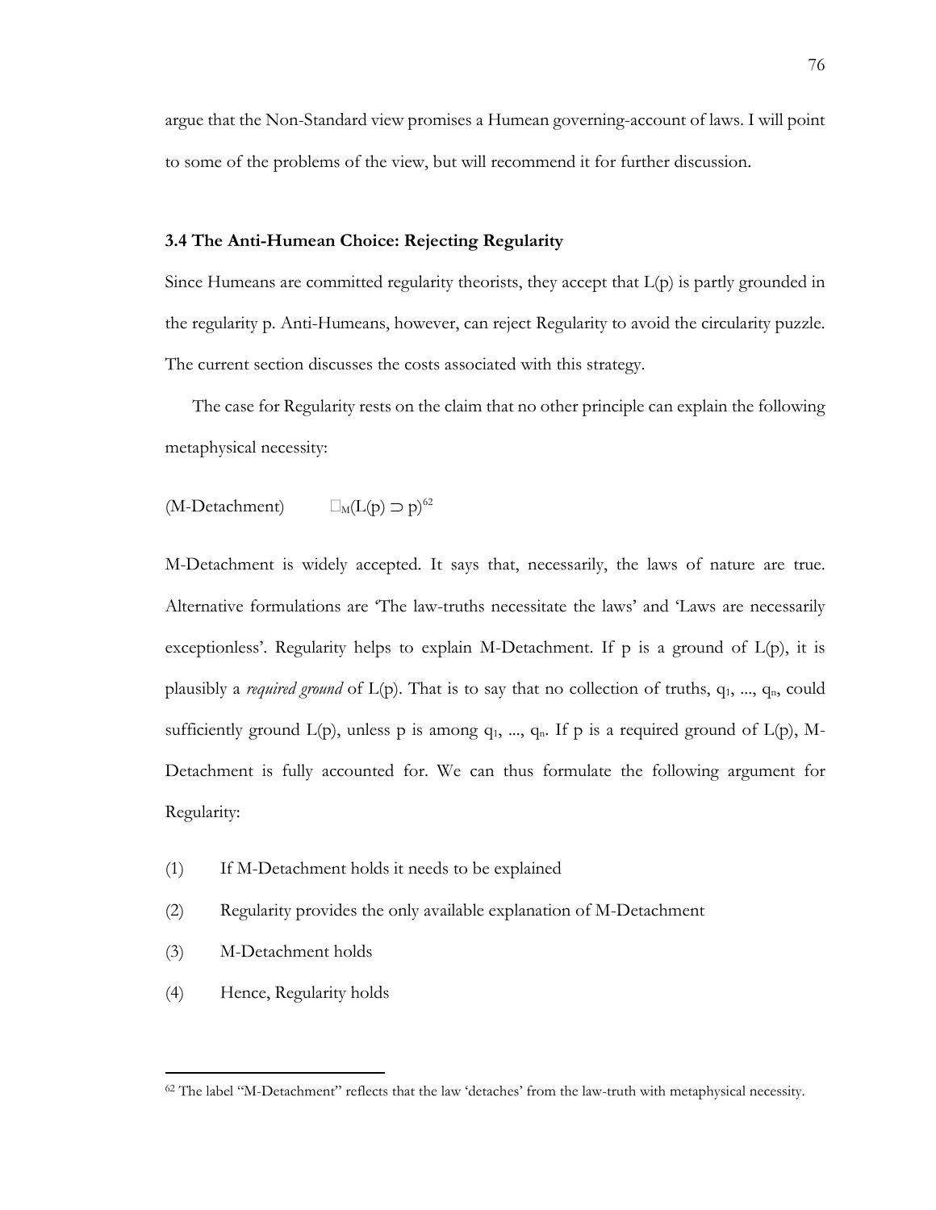argue that the Non-Standard view promises a Humean governing-account of laws. I will point to some of the problems of the view, but will recommend it for further discussion.

### 3.4 The Anti-Humean Choice: Rejecting Regularity

Since Humeans are committed regularity theorists, they accept that L(p) is partly grounded in the regularity p. Anti-Humeans, however, can reject Regularity to avoid the circularity puzzle. The current section discusses the costs associated with this strategy.

The case for Regularity rests on the claim that no other principle can explain the following metaphysical necessity:

(M-Detachment) $\Box_M(L(p) \supset p)$[62]

M-Detachment is widely accepted. It says that, necessarily, the laws of nature are true. Alternative formulations are 'The law-truths necessitate the laws' and 'Laws are necessarily exceptionless'. Regularity helps to explain M-Detachment. If p is a ground of L(p), it is plausibly a *required ground* of L(p). That is to say that no collection of truths, $q_1, ..., q_n$, could sufficiently ground L(p), unless p is among $q_1, ..., q_n$. If p is a required ground of L(p), M-Detachment is fully accounted for. We can thus formulate the following argument for Regularity:

(1) If M-Detachment holds it needs to be explained

(2) Regularity provides the only available explanation of M-Detachment

(3) M-Detachment holds

(4) Hence, Regularity holds

[62] The label "M-Detachment" reflects that the law 'detaches' from the law-truth with metaphysical necessity.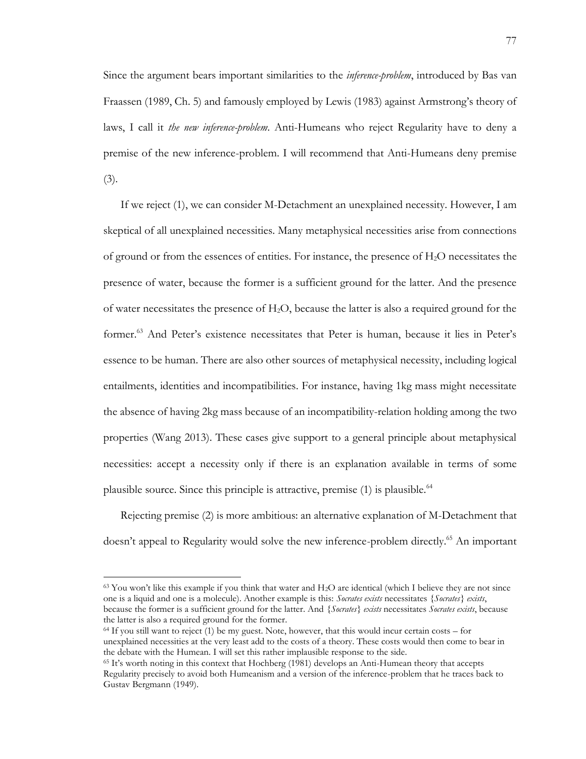Since the argument bears important similarities to the *inference-problem*, introduced by Bas van Fraassen (1989, Ch. 5) and famously employed by Lewis (1983) against Armstrong's theory of laws, I call it *the new inference-problem*. Anti-Humeans who reject Regularity have to deny a premise of the new inference-problem. I will recommend that Anti-Humeans deny premise (3).

If we reject (1), we can consider M-Detachment an unexplained necessity. However, I am skeptical of all unexplained necessities. Many metaphysical necessities arise from connections of ground or from the essences of entities. For instance, the presence of $H_2O$ necessitates the presence of water, because the former is a sufficient ground for the latter. And the presence of water necessitates the presence of $H_2O$, because the latter is also a required ground for the former.[63] And Peter's existence necessitates that Peter is human, because it lies in Peter's essence to be human. There are also other sources of metaphysical necessity, including logical entailments, identities and incompatibilities. For instance, having 1kg mass might necessitate the absence of having 2kg mass because of an incompatibility-relation holding among the two properties (Wang 2013). These cases give support to a general principle about metaphysical necessities: accept a necessity only if there is an explanation available in terms of some plausible source. Since this principle is attractive, premise (1) is plausible.[64]

Rejecting premise (2) is more ambitious: an alternative explanation of M-Detachment that doesn't appeal to Regularity would solve the new inference-problem directly.[65] An important

---

[63] You won't like this example if you think that water and $H_2O$ are identical (which I believe they are not since one is a liquid and one is a molecule). Another example is this: *Socrates exists* necessitates {*Socrates*} *exists*, because the former is a sufficient ground for the latter. And {*Socrates*} *exists* necessitates *Socrates exists*, because the latter is also a required ground for the former.

[64] If you still want to reject (1) be my guest. Note, however, that this would incur certain costs – for unexplained necessities at the very least add to the costs of a theory. These costs would then come to bear in the debate with the Humean. I will set this rather implausible response to the side.

[65] It's worth noting in this context that Hochberg (1981) develops an Anti-Humean theory that accepts Regularity precisely to avoid both Humeanism and a version of the inference-problem that he traces back to Gustav Bergmann (1949).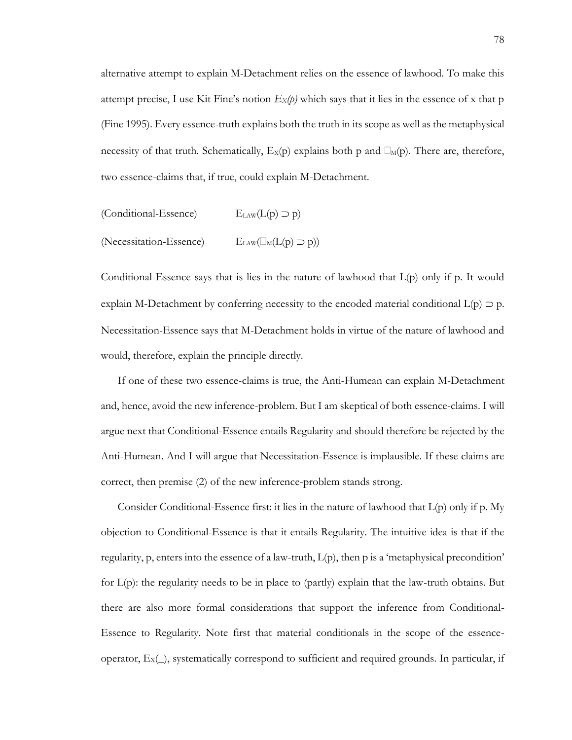alternative attempt to explain M-Detachment relies on the essence of lawhood. To make this attempt precise, I use Kit Fine's notion $E_X(p)$ which says that it lies in the essence of x that p (Fine 1995). Every essence-truth explains both the truth in its scope as well as the metaphysical necessity of that truth. Schematically, $E_X(p)$ explains both p and $\Box_M(p)$. There are, therefore, two essence-claims that, if true, could explain M-Detachment.

(Conditional-Essence) $E_{LAW}(L(p) \supset p)$

(Necessitation-Essence) $E_{LAW}(\Box_M(L(p) \supset p))$

Conditional-Essence says that is lies in the nature of lawhood that L(p) only if p. It would explain M-Detachment by conferring necessity to the encoded material conditional $L(p) \supset p$. Necessitation-Essence says that M-Detachment holds in virtue of the nature of lawhood and would, therefore, explain the principle directly.

If one of these two essence-claims is true, the Anti-Humean can explain M-Detachment and, hence, avoid the new inference-problem. But I am skeptical of both essence-claims. I will argue next that Conditional-Essence entails Regularity and should therefore be rejected by the Anti-Humean. And I will argue that Necessitation-Essence is implausible. If these claims are correct, then premise (2) of the new inference-problem stands strong.

Consider Conditional-Essence first: it lies in the nature of lawhood that L(p) only if p. My objection to Conditional-Essence is that it entails Regularity. The intuitive idea is that if the regularity, p, enters into the essence of a law-truth, L(p), then p is a 'metaphysical precondition' for L(p): the regularity needs to be in place to (partly) explain that the law-truth obtains. But there are also more formal considerations that support the inference from Conditional-Essence to Regularity. Note first that material conditionals in the scope of the essence-operator, $E_X(\_)$, systematically correspond to sufficient and required grounds. In particular, if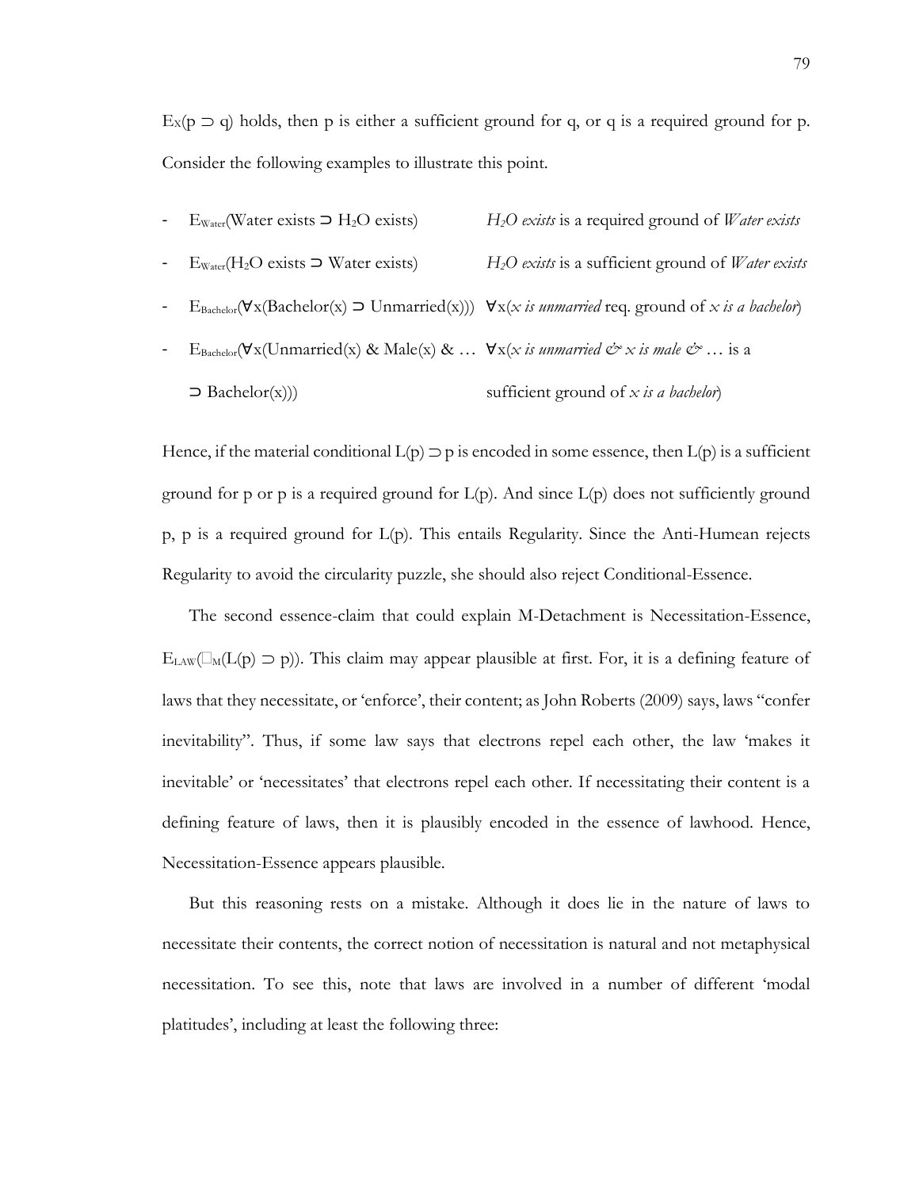$E_X(p \supset q)$ holds, then p is either a sufficient ground for q, or q is a required ground for p. Consider the following examples to illustrate this point.

- $E_{Water}$(Water exists ⊃ $H_2O$ exists) — *$H_2O$ exists* is a required ground of *Water exists*
- $E_{Water}$($H_2O$ exists ⊃ Water exists) — *$H_2O$ exists* is a sufficient ground of *Water exists*
- $E_{Bachelor}(\forall x(\text{Bachelor}(x) \supset \text{Unmarried}(x)))$ — ∀x(*x is unmarried* req. ground of *x is a bachelor*)
- $E_{Bachelor}(\forall x(\text{Unmarried}(x) \ \& \ \text{Male}(x) \ \& \ \ldots \supset \text{Bachelor}(x)))$ — ∀x(*x is unmarried & x is male & …* is a sufficient ground of *x is a bachelor*)

Hence, if the material conditional $L(p) \supset p$ is encoded in some essence, then L(p) is a sufficient ground for p or p is a required ground for L(p). And since L(p) does not sufficiently ground p, p is a required ground for L(p). This entails Regularity. Since the Anti-Humean rejects Regularity to avoid the circularity puzzle, she should also reject Conditional-Essence.

The second essence-claim that could explain M-Detachment is Necessitation-Essence, $E_{LAW}(\Box_M(L(p) \supset p))$. This claim may appear plausible at first. For, it is a defining feature of laws that they necessitate, or 'enforce', their content; as John Roberts (2009) says, laws "confer inevitability". Thus, if some law says that electrons repel each other, the law 'makes it inevitable' or 'necessitates' that electrons repel each other. If necessitating their content is a defining feature of laws, then it is plausibly encoded in the essence of lawhood. Hence, Necessitation-Essence appears plausible.

But this reasoning rests on a mistake. Although it does lie in the nature of laws to necessitate their contents, the correct notion of necessitation is natural and not metaphysical necessitation. To see this, note that laws are involved in a number of different 'modal platitudes', including at least the following three: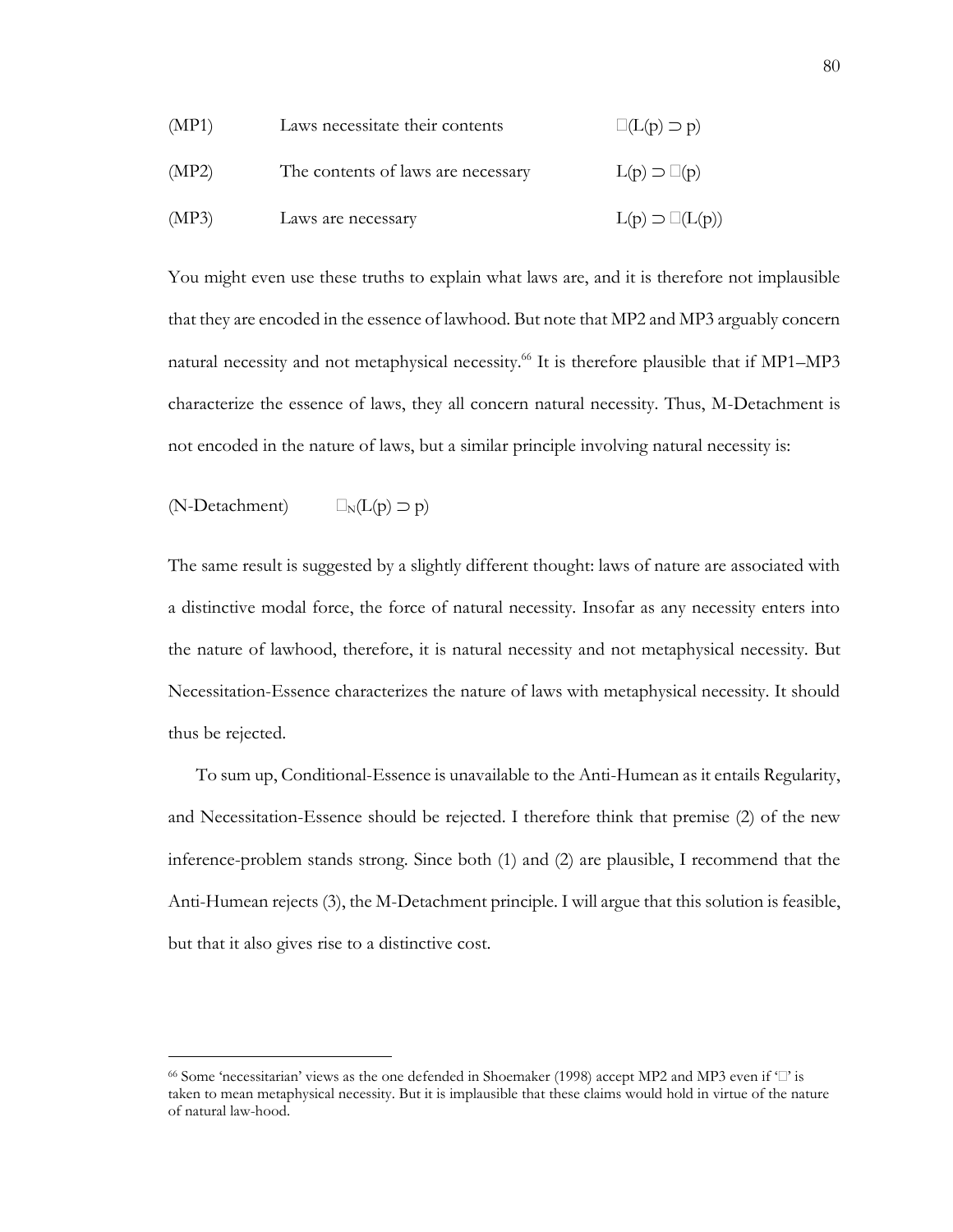| | | |
|---|---|---|
| (MP1) | Laws necessitate their contents | $\Box(L(p) \supset p)$ |
| (MP2) | The contents of laws are necessary | $L(p) \supset \Box(p)$ |
| (MP3) | Laws are necessary | $L(p) \supset \Box(L(p))$ |

You might even use these truths to explain what laws are, and it is therefore not implausible that they are encoded in the essence of lawhood. But note that MP2 and MP3 arguably concern natural necessity and not metaphysical necessity.[66] It is therefore plausible that if MP1–MP3 characterize the essence of laws, they all concern natural necessity. Thus, M-Detachment is not encoded in the nature of laws, but a similar principle involving natural necessity is:

(N-Detachment) $\quad \Box_N(L(p) \supset p)$

The same result is suggested by a slightly different thought: laws of nature are associated with a distinctive modal force, the force of natural necessity. Insofar as any necessity enters into the nature of lawhood, therefore, it is natural necessity and not metaphysical necessity. But Necessitation-Essence characterizes the nature of laws with metaphysical necessity. It should thus be rejected.

To sum up, Conditional-Essence is unavailable to the Anti-Humean as it entails Regularity, and Necessitation-Essence should be rejected. I therefore think that premise (2) of the new inference-problem stands strong. Since both (1) and (2) are plausible, I recommend that the Anti-Humean rejects (3), the M-Detachment principle. I will argue that this solution is feasible, but that it also gives rise to a distinctive cost.

---

[66] Some 'necessitarian' views as the one defended in Shoemaker (1998) accept MP2 and MP3 even if '$\Box$' is taken to mean metaphysical necessity. But it is implausible that these claims would hold in virtue of the nature of natural law-hood.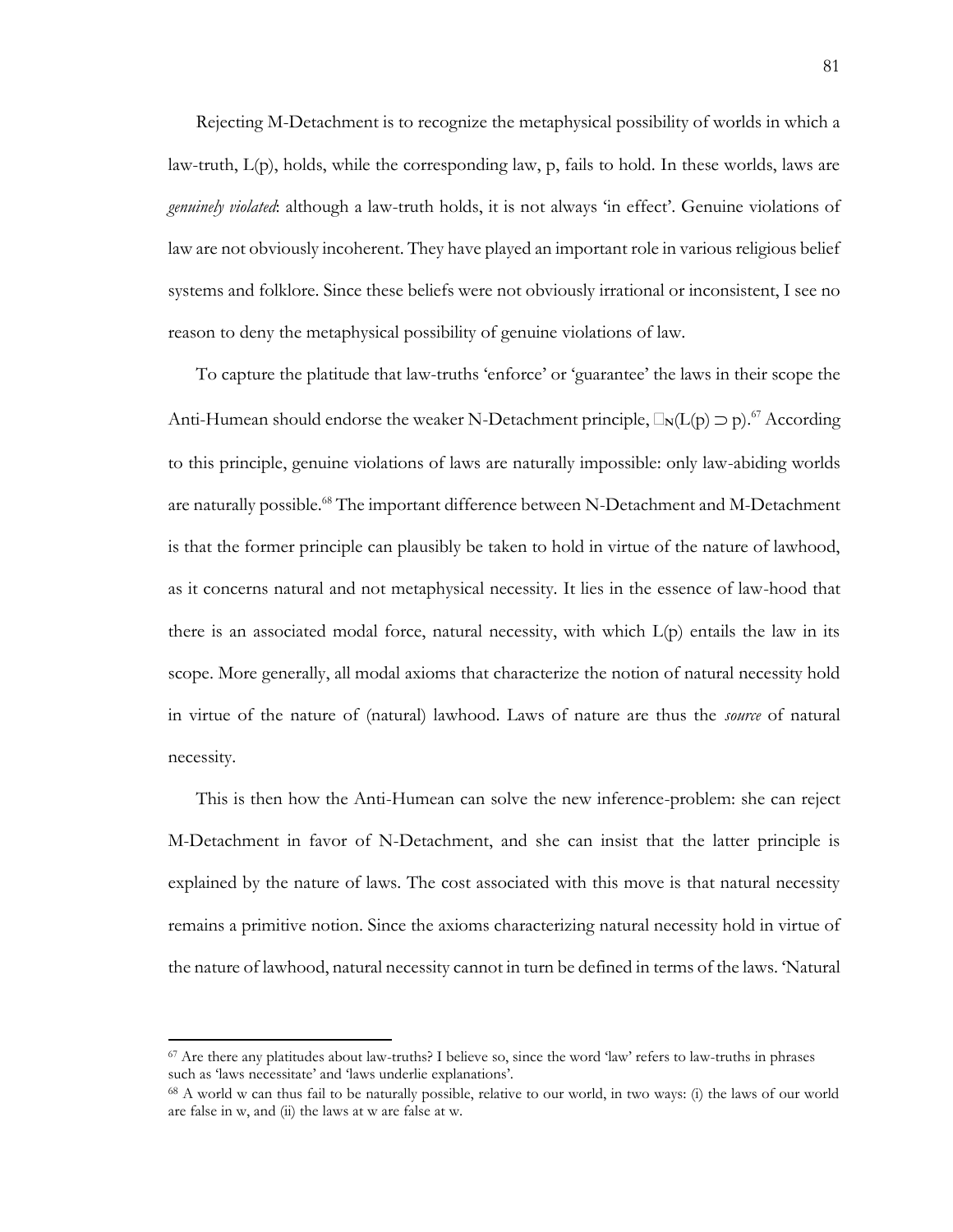Rejecting M-Detachment is to recognize the metaphysical possibility of worlds in which a law-truth, L(p), holds, while the corresponding law, p, fails to hold. In these worlds, laws are *genuinely violated*: although a law-truth holds, it is not always 'in effect'. Genuine violations of law are not obviously incoherent. They have played an important role in various religious belief systems and folklore. Since these beliefs were not obviously irrational or inconsistent, I see no reason to deny the metaphysical possibility of genuine violations of law.

To capture the platitude that law-truths 'enforce' or 'guarantee' the laws in their scope the Anti-Humean should endorse the weaker N-Detachment principle, $\Box_N(L(p) \supset p)$.[67] According to this principle, genuine violations of laws are naturally impossible: only law-abiding worlds are naturally possible.[68] The important difference between N-Detachment and M-Detachment is that the former principle can plausibly be taken to hold in virtue of the nature of lawhood, as it concerns natural and not metaphysical necessity. It lies in the essence of law-hood that there is an associated modal force, natural necessity, with which L(p) entails the law in its scope. More generally, all modal axioms that characterize the notion of natural necessity hold in virtue of the nature of (natural) lawhood. Laws of nature are thus the *source* of natural necessity.

This is then how the Anti-Humean can solve the new inference-problem: she can reject M-Detachment in favor of N-Detachment, and she can insist that the latter principle is explained by the nature of laws. The cost associated with this move is that natural necessity remains a primitive notion. Since the axioms characterizing natural necessity hold in virtue of the nature of lawhood, natural necessity cannot in turn be defined in terms of the laws. 'Natural

---

[67] Are there any platitudes about law-truths? I believe so, since the word 'law' refers to law-truths in phrases such as 'laws necessitate' and 'laws underlie explanations'.

[68] A world w can thus fail to be naturally possible, relative to our world, in two ways: (i) the laws of our world are false in w, and (ii) the laws at w are false at w.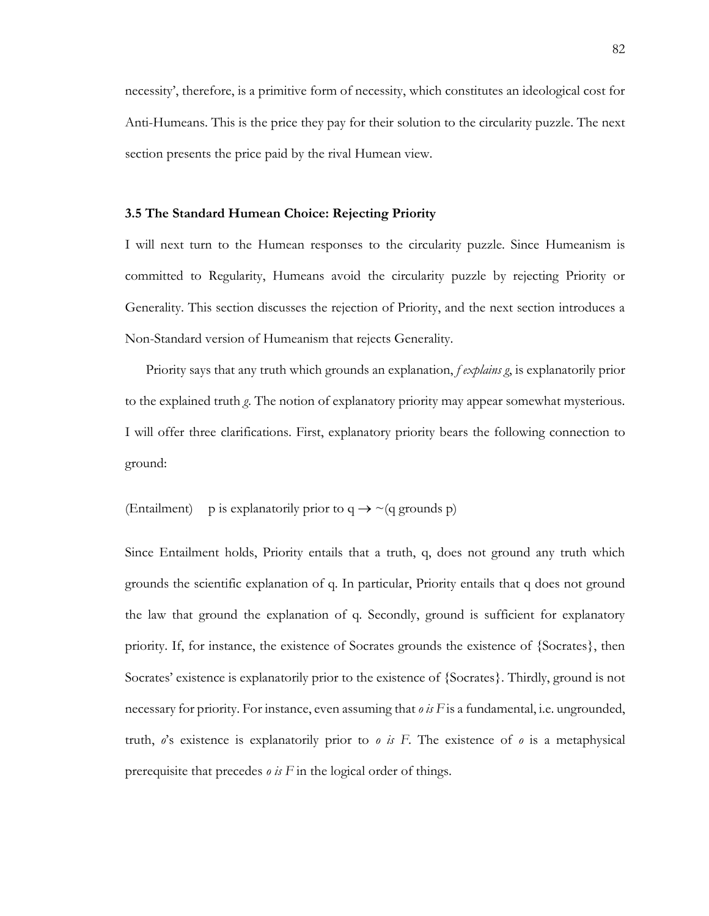necessity', therefore, is a primitive form of necessity, which constitutes an ideological cost for Anti-Humeans. This is the price they pay for their solution to the circularity puzzle. The next section presents the price paid by the rival Humean view.

### 3.5 The Standard Humean Choice: Rejecting Priority

I will next turn to the Humean responses to the circularity puzzle. Since Humeanism is committed to Regularity, Humeans avoid the circularity puzzle by rejecting Priority or Generality. This section discusses the rejection of Priority, and the next section introduces a Non-Standard version of Humeanism that rejects Generality.

Priority says that any truth which grounds an explanation, *f explains g*, is explanatorily prior to the explained truth *g*. The notion of explanatory priority may appear somewhat mysterious. I will offer three clarifications. First, explanatory priority bears the following connection to ground:

(Entailment) p is explanatorily prior to q $\rightarrow$ ~(q grounds p)

Since Entailment holds, Priority entails that a truth, q, does not ground any truth which grounds the scientific explanation of q. In particular, Priority entails that q does not ground the law that ground the explanation of q. Secondly, ground is sufficient for explanatory priority. If, for instance, the existence of Socrates grounds the existence of {Socrates}, then Socrates' existence is explanatorily prior to the existence of {Socrates}. Thirdly, ground is not necessary for priority. For instance, even assuming that *o is F* is a fundamental, i.e. ungrounded, truth, *o*'s existence is explanatorily prior to *o is F*. The existence of *o* is a metaphysical prerequisite that precedes *o is F* in the logical order of things.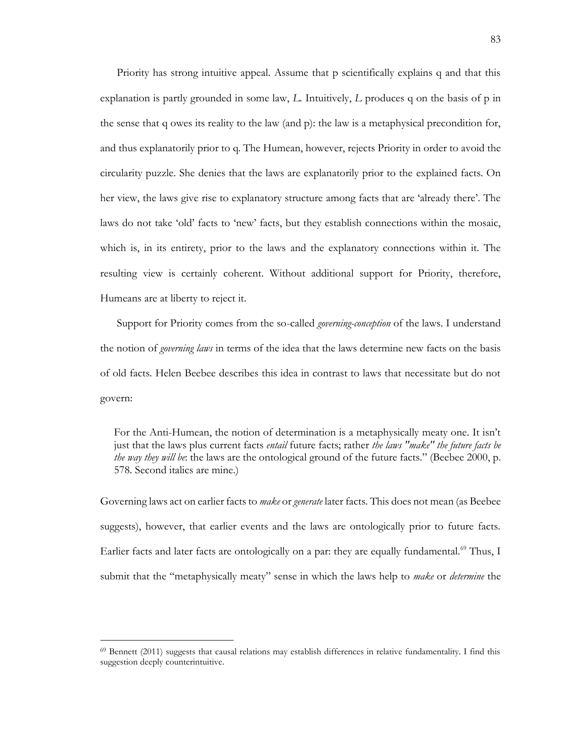Priority has strong intuitive appeal. Assume that p scientifically explains q and that this explanation is partly grounded in some law, *L*. Intuitively, *L* produces q on the basis of p in the sense that q owes its reality to the law (and p): the law is a metaphysical precondition for, and thus explanatorily prior to q. The Humean, however, rejects Priority in order to avoid the circularity puzzle. She denies that the laws are explanatorily prior to the explained facts. On her view, the laws give rise to explanatory structure among facts that are 'already there'. The laws do not take 'old' facts to 'new' facts, but they establish connections within the mosaic, which is, in its entirety, prior to the laws and the explanatory connections within it. The resulting view is certainly coherent. Without additional support for Priority, therefore, Humeans are at liberty to reject it.

Support for Priority comes from the so-called *governing-conception* of the laws. I understand the notion of *governing laws* in terms of the idea that the laws determine new facts on the basis of old facts. Helen Beebee describes this idea in contrast to laws that necessitate but do not govern:

> For the Anti-Humean, the notion of determination is a metaphysically meaty one. It isn't just that the laws plus current facts *entail* future facts; rather *the laws "make" the future facts be the way they will be*: the laws are the ontological ground of the future facts." (Beebee 2000, p. 578. Second italics are mine.)

Governing laws act on earlier facts to *make* or *generate* later facts. This does not mean (as Beebee suggests), however, that earlier events and the laws are ontologically prior to future facts. Earlier facts and later facts are ontologically on a par: they are equally fundamental.[69] Thus, I submit that the "metaphysically meaty" sense in which the laws help to *make* or *determine* the

---

[69] Bennett (2011) suggests that causal relations may establish differences in relative fundamentality. I find this suggestion deeply counterintuitive.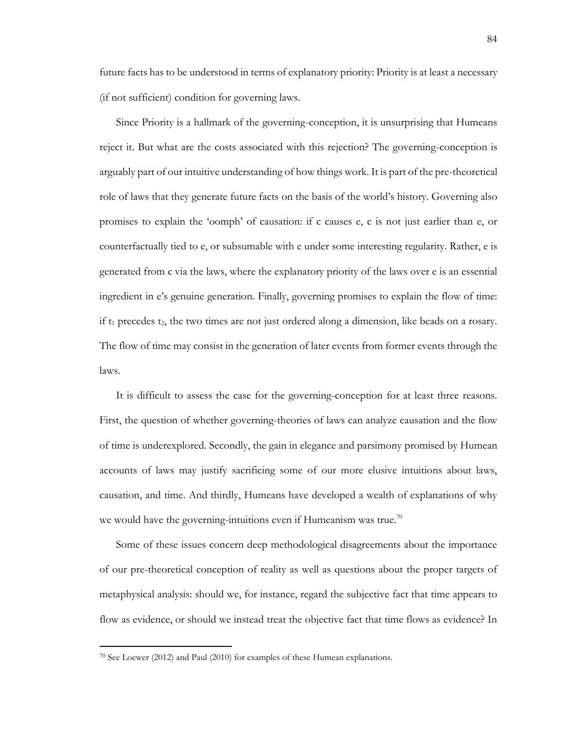future facts has to be understood in terms of explanatory priority: Priority is at least a necessary (if not sufficient) condition for governing laws.

Since Priority is a hallmark of the governing-conception, it is unsurprising that Humeans reject it. But what are the costs associated with this rejection? The governing-conception is arguably part of our intuitive understanding of how things work. It is part of the pre-theoretical role of laws that they generate future facts on the basis of the world's history. Governing also promises to explain the 'oomph' of causation: if c causes e, c is not just earlier than e, or counterfactually tied to e, or subsumable with e under some interesting regularity. Rather, e is generated from c via the laws, where the explanatory priority of the laws over e is an essential ingredient in e's genuine generation. Finally, governing promises to explain the flow of time: if $t_1$ precedes $t_2$, the two times are not just ordered along a dimension, like beads on a rosary. The flow of time may consist in the generation of later events from former events through the laws.

It is difficult to assess the case for the governing-conception for at least three reasons. First, the question of whether governing-theories of laws can analyze causation and the flow of time is underexplored. Secondly, the gain in elegance and parsimony promised by Humean accounts of laws may justify sacrificing some of our more elusive intuitions about laws, causation, and time. And thirdly, Humeans have developed a wealth of explanations of why we would have the governing-intuitions even if Humeanism was true.[70]

Some of these issues concern deep methodological disagreements about the importance of our pre-theoretical conception of reality as well as questions about the proper targets of metaphysical analysis: should we, for instance, regard the subjective fact that time appears to flow as evidence, or should we instead treat the objective fact that time flows as evidence? In

[70] See Loewer (2012) and Paul (2010) for examples of these Humean explanations.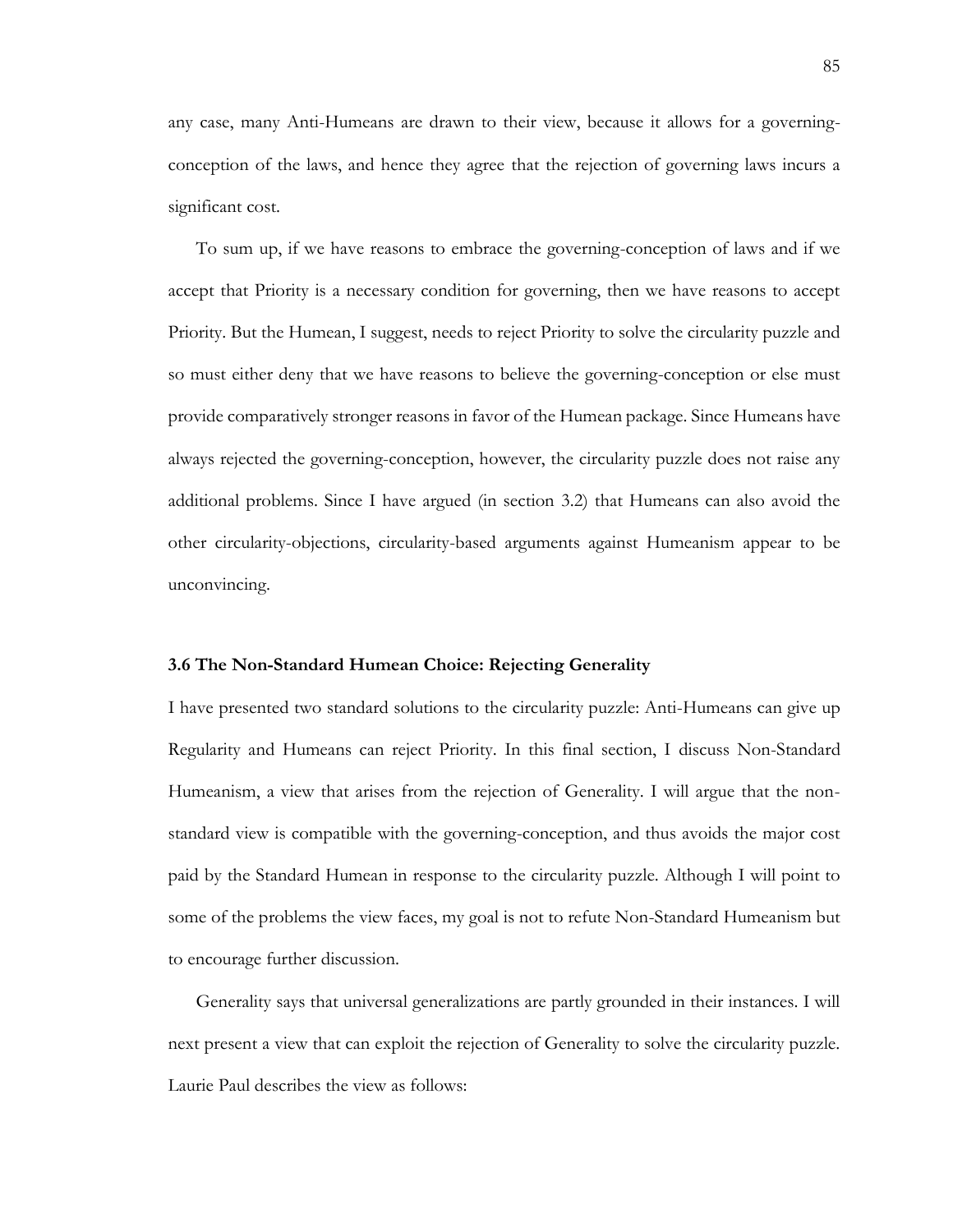any case, many Anti-Humeans are drawn to their view, because it allows for a governing-conception of the laws, and hence they agree that the rejection of governing laws incurs a significant cost.

To sum up, if we have reasons to embrace the governing-conception of laws and if we accept that Priority is a necessary condition for governing, then we have reasons to accept Priority. But the Humean, I suggest, needs to reject Priority to solve the circularity puzzle and so must either deny that we have reasons to believe the governing-conception or else must provide comparatively stronger reasons in favor of the Humean package. Since Humeans have always rejected the governing-conception, however, the circularity puzzle does not raise any additional problems. Since I have argued (in section 3.2) that Humeans can also avoid the other circularity-objections, circularity-based arguments against Humeanism appear to be unconvincing.

### 3.6 The Non-Standard Humean Choice: Rejecting Generality

I have presented two standard solutions to the circularity puzzle: Anti-Humeans can give up Regularity and Humeans can reject Priority. In this final section, I discuss Non-Standard Humeanism, a view that arises from the rejection of Generality. I will argue that the non-standard view is compatible with the governing-conception, and thus avoids the major cost paid by the Standard Humean in response to the circularity puzzle. Although I will point to some of the problems the view faces, my goal is not to refute Non-Standard Humeanism but to encourage further discussion.

Generality says that universal generalizations are partly grounded in their instances. I will next present a view that can exploit the rejection of Generality to solve the circularity puzzle. Laurie Paul describes the view as follows: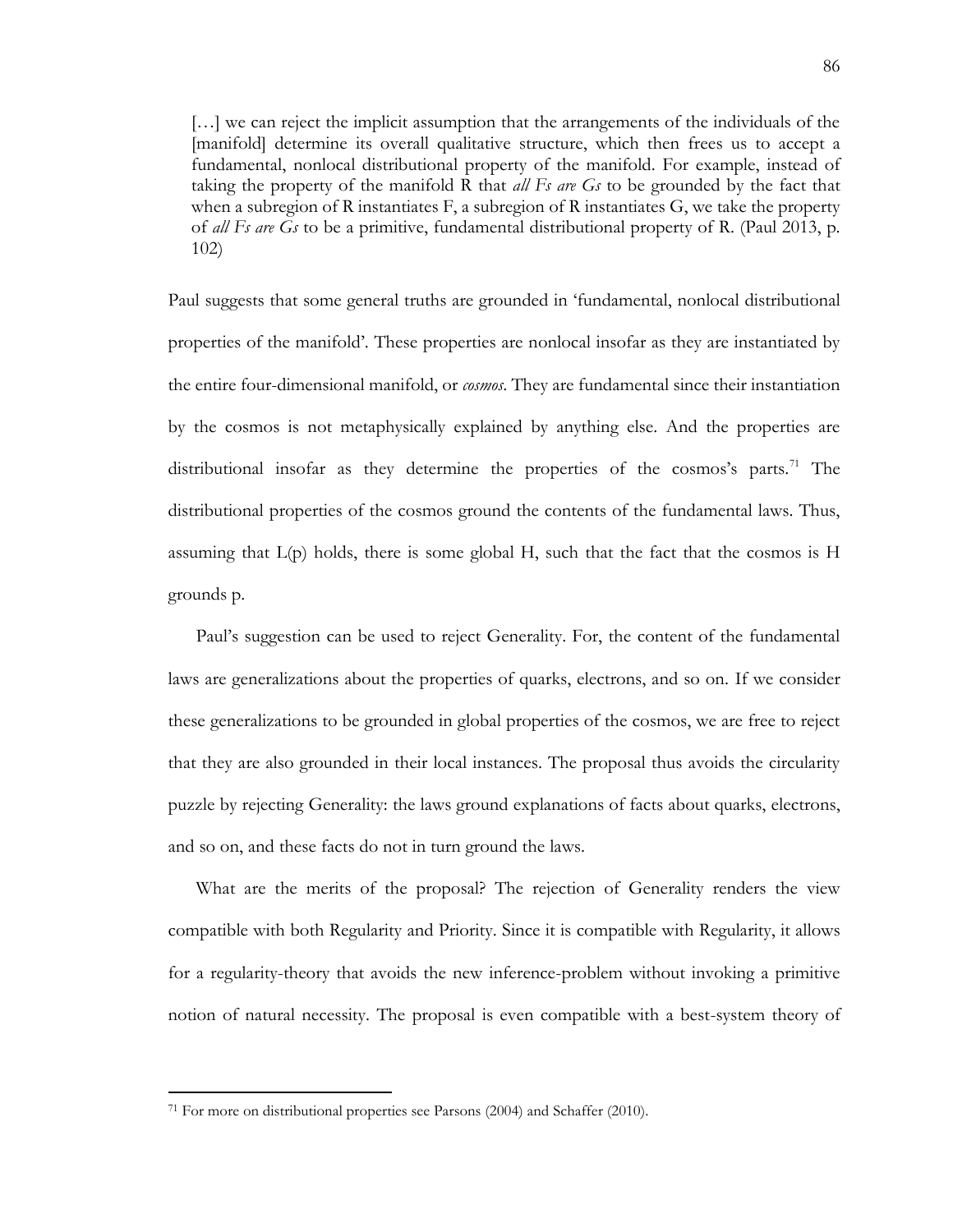> […] we can reject the implicit assumption that the arrangements of the individuals of the [manifold] determine its overall qualitative structure, which then frees us to accept a fundamental, nonlocal distributional property of the manifold. For example, instead of taking the property of the manifold R that *all Fs are Gs* to be grounded by the fact that when a subregion of R instantiates F, a subregion of R instantiates G, we take the property of *all Fs are Gs* to be a primitive, fundamental distributional property of R. (Paul 2013, p. 102)

Paul suggests that some general truths are grounded in 'fundamental, nonlocal distributional properties of the manifold'. These properties are nonlocal insofar as they are instantiated by the entire four-dimensional manifold, or *cosmos*. They are fundamental since their instantiation by the cosmos is not metaphysically explained by anything else. And the properties are distributional insofar as they determine the properties of the cosmos's parts.[71] The distributional properties of the cosmos ground the contents of the fundamental laws. Thus, assuming that L(p) holds, there is some global H, such that the fact that the cosmos is H grounds p.

Paul's suggestion can be used to reject Generality. For, the content of the fundamental laws are generalizations about the properties of quarks, electrons, and so on. If we consider these generalizations to be grounded in global properties of the cosmos, we are free to reject that they are also grounded in their local instances. The proposal thus avoids the circularity puzzle by rejecting Generality: the laws ground explanations of facts about quarks, electrons, and so on, and these facts do not in turn ground the laws.

What are the merits of the proposal? The rejection of Generality renders the view compatible with both Regularity and Priority. Since it is compatible with Regularity, it allows for a regularity-theory that avoids the new inference-problem without invoking a primitive notion of natural necessity. The proposal is even compatible with a best-system theory of

---

[71] For more on distributional properties see Parsons (2004) and Schaffer (2010).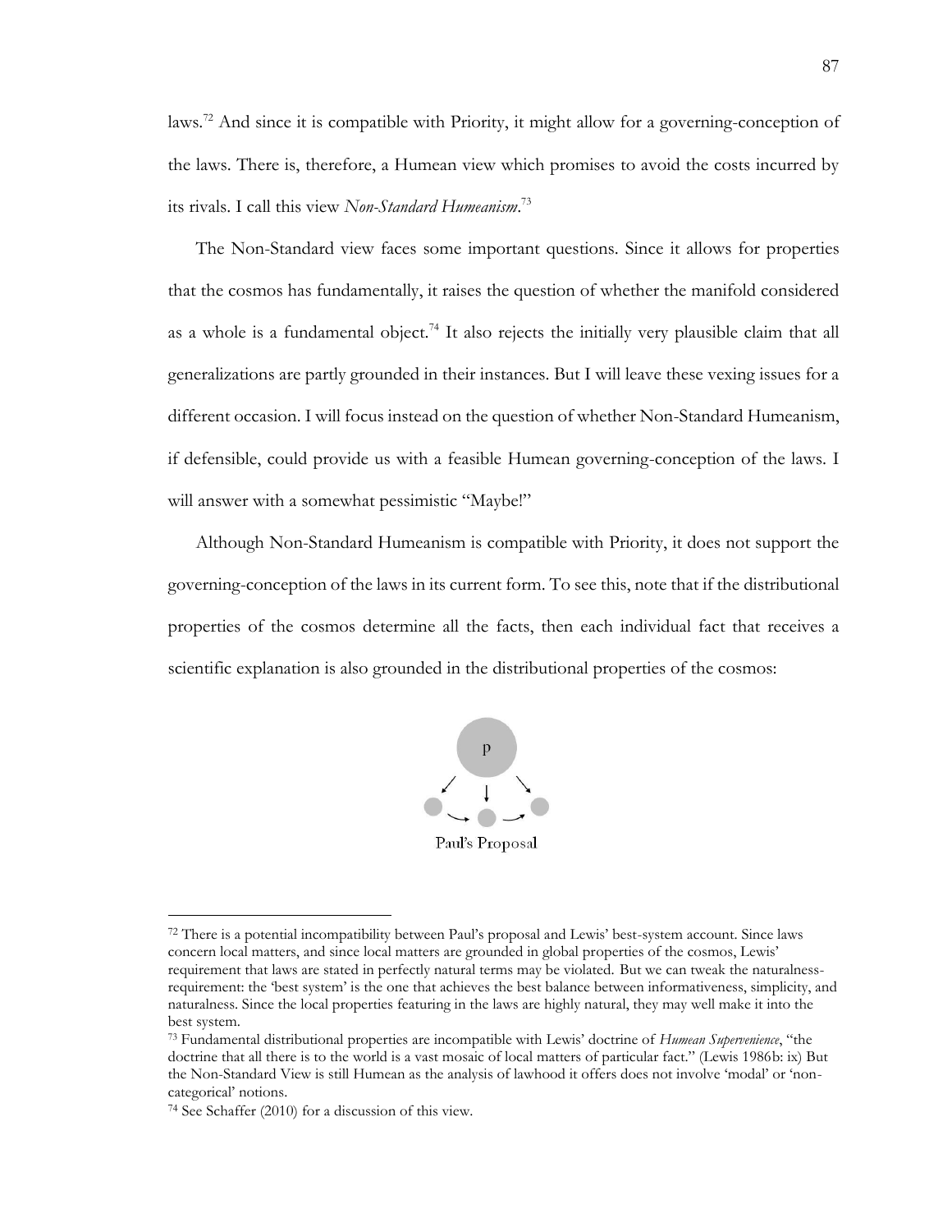laws.[72] And since it is compatible with Priority, it might allow for a governing-conception of the laws. There is, therefore, a Humean view which promises to avoid the costs incurred by its rivals. I call this view *Non-Standard Humeanism*.[73]

The Non-Standard view faces some important questions. Since it allows for properties that the cosmos has fundamentally, it raises the question of whether the manifold considered as a whole is a fundamental object.[74] It also rejects the initially very plausible claim that all generalizations are partly grounded in their instances. But I will leave these vexing issues for a different occasion. I will focus instead on the question of whether Non-Standard Humeanism, if defensible, could provide us with a feasible Humean governing-conception of the laws. I will answer with a somewhat pessimistic "Maybe!"

Although Non-Standard Humeanism is compatible with Priority, it does not support the governing-conception of the laws in its current form. To see this, note that if the distributional properties of the cosmos determine all the facts, then each individual fact that receives a scientific explanation is also grounded in the distributional properties of the cosmos:

Paul's Proposal

---

[72] There is a potential incompatibility between Paul's proposal and Lewis' best-system account. Since laws concern local matters, and since local matters are grounded in global properties of the cosmos, Lewis' requirement that laws are stated in perfectly natural terms may be violated. But we can tweak the naturalness-requirement: the 'best system' is the one that achieves the best balance between informativeness, simplicity, and naturalness. Since the local properties featuring in the laws are highly natural, they may well make it into the best system.

[73] Fundamental distributional properties are incompatible with Lewis' doctrine of *Humean Supervenience*, "the doctrine that all there is to the world is a vast mosaic of local matters of particular fact." (Lewis 1986b: ix) But the Non-Standard View is still Humean as the analysis of lawhood it offers does not involve 'modal' or 'non-categorical' notions.

[74] See Schaffer (2010) for a discussion of this view.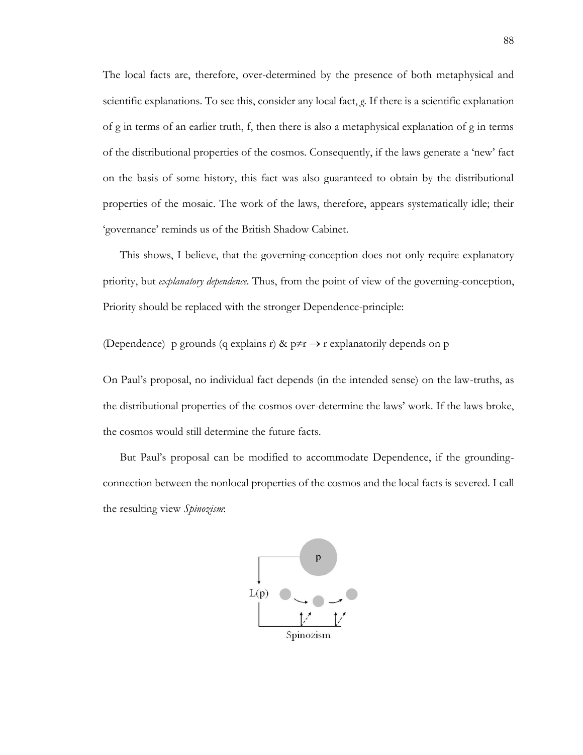The local facts are, therefore, over-determined by the presence of both metaphysical and scientific explanations. To see this, consider any local fact, *g*. If there is a scientific explanation of g in terms of an earlier truth, f, then there is also a metaphysical explanation of g in terms of the distributional properties of the cosmos. Consequently, if the laws generate a 'new' fact on the basis of some history, this fact was also guaranteed to obtain by the distributional properties of the mosaic. The work of the laws, therefore, appears systematically idle; their 'governance' reminds us of the British Shadow Cabinet.

This shows, I believe, that the governing-conception does not only require explanatory priority, but *explanatory dependence*. Thus, from the point of view of the governing-conception, Priority should be replaced with the stronger Dependence-principle:

(Dependence) p grounds (q explains r) & $p \neq r \rightarrow$ r explanatorily depends on p

On Paul's proposal, no individual fact depends (in the intended sense) on the law-truths, as the distributional properties of the cosmos over-determine the laws' work. If the laws broke, the cosmos would still determine the future facts.

But Paul's proposal can be modified to accommodate Dependence, if the grounding-connection between the nonlocal properties of the cosmos and the local facts is severed. I call the resulting view *Spinozism*:

Spinozism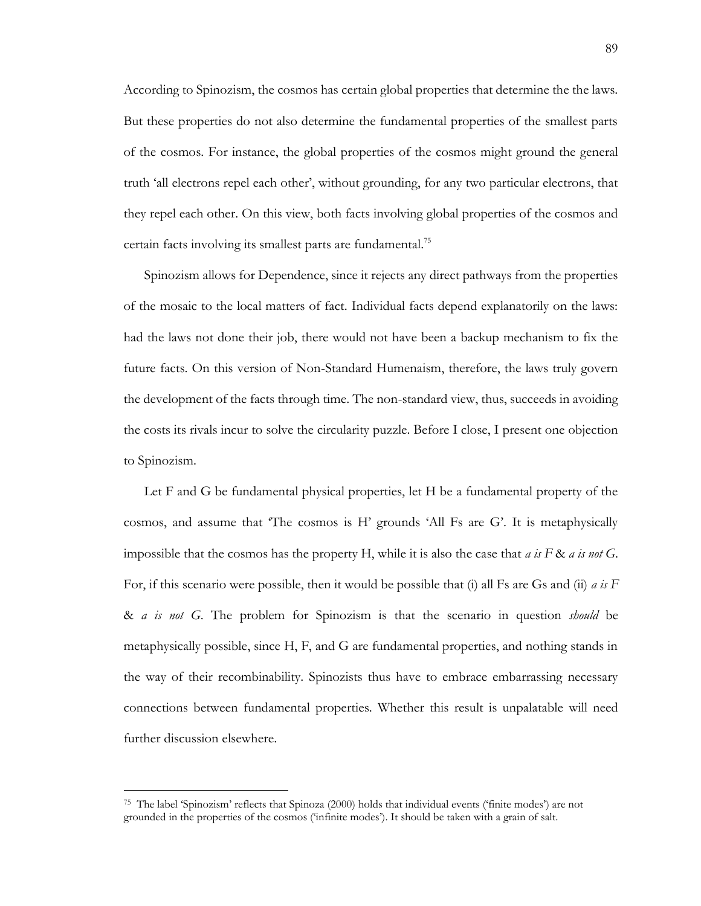According to Spinozism, the cosmos has certain global properties that determine the the laws. But these properties do not also determine the fundamental properties of the smallest parts of the cosmos. For instance, the global properties of the cosmos might ground the general truth 'all electrons repel each other', without grounding, for any two particular electrons, that they repel each other. On this view, both facts involving global properties of the cosmos and certain facts involving its smallest parts are fundamental.[75]

Spinozism allows for Dependence, since it rejects any direct pathways from the properties of the mosaic to the local matters of fact. Individual facts depend explanatorily on the laws: had the laws not done their job, there would not have been a backup mechanism to fix the future facts. On this version of Non-Standard Humenaism, therefore, the laws truly govern the development of the facts through time. The non-standard view, thus, succeeds in avoiding the costs its rivals incur to solve the circularity puzzle. Before I close, I present one objection to Spinozism.

Let F and G be fundamental physical properties, let H be a fundamental property of the cosmos, and assume that 'The cosmos is H' grounds 'All Fs are G'. It is metaphysically impossible that the cosmos has the property H, while it is also the case that *a is F* & *a is not G*. For, if this scenario were possible, then it would be possible that (i) all Fs are Gs and (ii) *a is F* & *a is not G*. The problem for Spinozism is that the scenario in question *should* be metaphysically possible, since H, F, and G are fundamental properties, and nothing stands in the way of their recombinability. Spinozists thus have to embrace embarrassing necessary connections between fundamental properties. Whether this result is unpalatable will need further discussion elsewhere.

---

[75] The label 'Spinozism' reflects that Spinoza (2000) holds that individual events ('finite modes') are not grounded in the properties of the cosmos ('infinite modes'). It should be taken with a grain of salt.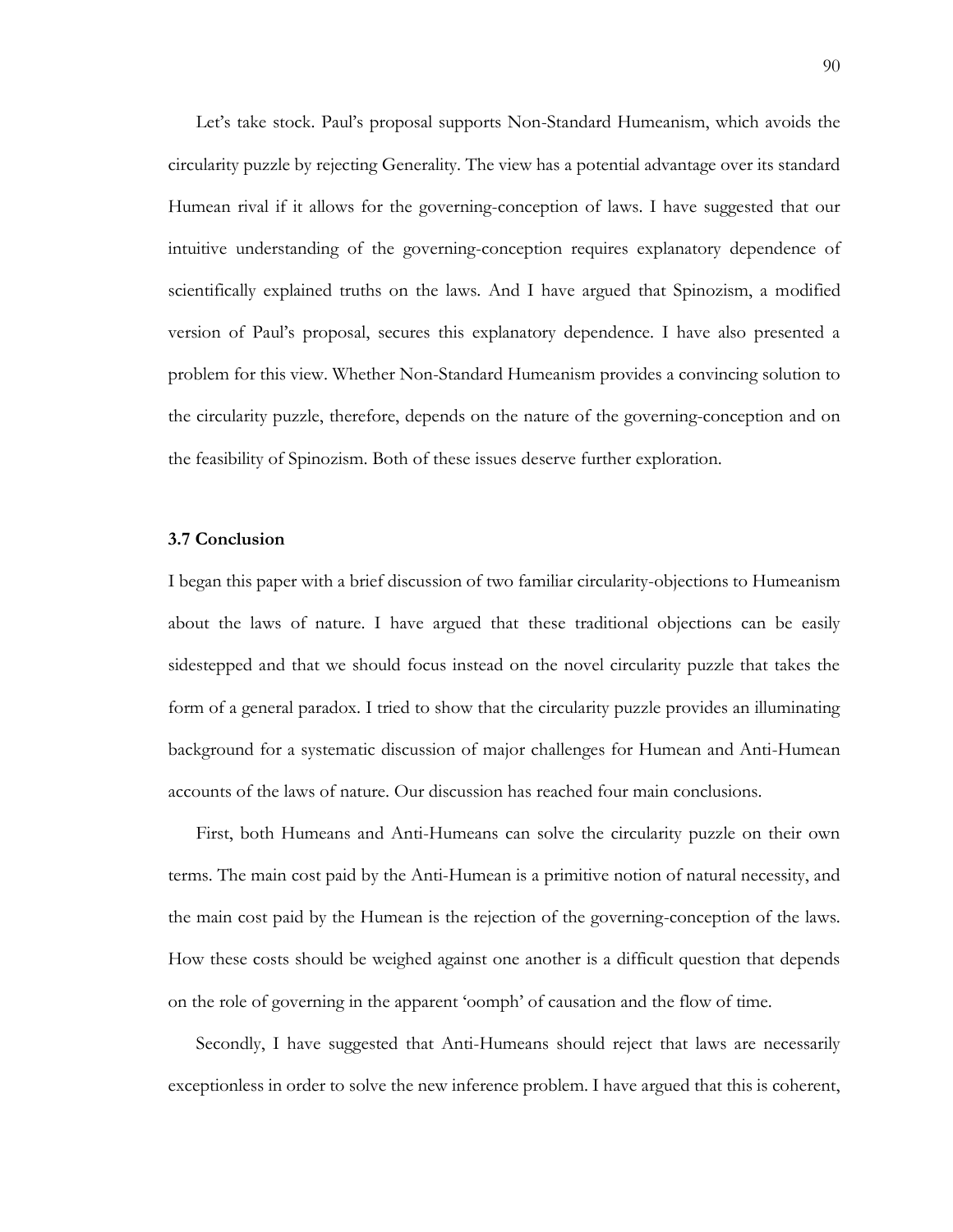Let's take stock. Paul's proposal supports Non-Standard Humeanism, which avoids the circularity puzzle by rejecting Generality. The view has a potential advantage over its standard Humean rival if it allows for the governing-conception of laws. I have suggested that our intuitive understanding of the governing-conception requires explanatory dependence of scientifically explained truths on the laws. And I have argued that Spinozism, a modified version of Paul's proposal, secures this explanatory dependence. I have also presented a problem for this view. Whether Non-Standard Humeanism provides a convincing solution to the circularity puzzle, therefore, depends on the nature of the governing-conception and on the feasibility of Spinozism. Both of these issues deserve further exploration.

### 3.7 Conclusion

I began this paper with a brief discussion of two familiar circularity-objections to Humeanism about the laws of nature. I have argued that these traditional objections can be easily sidestepped and that we should focus instead on the novel circularity puzzle that takes the form of a general paradox. I tried to show that the circularity puzzle provides an illuminating background for a systematic discussion of major challenges for Humean and Anti-Humean accounts of the laws of nature. Our discussion has reached four main conclusions.

First, both Humeans and Anti-Humeans can solve the circularity puzzle on their own terms. The main cost paid by the Anti-Humean is a primitive notion of natural necessity, and the main cost paid by the Humean is the rejection of the governing-conception of the laws. How these costs should be weighed against one another is a difficult question that depends on the role of governing in the apparent 'oomph' of causation and the flow of time.

Secondly, I have suggested that Anti-Humeans should reject that laws are necessarily exceptionless in order to solve the new inference problem. I have argued that this is coherent,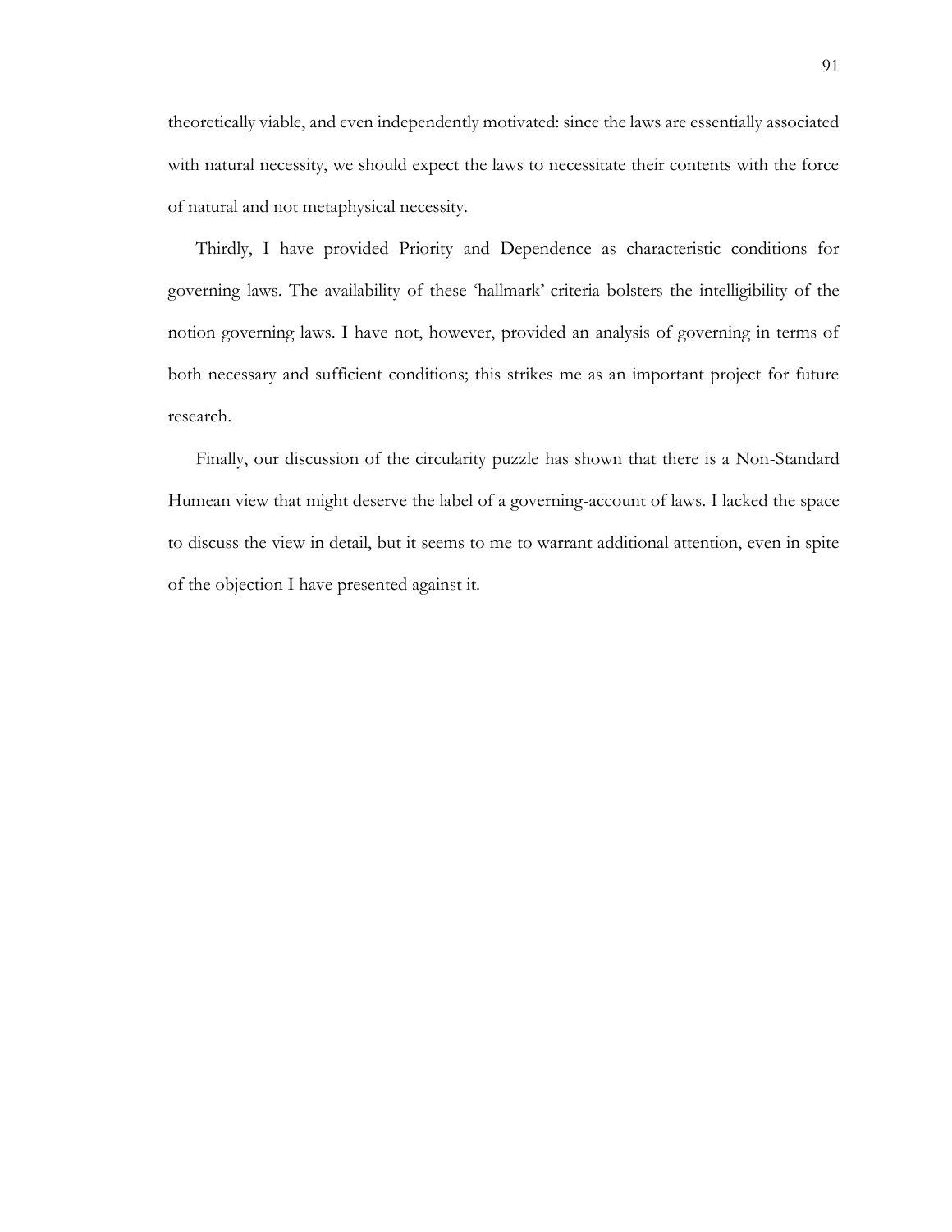theoretically viable, and even independently motivated: since the laws are essentially associated with natural necessity, we should expect the laws to necessitate their contents with the force of natural and not metaphysical necessity.

Thirdly, I have provided Priority and Dependence as characteristic conditions for governing laws. The availability of these 'hallmark'-criteria bolsters the intelligibility of the notion governing laws. I have not, however, provided an analysis of governing in terms of both necessary and sufficient conditions; this strikes me as an important project for future research.

Finally, our discussion of the circularity puzzle has shown that there is a Non-Standard Humean view that might deserve the label of a governing-account of laws. I lacked the space to discuss the view in detail, but it seems to me to warrant additional attention, even in spite of the objection I have presented against it.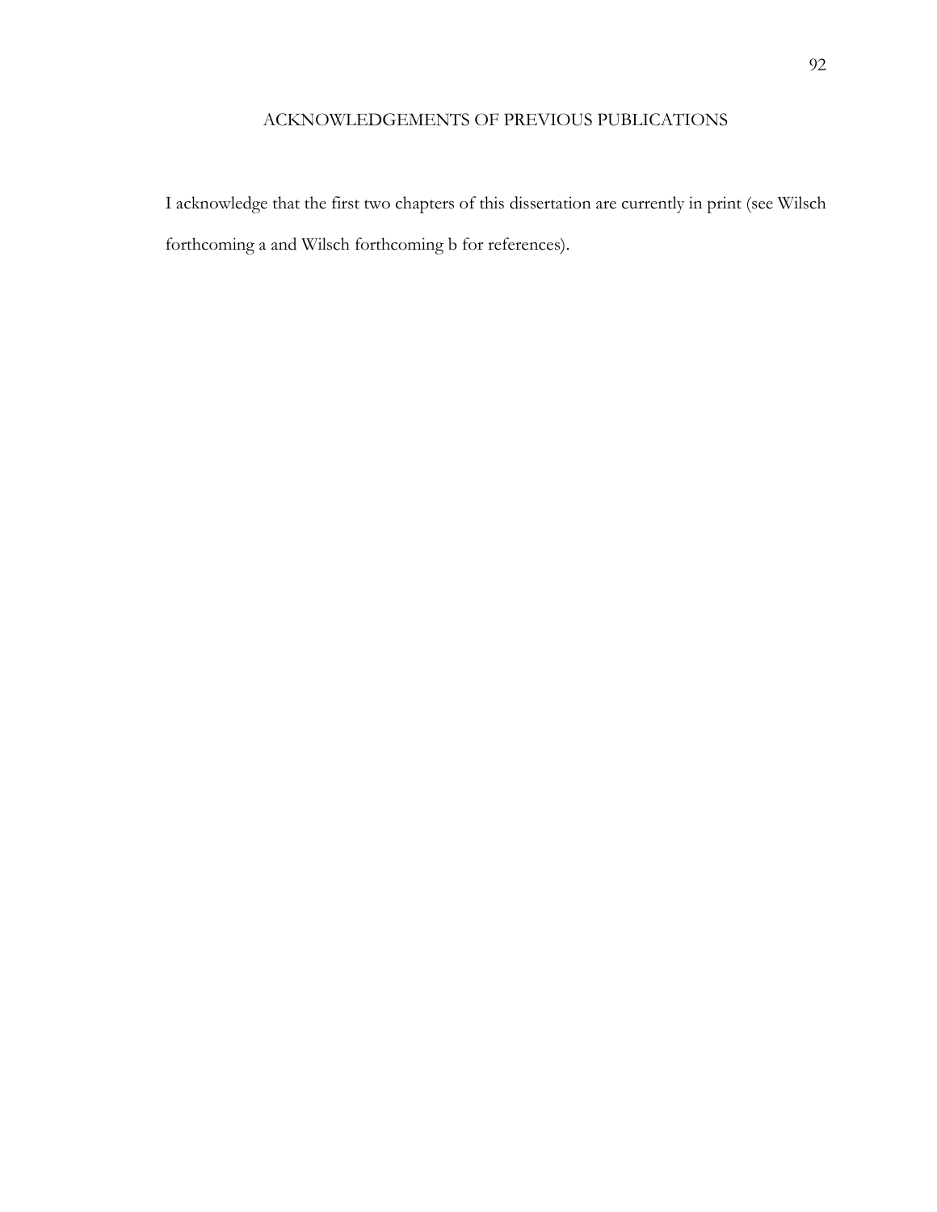# ACKNOWLEDGEMENTS OF PREVIOUS PUBLICATIONS

I acknowledge that the first two chapters of this dissertation are currently in print (see Wilsch forthcoming a and Wilsch forthcoming b for references).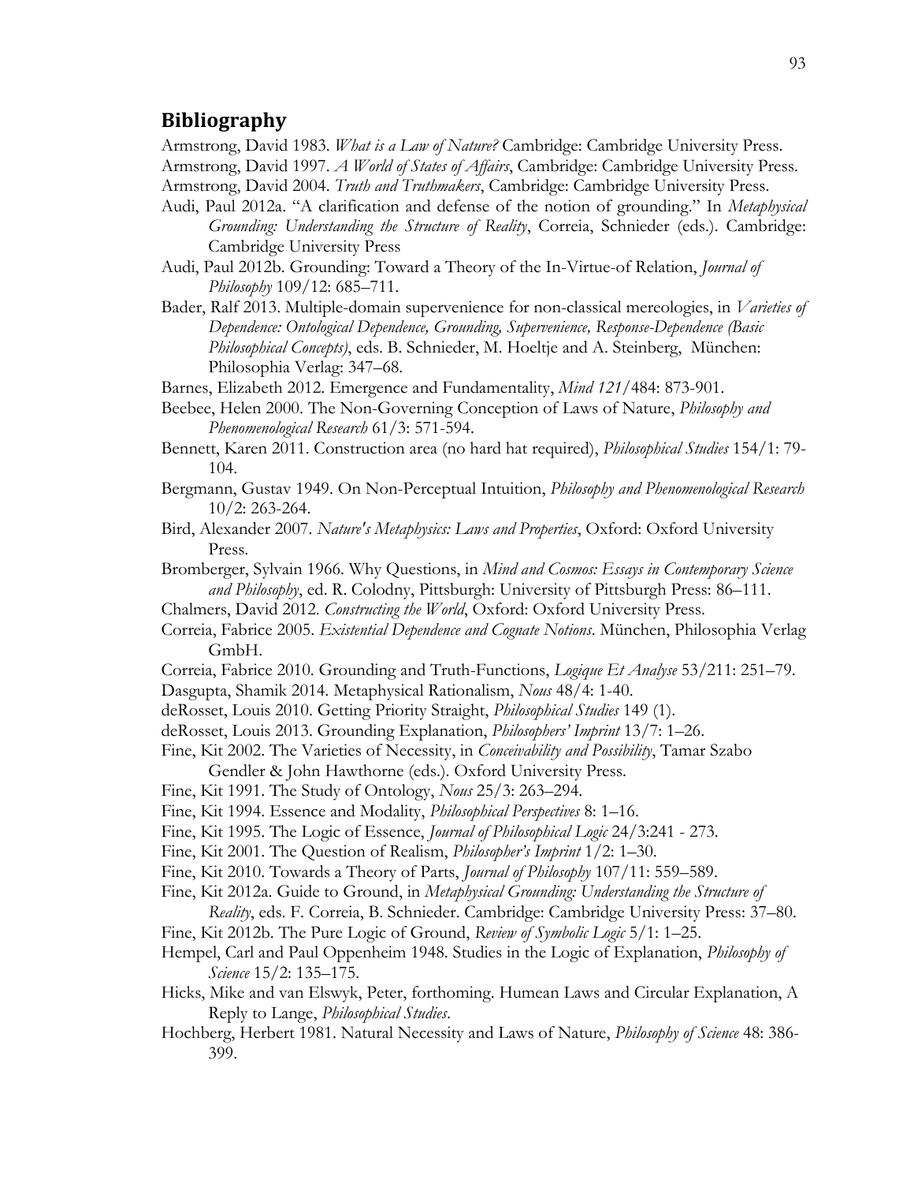## Bibliography

Armstrong, David 1983. *What is a Law of Nature?* Cambridge: Cambridge University Press.

Armstrong, David 1997. *A World of States of Affairs*, Cambridge: Cambridge University Press.

Armstrong, David 2004. *Truth and Truthmakers*, Cambridge: Cambridge University Press.

Audi, Paul 2012a. "A clarification and defense of the notion of grounding." In *Metaphysical Grounding: Understanding the Structure of Reality*, Correia, Schnieder (eds.). Cambridge: Cambridge University Press

Audi, Paul 2012b. Grounding: Toward a Theory of the In-Virtue-of Relation, *Journal of Philosophy* 109/12: 685–711.

Bader, Ralf 2013. Multiple-domain supervenience for non-classical mereologies, in *Varieties of Dependence: Ontological Dependence, Grounding, Supervenience, Response-Dependence (Basic Philosophical Concepts)*, eds. B. Schnieder, M. Hoeltje and A. Steinberg, München: Philosophia Verlag: 347–68.

Barnes, Elizabeth 2012. Emergence and Fundamentality, *Mind 121*/484: 873-901.

Beebee, Helen 2000. The Non-Governing Conception of Laws of Nature, *Philosophy and Phenomenological Research* 61/3: 571-594.

Bennett, Karen 2011. Construction area (no hard hat required), *Philosophical Studies* 154/1: 79-104.

Bergmann, Gustav 1949. On Non-Perceptual Intuition, *Philosophy and Phenomenological Research* 10/2: 263-264.

Bird, Alexander 2007. *Nature's Metaphysics: Laws and Properties*, Oxford: Oxford University Press.

Bromberger, Sylvain 1966. Why Questions, in *Mind and Cosmos: Essays in Contemporary Science and Philosophy*, ed. R. Colodny, Pittsburgh: University of Pittsburgh Press: 86–111.

Chalmers, David 2012. *Constructing the World*, Oxford: Oxford University Press.

Correia, Fabrice 2005. *Existential Dependence and Cognate Notions*. München, Philosophia Verlag GmbH.

Correia, Fabrice 2010. Grounding and Truth-Functions, *Logique Et Analyse* 53/211: 251–79.

Dasgupta, Shamik 2014. Metaphysical Rationalism, *Nous* 48/4: 1-40.

deRosset, Louis 2010. Getting Priority Straight, *Philosophical Studies* 149 (1).

deRosset, Louis 2013. Grounding Explanation, *Philosophers' Imprint* 13/7: 1–26.

Fine, Kit 2002. The Varieties of Necessity, in *Conceivability and Possibility*, Tamar Szabo Gendler & John Hawthorne (eds.). Oxford University Press.

Fine, Kit 1991. The Study of Ontology, *Nous* 25/3: 263–294.

Fine, Kit 1994. Essence and Modality, *Philosophical Perspectives* 8: 1–16.

Fine, Kit 1995. The Logic of Essence, *Journal of Philosophical Logic* 24/3:241 - 273.

Fine, Kit 2001. The Question of Realism, *Philosopher's Imprint* 1/2: 1–30.

Fine, Kit 2010. Towards a Theory of Parts, *Journal of Philosophy* 107/11: 559–589.

Fine, Kit 2012a. Guide to Ground, in *Metaphysical Grounding: Understanding the Structure of Reality*, eds. F. Correia, B. Schnieder. Cambridge: Cambridge University Press: 37–80.

Fine, Kit 2012b. The Pure Logic of Ground, *Review of Symbolic Logic* 5/1: 1–25.

Hempel, Carl and Paul Oppenheim 1948. Studies in the Logic of Explanation, *Philosophy of Science* 15/2: 135–175.

Hicks, Mike and van Elswyk, Peter, forthoming. Humean Laws and Circular Explanation, A Reply to Lange, *Philosophical Studies*.

Hochberg, Herbert 1981. Natural Necessity and Laws of Nature, *Philosophy of Science* 48: 386-399.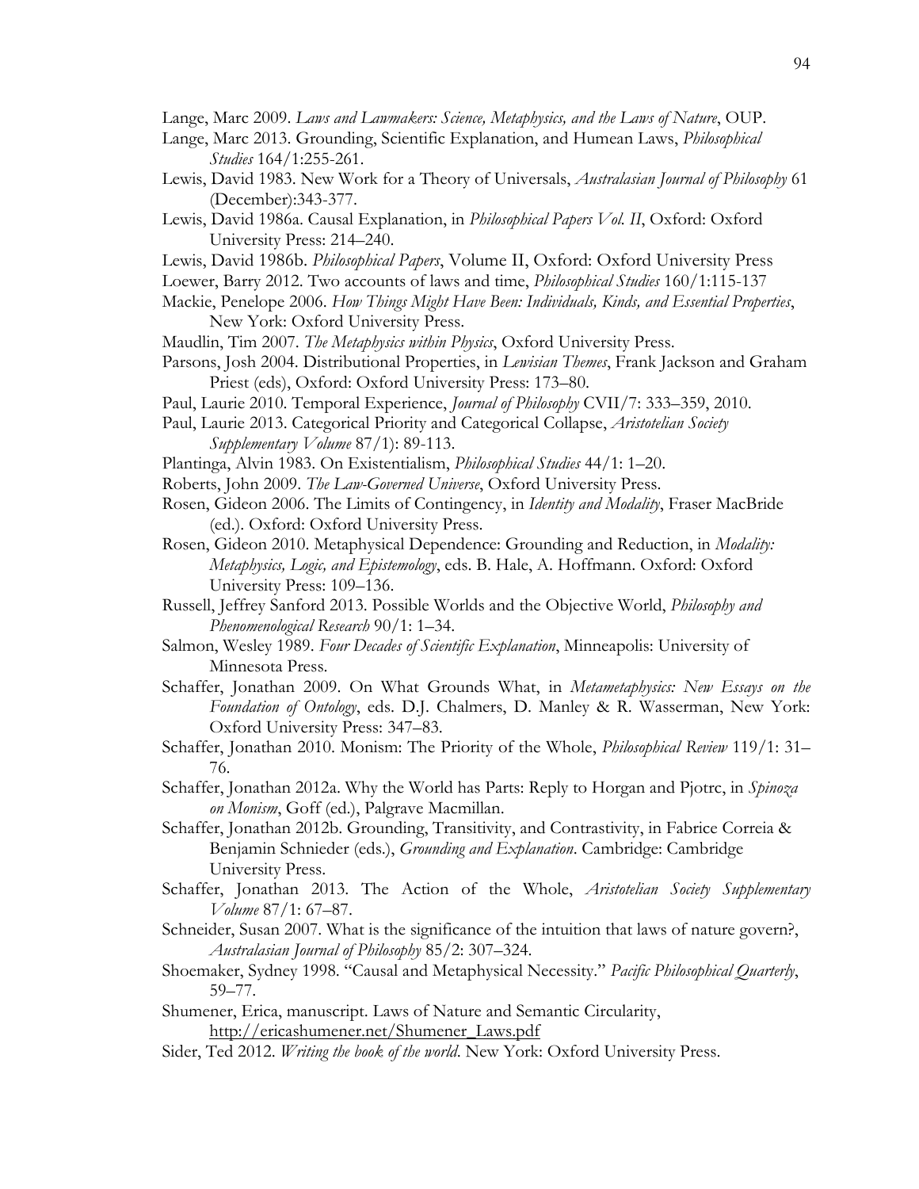Lange, Marc 2009. *Laws and Lawmakers: Science, Metaphysics, and the Laws of Nature*, OUP.

Lange, Marc 2013. Grounding, Scientific Explanation, and Humean Laws, *Philosophical Studies* 164/1:255-261.

Lewis, David 1983. New Work for a Theory of Universals, *Australasian Journal of Philosophy* 61 (December):343-377.

Lewis, David 1986a. Causal Explanation, in *Philosophical Papers Vol. II*, Oxford: Oxford University Press: 214–240.

Lewis, David 1986b. *Philosophical Papers*, Volume II, Oxford: Oxford University Press

Loewer, Barry 2012. Two accounts of laws and time, *Philosophical Studies* 160/1:115-137

Mackie, Penelope 2006. *How Things Might Have Been: Individuals, Kinds, and Essential Properties*, New York: Oxford University Press.

Maudlin, Tim 2007. *The Metaphysics within Physics*, Oxford University Press.

Parsons, Josh 2004. Distributional Properties, in *Lewisian Themes*, Frank Jackson and Graham Priest (eds), Oxford: Oxford University Press: 173–80.

Paul, Laurie 2010. Temporal Experience, *Journal of Philosophy* CVII/7: 333–359, 2010.

Paul, Laurie 2013. Categorical Priority and Categorical Collapse, *Aristotelian Society Supplementary Volume* 87/1): 89-113.

Plantinga, Alvin 1983. On Existentialism, *Philosophical Studies* 44/1: 1–20.

Roberts, John 2009. *The Law-Governed Universe*, Oxford University Press.

Rosen, Gideon 2006. The Limits of Contingency, in *Identity and Modality*, Fraser MacBride (ed.). Oxford: Oxford University Press.

Rosen, Gideon 2010. Metaphysical Dependence: Grounding and Reduction, in *Modality: Metaphysics, Logic, and Epistemology*, eds. B. Hale, A. Hoffmann. Oxford: Oxford University Press: 109–136.

Russell, Jeffrey Sanford 2013. Possible Worlds and the Objective World, *Philosophy and Phenomenological Research* 90/1: 1–34.

Salmon, Wesley 1989. *Four Decades of Scientific Explanation*, Minneapolis: University of Minnesota Press.

Schaffer, Jonathan 2009. On What Grounds What, in *Metametaphysics: New Essays on the Foundation of Ontology*, eds. D.J. Chalmers, D. Manley & R. Wasserman, New York: Oxford University Press: 347–83.

Schaffer, Jonathan 2010. Monism: The Priority of the Whole, *Philosophical Review* 119/1: 31–76.

Schaffer, Jonathan 2012a. Why the World has Parts: Reply to Horgan and Pjotrc, in *Spinoza on Monism*, Goff (ed.), Palgrave Macmillan.

Schaffer, Jonathan 2012b. Grounding, Transitivity, and Contrastivity, in Fabrice Correia & Benjamin Schnieder (eds.), *Grounding and Explanation*. Cambridge: Cambridge University Press.

Schaffer, Jonathan 2013. The Action of the Whole, *Aristotelian Society Supplementary Volume* 87/1: 67–87.

Schneider, Susan 2007. What is the significance of the intuition that laws of nature govern?, *Australasian Journal of Philosophy* 85/2: 307–324.

Shoemaker, Sydney 1998. "Causal and Metaphysical Necessity." *Pacific Philosophical Quarterly*, 59–77.

Shumener, Erica, manuscript. Laws of Nature and Semantic Circularity, http://ericashumener.net/Shumener_Laws.pdf

Sider, Ted 2012. *Writing the book of the world*. New York: Oxford University Press.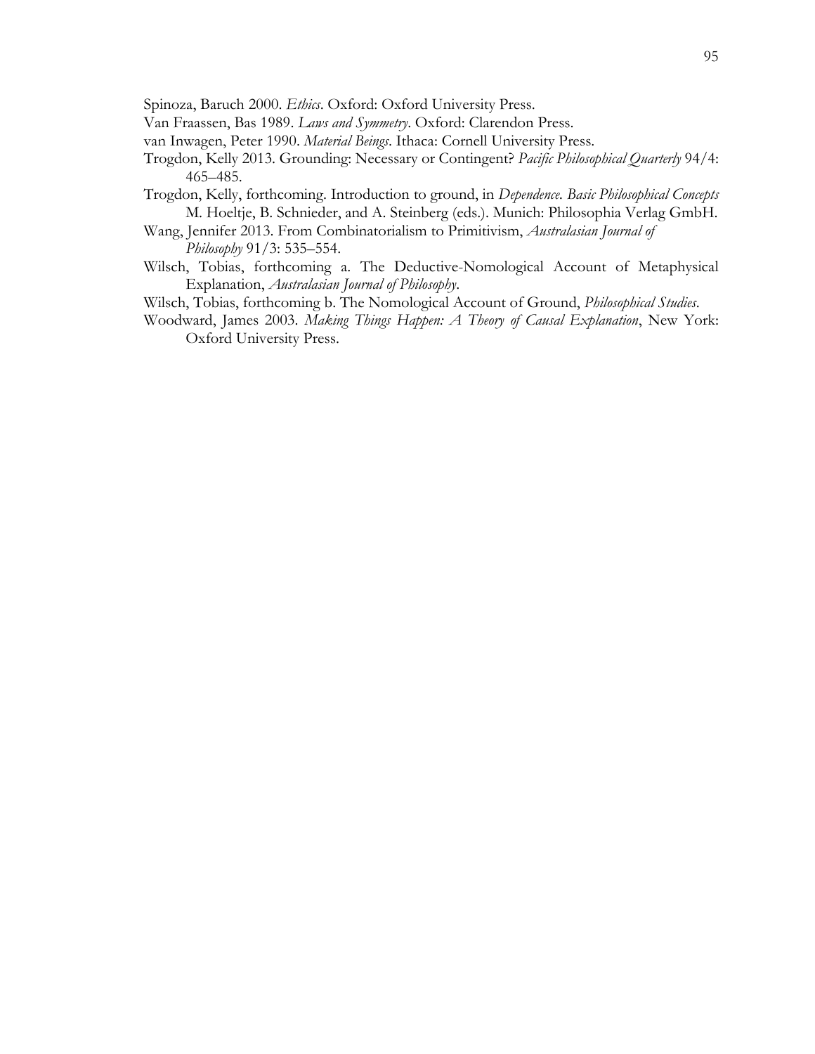Spinoza, Baruch 2000. *Ethics*. Oxford: Oxford University Press.

Van Fraassen, Bas 1989. *Laws and Symmetry*. Oxford: Clarendon Press.

van Inwagen, Peter 1990. *Material Beings*. Ithaca: Cornell University Press.

Trogdon, Kelly 2013. Grounding: Necessary or Contingent? *Pacific Philosophical Quarterly* 94/4: 465–485.

Trogdon, Kelly, forthcoming. Introduction to ground, in *Dependence. Basic Philosophical Concepts* M. Hoeltje, B. Schnieder, and A. Steinberg (eds.). Munich: Philosophia Verlag GmbH.

Wang, Jennifer 2013. From Combinatorialism to Primitivism, *Australasian Journal of Philosophy* 91/3: 535–554.

Wilsch, Tobias, forthcoming a. The Deductive-Nomological Account of Metaphysical Explanation, *Australasian Journal of Philosophy*.

Wilsch, Tobias, forthcoming b. The Nomological Account of Ground, *Philosophical Studies*.

Woodward, James 2003. *Making Things Happen: A Theory of Causal Explanation*, New York: Oxford University Press.